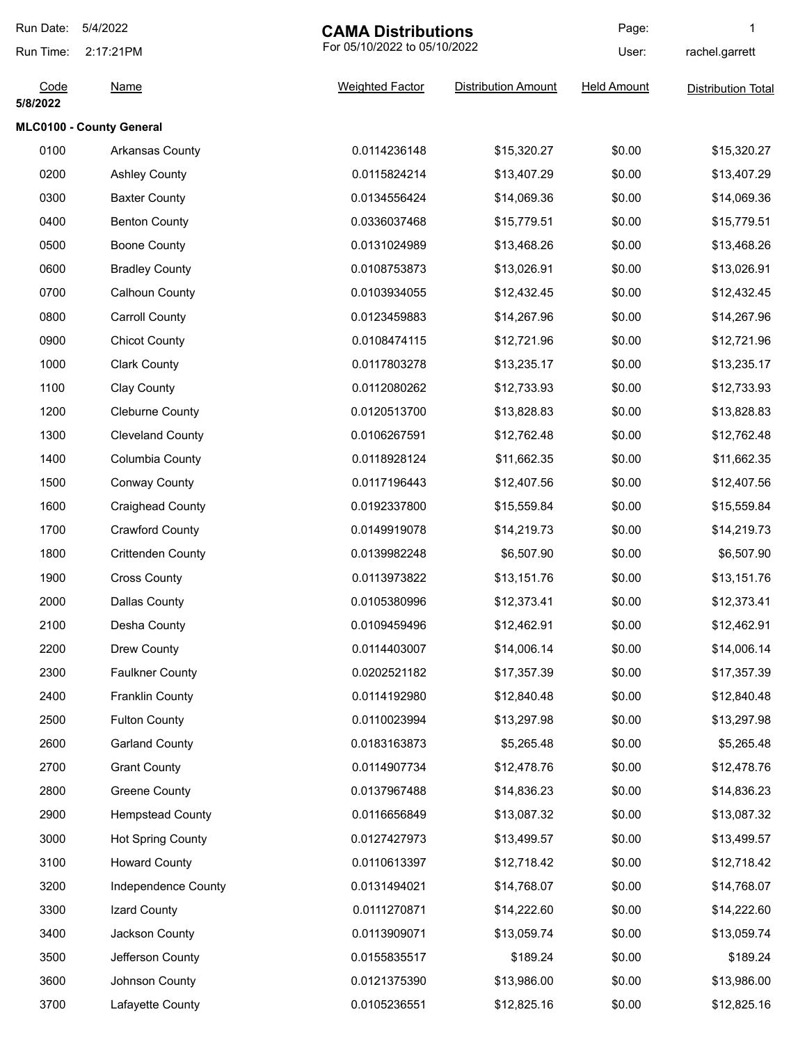Run Date: 5/4/2022
Run Time: 2:17:21PM

# CAMA Distributions

For 05/10/2022 to 05/10/2022

Page: 1
User: rachel.garrett

| Code | Name | Weighted Factor | Distribution Amount | Held Amount | Distribution Total |
|---|---|---|---|---|---|
| **5/8/2022** | | | | | |
| **MLC0100 - County General** | | | | | |
| 0100 | Arkansas County | 0.0114236148 | $15,320.27 | $0.00 | $15,320.27 |
| 0200 | Ashley County | 0.0115824214 | $13,407.29 | $0.00 | $13,407.29 |
| 0300 | Baxter County | 0.0134556424 | $14,069.36 | $0.00 | $14,069.36 |
| 0400 | Benton County | 0.0336037468 | $15,779.51 | $0.00 | $15,779.51 |
| 0500 | Boone County | 0.0131024989 | $13,468.26 | $0.00 | $13,468.26 |
| 0600 | Bradley County | 0.0108753873 | $13,026.91 | $0.00 | $13,026.91 |
| 0700 | Calhoun County | 0.0103934055 | $12,432.45 | $0.00 | $12,432.45 |
| 0800 | Carroll County | 0.0123459883 | $14,267.96 | $0.00 | $14,267.96 |
| 0900 | Chicot County | 0.0108474115 | $12,721.96 | $0.00 | $12,721.96 |
| 1000 | Clark County | 0.0117803278 | $13,235.17 | $0.00 | $13,235.17 |
| 1100 | Clay County | 0.0112080262 | $12,733.93 | $0.00 | $12,733.93 |
| 1200 | Cleburne County | 0.0120513700 | $13,828.83 | $0.00 | $13,828.83 |
| 1300 | Cleveland County | 0.0106267591 | $12,762.48 | $0.00 | $12,762.48 |
| 1400 | Columbia County | 0.0118928124 | $11,662.35 | $0.00 | $11,662.35 |
| 1500 | Conway County | 0.0117196443 | $12,407.56 | $0.00 | $12,407.56 |
| 1600 | Craighead County | 0.0192337800 | $15,559.84 | $0.00 | $15,559.84 |
| 1700 | Crawford County | 0.0149919078 | $14,219.73 | $0.00 | $14,219.73 |
| 1800 | Crittenden County | 0.0139982248 | $6,507.90 | $0.00 | $6,507.90 |
| 1900 | Cross County | 0.0113973822 | $13,151.76 | $0.00 | $13,151.76 |
| 2000 | Dallas County | 0.0105380996 | $12,373.41 | $0.00 | $12,373.41 |
| 2100 | Desha County | 0.0109459496 | $12,462.91 | $0.00 | $12,462.91 |
| 2200 | Drew County | 0.0114403007 | $14,006.14 | $0.00 | $14,006.14 |
| 2300 | Faulkner County | 0.0202521182 | $17,357.39 | $0.00 | $17,357.39 |
| 2400 | Franklin County | 0.0114192980 | $12,840.48 | $0.00 | $12,840.48 |
| 2500 | Fulton County | 0.0110023994 | $13,297.98 | $0.00 | $13,297.98 |
| 2600 | Garland County | 0.0183163873 | $5,265.48 | $0.00 | $5,265.48 |
| 2700 | Grant County | 0.0114907734 | $12,478.76 | $0.00 | $12,478.76 |
| 2800 | Greene County | 0.0137967488 | $14,836.23 | $0.00 | $14,836.23 |
| 2900 | Hempstead County | 0.0116656849 | $13,087.32 | $0.00 | $13,087.32 |
| 3000 | Hot Spring County | 0.0127427973 | $13,499.57 | $0.00 | $13,499.57 |
| 3100 | Howard County | 0.0110613397 | $12,718.42 | $0.00 | $12,718.42 |
| 3200 | Independence County | 0.0131494021 | $14,768.07 | $0.00 | $14,768.07 |
| 3300 | Izard County | 0.0111270871 | $14,222.60 | $0.00 | $14,222.60 |
| 3400 | Jackson County | 0.0113909071 | $13,059.74 | $0.00 | $13,059.74 |
| 3500 | Jefferson County | 0.0155835517 | $189.24 | $0.00 | $189.24 |
| 3600 | Johnson County | 0.0121375390 | $13,986.00 | $0.00 | $13,986.00 |
| 3700 | Lafayette County | 0.0105236551 | $12,825.16 | $0.00 | $12,825.16 |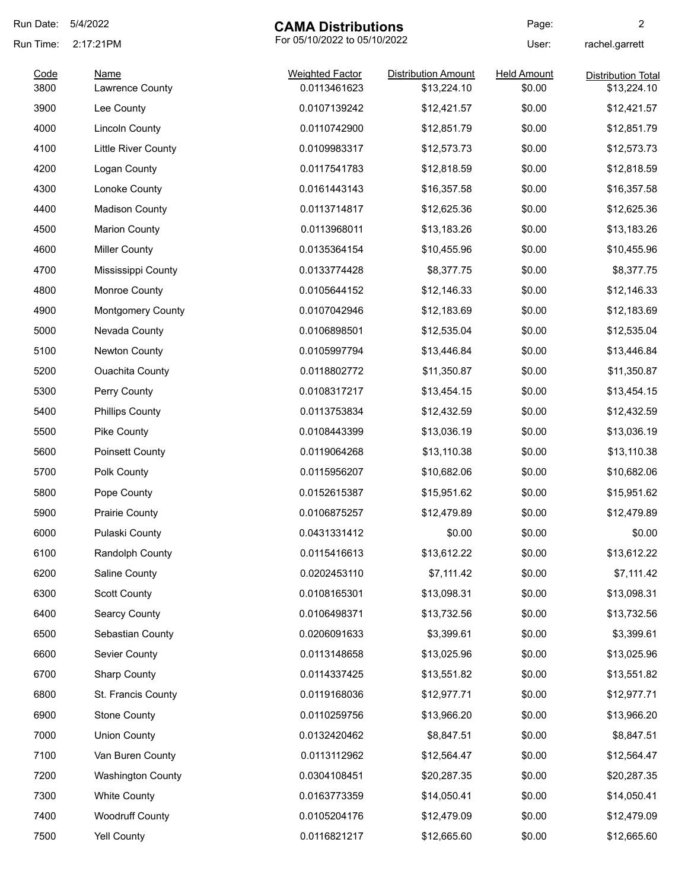# CAMA Distributions

For 05/10/2022 to 05/10/2022

Run Date: 5/4/2022
Run Time: 2:17:21PM
User: rachel.garrett

| Code | Name | Weighted Factor | Distribution Amount | Held Amount | Distribution Total |
|---|---|---|---|---|---|
| 3800 | Lawrence County | 0.0113461623 | $13,224.10 | $0.00 | $13,224.10 |
| 3900 | Lee County | 0.0107139242 | $12,421.57 | $0.00 | $12,421.57 |
| 4000 | Lincoln County | 0.0110742900 | $12,851.79 | $0.00 | $12,851.79 |
| 4100 | Little River County | 0.0109983317 | $12,573.73 | $0.00 | $12,573.73 |
| 4200 | Logan County | 0.0117541783 | $12,818.59 | $0.00 | $12,818.59 |
| 4300 | Lonoke County | 0.0161443143 | $16,357.58 | $0.00 | $16,357.58 |
| 4400 | Madison County | 0.0113714817 | $12,625.36 | $0.00 | $12,625.36 |
| 4500 | Marion County | 0.0113968011 | $13,183.26 | $0.00 | $13,183.26 |
| 4600 | Miller County | 0.0135364154 | $10,455.96 | $0.00 | $10,455.96 |
| 4700 | Mississippi County | 0.0133774428 | $8,377.75 | $0.00 | $8,377.75 |
| 4800 | Monroe County | 0.0105644152 | $12,146.33 | $0.00 | $12,146.33 |
| 4900 | Montgomery County | 0.0107042946 | $12,183.69 | $0.00 | $12,183.69 |
| 5000 | Nevada County | 0.0106898501 | $12,535.04 | $0.00 | $12,535.04 |
| 5100 | Newton County | 0.0105997794 | $13,446.84 | $0.00 | $13,446.84 |
| 5200 | Ouachita County | 0.0118802772 | $11,350.87 | $0.00 | $11,350.87 |
| 5300 | Perry County | 0.0108317217 | $13,454.15 | $0.00 | $13,454.15 |
| 5400 | Phillips County | 0.0113753834 | $12,432.59 | $0.00 | $12,432.59 |
| 5500 | Pike County | 0.0108443399 | $13,036.19 | $0.00 | $13,036.19 |
| 5600 | Poinsett County | 0.0119064268 | $13,110.38 | $0.00 | $13,110.38 |
| 5700 | Polk County | 0.0115956207 | $10,682.06 | $0.00 | $10,682.06 |
| 5800 | Pope County | 0.0152615387 | $15,951.62 | $0.00 | $15,951.62 |
| 5900 | Prairie County | 0.0106875257 | $12,479.89 | $0.00 | $12,479.89 |
| 6000 | Pulaski County | 0.0431331412 | $0.00 | $0.00 | $0.00 |
| 6100 | Randolph County | 0.0115416613 | $13,612.22 | $0.00 | $13,612.22 |
| 6200 | Saline County | 0.0202453110 | $7,111.42 | $0.00 | $7,111.42 |
| 6300 | Scott County | 0.0108165301 | $13,098.31 | $0.00 | $13,098.31 |
| 6400 | Searcy County | 0.0106498371 | $13,732.56 | $0.00 | $13,732.56 |
| 6500 | Sebastian County | 0.0206091633 | $3,399.61 | $0.00 | $3,399.61 |
| 6600 | Sevier County | 0.0113148658 | $13,025.96 | $0.00 | $13,025.96 |
| 6700 | Sharp County | 0.0114337425 | $13,551.82 | $0.00 | $13,551.82 |
| 6800 | St. Francis County | 0.0119168036 | $12,977.71 | $0.00 | $12,977.71 |
| 6900 | Stone County | 0.0110259756 | $13,966.20 | $0.00 | $13,966.20 |
| 7000 | Union County | 0.0132420462 | $8,847.51 | $0.00 | $8,847.51 |
| 7100 | Van Buren County | 0.0113112962 | $12,564.47 | $0.00 | $12,564.47 |
| 7200 | Washington County | 0.0304108451 | $20,287.35 | $0.00 | $20,287.35 |
| 7300 | White County | 0.0163773359 | $14,050.41 | $0.00 | $14,050.41 |
| 7400 | Woodruff County | 0.0105204176 | $12,479.09 | $0.00 | $12,479.09 |
| 7500 | Yell County | 0.0116821217 | $12,665.60 | $0.00 | $12,665.60 |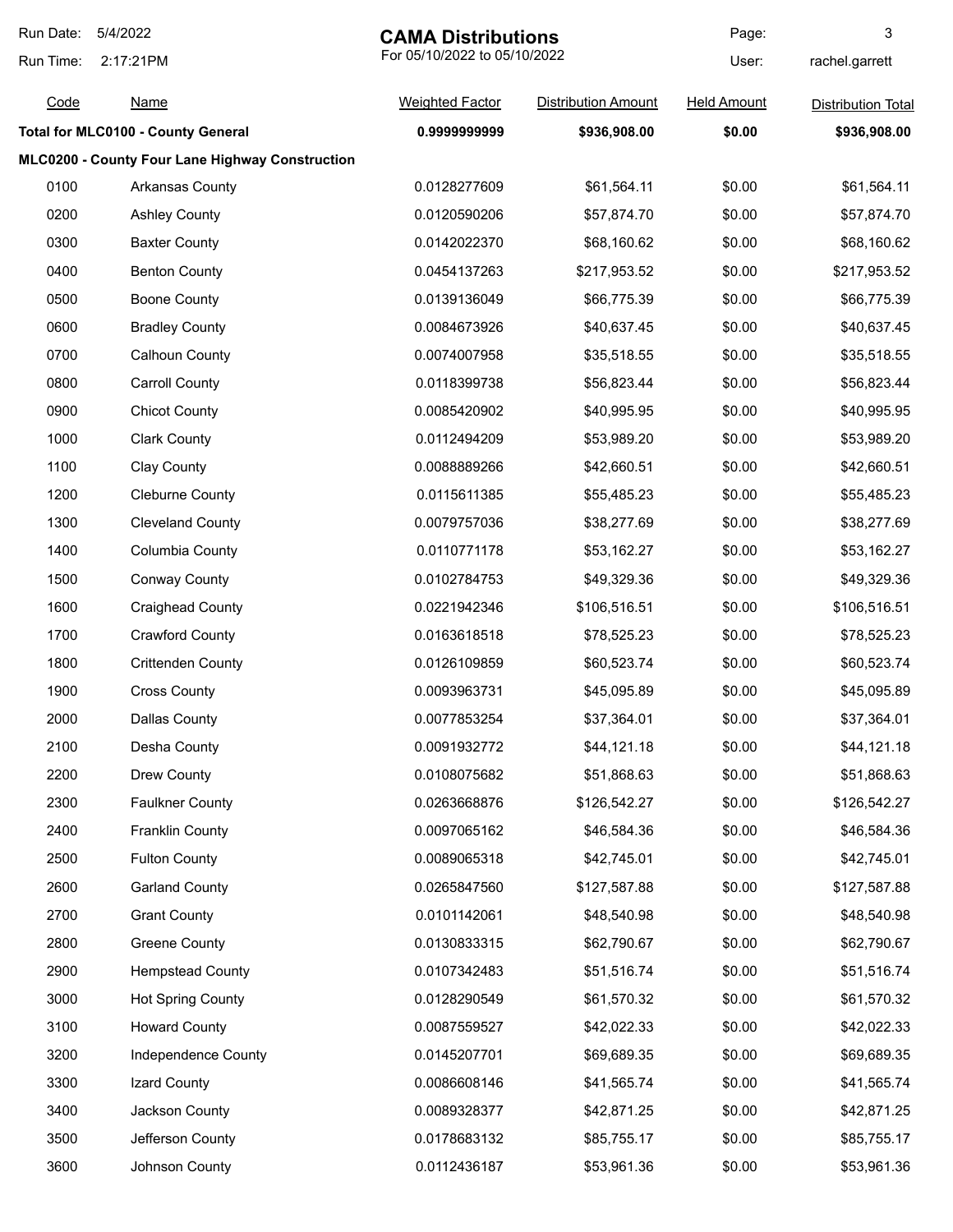# CAMA Distributions

For 05/10/2022 to 05/10/2022

Run Date: 5/4/2022
Run Time: 2:17:21PM
User: rachel.garrett

| Code | Name | Weighted Factor | Distribution Amount | Held Amount | Distribution Total |
|---|---|---|---|---|---|
| **Total for MLC0100 - County General** | | **0.9999999999** | **$936,908.00** | **$0.00** | **$936,908.00** |
| **MLC0200 - County Four Lane Highway Construction** | | | | | |
| 0100 | Arkansas County | 0.0128277609 | $61,564.11 | $0.00 | $61,564.11 |
| 0200 | Ashley County | 0.0120590206 | $57,874.70 | $0.00 | $57,874.70 |
| 0300 | Baxter County | 0.0142022370 | $68,160.62 | $0.00 | $68,160.62 |
| 0400 | Benton County | 0.0454137263 | $217,953.52 | $0.00 | $217,953.52 |
| 0500 | Boone County | 0.0139136049 | $66,775.39 | $0.00 | $66,775.39 |
| 0600 | Bradley County | 0.0084673926 | $40,637.45 | $0.00 | $40,637.45 |
| 0700 | Calhoun County | 0.0074007958 | $35,518.55 | $0.00 | $35,518.55 |
| 0800 | Carroll County | 0.0118399738 | $56,823.44 | $0.00 | $56,823.44 |
| 0900 | Chicot County | 0.0085420902 | $40,995.95 | $0.00 | $40,995.95 |
| 1000 | Clark County | 0.0112494209 | $53,989.20 | $0.00 | $53,989.20 |
| 1100 | Clay County | 0.0088889266 | $42,660.51 | $0.00 | $42,660.51 |
| 1200 | Cleburne County | 0.0115611385 | $55,485.23 | $0.00 | $55,485.23 |
| 1300 | Cleveland County | 0.0079757036 | $38,277.69 | $0.00 | $38,277.69 |
| 1400 | Columbia County | 0.0110771178 | $53,162.27 | $0.00 | $53,162.27 |
| 1500 | Conway County | 0.0102784753 | $49,329.36 | $0.00 | $49,329.36 |
| 1600 | Craighead County | 0.0221942346 | $106,516.51 | $0.00 | $106,516.51 |
| 1700 | Crawford County | 0.0163618518 | $78,525.23 | $0.00 | $78,525.23 |
| 1800 | Crittenden County | 0.0126109859 | $60,523.74 | $0.00 | $60,523.74 |
| 1900 | Cross County | 0.0093963731 | $45,095.89 | $0.00 | $45,095.89 |
| 2000 | Dallas County | 0.0077853254 | $37,364.01 | $0.00 | $37,364.01 |
| 2100 | Desha County | 0.0091932772 | $44,121.18 | $0.00 | $44,121.18 |
| 2200 | Drew County | 0.0108075682 | $51,868.63 | $0.00 | $51,868.63 |
| 2300 | Faulkner County | 0.0263668876 | $126,542.27 | $0.00 | $126,542.27 |
| 2400 | Franklin County | 0.0097065162 | $46,584.36 | $0.00 | $46,584.36 |
| 2500 | Fulton County | 0.0089065318 | $42,745.01 | $0.00 | $42,745.01 |
| 2600 | Garland County | 0.0265847560 | $127,587.88 | $0.00 | $127,587.88 |
| 2700 | Grant County | 0.0101142061 | $48,540.98 | $0.00 | $48,540.98 |
| 2800 | Greene County | 0.0130833315 | $62,790.67 | $0.00 | $62,790.67 |
| 2900 | Hempstead County | 0.0107342483 | $51,516.74 | $0.00 | $51,516.74 |
| 3000 | Hot Spring County | 0.0128290549 | $61,570.32 | $0.00 | $61,570.32 |
| 3100 | Howard County | 0.0087559527 | $42,022.33 | $0.00 | $42,022.33 |
| 3200 | Independence County | 0.0145207701 | $69,689.35 | $0.00 | $69,689.35 |
| 3300 | Izard County | 0.0086608146 | $41,565.74 | $0.00 | $41,565.74 |
| 3400 | Jackson County | 0.0089328377 | $42,871.25 | $0.00 | $42,871.25 |
| 3500 | Jefferson County | 0.0178683132 | $85,755.17 | $0.00 | $85,755.17 |
| 3600 | Johnson County | 0.0112436187 | $53,961.36 | $0.00 | $53,961.36 |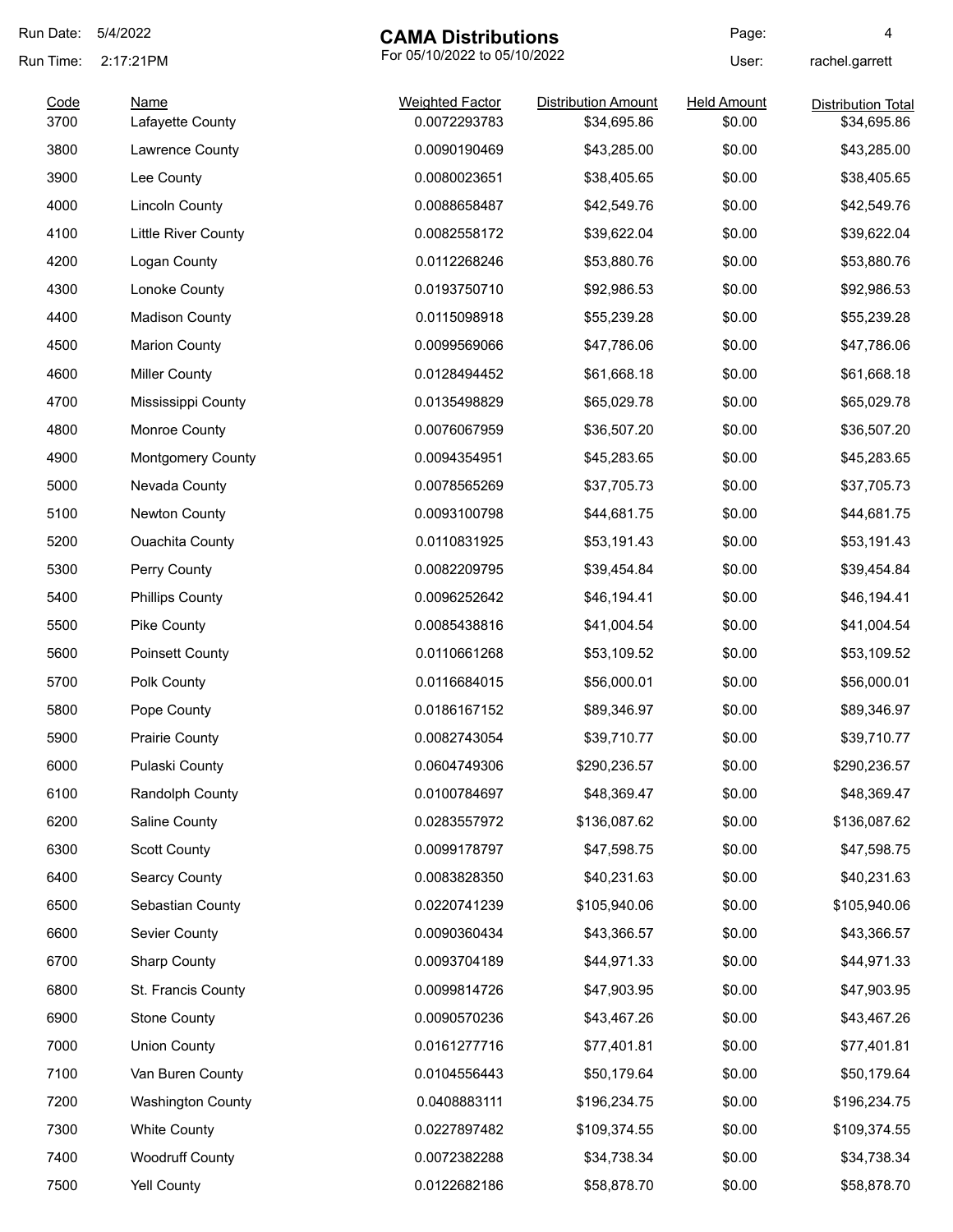Run Date: 5/4/2022

Run Time: 2:17:21PM

# CAMA Distributions

For 05/10/2022 to 05/10/2022

User: rachel.garrett

| Code | Name | Weighted Factor | Distribution Amount | Held Amount | Distribution Total |
|---|---|---|---|---|---|
| 3700 | Lafayette County | 0.0072293783 | $34,695.86 | $0.00 | $34,695.86 |
| 3800 | Lawrence County | 0.0090190469 | $43,285.00 | $0.00 | $43,285.00 |
| 3900 | Lee County | 0.0080023651 | $38,405.65 | $0.00 | $38,405.65 |
| 4000 | Lincoln County | 0.0088658487 | $42,549.76 | $0.00 | $42,549.76 |
| 4100 | Little River County | 0.0082558172 | $39,622.04 | $0.00 | $39,622.04 |
| 4200 | Logan County | 0.0112268246 | $53,880.76 | $0.00 | $53,880.76 |
| 4300 | Lonoke County | 0.0193750710 | $92,986.53 | $0.00 | $92,986.53 |
| 4400 | Madison County | 0.0115098918 | $55,239.28 | $0.00 | $55,239.28 |
| 4500 | Marion County | 0.0099569066 | $47,786.06 | $0.00 | $47,786.06 |
| 4600 | Miller County | 0.0128494452 | $61,668.18 | $0.00 | $61,668.18 |
| 4700 | Mississippi County | 0.0135498829 | $65,029.78 | $0.00 | $65,029.78 |
| 4800 | Monroe County | 0.0076067959 | $36,507.20 | $0.00 | $36,507.20 |
| 4900 | Montgomery County | 0.0094354951 | $45,283.65 | $0.00 | $45,283.65 |
| 5000 | Nevada County | 0.0078565269 | $37,705.73 | $0.00 | $37,705.73 |
| 5100 | Newton County | 0.0093100798 | $44,681.75 | $0.00 | $44,681.75 |
| 5200 | Ouachita County | 0.0110831925 | $53,191.43 | $0.00 | $53,191.43 |
| 5300 | Perry County | 0.0082209795 | $39,454.84 | $0.00 | $39,454.84 |
| 5400 | Phillips County | 0.0096252642 | $46,194.41 | $0.00 | $46,194.41 |
| 5500 | Pike County | 0.0085438816 | $41,004.54 | $0.00 | $41,004.54 |
| 5600 | Poinsett County | 0.0110661268 | $53,109.52 | $0.00 | $53,109.52 |
| 5700 | Polk County | 0.0116684015 | $56,000.01 | $0.00 | $56,000.01 |
| 5800 | Pope County | 0.0186167152 | $89,346.97 | $0.00 | $89,346.97 |
| 5900 | Prairie County | 0.0082743054 | $39,710.77 | $0.00 | $39,710.77 |
| 6000 | Pulaski County | 0.0604749306 | $290,236.57 | $0.00 | $290,236.57 |
| 6100 | Randolph County | 0.0100784697 | $48,369.47 | $0.00 | $48,369.47 |
| 6200 | Saline County | 0.0283557972 | $136,087.62 | $0.00 | $136,087.62 |
| 6300 | Scott County | 0.0099178797 | $47,598.75 | $0.00 | $47,598.75 |
| 6400 | Searcy County | 0.0083828350 | $40,231.63 | $0.00 | $40,231.63 |
| 6500 | Sebastian County | 0.0220741239 | $105,940.06 | $0.00 | $105,940.06 |
| 6600 | Sevier County | 0.0090360434 | $43,366.57 | $0.00 | $43,366.57 |
| 6700 | Sharp County | 0.0093704189 | $44,971.33 | $0.00 | $44,971.33 |
| 6800 | St. Francis County | 0.0099814726 | $47,903.95 | $0.00 | $47,903.95 |
| 6900 | Stone County | 0.0090570236 | $43,467.26 | $0.00 | $43,467.26 |
| 7000 | Union County | 0.0161277716 | $77,401.81 | $0.00 | $77,401.81 |
| 7100 | Van Buren County | 0.0104556443 | $50,179.64 | $0.00 | $50,179.64 |
| 7200 | Washington County | 0.0408883111 | $196,234.75 | $0.00 | $196,234.75 |
| 7300 | White County | 0.0227897482 | $109,374.55 | $0.00 | $109,374.55 |
| 7400 | Woodruff County | 0.0072382288 | $34,738.34 | $0.00 | $34,738.34 |
| 7500 | Yell County | 0.0122682186 | $58,878.70 | $0.00 | $58,878.70 |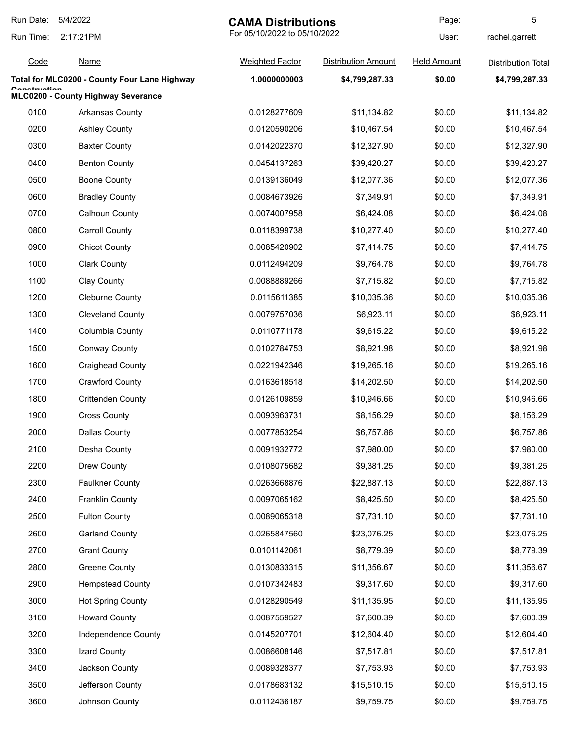| Code | Name | Weighted Factor | Distribution Amount | Held Amount | Distribution Total |
|---|---|---|---|---|---|
| **Total for MLC0200 - County Four Lane Highway Construction** | | **1.0000000003** | **$4,799,287.33** | **$0.00** | **$4,799,287.33** |
| **MLC0200 - County Highway Severance** | | | | | |
| 0100 | Arkansas County | 0.0128277609 | $11,134.82 | $0.00 | $11,134.82 |
| 0200 | Ashley County | 0.0120590206 | $10,467.54 | $0.00 | $10,467.54 |
| 0300 | Baxter County | 0.0142022370 | $12,327.90 | $0.00 | $12,327.90 |
| 0400 | Benton County | 0.0454137263 | $39,420.27 | $0.00 | $39,420.27 |
| 0500 | Boone County | 0.0139136049 | $12,077.36 | $0.00 | $12,077.36 |
| 0600 | Bradley County | 0.0084673926 | $7,349.91 | $0.00 | $7,349.91 |
| 0700 | Calhoun County | 0.0074007958 | $6,424.08 | $0.00 | $6,424.08 |
| 0800 | Carroll County | 0.0118399738 | $10,277.40 | $0.00 | $10,277.40 |
| 0900 | Chicot County | 0.0085420902 | $7,414.75 | $0.00 | $7,414.75 |
| 1000 | Clark County | 0.0112494209 | $9,764.78 | $0.00 | $9,764.78 |
| 1100 | Clay County | 0.0088889266 | $7,715.82 | $0.00 | $7,715.82 |
| 1200 | Cleburne County | 0.0115611385 | $10,035.36 | $0.00 | $10,035.36 |
| 1300 | Cleveland County | 0.0079757036 | $6,923.11 | $0.00 | $6,923.11 |
| 1400 | Columbia County | 0.0110771178 | $9,615.22 | $0.00 | $9,615.22 |
| 1500 | Conway County | 0.0102784753 | $8,921.98 | $0.00 | $8,921.98 |
| 1600 | Craighead County | 0.0221942346 | $19,265.16 | $0.00 | $19,265.16 |
| 1700 | Crawford County | 0.0163618518 | $14,202.50 | $0.00 | $14,202.50 |
| 1800 | Crittenden County | 0.0126109859 | $10,946.66 | $0.00 | $10,946.66 |
| 1900 | Cross County | 0.0093963731 | $8,156.29 | $0.00 | $8,156.29 |
| 2000 | Dallas County | 0.0077853254 | $6,757.86 | $0.00 | $6,757.86 |
| 2100 | Desha County | 0.0091932772 | $7,980.00 | $0.00 | $7,980.00 |
| 2200 | Drew County | 0.0108075682 | $9,381.25 | $0.00 | $9,381.25 |
| 2300 | Faulkner County | 0.0263668876 | $22,887.13 | $0.00 | $22,887.13 |
| 2400 | Franklin County | 0.0097065162 | $8,425.50 | $0.00 | $8,425.50 |
| 2500 | Fulton County | 0.0089065318 | $7,731.10 | $0.00 | $7,731.10 |
| 2600 | Garland County | 0.0265847560 | $23,076.25 | $0.00 | $23,076.25 |
| 2700 | Grant County | 0.0101142061 | $8,779.39 | $0.00 | $8,779.39 |
| 2800 | Greene County | 0.0130833315 | $11,356.67 | $0.00 | $11,356.67 |
| 2900 | Hempstead County | 0.0107342483 | $9,317.60 | $0.00 | $9,317.60 |
| 3000 | Hot Spring County | 0.0128290549 | $11,135.95 | $0.00 | $11,135.95 |
| 3100 | Howard County | 0.0087559527 | $7,600.39 | $0.00 | $7,600.39 |
| 3200 | Independence County | 0.0145207701 | $12,604.40 | $0.00 | $12,604.40 |
| 3300 | Izard County | 0.0086608146 | $7,517.81 | $0.00 | $7,517.81 |
| 3400 | Jackson County | 0.0089328377 | $7,753.93 | $0.00 | $7,753.93 |
| 3500 | Jefferson County | 0.0178683132 | $15,510.15 | $0.00 | $15,510.15 |
| 3600 | Johnson County | 0.0112436187 | $9,759.75 | $0.00 | $9,759.75 |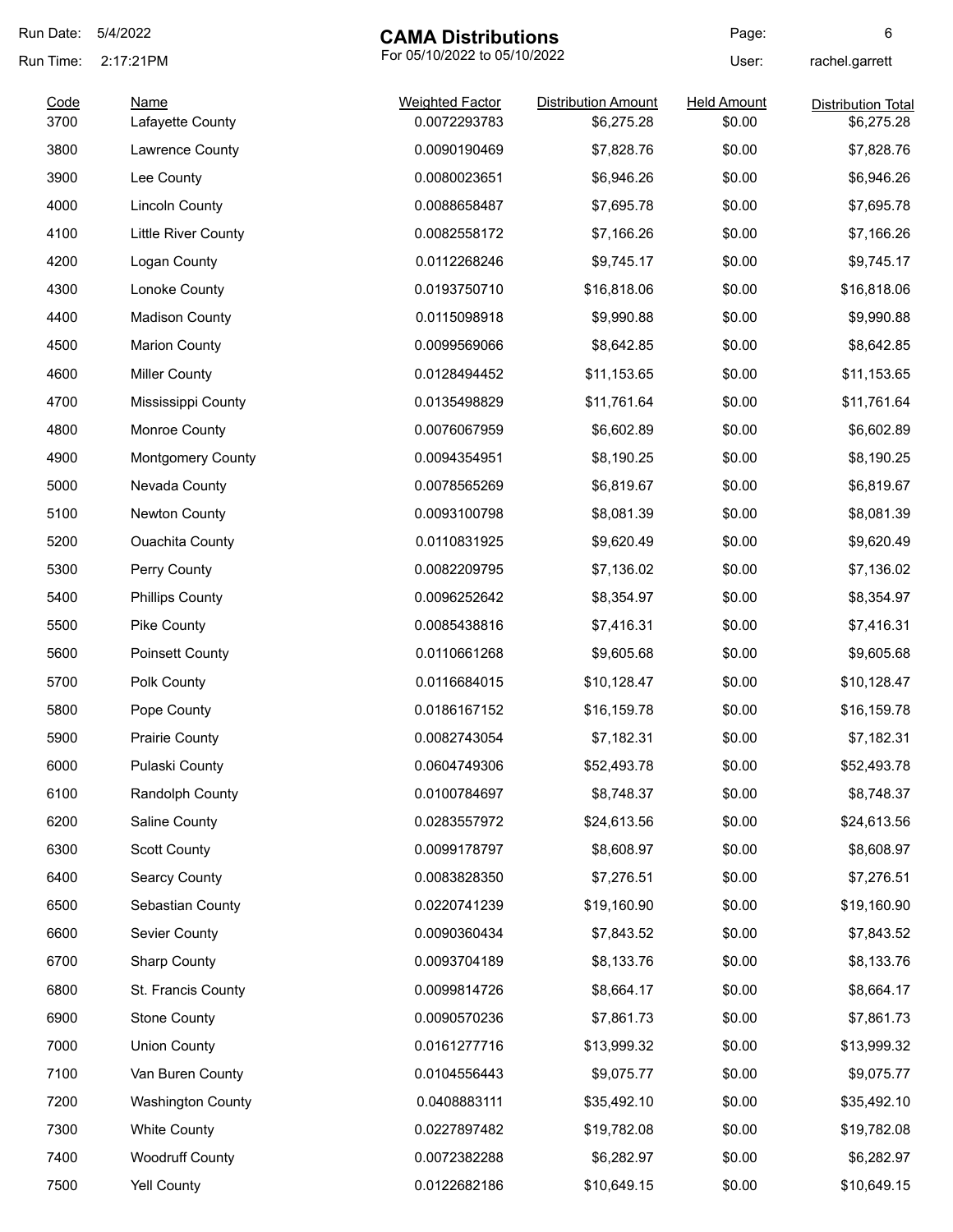# CAMA Distributions

For 05/10/2022 to 05/10/2022

Run Date: 5/4/2022
Run Time: 2:17:21PM
User: rachel.garrett

| Code | Name | Weighted Factor | Distribution Amount | Held Amount | Distribution Total |
|---|---|---|---|---|---|
| 3700 | Lafayette County | 0.0072293783 | $6,275.28 | $0.00 | $6,275.28 |
| 3800 | Lawrence County | 0.0090190469 | $7,828.76 | $0.00 | $7,828.76 |
| 3900 | Lee County | 0.0080023651 | $6,946.26 | $0.00 | $6,946.26 |
| 4000 | Lincoln County | 0.0088658487 | $7,695.78 | $0.00 | $7,695.78 |
| 4100 | Little River County | 0.0082558172 | $7,166.26 | $0.00 | $7,166.26 |
| 4200 | Logan County | 0.0112268246 | $9,745.17 | $0.00 | $9,745.17 |
| 4300 | Lonoke County | 0.0193750710 | $16,818.06 | $0.00 | $16,818.06 |
| 4400 | Madison County | 0.0115098918 | $9,990.88 | $0.00 | $9,990.88 |
| 4500 | Marion County | 0.0099569066 | $8,642.85 | $0.00 | $8,642.85 |
| 4600 | Miller County | 0.0128494452 | $11,153.65 | $0.00 | $11,153.65 |
| 4700 | Mississippi County | 0.0135498829 | $11,761.64 | $0.00 | $11,761.64 |
| 4800 | Monroe County | 0.0076067959 | $6,602.89 | $0.00 | $6,602.89 |
| 4900 | Montgomery County | 0.0094354951 | $8,190.25 | $0.00 | $8,190.25 |
| 5000 | Nevada County | 0.0078565269 | $6,819.67 | $0.00 | $6,819.67 |
| 5100 | Newton County | 0.0093100798 | $8,081.39 | $0.00 | $8,081.39 |
| 5200 | Ouachita County | 0.0110831925 | $9,620.49 | $0.00 | $9,620.49 |
| 5300 | Perry County | 0.0082209795 | $7,136.02 | $0.00 | $7,136.02 |
| 5400 | Phillips County | 0.0096252642 | $8,354.97 | $0.00 | $8,354.97 |
| 5500 | Pike County | 0.0085438816 | $7,416.31 | $0.00 | $7,416.31 |
| 5600 | Poinsett County | 0.0110661268 | $9,605.68 | $0.00 | $9,605.68 |
| 5700 | Polk County | 0.0116684015 | $10,128.47 | $0.00 | $10,128.47 |
| 5800 | Pope County | 0.0186167152 | $16,159.78 | $0.00 | $16,159.78 |
| 5900 | Prairie County | 0.0082743054 | $7,182.31 | $0.00 | $7,182.31 |
| 6000 | Pulaski County | 0.0604749306 | $52,493.78 | $0.00 | $52,493.78 |
| 6100 | Randolph County | 0.0100784697 | $8,748.37 | $0.00 | $8,748.37 |
| 6200 | Saline County | 0.0283557972 | $24,613.56 | $0.00 | $24,613.56 |
| 6300 | Scott County | 0.0099178797 | $8,608.97 | $0.00 | $8,608.97 |
| 6400 | Searcy County | 0.0083828350 | $7,276.51 | $0.00 | $7,276.51 |
| 6500 | Sebastian County | 0.0220741239 | $19,160.90 | $0.00 | $19,160.90 |
| 6600 | Sevier County | 0.0090360434 | $7,843.52 | $0.00 | $7,843.52 |
| 6700 | Sharp County | 0.0093704189 | $8,133.76 | $0.00 | $8,133.76 |
| 6800 | St. Francis County | 0.0099814726 | $8,664.17 | $0.00 | $8,664.17 |
| 6900 | Stone County | 0.0090570236 | $7,861.73 | $0.00 | $7,861.73 |
| 7000 | Union County | 0.0161277716 | $13,999.32 | $0.00 | $13,999.32 |
| 7100 | Van Buren County | 0.0104556443 | $9,075.77 | $0.00 | $9,075.77 |
| 7200 | Washington County | 0.0408883111 | $35,492.10 | $0.00 | $35,492.10 |
| 7300 | White County | 0.0227897482 | $19,782.08 | $0.00 | $19,782.08 |
| 7400 | Woodruff County | 0.0072382288 | $6,282.97 | $0.00 | $6,282.97 |
| 7500 | Yell County | 0.0122682186 | $10,649.15 | $0.00 | $10,649.15 |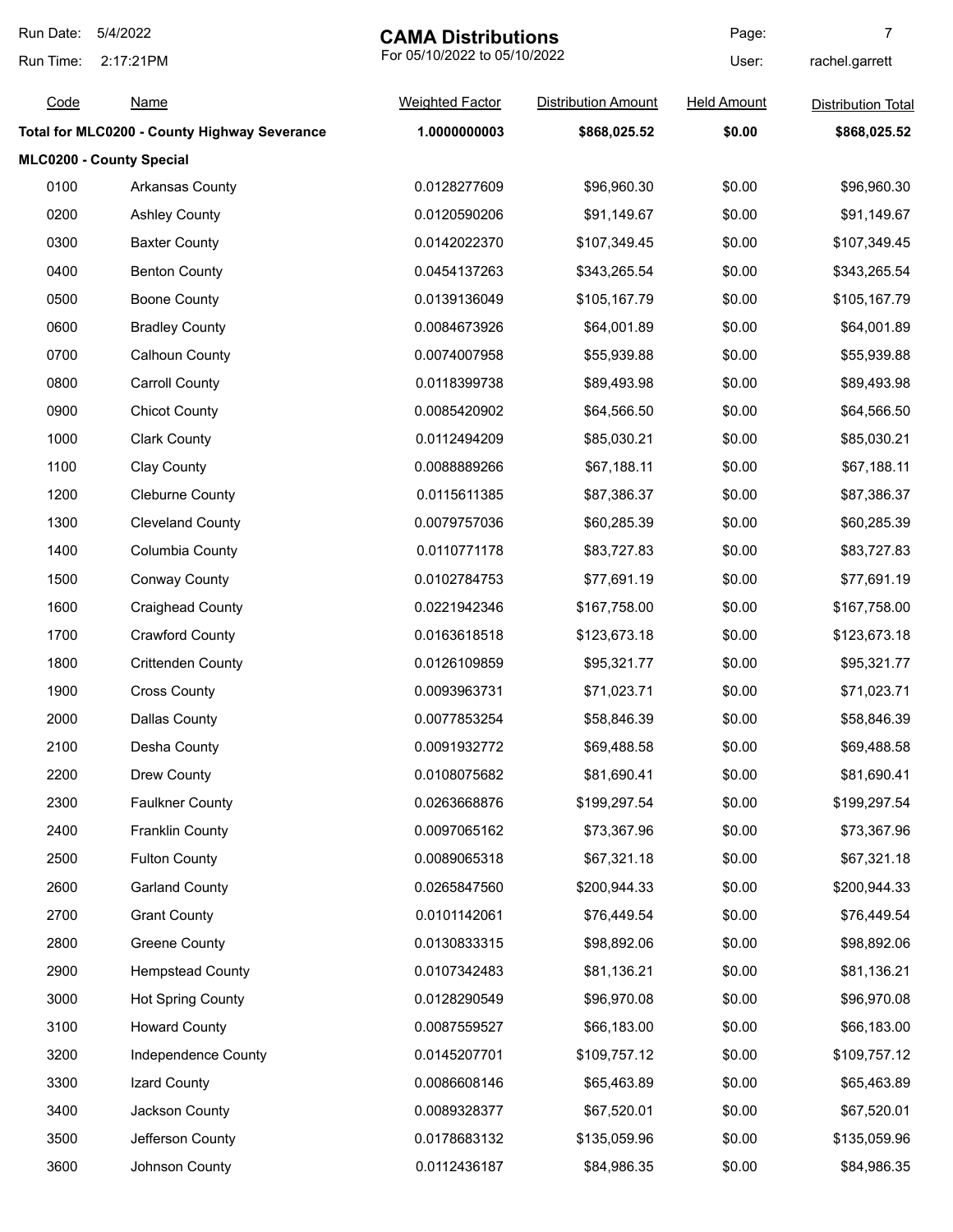# CAMA Distributions

For 05/10/2022 to 05/10/2022

Run Date: 5/4/2022
Run Time: 2:17:21PM
User: rachel.garrett

| Code | Name | Weighted Factor | Distribution Amount | Held Amount | Distribution Total |
|---|---|---|---|---|---|
| **Total for MLC0200 - County Highway Severance** | | **1.0000000003** | **$868,025.52** | **$0.00** | **$868,025.52** |
| **MLC0200 - County Special** | | | | | |
| 0100 | Arkansas County | 0.0128277609 | $96,960.30 | $0.00 | $96,960.30 |
| 0200 | Ashley County | 0.0120590206 | $91,149.67 | $0.00 | $91,149.67 |
| 0300 | Baxter County | 0.0142022370 | $107,349.45 | $0.00 | $107,349.45 |
| 0400 | Benton County | 0.0454137263 | $343,265.54 | $0.00 | $343,265.54 |
| 0500 | Boone County | 0.0139136049 | $105,167.79 | $0.00 | $105,167.79 |
| 0600 | Bradley County | 0.0084673926 | $64,001.89 | $0.00 | $64,001.89 |
| 0700 | Calhoun County | 0.0074007958 | $55,939.88 | $0.00 | $55,939.88 |
| 0800 | Carroll County | 0.0118399738 | $89,493.98 | $0.00 | $89,493.98 |
| 0900 | Chicot County | 0.0085420902 | $64,566.50 | $0.00 | $64,566.50 |
| 1000 | Clark County | 0.0112494209 | $85,030.21 | $0.00 | $85,030.21 |
| 1100 | Clay County | 0.0088889266 | $67,188.11 | $0.00 | $67,188.11 |
| 1200 | Cleburne County | 0.0115611385 | $87,386.37 | $0.00 | $87,386.37 |
| 1300 | Cleveland County | 0.0079757036 | $60,285.39 | $0.00 | $60,285.39 |
| 1400 | Columbia County | 0.0110771178 | $83,727.83 | $0.00 | $83,727.83 |
| 1500 | Conway County | 0.0102784753 | $77,691.19 | $0.00 | $77,691.19 |
| 1600 | Craighead County | 0.0221942346 | $167,758.00 | $0.00 | $167,758.00 |
| 1700 | Crawford County | 0.0163618518 | $123,673.18 | $0.00 | $123,673.18 |
| 1800 | Crittenden County | 0.0126109859 | $95,321.77 | $0.00 | $95,321.77 |
| 1900 | Cross County | 0.0093963731 | $71,023.71 | $0.00 | $71,023.71 |
| 2000 | Dallas County | 0.0077853254 | $58,846.39 | $0.00 | $58,846.39 |
| 2100 | Desha County | 0.0091932772 | $69,488.58 | $0.00 | $69,488.58 |
| 2200 | Drew County | 0.0108075682 | $81,690.41 | $0.00 | $81,690.41 |
| 2300 | Faulkner County | 0.0263668876 | $199,297.54 | $0.00 | $199,297.54 |
| 2400 | Franklin County | 0.0097065162 | $73,367.96 | $0.00 | $73,367.96 |
| 2500 | Fulton County | 0.0089065318 | $67,321.18 | $0.00 | $67,321.18 |
| 2600 | Garland County | 0.0265847560 | $200,944.33 | $0.00 | $200,944.33 |
| 2700 | Grant County | 0.0101142061 | $76,449.54 | $0.00 | $76,449.54 |
| 2800 | Greene County | 0.0130833315 | $98,892.06 | $0.00 | $98,892.06 |
| 2900 | Hempstead County | 0.0107342483 | $81,136.21 | $0.00 | $81,136.21 |
| 3000 | Hot Spring County | 0.0128290549 | $96,970.08 | $0.00 | $96,970.08 |
| 3100 | Howard County | 0.0087559527 | $66,183.00 | $0.00 | $66,183.00 |
| 3200 | Independence County | 0.0145207701 | $109,757.12 | $0.00 | $109,757.12 |
| 3300 | Izard County | 0.0086608146 | $65,463.89 | $0.00 | $65,463.89 |
| 3400 | Jackson County | 0.0089328377 | $67,520.01 | $0.00 | $67,520.01 |
| 3500 | Jefferson County | 0.0178683132 | $135,059.96 | $0.00 | $135,059.96 |
| 3600 | Johnson County | 0.0112436187 | $84,986.35 | $0.00 | $84,986.35 |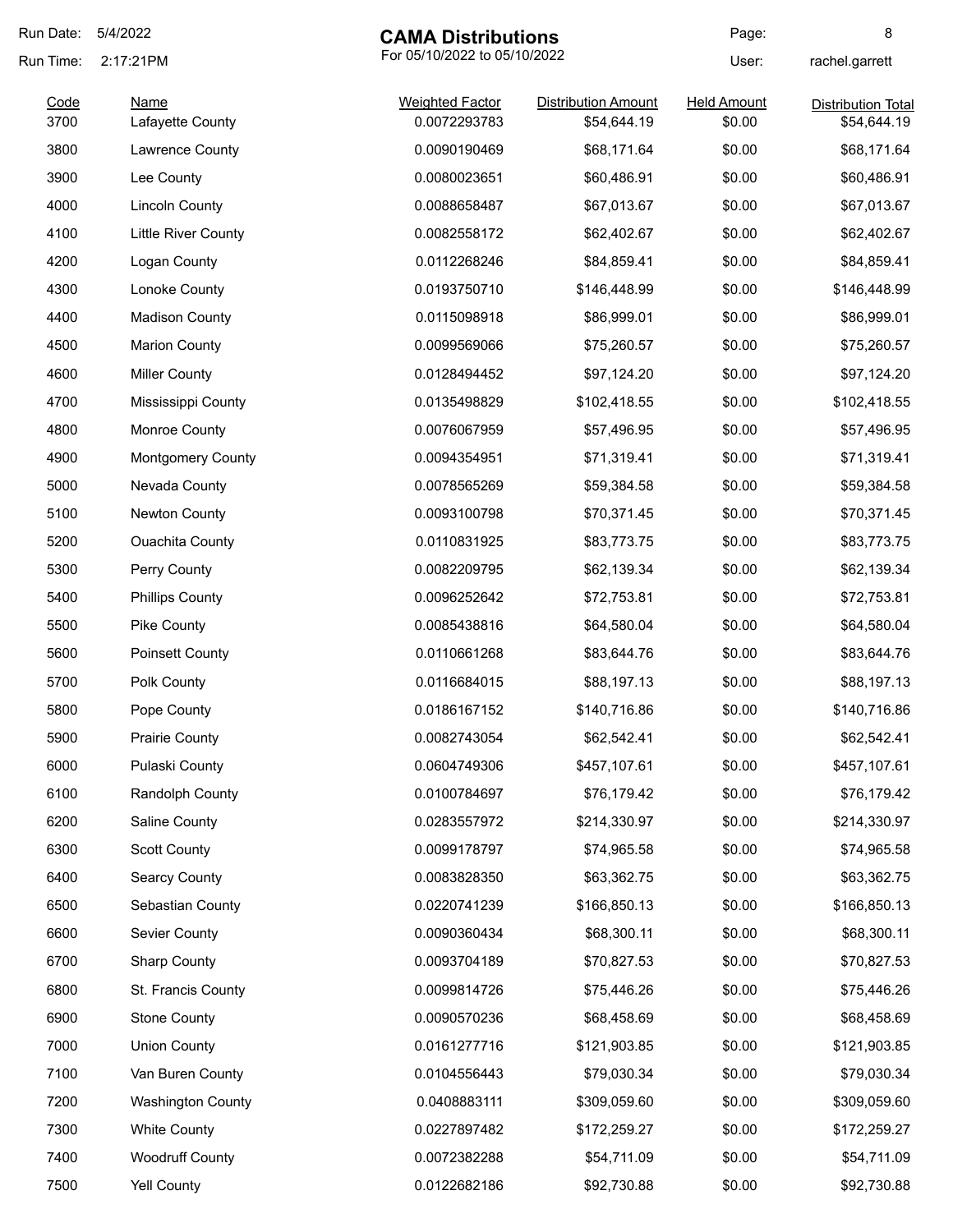Run Date: 5/4/2022

Run Time: 2:17:21PM

# CAMA Distributions

For 05/10/2022 to 05/10/2022

User: rachel.garrett

| Code | Name | Weighted Factor | Distribution Amount | Held Amount | Distribution Total |
|---|---|---|---|---|---|
| 3700 | Lafayette County | 0.0072293783 | $54,644.19 | $0.00 | $54,644.19 |
| 3800 | Lawrence County | 0.0090190469 | $68,171.64 | $0.00 | $68,171.64 |
| 3900 | Lee County | 0.0080023651 | $60,486.91 | $0.00 | $60,486.91 |
| 4000 | Lincoln County | 0.0088658487 | $67,013.67 | $0.00 | $67,013.67 |
| 4100 | Little River County | 0.0082558172 | $62,402.67 | $0.00 | $62,402.67 |
| 4200 | Logan County | 0.0112268246 | $84,859.41 | $0.00 | $84,859.41 |
| 4300 | Lonoke County | 0.0193750710 | $146,448.99 | $0.00 | $146,448.99 |
| 4400 | Madison County | 0.0115098918 | $86,999.01 | $0.00 | $86,999.01 |
| 4500 | Marion County | 0.0099569066 | $75,260.57 | $0.00 | $75,260.57 |
| 4600 | Miller County | 0.0128494452 | $97,124.20 | $0.00 | $97,124.20 |
| 4700 | Mississippi County | 0.0135498829 | $102,418.55 | $0.00 | $102,418.55 |
| 4800 | Monroe County | 0.0076067959 | $57,496.95 | $0.00 | $57,496.95 |
| 4900 | Montgomery County | 0.0094354951 | $71,319.41 | $0.00 | $71,319.41 |
| 5000 | Nevada County | 0.0078565269 | $59,384.58 | $0.00 | $59,384.58 |
| 5100 | Newton County | 0.0093100798 | $70,371.45 | $0.00 | $70,371.45 |
| 5200 | Ouachita County | 0.0110831925 | $83,773.75 | $0.00 | $83,773.75 |
| 5300 | Perry County | 0.0082209795 | $62,139.34 | $0.00 | $62,139.34 |
| 5400 | Phillips County | 0.0096252642 | $72,753.81 | $0.00 | $72,753.81 |
| 5500 | Pike County | 0.0085438816 | $64,580.04 | $0.00 | $64,580.04 |
| 5600 | Poinsett County | 0.0110661268 | $83,644.76 | $0.00 | $83,644.76 |
| 5700 | Polk County | 0.0116684015 | $88,197.13 | $0.00 | $88,197.13 |
| 5800 | Pope County | 0.0186167152 | $140,716.86 | $0.00 | $140,716.86 |
| 5900 | Prairie County | 0.0082743054 | $62,542.41 | $0.00 | $62,542.41 |
| 6000 | Pulaski County | 0.0604749306 | $457,107.61 | $0.00 | $457,107.61 |
| 6100 | Randolph County | 0.0100784697 | $76,179.42 | $0.00 | $76,179.42 |
| 6200 | Saline County | 0.0283557972 | $214,330.97 | $0.00 | $214,330.97 |
| 6300 | Scott County | 0.0099178797 | $74,965.58 | $0.00 | $74,965.58 |
| 6400 | Searcy County | 0.0083828350 | $63,362.75 | $0.00 | $63,362.75 |
| 6500 | Sebastian County | 0.0220741239 | $166,850.13 | $0.00 | $166,850.13 |
| 6600 | Sevier County | 0.0090360434 | $68,300.11 | $0.00 | $68,300.11 |
| 6700 | Sharp County | 0.0093704189 | $70,827.53 | $0.00 | $70,827.53 |
| 6800 | St. Francis County | 0.0099814726 | $75,446.26 | $0.00 | $75,446.26 |
| 6900 | Stone County | 0.0090570236 | $68,458.69 | $0.00 | $68,458.69 |
| 7000 | Union County | 0.0161277716 | $121,903.85 | $0.00 | $121,903.85 |
| 7100 | Van Buren County | 0.0104556443 | $79,030.34 | $0.00 | $79,030.34 |
| 7200 | Washington County | 0.0408883111 | $309,059.60 | $0.00 | $309,059.60 |
| 7300 | White County | 0.0227897482 | $172,259.27 | $0.00 | $172,259.27 |
| 7400 | Woodruff County | 0.0072382288 | $54,711.09 | $0.00 | $54,711.09 |
| 7500 | Yell County | 0.0122682186 | $92,730.88 | $0.00 | $92,730.88 |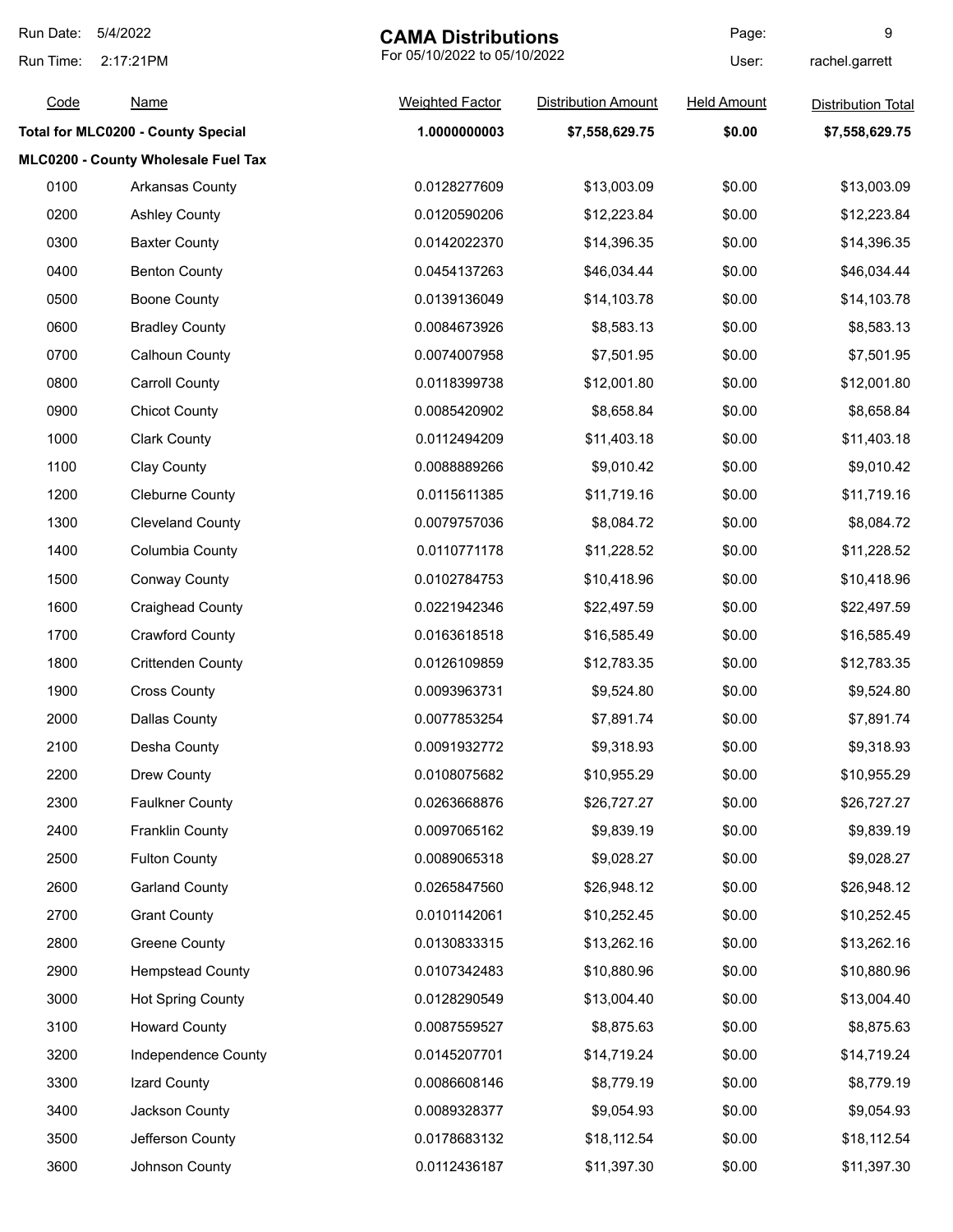| Code | Name | Weighted Factor | Distribution Amount | Held Amount | Distribution Total |
|---|---|---|---|---|---|
| **Total for MLC0200 - County Special** | | **1.0000000003** | **$7,558,629.75** | **$0.00** | **$7,558,629.75** |
| **MLC0200 - County Wholesale Fuel Tax** | | | | | |
| 0100 | Arkansas County | 0.0128277609 | $13,003.09 | $0.00 | $13,003.09 |
| 0200 | Ashley County | 0.0120590206 | $12,223.84 | $0.00 | $12,223.84 |
| 0300 | Baxter County | 0.0142022370 | $14,396.35 | $0.00 | $14,396.35 |
| 0400 | Benton County | 0.0454137263 | $46,034.44 | $0.00 | $46,034.44 |
| 0500 | Boone County | 0.0139136049 | $14,103.78 | $0.00 | $14,103.78 |
| 0600 | Bradley County | 0.0084673926 | $8,583.13 | $0.00 | $8,583.13 |
| 0700 | Calhoun County | 0.0074007958 | $7,501.95 | $0.00 | $7,501.95 |
| 0800 | Carroll County | 0.0118399738 | $12,001.80 | $0.00 | $12,001.80 |
| 0900 | Chicot County | 0.0085420902 | $8,658.84 | $0.00 | $8,658.84 |
| 1000 | Clark County | 0.0112494209 | $11,403.18 | $0.00 | $11,403.18 |
| 1100 | Clay County | 0.0088889266 | $9,010.42 | $0.00 | $9,010.42 |
| 1200 | Cleburne County | 0.0115611385 | $11,719.16 | $0.00 | $11,719.16 |
| 1300 | Cleveland County | 0.0079757036 | $8,084.72 | $0.00 | $8,084.72 |
| 1400 | Columbia County | 0.0110771178 | $11,228.52 | $0.00 | $11,228.52 |
| 1500 | Conway County | 0.0102784753 | $10,418.96 | $0.00 | $10,418.96 |
| 1600 | Craighead County | 0.0221942346 | $22,497.59 | $0.00 | $22,497.59 |
| 1700 | Crawford County | 0.0163618518 | $16,585.49 | $0.00 | $16,585.49 |
| 1800 | Crittenden County | 0.0126109859 | $12,783.35 | $0.00 | $12,783.35 |
| 1900 | Cross County | 0.0093963731 | $9,524.80 | $0.00 | $9,524.80 |
| 2000 | Dallas County | 0.0077853254 | $7,891.74 | $0.00 | $7,891.74 |
| 2100 | Desha County | 0.0091932772 | $9,318.93 | $0.00 | $9,318.93 |
| 2200 | Drew County | 0.0108075682 | $10,955.29 | $0.00 | $10,955.29 |
| 2300 | Faulkner County | 0.0263668876 | $26,727.27 | $0.00 | $26,727.27 |
| 2400 | Franklin County | 0.0097065162 | $9,839.19 | $0.00 | $9,839.19 |
| 2500 | Fulton County | 0.0089065318 | $9,028.27 | $0.00 | $9,028.27 |
| 2600 | Garland County | 0.0265847560 | $26,948.12 | $0.00 | $26,948.12 |
| 2700 | Grant County | 0.0101142061 | $10,252.45 | $0.00 | $10,252.45 |
| 2800 | Greene County | 0.0130833315 | $13,262.16 | $0.00 | $13,262.16 |
| 2900 | Hempstead County | 0.0107342483 | $10,880.96 | $0.00 | $10,880.96 |
| 3000 | Hot Spring County | 0.0128290549 | $13,004.40 | $0.00 | $13,004.40 |
| 3100 | Howard County | 0.0087559527 | $8,875.63 | $0.00 | $8,875.63 |
| 3200 | Independence County | 0.0145207701 | $14,719.24 | $0.00 | $14,719.24 |
| 3300 | Izard County | 0.0086608146 | $8,779.19 | $0.00 | $8,779.19 |
| 3400 | Jackson County | 0.0089328377 | $9,054.93 | $0.00 | $9,054.93 |
| 3500 | Jefferson County | 0.0178683132 | $18,112.54 | $0.00 | $18,112.54 |
| 3600 | Johnson County | 0.0112436187 | $11,397.30 | $0.00 | $11,397.30 |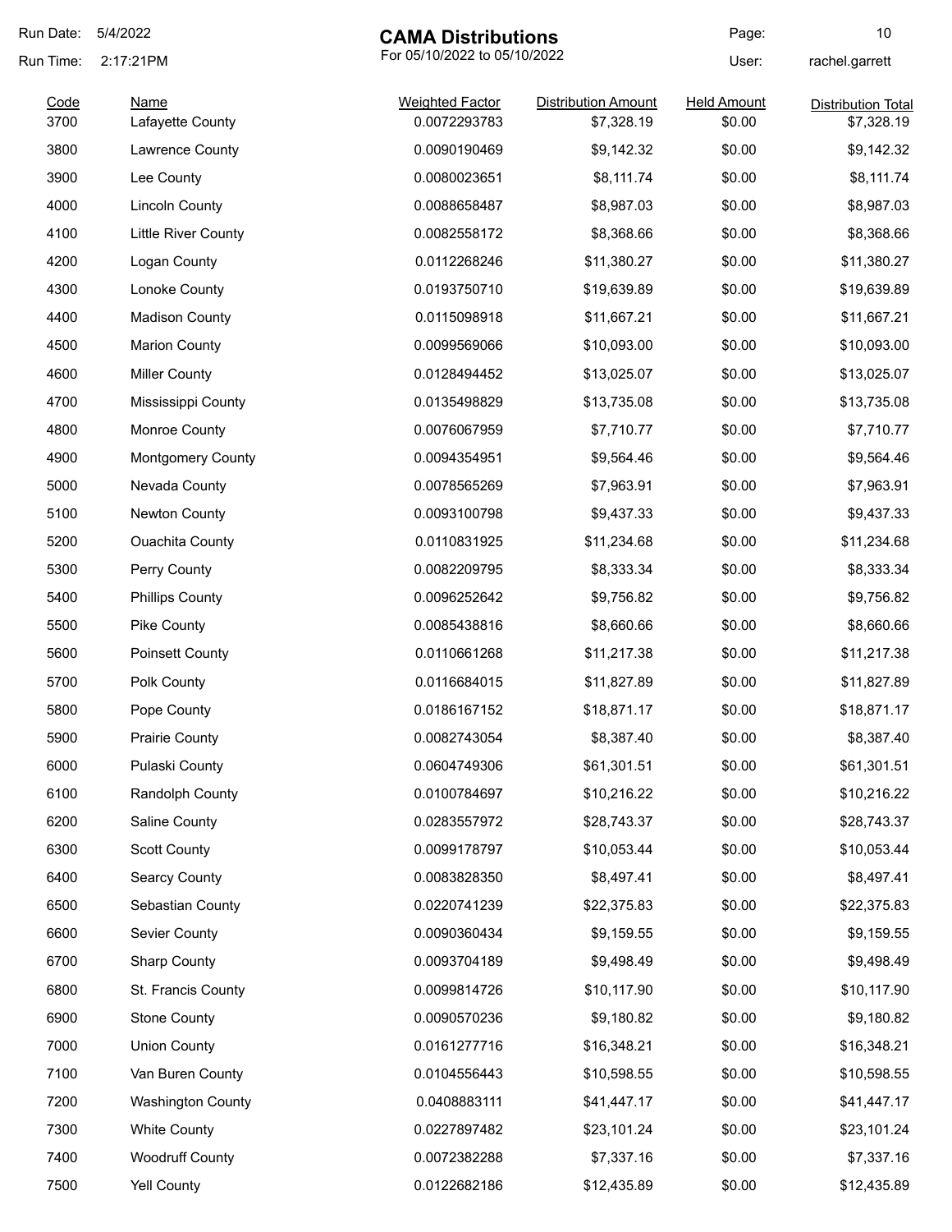Run Date: 5/4/2022

Run Time: 2:17:21PM

# CAMA Distributions

For 05/10/2022 to 05/10/2022

User: rachel.garrett

| Code | Name | Weighted Factor | Distribution Amount | Held Amount | Distribution Total |
|---|---|---|---|---|---|
| 3700 | Lafayette County | 0.0072293783 | $7,328.19 | $0.00 | $7,328.19 |
| 3800 | Lawrence County | 0.0090190469 | $9,142.32 | $0.00 | $9,142.32 |
| 3900 | Lee County | 0.0080023651 | $8,111.74 | $0.00 | $8,111.74 |
| 4000 | Lincoln County | 0.0088658487 | $8,987.03 | $0.00 | $8,987.03 |
| 4100 | Little River County | 0.0082558172 | $8,368.66 | $0.00 | $8,368.66 |
| 4200 | Logan County | 0.0112268246 | $11,380.27 | $0.00 | $11,380.27 |
| 4300 | Lonoke County | 0.0193750710 | $19,639.89 | $0.00 | $19,639.89 |
| 4400 | Madison County | 0.0115098918 | $11,667.21 | $0.00 | $11,667.21 |
| 4500 | Marion County | 0.0099569066 | $10,093.00 | $0.00 | $10,093.00 |
| 4600 | Miller County | 0.0128494452 | $13,025.07 | $0.00 | $13,025.07 |
| 4700 | Mississippi County | 0.0135498829 | $13,735.08 | $0.00 | $13,735.08 |
| 4800 | Monroe County | 0.0076067959 | $7,710.77 | $0.00 | $7,710.77 |
| 4900 | Montgomery County | 0.0094354951 | $9,564.46 | $0.00 | $9,564.46 |
| 5000 | Nevada County | 0.0078565269 | $7,963.91 | $0.00 | $7,963.91 |
| 5100 | Newton County | 0.0093100798 | $9,437.33 | $0.00 | $9,437.33 |
| 5200 | Ouachita County | 0.0110831925 | $11,234.68 | $0.00 | $11,234.68 |
| 5300 | Perry County | 0.0082209795 | $8,333.34 | $0.00 | $8,333.34 |
| 5400 | Phillips County | 0.0096252642 | $9,756.82 | $0.00 | $9,756.82 |
| 5500 | Pike County | 0.0085438816 | $8,660.66 | $0.00 | $8,660.66 |
| 5600 | Poinsett County | 0.0110661268 | $11,217.38 | $0.00 | $11,217.38 |
| 5700 | Polk County | 0.0116684015 | $11,827.89 | $0.00 | $11,827.89 |
| 5800 | Pope County | 0.0186167152 | $18,871.17 | $0.00 | $18,871.17 |
| 5900 | Prairie County | 0.0082743054 | $8,387.40 | $0.00 | $8,387.40 |
| 6000 | Pulaski County | 0.0604749306 | $61,301.51 | $0.00 | $61,301.51 |
| 6100 | Randolph County | 0.0100784697 | $10,216.22 | $0.00 | $10,216.22 |
| 6200 | Saline County | 0.0283557972 | $28,743.37 | $0.00 | $28,743.37 |
| 6300 | Scott County | 0.0099178797 | $10,053.44 | $0.00 | $10,053.44 |
| 6400 | Searcy County | 0.0083828350 | $8,497.41 | $0.00 | $8,497.41 |
| 6500 | Sebastian County | 0.0220741239 | $22,375.83 | $0.00 | $22,375.83 |
| 6600 | Sevier County | 0.0090360434 | $9,159.55 | $0.00 | $9,159.55 |
| 6700 | Sharp County | 0.0093704189 | $9,498.49 | $0.00 | $9,498.49 |
| 6800 | St. Francis County | 0.0099814726 | $10,117.90 | $0.00 | $10,117.90 |
| 6900 | Stone County | 0.0090570236 | $9,180.82 | $0.00 | $9,180.82 |
| 7000 | Union County | 0.0161277716 | $16,348.21 | $0.00 | $16,348.21 |
| 7100 | Van Buren County | 0.0104556443 | $10,598.55 | $0.00 | $10,598.55 |
| 7200 | Washington County | 0.0408883111 | $41,447.17 | $0.00 | $41,447.17 |
| 7300 | White County | 0.0227897482 | $23,101.24 | $0.00 | $23,101.24 |
| 7400 | Woodruff County | 0.0072382288 | $7,337.16 | $0.00 | $7,337.16 |
| 7500 | Yell County | 0.0122682186 | $12,435.89 | $0.00 | $12,435.89 |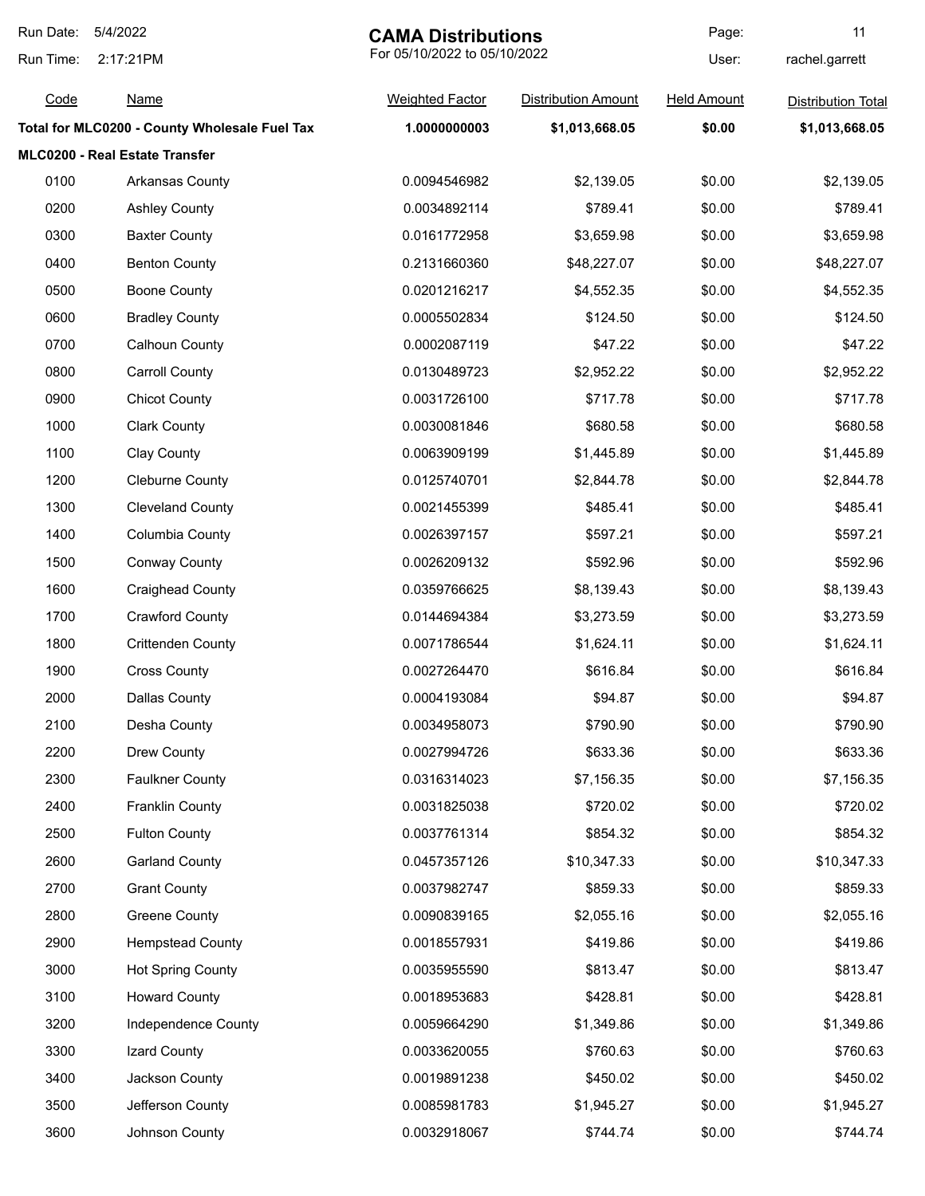# CAMA Distributions

For 05/10/2022 to 05/10/2022

Run Date: 5/4/2022
Run Time: 2:17:21PM
User: rachel.garrett

| Code | Name | Weighted Factor | Distribution Amount | Held Amount | Distribution Total |
|---|---|---|---|---|---|
| **Total for MLC0200 - County Wholesale Fuel Tax** | | **1.0000000003** | **$1,013,668.05** | **$0.00** | **$1,013,668.05** |
| **MLC0200 - Real Estate Transfer** | | | | | |
| 0100 | Arkansas County | 0.0094546982 | $2,139.05 | $0.00 | $2,139.05 |
| 0200 | Ashley County | 0.0034892114 | $789.41 | $0.00 | $789.41 |
| 0300 | Baxter County | 0.0161772958 | $3,659.98 | $0.00 | $3,659.98 |
| 0400 | Benton County | 0.2131660360 | $48,227.07 | $0.00 | $48,227.07 |
| 0500 | Boone County | 0.0201216217 | $4,552.35 | $0.00 | $4,552.35 |
| 0600 | Bradley County | 0.0005502834 | $124.50 | $0.00 | $124.50 |
| 0700 | Calhoun County | 0.0002087119 | $47.22 | $0.00 | $47.22 |
| 0800 | Carroll County | 0.0130489723 | $2,952.22 | $0.00 | $2,952.22 |
| 0900 | Chicot County | 0.0031726100 | $717.78 | $0.00 | $717.78 |
| 1000 | Clark County | 0.0030081846 | $680.58 | $0.00 | $680.58 |
| 1100 | Clay County | 0.0063909199 | $1,445.89 | $0.00 | $1,445.89 |
| 1200 | Cleburne County | 0.0125740701 | $2,844.78 | $0.00 | $2,844.78 |
| 1300 | Cleveland County | 0.0021455399 | $485.41 | $0.00 | $485.41 |
| 1400 | Columbia County | 0.0026397157 | $597.21 | $0.00 | $597.21 |
| 1500 | Conway County | 0.0026209132 | $592.96 | $0.00 | $592.96 |
| 1600 | Craighead County | 0.0359766625 | $8,139.43 | $0.00 | $8,139.43 |
| 1700 | Crawford County | 0.0144694384 | $3,273.59 | $0.00 | $3,273.59 |
| 1800 | Crittenden County | 0.0071786544 | $1,624.11 | $0.00 | $1,624.11 |
| 1900 | Cross County | 0.0027264470 | $616.84 | $0.00 | $616.84 |
| 2000 | Dallas County | 0.0004193084 | $94.87 | $0.00 | $94.87 |
| 2100 | Desha County | 0.0034958073 | $790.90 | $0.00 | $790.90 |
| 2200 | Drew County | 0.0027994726 | $633.36 | $0.00 | $633.36 |
| 2300 | Faulkner County | 0.0316314023 | $7,156.35 | $0.00 | $7,156.35 |
| 2400 | Franklin County | 0.0031825038 | $720.02 | $0.00 | $720.02 |
| 2500 | Fulton County | 0.0037761314 | $854.32 | $0.00 | $854.32 |
| 2600 | Garland County | 0.0457357126 | $10,347.33 | $0.00 | $10,347.33 |
| 2700 | Grant County | 0.0037982747 | $859.33 | $0.00 | $859.33 |
| 2800 | Greene County | 0.0090839165 | $2,055.16 | $0.00 | $2,055.16 |
| 2900 | Hempstead County | 0.0018557931 | $419.86 | $0.00 | $419.86 |
| 3000 | Hot Spring County | 0.0035955590 | $813.47 | $0.00 | $813.47 |
| 3100 | Howard County | 0.0018953683 | $428.81 | $0.00 | $428.81 |
| 3200 | Independence County | 0.0059664290 | $1,349.86 | $0.00 | $1,349.86 |
| 3300 | Izard County | 0.0033620055 | $760.63 | $0.00 | $760.63 |
| 3400 | Jackson County | 0.0019891238 | $450.02 | $0.00 | $450.02 |
| 3500 | Jefferson County | 0.0085981783 | $1,945.27 | $0.00 | $1,945.27 |
| 3600 | Johnson County | 0.0032918067 | $744.74 | $0.00 | $744.74 |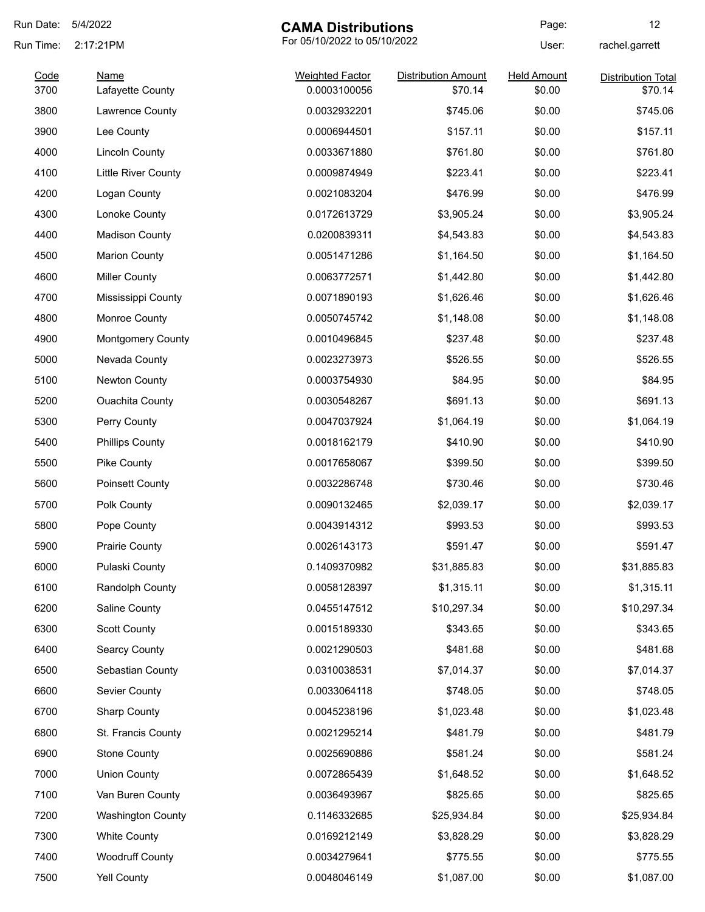# CAMA Distributions

For 05/10/2022 to 05/10/2022

Run Date: 5/4/2022
Run Time: 2:17:21PM
User: rachel.garrett

| Code | Name | Weighted Factor | Distribution Amount | Held Amount | Distribution Total |
|---|---|---|---|---|---|
| 3700 | Lafayette County | 0.0003100056 | $70.14 | $0.00 | $70.14 |
| 3800 | Lawrence County | 0.0032932201 | $745.06 | $0.00 | $745.06 |
| 3900 | Lee County | 0.0006944501 | $157.11 | $0.00 | $157.11 |
| 4000 | Lincoln County | 0.0033671880 | $761.80 | $0.00 | $761.80 |
| 4100 | Little River County | 0.0009874949 | $223.41 | $0.00 | $223.41 |
| 4200 | Logan County | 0.0021083204 | $476.99 | $0.00 | $476.99 |
| 4300 | Lonoke County | 0.0172613729 | $3,905.24 | $0.00 | $3,905.24 |
| 4400 | Madison County | 0.0200839311 | $4,543.83 | $0.00 | $4,543.83 |
| 4500 | Marion County | 0.0051471286 | $1,164.50 | $0.00 | $1,164.50 |
| 4600 | Miller County | 0.0063772571 | $1,442.80 | $0.00 | $1,442.80 |
| 4700 | Mississippi County | 0.0071890193 | $1,626.46 | $0.00 | $1,626.46 |
| 4800 | Monroe County | 0.0050745742 | $1,148.08 | $0.00 | $1,148.08 |
| 4900 | Montgomery County | 0.0010496845 | $237.48 | $0.00 | $237.48 |
| 5000 | Nevada County | 0.0023273973 | $526.55 | $0.00 | $526.55 |
| 5100 | Newton County | 0.0003754930 | $84.95 | $0.00 | $84.95 |
| 5200 | Ouachita County | 0.0030548267 | $691.13 | $0.00 | $691.13 |
| 5300 | Perry County | 0.0047037924 | $1,064.19 | $0.00 | $1,064.19 |
| 5400 | Phillips County | 0.0018162179 | $410.90 | $0.00 | $410.90 |
| 5500 | Pike County | 0.0017658067 | $399.50 | $0.00 | $399.50 |
| 5600 | Poinsett County | 0.0032286748 | $730.46 | $0.00 | $730.46 |
| 5700 | Polk County | 0.0090132465 | $2,039.17 | $0.00 | $2,039.17 |
| 5800 | Pope County | 0.0043914312 | $993.53 | $0.00 | $993.53 |
| 5900 | Prairie County | 0.0026143173 | $591.47 | $0.00 | $591.47 |
| 6000 | Pulaski County | 0.1409370982 | $31,885.83 | $0.00 | $31,885.83 |
| 6100 | Randolph County | 0.0058128397 | $1,315.11 | $0.00 | $1,315.11 |
| 6200 | Saline County | 0.0455147512 | $10,297.34 | $0.00 | $10,297.34 |
| 6300 | Scott County | 0.0015189330 | $343.65 | $0.00 | $343.65 |
| 6400 | Searcy County | 0.0021290503 | $481.68 | $0.00 | $481.68 |
| 6500 | Sebastian County | 0.0310038531 | $7,014.37 | $0.00 | $7,014.37 |
| 6600 | Sevier County | 0.0033064118 | $748.05 | $0.00 | $748.05 |
| 6700 | Sharp County | 0.0045238196 | $1,023.48 | $0.00 | $1,023.48 |
| 6800 | St. Francis County | 0.0021295214 | $481.79 | $0.00 | $481.79 |
| 6900 | Stone County | 0.0025690886 | $581.24 | $0.00 | $581.24 |
| 7000 | Union County | 0.0072865439 | $1,648.52 | $0.00 | $1,648.52 |
| 7100 | Van Buren County | 0.0036493967 | $825.65 | $0.00 | $825.65 |
| 7200 | Washington County | 0.1146332685 | $25,934.84 | $0.00 | $25,934.84 |
| 7300 | White County | 0.0169212149 | $3,828.29 | $0.00 | $3,828.29 |
| 7400 | Woodruff County | 0.0034279641 | $775.55 | $0.00 | $775.55 |
| 7500 | Yell County | 0.0048046149 | $1,087.00 | $0.00 | $1,087.00 |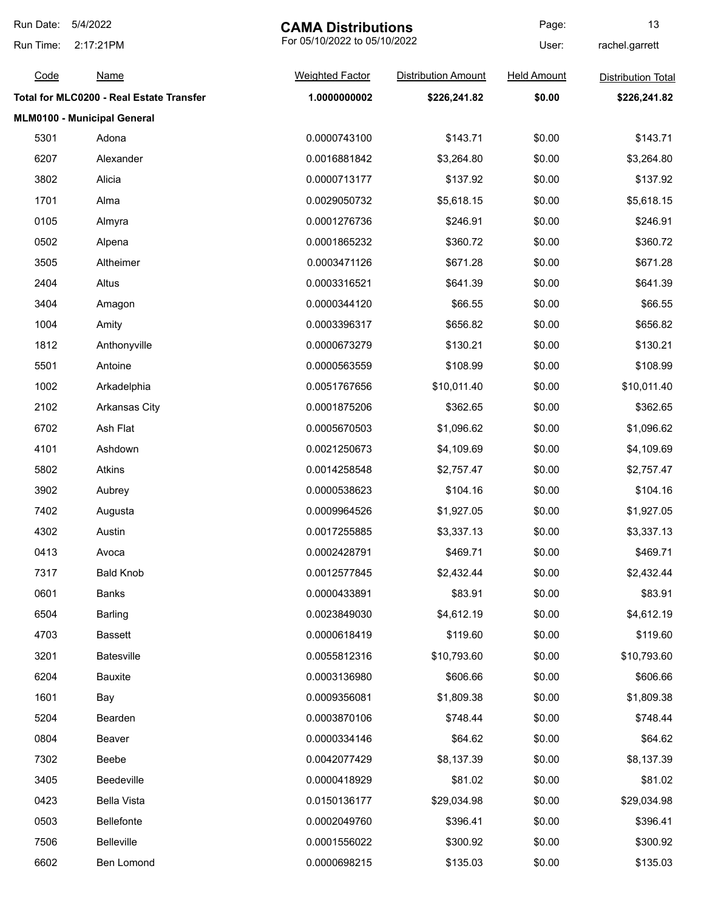# CAMA Distributions

For 05/10/2022 to 05/10/2022

Run Date: 5/4/2022
Run Time: 2:17:21PM
User: rachel.garrett

| Code | Name | Weighted Factor | Distribution Amount | Held Amount | Distribution Total |
|---|---|---|---|---|---|
| **Total for MLC0200 - Real Estate Transfer** | | **1.0000000002** | **$226,241.82** | **$0.00** | **$226,241.82** |
| **MLM0100 - Municipal General** | | | | | |
| 5301 | Adona | 0.0000743100 | $143.71 | $0.00 | $143.71 |
| 6207 | Alexander | 0.0016881842 | $3,264.80 | $0.00 | $3,264.80 |
| 3802 | Alicia | 0.0000713177 | $137.92 | $0.00 | $137.92 |
| 1701 | Alma | 0.0029050732 | $5,618.15 | $0.00 | $5,618.15 |
| 0105 | Almyra | 0.0001276736 | $246.91 | $0.00 | $246.91 |
| 0502 | Alpena | 0.0001865232 | $360.72 | $0.00 | $360.72 |
| 3505 | Altheimer | 0.0003471126 | $671.28 | $0.00 | $671.28 |
| 2404 | Altus | 0.0003316521 | $641.39 | $0.00 | $641.39 |
| 3404 | Amagon | 0.0000344120 | $66.55 | $0.00 | $66.55 |
| 1004 | Amity | 0.0003396317 | $656.82 | $0.00 | $656.82 |
| 1812 | Anthonyville | 0.0000673279 | $130.21 | $0.00 | $130.21 |
| 5501 | Antoine | 0.0000563559 | $108.99 | $0.00 | $108.99 |
| 1002 | Arkadelphia | 0.0051767656 | $10,011.40 | $0.00 | $10,011.40 |
| 2102 | Arkansas City | 0.0001875206 | $362.65 | $0.00 | $362.65 |
| 6702 | Ash Flat | 0.0005670503 | $1,096.62 | $0.00 | $1,096.62 |
| 4101 | Ashdown | 0.0021250673 | $4,109.69 | $0.00 | $4,109.69 |
| 5802 | Atkins | 0.0014258548 | $2,757.47 | $0.00 | $2,757.47 |
| 3902 | Aubrey | 0.0000538623 | $104.16 | $0.00 | $104.16 |
| 7402 | Augusta | 0.0009964526 | $1,927.05 | $0.00 | $1,927.05 |
| 4302 | Austin | 0.0017255885 | $3,337.13 | $0.00 | $3,337.13 |
| 0413 | Avoca | 0.0002428791 | $469.71 | $0.00 | $469.71 |
| 7317 | Bald Knob | 0.0012577845 | $2,432.44 | $0.00 | $2,432.44 |
| 0601 | Banks | 0.0000433891 | $83.91 | $0.00 | $83.91 |
| 6504 | Barling | 0.0023849030 | $4,612.19 | $0.00 | $4,612.19 |
| 4703 | Bassett | 0.0000618419 | $119.60 | $0.00 | $119.60 |
| 3201 | Batesville | 0.0055812316 | $10,793.60 | $0.00 | $10,793.60 |
| 6204 | Bauxite | 0.0003136980 | $606.66 | $0.00 | $606.66 |
| 1601 | Bay | 0.0009356081 | $1,809.38 | $0.00 | $1,809.38 |
| 5204 | Bearden | 0.0003870106 | $748.44 | $0.00 | $748.44 |
| 0804 | Beaver | 0.0000334146 | $64.62 | $0.00 | $64.62 |
| 7302 | Beebe | 0.0042077429 | $8,137.39 | $0.00 | $8,137.39 |
| 3405 | Beedeville | 0.0000418929 | $81.02 | $0.00 | $81.02 |
| 0423 | Bella Vista | 0.0150136177 | $29,034.98 | $0.00 | $29,034.98 |
| 0503 | Bellefonte | 0.0002049760 | $396.41 | $0.00 | $396.41 |
| 7506 | Belleville | 0.0001556022 | $300.92 | $0.00 | $300.92 |
| 6602 | Ben Lomond | 0.0000698215 | $135.03 | $0.00 | $135.03 |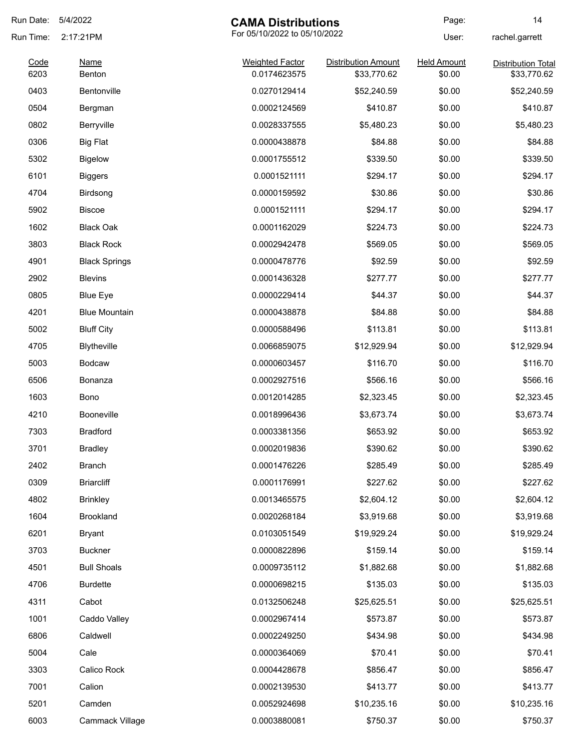Run Date: 5/4/2022
Run Time: 2:17:21PM

# CAMA Distributions

For 05/10/2022 to 05/10/2022

User: rachel.garrett

| Code | Name | Weighted Factor | Distribution Amount | Held Amount | Distribution Total |
|---|---|---|---|---|---|
| 6203 | Benton | 0.0174623575 | $33,770.62 | $0.00 | $33,770.62 |
| 0403 | Bentonville | 0.0270129414 | $52,240.59 | $0.00 | $52,240.59 |
| 0504 | Bergman | 0.0002124569 | $410.87 | $0.00 | $410.87 |
| 0802 | Berryville | 0.0028337555 | $5,480.23 | $0.00 | $5,480.23 |
| 0306 | Big Flat | 0.0000438878 | $84.88 | $0.00 | $84.88 |
| 5302 | Bigelow | 0.0001755512 | $339.50 | $0.00 | $339.50 |
| 6101 | Biggers | 0.0001521111 | $294.17 | $0.00 | $294.17 |
| 4704 | Birdsong | 0.0000159592 | $30.86 | $0.00 | $30.86 |
| 5902 | Biscoe | 0.0001521111 | $294.17 | $0.00 | $294.17 |
| 1602 | Black Oak | 0.0001162029 | $224.73 | $0.00 | $224.73 |
| 3803 | Black Rock | 0.0002942478 | $569.05 | $0.00 | $569.05 |
| 4901 | Black Springs | 0.0000478776 | $92.59 | $0.00 | $92.59 |
| 2902 | Blevins | 0.0001436328 | $277.77 | $0.00 | $277.77 |
| 0805 | Blue Eye | 0.0000229414 | $44.37 | $0.00 | $44.37 |
| 4201 | Blue Mountain | 0.0000438878 | $84.88 | $0.00 | $84.88 |
| 5002 | Bluff City | 0.0000588496 | $113.81 | $0.00 | $113.81 |
| 4705 | Blytheville | 0.0066859075 | $12,929.94 | $0.00 | $12,929.94 |
| 5003 | Bodcaw | 0.0000603457 | $116.70 | $0.00 | $116.70 |
| 6506 | Bonanza | 0.0002927516 | $566.16 | $0.00 | $566.16 |
| 1603 | Bono | 0.0012014285 | $2,323.45 | $0.00 | $2,323.45 |
| 4210 | Booneville | 0.0018996436 | $3,673.74 | $0.00 | $3,673.74 |
| 7303 | Bradford | 0.0003381356 | $653.92 | $0.00 | $653.92 |
| 3701 | Bradley | 0.0002019836 | $390.62 | $0.00 | $390.62 |
| 2402 | Branch | 0.0001476226 | $285.49 | $0.00 | $285.49 |
| 0309 | Briarcliff | 0.0001176991 | $227.62 | $0.00 | $227.62 |
| 4802 | Brinkley | 0.0013465575 | $2,604.12 | $0.00 | $2,604.12 |
| 1604 | Brookland | 0.0020268184 | $3,919.68 | $0.00 | $3,919.68 |
| 6201 | Bryant | 0.0103051549 | $19,929.24 | $0.00 | $19,929.24 |
| 3703 | Buckner | 0.0000822896 | $159.14 | $0.00 | $159.14 |
| 4501 | Bull Shoals | 0.0009735112 | $1,882.68 | $0.00 | $1,882.68 |
| 4706 | Burdette | 0.0000698215 | $135.03 | $0.00 | $135.03 |
| 4311 | Cabot | 0.0132506248 | $25,625.51 | $0.00 | $25,625.51 |
| 1001 | Caddo Valley | 0.0002967414 | $573.87 | $0.00 | $573.87 |
| 6806 | Caldwell | 0.0002249250 | $434.98 | $0.00 | $434.98 |
| 5004 | Cale | 0.0000364069 | $70.41 | $0.00 | $70.41 |
| 3303 | Calico Rock | 0.0004428678 | $856.47 | $0.00 | $856.47 |
| 7001 | Calion | 0.0002139530 | $413.77 | $0.00 | $413.77 |
| 5201 | Camden | 0.0052924698 | $10,235.16 | $0.00 | $10,235.16 |
| 6003 | Cammack Village | 0.0003880081 | $750.37 | $0.00 | $750.37 |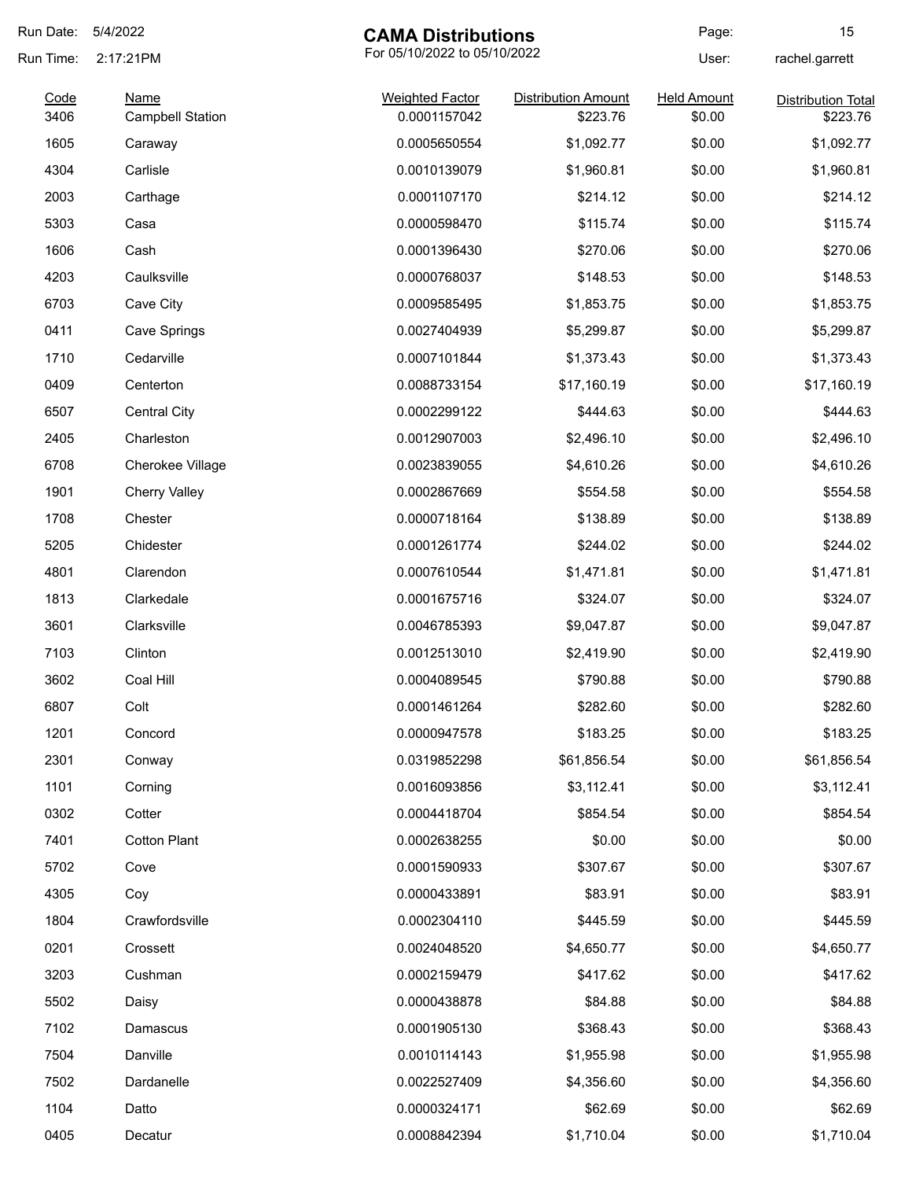| Code | Name | Weighted Factor | Distribution Amount | Held Amount | Distribution Total |
|---|---|---|---|---|---|
| 3406 | Campbell Station | 0.0001157042 | $223.76 | $0.00 | $223.76 |
| 1605 | Caraway | 0.0005650554 | $1,092.77 | $0.00 | $1,092.77 |
| 4304 | Carlisle | 0.0010139079 | $1,960.81 | $0.00 | $1,960.81 |
| 2003 | Carthage | 0.0001107170 | $214.12 | $0.00 | $214.12 |
| 5303 | Casa | 0.0000598470 | $115.74 | $0.00 | $115.74 |
| 1606 | Cash | 0.0001396430 | $270.06 | $0.00 | $270.06 |
| 4203 | Caulksville | 0.0000768037 | $148.53 | $0.00 | $148.53 |
| 6703 | Cave City | 0.0009585495 | $1,853.75 | $0.00 | $1,853.75 |
| 0411 | Cave Springs | 0.0027404939 | $5,299.87 | $0.00 | $5,299.87 |
| 1710 | Cedarville | 0.0007101844 | $1,373.43 | $0.00 | $1,373.43 |
| 0409 | Centerton | 0.0088733154 | $17,160.19 | $0.00 | $17,160.19 |
| 6507 | Central City | 0.0002299122 | $444.63 | $0.00 | $444.63 |
| 2405 | Charleston | 0.0012907003 | $2,496.10 | $0.00 | $2,496.10 |
| 6708 | Cherokee Village | 0.0023839055 | $4,610.26 | $0.00 | $4,610.26 |
| 1901 | Cherry Valley | 0.0002867669 | $554.58 | $0.00 | $554.58 |
| 1708 | Chester | 0.0000718164 | $138.89 | $0.00 | $138.89 |
| 5205 | Chidester | 0.0001261774 | $244.02 | $0.00 | $244.02 |
| 4801 | Clarendon | 0.0007610544 | $1,471.81 | $0.00 | $1,471.81 |
| 1813 | Clarkedale | 0.0001675716 | $324.07 | $0.00 | $324.07 |
| 3601 | Clarksville | 0.0046785393 | $9,047.87 | $0.00 | $9,047.87 |
| 7103 | Clinton | 0.0012513010 | $2,419.90 | $0.00 | $2,419.90 |
| 3602 | Coal Hill | 0.0004089545 | $790.88 | $0.00 | $790.88 |
| 6807 | Colt | 0.0001461264 | $282.60 | $0.00 | $282.60 |
| 1201 | Concord | 0.0000947578 | $183.25 | $0.00 | $183.25 |
| 2301 | Conway | 0.0319852298 | $61,856.54 | $0.00 | $61,856.54 |
| 1101 | Corning | 0.0016093856 | $3,112.41 | $0.00 | $3,112.41 |
| 0302 | Cotter | 0.0004418704 | $854.54 | $0.00 | $854.54 |
| 7401 | Cotton Plant | 0.0002638255 | $0.00 | $0.00 | $0.00 |
| 5702 | Cove | 0.0001590933 | $307.67 | $0.00 | $307.67 |
| 4305 | Coy | 0.0000433891 | $83.91 | $0.00 | $83.91 |
| 1804 | Crawfordsville | 0.0002304110 | $445.59 | $0.00 | $445.59 |
| 0201 | Crossett | 0.0024048520 | $4,650.77 | $0.00 | $4,650.77 |
| 3203 | Cushman | 0.0002159479 | $417.62 | $0.00 | $417.62 |
| 5502 | Daisy | 0.0000438878 | $84.88 | $0.00 | $84.88 |
| 7102 | Damascus | 0.0001905130 | $368.43 | $0.00 | $368.43 |
| 7504 | Danville | 0.0010114143 | $1,955.98 | $0.00 | $1,955.98 |
| 7502 | Dardanelle | 0.0022527409 | $4,356.60 | $0.00 | $4,356.60 |
| 1104 | Datto | 0.0000324171 | $62.69 | $0.00 | $62.69 |
| 0405 | Decatur | 0.0008842394 | $1,710.04 | $0.00 | $1,710.04 |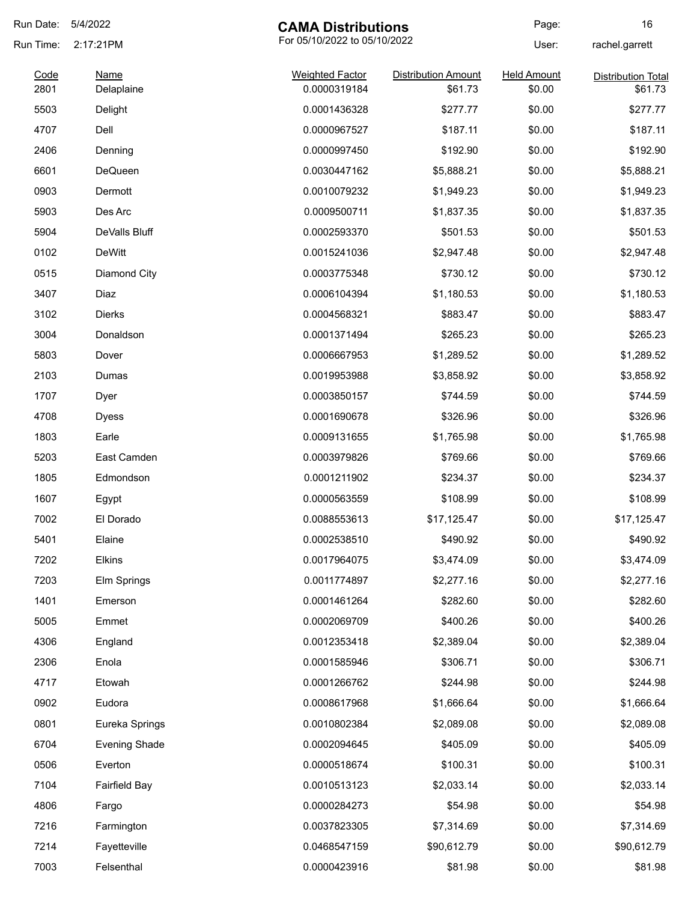# CAMA Distributions

For 05/10/2022 to 05/10/2022

Run Date: 5/4/2022
Run Time: 2:17:21PM
User: rachel.garrett

| Code | Name | Weighted Factor | Distribution Amount | Held Amount | Distribution Total |
|---|---|---|---|---|---|
| 2801 | Delaplaine | 0.0000319184 | $61.73 | $0.00 | $61.73 |
| 5503 | Delight | 0.0001436328 | $277.77 | $0.00 | $277.77 |
| 4707 | Dell | 0.0000967527 | $187.11 | $0.00 | $187.11 |
| 2406 | Denning | 0.0000997450 | $192.90 | $0.00 | $192.90 |
| 6601 | DeQueen | 0.0030447162 | $5,888.21 | $0.00 | $5,888.21 |
| 0903 | Dermott | 0.0010079232 | $1,949.23 | $0.00 | $1,949.23 |
| 5903 | Des Arc | 0.0009500711 | $1,837.35 | $0.00 | $1,837.35 |
| 5904 | DeValls Bluff | 0.0002593370 | $501.53 | $0.00 | $501.53 |
| 0102 | DeWitt | 0.0015241036 | $2,947.48 | $0.00 | $2,947.48 |
| 0515 | Diamond City | 0.0003775348 | $730.12 | $0.00 | $730.12 |
| 3407 | Diaz | 0.0006104394 | $1,180.53 | $0.00 | $1,180.53 |
| 3102 | Dierks | 0.0004568321 | $883.47 | $0.00 | $883.47 |
| 3004 | Donaldson | 0.0001371494 | $265.23 | $0.00 | $265.23 |
| 5803 | Dover | 0.0006667953 | $1,289.52 | $0.00 | $1,289.52 |
| 2103 | Dumas | 0.0019953988 | $3,858.92 | $0.00 | $3,858.92 |
| 1707 | Dyer | 0.0003850157 | $744.59 | $0.00 | $744.59 |
| 4708 | Dyess | 0.0001690678 | $326.96 | $0.00 | $326.96 |
| 1803 | Earle | 0.0009131655 | $1,765.98 | $0.00 | $1,765.98 |
| 5203 | East Camden | 0.0003979826 | $769.66 | $0.00 | $769.66 |
| 1805 | Edmondson | 0.0001211902 | $234.37 | $0.00 | $234.37 |
| 1607 | Egypt | 0.0000563559 | $108.99 | $0.00 | $108.99 |
| 7002 | El Dorado | 0.0088553613 | $17,125.47 | $0.00 | $17,125.47 |
| 5401 | Elaine | 0.0002538510 | $490.92 | $0.00 | $490.92 |
| 7202 | Elkins | 0.0017964075 | $3,474.09 | $0.00 | $3,474.09 |
| 7203 | Elm Springs | 0.0011774897 | $2,277.16 | $0.00 | $2,277.16 |
| 1401 | Emerson | 0.0001461264 | $282.60 | $0.00 | $282.60 |
| 5005 | Emmet | 0.0002069709 | $400.26 | $0.00 | $400.26 |
| 4306 | England | 0.0012353418 | $2,389.04 | $0.00 | $2,389.04 |
| 2306 | Enola | 0.0001585946 | $306.71 | $0.00 | $306.71 |
| 4717 | Etowah | 0.0001266762 | $244.98 | $0.00 | $244.98 |
| 0902 | Eudora | 0.0008617968 | $1,666.64 | $0.00 | $1,666.64 |
| 0801 | Eureka Springs | 0.0010802384 | $2,089.08 | $0.00 | $2,089.08 |
| 6704 | Evening Shade | 0.0002094645 | $405.09 | $0.00 | $405.09 |
| 0506 | Everton | 0.0000518674 | $100.31 | $0.00 | $100.31 |
| 7104 | Fairfield Bay | 0.0010513123 | $2,033.14 | $0.00 | $2,033.14 |
| 4806 | Fargo | 0.0000284273 | $54.98 | $0.00 | $54.98 |
| 7216 | Farmington | 0.0037823305 | $7,314.69 | $0.00 | $7,314.69 |
| 7214 | Fayetteville | 0.0468547159 | $90,612.79 | $0.00 | $90,612.79 |
| 7003 | Felsenthal | 0.0000423916 | $81.98 | $0.00 | $81.98 |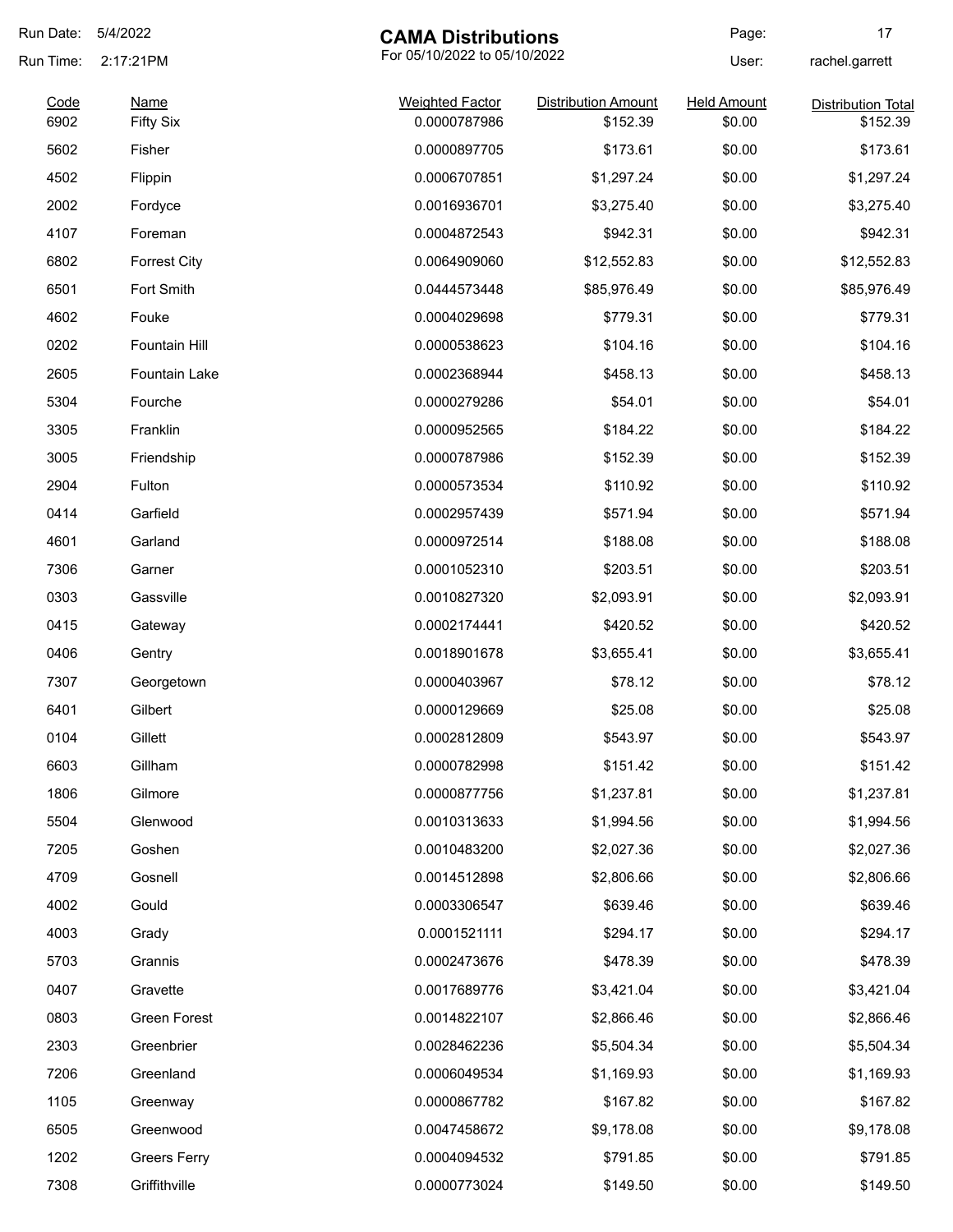# CAMA Distributions

For 05/10/2022 to 05/10/2022

Run Date: 5/4/2022
Run Time: 2:17:21PM
User: rachel.garrett

| Code | Name | Weighted Factor | Distribution Amount | Held Amount | Distribution Total |
|---|---|---|---|---|---|
| 6902 | Fifty Six | 0.0000787986 | $152.39 | $0.00 | $152.39 |
| 5602 | Fisher | 0.0000897705 | $173.61 | $0.00 | $173.61 |
| 4502 | Flippin | 0.0006707851 | $1,297.24 | $0.00 | $1,297.24 |
| 2002 | Fordyce | 0.0016936701 | $3,275.40 | $0.00 | $3,275.40 |
| 4107 | Foreman | 0.0004872543 | $942.31 | $0.00 | $942.31 |
| 6802 | Forrest City | 0.0064909060 | $12,552.83 | $0.00 | $12,552.83 |
| 6501 | Fort Smith | 0.0444573448 | $85,976.49 | $0.00 | $85,976.49 |
| 4602 | Fouke | 0.0004029698 | $779.31 | $0.00 | $779.31 |
| 0202 | Fountain Hill | 0.0000538623 | $104.16 | $0.00 | $104.16 |
| 2605 | Fountain Lake | 0.0002368944 | $458.13 | $0.00 | $458.13 |
| 5304 | Fourche | 0.0000279286 | $54.01 | $0.00 | $54.01 |
| 3305 | Franklin | 0.0000952565 | $184.22 | $0.00 | $184.22 |
| 3005 | Friendship | 0.0000787986 | $152.39 | $0.00 | $152.39 |
| 2904 | Fulton | 0.0000573534 | $110.92 | $0.00 | $110.92 |
| 0414 | Garfield | 0.0002957439 | $571.94 | $0.00 | $571.94 |
| 4601 | Garland | 0.0000972514 | $188.08 | $0.00 | $188.08 |
| 7306 | Garner | 0.0001052310 | $203.51 | $0.00 | $203.51 |
| 0303 | Gassville | 0.0010827320 | $2,093.91 | $0.00 | $2,093.91 |
| 0415 | Gateway | 0.0002174441 | $420.52 | $0.00 | $420.52 |
| 0406 | Gentry | 0.0018901678 | $3,655.41 | $0.00 | $3,655.41 |
| 7307 | Georgetown | 0.0000403967 | $78.12 | $0.00 | $78.12 |
| 6401 | Gilbert | 0.0000129669 | $25.08 | $0.00 | $25.08 |
| 0104 | Gillett | 0.0002812809 | $543.97 | $0.00 | $543.97 |
| 6603 | Gillham | 0.0000782998 | $151.42 | $0.00 | $151.42 |
| 1806 | Gilmore | 0.0000877756 | $1,237.81 | $0.00 | $1,237.81 |
| 5504 | Glenwood | 0.0010313633 | $1,994.56 | $0.00 | $1,994.56 |
| 7205 | Goshen | 0.0010483200 | $2,027.36 | $0.00 | $2,027.36 |
| 4709 | Gosnell | 0.0014512898 | $2,806.66 | $0.00 | $2,806.66 |
| 4002 | Gould | 0.0003306547 | $639.46 | $0.00 | $639.46 |
| 4003 | Grady | 0.0001521111 | $294.17 | $0.00 | $294.17 |
| 5703 | Grannis | 0.0002473676 | $478.39 | $0.00 | $478.39 |
| 0407 | Gravette | 0.0017689776 | $3,421.04 | $0.00 | $3,421.04 |
| 0803 | Green Forest | 0.0014822107 | $2,866.46 | $0.00 | $2,866.46 |
| 2303 | Greenbrier | 0.0028462236 | $5,504.34 | $0.00 | $5,504.34 |
| 7206 | Greenland | 0.0006049534 | $1,169.93 | $0.00 | $1,169.93 |
| 1105 | Greenway | 0.0000867782 | $167.82 | $0.00 | $167.82 |
| 6505 | Greenwood | 0.0047458672 | $9,178.08 | $0.00 | $9,178.08 |
| 1202 | Greers Ferry | 0.0004094532 | $791.85 | $0.00 | $791.85 |
| 7308 | Griffithville | 0.0000773024 | $149.50 | $0.00 | $149.50 |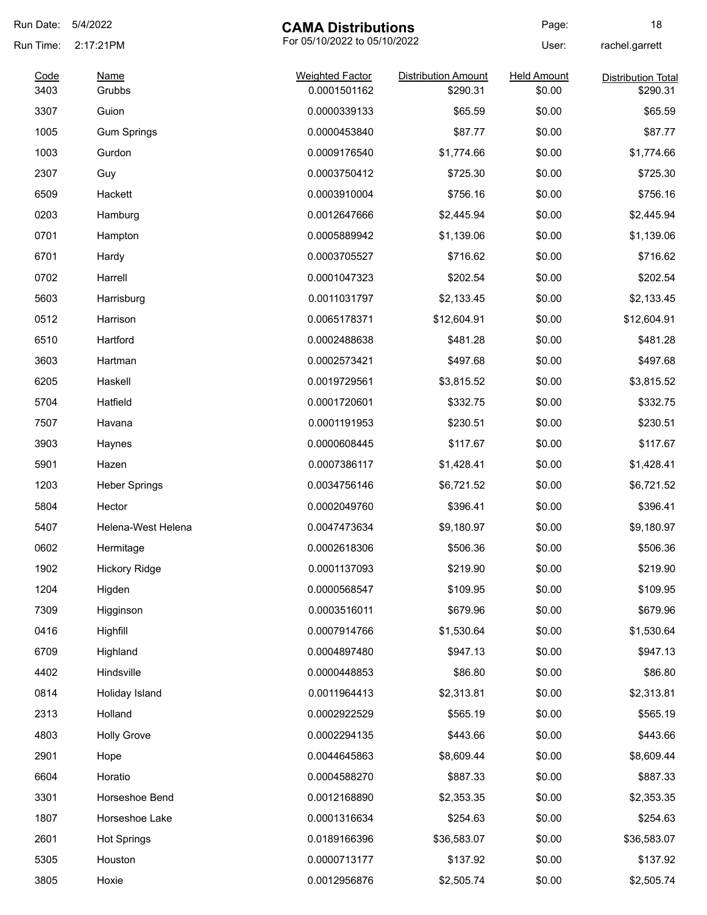# CAMA Distributions

For 05/10/2022 to 05/10/2022

Run Date: 5/4/2022
Run Time: 2:17:21PM
User: rachel.garrett

| Code | Name | Weighted Factor | Distribution Amount | Held Amount | Distribution Total |
|---|---|---|---|---|---|
| 3403 | Grubbs | 0.0001501162 | $290.31 | $0.00 | $290.31 |
| 3307 | Guion | 0.0000339133 | $65.59 | $0.00 | $65.59 |
| 1005 | Gum Springs | 0.0000453840 | $87.77 | $0.00 | $87.77 |
| 1003 | Gurdon | 0.0009176540 | $1,774.66 | $0.00 | $1,774.66 |
| 2307 | Guy | 0.0003750412 | $725.30 | $0.00 | $725.30 |
| 6509 | Hackett | 0.0003910004 | $756.16 | $0.00 | $756.16 |
| 0203 | Hamburg | 0.0012647666 | $2,445.94 | $0.00 | $2,445.94 |
| 0701 | Hampton | 0.0005889942 | $1,139.06 | $0.00 | $1,139.06 |
| 6701 | Hardy | 0.0003705527 | $716.62 | $0.00 | $716.62 |
| 0702 | Harrell | 0.0001047323 | $202.54 | $0.00 | $202.54 |
| 5603 | Harrisburg | 0.0011031797 | $2,133.45 | $0.00 | $2,133.45 |
| 0512 | Harrison | 0.0065178371 | $12,604.91 | $0.00 | $12,604.91 |
| 6510 | Hartford | 0.0002488638 | $481.28 | $0.00 | $481.28 |
| 3603 | Hartman | 0.0002573421 | $497.68 | $0.00 | $497.68 |
| 6205 | Haskell | 0.0019729561 | $3,815.52 | $0.00 | $3,815.52 |
| 5704 | Hatfield | 0.0001720601 | $332.75 | $0.00 | $332.75 |
| 7507 | Havana | 0.0001191953 | $230.51 | $0.00 | $230.51 |
| 3903 | Haynes | 0.0000608445 | $117.67 | $0.00 | $117.67 |
| 5901 | Hazen | 0.0007386117 | $1,428.41 | $0.00 | $1,428.41 |
| 1203 | Heber Springs | 0.0034756146 | $6,721.52 | $0.00 | $6,721.52 |
| 5804 | Hector | 0.0002049760 | $396.41 | $0.00 | $396.41 |
| 5407 | Helena-West Helena | 0.0047473634 | $9,180.97 | $0.00 | $9,180.97 |
| 0602 | Hermitage | 0.0002618306 | $506.36 | $0.00 | $506.36 |
| 1902 | Hickory Ridge | 0.0001137093 | $219.90 | $0.00 | $219.90 |
| 1204 | Higden | 0.0000568547 | $109.95 | $0.00 | $109.95 |
| 7309 | Higginson | 0.0003516011 | $679.96 | $0.00 | $679.96 |
| 0416 | Highfill | 0.0007914766 | $1,530.64 | $0.00 | $1,530.64 |
| 6709 | Highland | 0.0004897480 | $947.13 | $0.00 | $947.13 |
| 4402 | Hindsville | 0.0000448853 | $86.80 | $0.00 | $86.80 |
| 0814 | Holiday Island | 0.0011964413 | $2,313.81 | $0.00 | $2,313.81 |
| 2313 | Holland | 0.0002922529 | $565.19 | $0.00 | $565.19 |
| 4803 | Holly Grove | 0.0002294135 | $443.66 | $0.00 | $443.66 |
| 2901 | Hope | 0.0044645863 | $8,609.44 | $0.00 | $8,609.44 |
| 6604 | Horatio | 0.0004588270 | $887.33 | $0.00 | $887.33 |
| 3301 | Horseshoe Bend | 0.0012168890 | $2,353.35 | $0.00 | $2,353.35 |
| 1807 | Horseshoe Lake | 0.0001316634 | $254.63 | $0.00 | $254.63 |
| 2601 | Hot Springs | 0.0189166396 | $36,583.07 | $0.00 | $36,583.07 |
| 5305 | Houston | 0.0000713177 | $137.92 | $0.00 | $137.92 |
| 3805 | Hoxie | 0.0012956876 | $2,505.74 | $0.00 | $2,505.74 |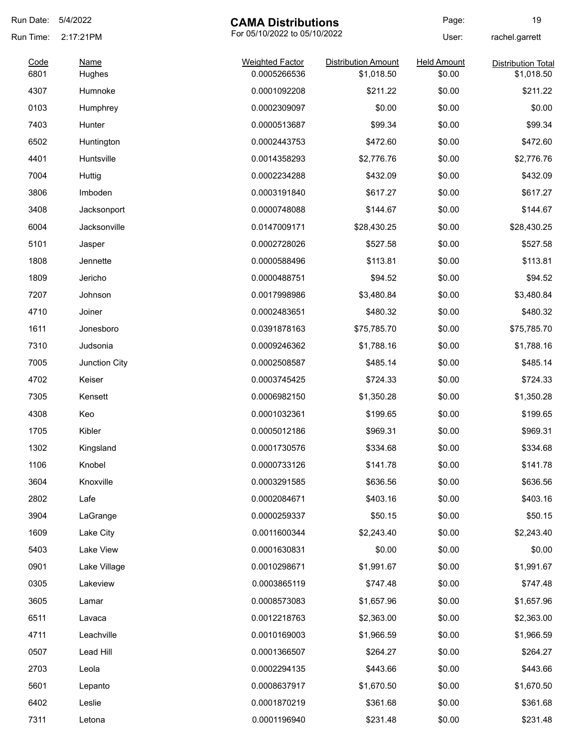# CAMA Distributions

For 05/10/2022 to 05/10/2022

Run Date: 5/4/2022
Run Time: 2:17:21PM
User: rachel.garrett

| Code | Name | Weighted Factor | Distribution Amount | Held Amount | Distribution Total |
|---|---|---|---|---|---|
| 6801 | Hughes | 0.0005266536 | $1,018.50 | $0.00 | $1,018.50 |
| 4307 | Humnoke | 0.0001092208 | $211.22 | $0.00 | $211.22 |
| 0103 | Humphrey | 0.0002309097 | $0.00 | $0.00 | $0.00 |
| 7403 | Hunter | 0.0000513687 | $99.34 | $0.00 | $99.34 |
| 6502 | Huntington | 0.0002443753 | $472.60 | $0.00 | $472.60 |
| 4401 | Huntsville | 0.0014358293 | $2,776.76 | $0.00 | $2,776.76 |
| 7004 | Huttig | 0.0002234288 | $432.09 | $0.00 | $432.09 |
| 3806 | Imboden | 0.0003191840 | $617.27 | $0.00 | $617.27 |
| 3408 | Jacksonport | 0.0000748088 | $144.67 | $0.00 | $144.67 |
| 6004 | Jacksonville | 0.0147009171 | $28,430.25 | $0.00 | $28,430.25 |
| 5101 | Jasper | 0.0002728026 | $527.58 | $0.00 | $527.58 |
| 1808 | Jennette | 0.0000588496 | $113.81 | $0.00 | $113.81 |
| 1809 | Jericho | 0.0000488751 | $94.52 | $0.00 | $94.52 |
| 7207 | Johnson | 0.0017998986 | $3,480.84 | $0.00 | $3,480.84 |
| 4710 | Joiner | 0.0002483651 | $480.32 | $0.00 | $480.32 |
| 1611 | Jonesboro | 0.0391878163 | $75,785.70 | $0.00 | $75,785.70 |
| 7310 | Judsonia | 0.0009246362 | $1,788.16 | $0.00 | $1,788.16 |
| 7005 | Junction City | 0.0002508587 | $485.14 | $0.00 | $485.14 |
| 4702 | Keiser | 0.0003745425 | $724.33 | $0.00 | $724.33 |
| 7305 | Kensett | 0.0006982150 | $1,350.28 | $0.00 | $1,350.28 |
| 4308 | Keo | 0.0001032361 | $199.65 | $0.00 | $199.65 |
| 1705 | Kibler | 0.0005012186 | $969.31 | $0.00 | $969.31 |
| 1302 | Kingsland | 0.0001730576 | $334.68 | $0.00 | $334.68 |
| 1106 | Knobel | 0.0000733126 | $141.78 | $0.00 | $141.78 |
| 3604 | Knoxville | 0.0003291585 | $636.56 | $0.00 | $636.56 |
| 2802 | Lafe | 0.0002084671 | $403.16 | $0.00 | $403.16 |
| 3904 | LaGrange | 0.0000259337 | $50.15 | $0.00 | $50.15 |
| 1609 | Lake City | 0.0011600344 | $2,243.40 | $0.00 | $2,243.40 |
| 5403 | Lake View | 0.0001630831 | $0.00 | $0.00 | $0.00 |
| 0901 | Lake Village | 0.0010298671 | $1,991.67 | $0.00 | $1,991.67 |
| 0305 | Lakeview | 0.0003865119 | $747.48 | $0.00 | $747.48 |
| 3605 | Lamar | 0.0008573083 | $1,657.96 | $0.00 | $1,657.96 |
| 6511 | Lavaca | 0.0012218763 | $2,363.00 | $0.00 | $2,363.00 |
| 4711 | Leachville | 0.0010169003 | $1,966.59 | $0.00 | $1,966.59 |
| 0507 | Lead Hill | 0.0001366507 | $264.27 | $0.00 | $264.27 |
| 2703 | Leola | 0.0002294135 | $443.66 | $0.00 | $443.66 |
| 5601 | Lepanto | 0.0008637917 | $1,670.50 | $0.00 | $1,670.50 |
| 6402 | Leslie | 0.0001870219 | $361.68 | $0.00 | $361.68 |
| 7311 | Letona | 0.0001196940 | $231.48 | $0.00 | $231.48 |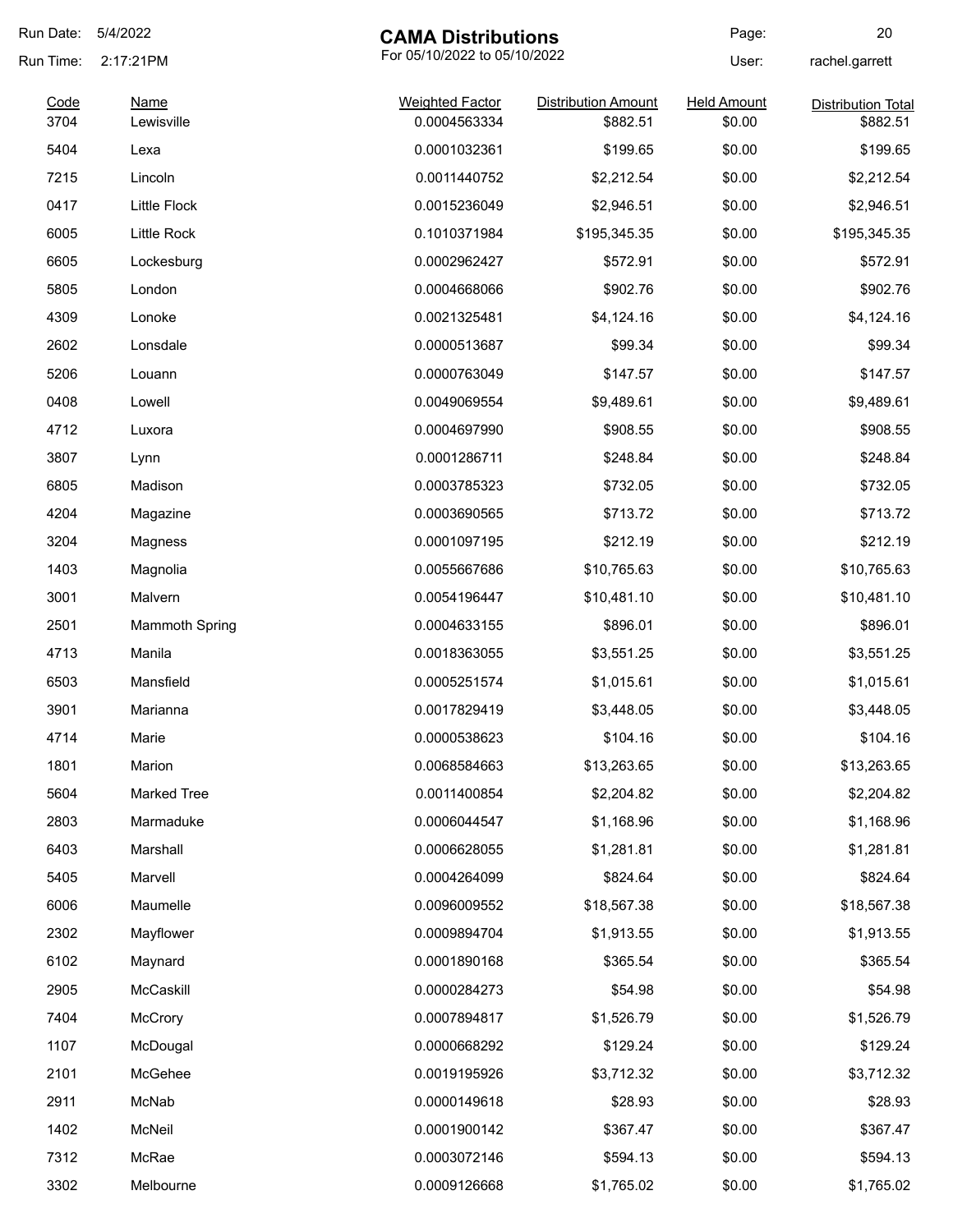# CAMA Distributions

For 05/10/2022 to 05/10/2022

Run Date: 5/4/2022
Run Time: 2:17:21PM
User: rachel.garrett

| Code | Name | Weighted Factor | Distribution Amount | Held Amount | Distribution Total |
|---|---|---|---|---|---|
| 3704 | Lewisville | 0.0004563334 | $882.51 | $0.00 | $882.51 |
| 5404 | Lexa | 0.0001032361 | $199.65 | $0.00 | $199.65 |
| 7215 | Lincoln | 0.0011440752 | $2,212.54 | $0.00 | $2,212.54 |
| 0417 | Little Flock | 0.0015236049 | $2,946.51 | $0.00 | $2,946.51 |
| 6005 | Little Rock | 0.1010371984 | $195,345.35 | $0.00 | $195,345.35 |
| 6605 | Lockesburg | 0.0002962427 | $572.91 | $0.00 | $572.91 |
| 5805 | London | 0.0004668066 | $902.76 | $0.00 | $902.76 |
| 4309 | Lonoke | 0.0021325481 | $4,124.16 | $0.00 | $4,124.16 |
| 2602 | Lonsdale | 0.0000513687 | $99.34 | $0.00 | $99.34 |
| 5206 | Louann | 0.0000763049 | $147.57 | $0.00 | $147.57 |
| 0408 | Lowell | 0.0049069554 | $9,489.61 | $0.00 | $9,489.61 |
| 4712 | Luxora | 0.0004697990 | $908.55 | $0.00 | $908.55 |
| 3807 | Lynn | 0.0001286711 | $248.84 | $0.00 | $248.84 |
| 6805 | Madison | 0.0003785323 | $732.05 | $0.00 | $732.05 |
| 4204 | Magazine | 0.0003690565 | $713.72 | $0.00 | $713.72 |
| 3204 | Magness | 0.0001097195 | $212.19 | $0.00 | $212.19 |
| 1403 | Magnolia | 0.0055667686 | $10,765.63 | $0.00 | $10,765.63 |
| 3001 | Malvern | 0.0054196447 | $10,481.10 | $0.00 | $10,481.10 |
| 2501 | Mammoth Spring | 0.0004633155 | $896.01 | $0.00 | $896.01 |
| 4713 | Manila | 0.0018363055 | $3,551.25 | $0.00 | $3,551.25 |
| 6503 | Mansfield | 0.0005251574 | $1,015.61 | $0.00 | $1,015.61 |
| 3901 | Marianna | 0.0017829419 | $3,448.05 | $0.00 | $3,448.05 |
| 4714 | Marie | 0.0000538623 | $104.16 | $0.00 | $104.16 |
| 1801 | Marion | 0.0068584663 | $13,263.65 | $0.00 | $13,263.65 |
| 5604 | Marked Tree | 0.0011400854 | $2,204.82 | $0.00 | $2,204.82 |
| 2803 | Marmaduke | 0.0006044547 | $1,168.96 | $0.00 | $1,168.96 |
| 6403 | Marshall | 0.0006628055 | $1,281.81 | $0.00 | $1,281.81 |
| 5405 | Marvell | 0.0004264099 | $824.64 | $0.00 | $824.64 |
| 6006 | Maumelle | 0.0096009552 | $18,567.38 | $0.00 | $18,567.38 |
| 2302 | Mayflower | 0.0009894704 | $1,913.55 | $0.00 | $1,913.55 |
| 6102 | Maynard | 0.0001890168 | $365.54 | $0.00 | $365.54 |
| 2905 | McCaskill | 0.0000284273 | $54.98 | $0.00 | $54.98 |
| 7404 | McCrory | 0.0007894817 | $1,526.79 | $0.00 | $1,526.79 |
| 1107 | McDougal | 0.0000668292 | $129.24 | $0.00 | $129.24 |
| 2101 | McGehee | 0.0019195926 | $3,712.32 | $0.00 | $3,712.32 |
| 2911 | McNab | 0.0000149618 | $28.93 | $0.00 | $28.93 |
| 1402 | McNeil | 0.0001900142 | $367.47 | $0.00 | $367.47 |
| 7312 | McRae | 0.0003072146 | $594.13 | $0.00 | $594.13 |
| 3302 | Melbourne | 0.0009126668 | $1,765.02 | $0.00 | $1,765.02 |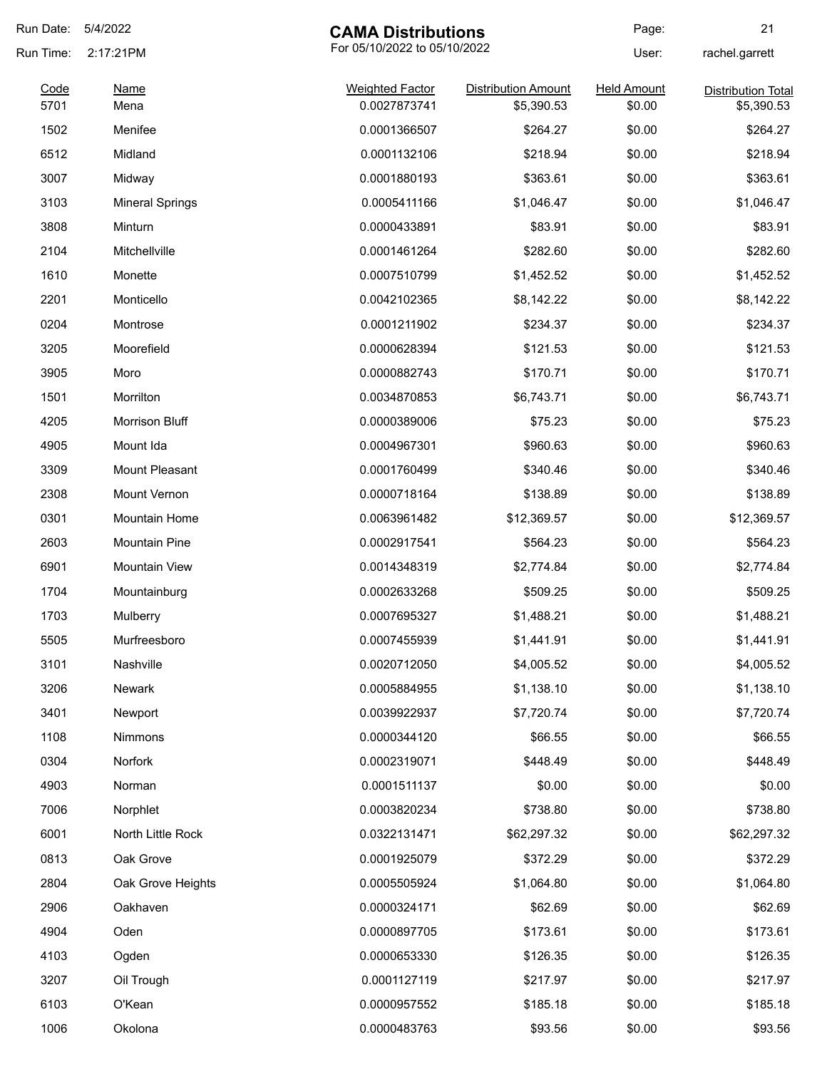Run Date: 5/4/2022

Run Time: 2:17:21PM

# CAMA Distributions

For 05/10/2022 to 05/10/2022

User: rachel.garrett

| Code | Name | Weighted Factor | Distribution Amount | Held Amount | Distribution Total |
|---|---|---|---|---|---|
| 5701 | Mena | 0.0027873741 | $5,390.53 | $0.00 | $5,390.53 |
| 1502 | Menifee | 0.0001366507 | $264.27 | $0.00 | $264.27 |
| 6512 | Midland | 0.0001132106 | $218.94 | $0.00 | $218.94 |
| 3007 | Midway | 0.0001880193 | $363.61 | $0.00 | $363.61 |
| 3103 | Mineral Springs | 0.0005411166 | $1,046.47 | $0.00 | $1,046.47 |
| 3808 | Minturn | 0.0000433891 | $83.91 | $0.00 | $83.91 |
| 2104 | Mitchellville | 0.0001461264 | $282.60 | $0.00 | $282.60 |
| 1610 | Monette | 0.0007510799 | $1,452.52 | $0.00 | $1,452.52 |
| 2201 | Monticello | 0.0042102365 | $8,142.22 | $0.00 | $8,142.22 |
| 0204 | Montrose | 0.0001211902 | $234.37 | $0.00 | $234.37 |
| 3205 | Moorefield | 0.0000628394 | $121.53 | $0.00 | $121.53 |
| 3905 | Moro | 0.0000882743 | $170.71 | $0.00 | $170.71 |
| 1501 | Morrilton | 0.0034870853 | $6,743.71 | $0.00 | $6,743.71 |
| 4205 | Morrison Bluff | 0.0000389006 | $75.23 | $0.00 | $75.23 |
| 4905 | Mount Ida | 0.0004967301 | $960.63 | $0.00 | $960.63 |
| 3309 | Mount Pleasant | 0.0001760499 | $340.46 | $0.00 | $340.46 |
| 2308 | Mount Vernon | 0.0000718164 | $138.89 | $0.00 | $138.89 |
| 0301 | Mountain Home | 0.0063961482 | $12,369.57 | $0.00 | $12,369.57 |
| 2603 | Mountain Pine | 0.0002917541 | $564.23 | $0.00 | $564.23 |
| 6901 | Mountain View | 0.0014348319 | $2,774.84 | $0.00 | $2,774.84 |
| 1704 | Mountainburg | 0.0002633268 | $509.25 | $0.00 | $509.25 |
| 1703 | Mulberry | 0.0007695327 | $1,488.21 | $0.00 | $1,488.21 |
| 5505 | Murfreesboro | 0.0007455939 | $1,441.91 | $0.00 | $1,441.91 |
| 3101 | Nashville | 0.0020712050 | $4,005.52 | $0.00 | $4,005.52 |
| 3206 | Newark | 0.0005884955 | $1,138.10 | $0.00 | $1,138.10 |
| 3401 | Newport | 0.0039922937 | $7,720.74 | $0.00 | $7,720.74 |
| 1108 | Nimmons | 0.0000344120 | $66.55 | $0.00 | $66.55 |
| 0304 | Norfork | 0.0002319071 | $448.49 | $0.00 | $448.49 |
| 4903 | Norman | 0.0001511137 | $0.00 | $0.00 | $0.00 |
| 7006 | Norphlet | 0.0003820234 | $738.80 | $0.00 | $738.80 |
| 6001 | North Little Rock | 0.0322131471 | $62,297.32 | $0.00 | $62,297.32 |
| 0813 | Oak Grove | 0.0001925079 | $372.29 | $0.00 | $372.29 |
| 2804 | Oak Grove Heights | 0.0005505924 | $1,064.80 | $0.00 | $1,064.80 |
| 2906 | Oakhaven | 0.0000324171 | $62.69 | $0.00 | $62.69 |
| 4904 | Oden | 0.0000897705 | $173.61 | $0.00 | $173.61 |
| 4103 | Ogden | 0.0000653330 | $126.35 | $0.00 | $126.35 |
| 3207 | Oil Trough | 0.0001127119 | $217.97 | $0.00 | $217.97 |
| 6103 | O'Kean | 0.0000957552 | $185.18 | $0.00 | $185.18 |
| 1006 | Okolona | 0.0000483763 | $93.56 | $0.00 | $93.56 |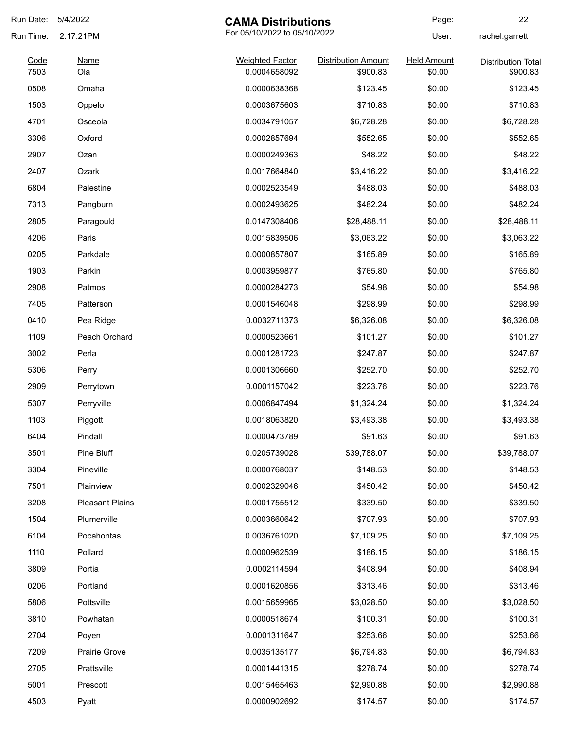# CAMA Distributions

For 05/10/2022 to 05/10/2022

Run Date: 5/4/2022
Run Time: 2:17:21PM
User: rachel.garrett

| Code | Name | Weighted Factor | Distribution Amount | Held Amount | Distribution Total |
|---|---|---|---|---|---|
| 7503 | Ola | 0.0004658092 | $900.83 | $0.00 | $900.83 |
| 0508 | Omaha | 0.0000638368 | $123.45 | $0.00 | $123.45 |
| 1503 | Oppelo | 0.0003675603 | $710.83 | $0.00 | $710.83 |
| 4701 | Osceola | 0.0034791057 | $6,728.28 | $0.00 | $6,728.28 |
| 3306 | Oxford | 0.0002857694 | $552.65 | $0.00 | $552.65 |
| 2907 | Ozan | 0.0000249363 | $48.22 | $0.00 | $48.22 |
| 2407 | Ozark | 0.0017664840 | $3,416.22 | $0.00 | $3,416.22 |
| 6804 | Palestine | 0.0002523549 | $488.03 | $0.00 | $488.03 |
| 7313 | Pangburn | 0.0002493625 | $482.24 | $0.00 | $482.24 |
| 2805 | Paragould | 0.0147308406 | $28,488.11 | $0.00 | $28,488.11 |
| 4206 | Paris | 0.0015839506 | $3,063.22 | $0.00 | $3,063.22 |
| 0205 | Parkdale | 0.0000857807 | $165.89 | $0.00 | $165.89 |
| 1903 | Parkin | 0.0003959877 | $765.80 | $0.00 | $765.80 |
| 2908 | Patmos | 0.0000284273 | $54.98 | $0.00 | $54.98 |
| 7405 | Patterson | 0.0001546048 | $298.99 | $0.00 | $298.99 |
| 0410 | Pea Ridge | 0.0032711373 | $6,326.08 | $0.00 | $6,326.08 |
| 1109 | Peach Orchard | 0.0000523661 | $101.27 | $0.00 | $101.27 |
| 3002 | Perla | 0.0001281723 | $247.87 | $0.00 | $247.87 |
| 5306 | Perry | 0.0001306660 | $252.70 | $0.00 | $252.70 |
| 2909 | Perrytown | 0.0001157042 | $223.76 | $0.00 | $223.76 |
| 5307 | Perryville | 0.0006847494 | $1,324.24 | $0.00 | $1,324.24 |
| 1103 | Piggott | 0.0018063820 | $3,493.38 | $0.00 | $3,493.38 |
| 6404 | Pindall | 0.0000473789 | $91.63 | $0.00 | $91.63 |
| 3501 | Pine Bluff | 0.0205739028 | $39,788.07 | $0.00 | $39,788.07 |
| 3304 | Pineville | 0.0000768037 | $148.53 | $0.00 | $148.53 |
| 7501 | Plainview | 0.0002329046 | $450.42 | $0.00 | $450.42 |
| 3208 | Pleasant Plains | 0.0001755512 | $339.50 | $0.00 | $339.50 |
| 1504 | Plumerville | 0.0003660642 | $707.93 | $0.00 | $707.93 |
| 6104 | Pocahontas | 0.0036761020 | $7,109.25 | $0.00 | $7,109.25 |
| 1110 | Pollard | 0.0000962539 | $186.15 | $0.00 | $186.15 |
| 3809 | Portia | 0.0002114594 | $408.94 | $0.00 | $408.94 |
| 0206 | Portland | 0.0001620856 | $313.46 | $0.00 | $313.46 |
| 5806 | Pottsville | 0.0015659965 | $3,028.50 | $0.00 | $3,028.50 |
| 3810 | Powhatan | 0.0000518674 | $100.31 | $0.00 | $100.31 |
| 2704 | Poyen | 0.0001311647 | $253.66 | $0.00 | $253.66 |
| 7209 | Prairie Grove | 0.0035135177 | $6,794.83 | $0.00 | $6,794.83 |
| 2705 | Prattsville | 0.0001441315 | $278.74 | $0.00 | $278.74 |
| 5001 | Prescott | 0.0015465463 | $2,990.88 | $0.00 | $2,990.88 |
| 4503 | Pyatt | 0.0000902692 | $174.57 | $0.00 | $174.57 |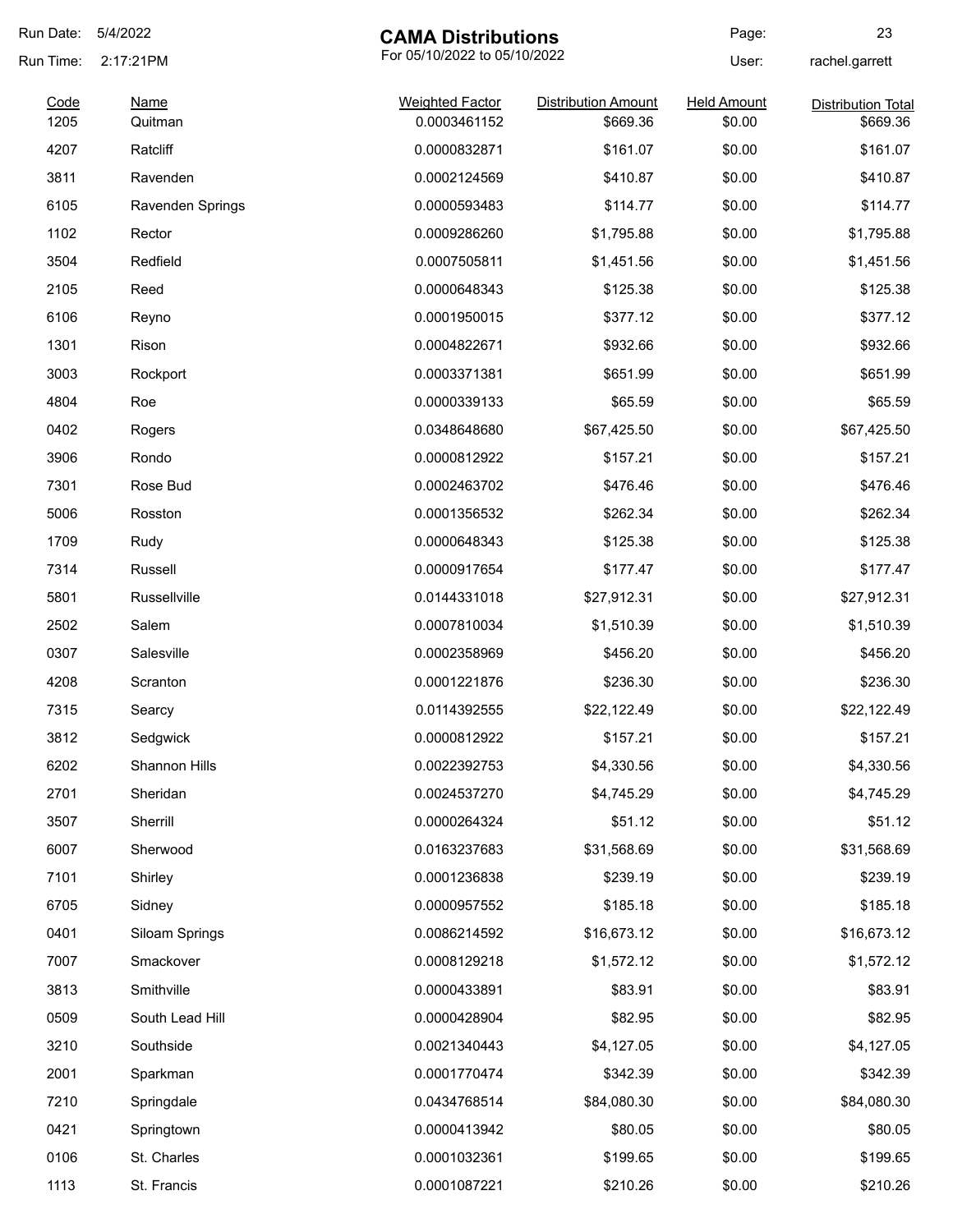# CAMA Distributions

For 05/10/2022 to 05/10/2022

Run Date: 5/4/2022
Run Time: 2:17:21PM
User: rachel.garrett

| Code | Name | Weighted Factor | Distribution Amount | Held Amount | Distribution Total |
|---|---|---|---|---|---|
| 1205 | Quitman | 0.0003461152 | $669.36 | $0.00 | $669.36 |
| 4207 | Ratcliff | 0.0000832871 | $161.07 | $0.00 | $161.07 |
| 3811 | Ravenden | 0.0002124569 | $410.87 | $0.00 | $410.87 |
| 6105 | Ravenden Springs | 0.0000593483 | $114.77 | $0.00 | $114.77 |
| 1102 | Rector | 0.0009286260 | $1,795.88 | $0.00 | $1,795.88 |
| 3504 | Redfield | 0.0007505811 | $1,451.56 | $0.00 | $1,451.56 |
| 2105 | Reed | 0.0000648343 | $125.38 | $0.00 | $125.38 |
| 6106 | Reyno | 0.0001950015 | $377.12 | $0.00 | $377.12 |
| 1301 | Rison | 0.0004822671 | $932.66 | $0.00 | $932.66 |
| 3003 | Rockport | 0.0003371381 | $651.99 | $0.00 | $651.99 |
| 4804 | Roe | 0.0000339133 | $65.59 | $0.00 | $65.59 |
| 0402 | Rogers | 0.0348648680 | $67,425.50 | $0.00 | $67,425.50 |
| 3906 | Rondo | 0.0000812922 | $157.21 | $0.00 | $157.21 |
| 7301 | Rose Bud | 0.0002463702 | $476.46 | $0.00 | $476.46 |
| 5006 | Rosston | 0.0001356532 | $262.34 | $0.00 | $262.34 |
| 1709 | Rudy | 0.0000648343 | $125.38 | $0.00 | $125.38 |
| 7314 | Russell | 0.0000917654 | $177.47 | $0.00 | $177.47 |
| 5801 | Russellville | 0.0144331018 | $27,912.31 | $0.00 | $27,912.31 |
| 2502 | Salem | 0.0007810034 | $1,510.39 | $0.00 | $1,510.39 |
| 0307 | Salesville | 0.0002358969 | $456.20 | $0.00 | $456.20 |
| 4208 | Scranton | 0.0001221876 | $236.30 | $0.00 | $236.30 |
| 7315 | Searcy | 0.0114392555 | $22,122.49 | $0.00 | $22,122.49 |
| 3812 | Sedgwick | 0.0000812922 | $157.21 | $0.00 | $157.21 |
| 6202 | Shannon Hills | 0.0022392753 | $4,330.56 | $0.00 | $4,330.56 |
| 2701 | Sheridan | 0.0024537270 | $4,745.29 | $0.00 | $4,745.29 |
| 3507 | Sherrill | 0.0000264324 | $51.12 | $0.00 | $51.12 |
| 6007 | Sherwood | 0.0163237683 | $31,568.69 | $0.00 | $31,568.69 |
| 7101 | Shirley | 0.0001236838 | $239.19 | $0.00 | $239.19 |
| 6705 | Sidney | 0.0000957552 | $185.18 | $0.00 | $185.18 |
| 0401 | Siloam Springs | 0.0086214592 | $16,673.12 | $0.00 | $16,673.12 |
| 7007 | Smackover | 0.0008129218 | $1,572.12 | $0.00 | $1,572.12 |
| 3813 | Smithville | 0.0000433891 | $83.91 | $0.00 | $83.91 |
| 0509 | South Lead Hill | 0.0000428904 | $82.95 | $0.00 | $82.95 |
| 3210 | Southside | 0.0021340443 | $4,127.05 | $0.00 | $4,127.05 |
| 2001 | Sparkman | 0.0001770474 | $342.39 | $0.00 | $342.39 |
| 7210 | Springdale | 0.0434768514 | $84,080.30 | $0.00 | $84,080.30 |
| 0421 | Springtown | 0.0000413942 | $80.05 | $0.00 | $80.05 |
| 0106 | St. Charles | 0.0001032361 | $199.65 | $0.00 | $199.65 |
| 1113 | St. Francis | 0.0001087221 | $210.26 | $0.00 | $210.26 |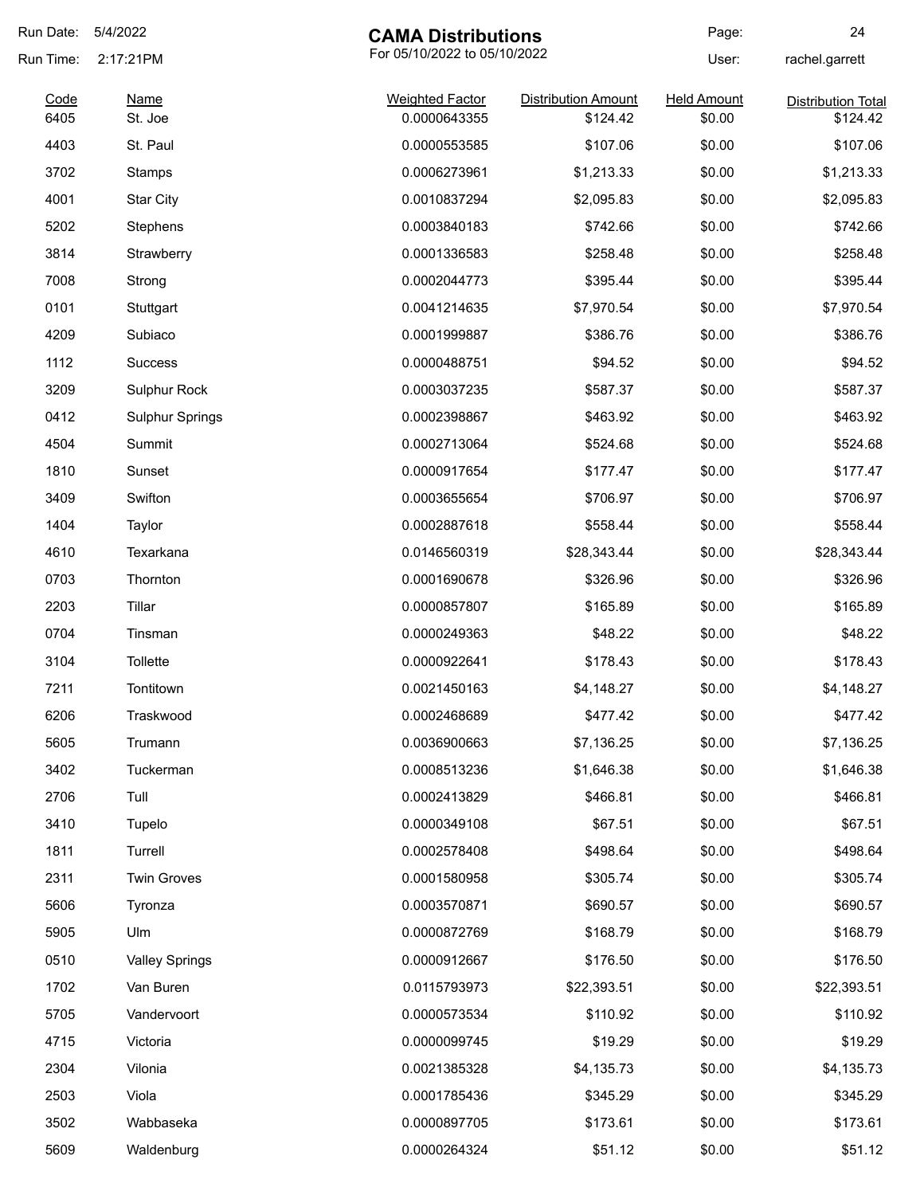Run Date: 5/4/2022
Run Time: 2:17:21PM

# CAMA Distributions

For 05/10/2022 to 05/10/2022

User: rachel.garrett

| Code | Name | Weighted Factor | Distribution Amount | Held Amount | Distribution Total |
|---|---|---|---|---|---|
| 6405 | St. Joe | 0.0000643355 | $124.42 | $0.00 | $124.42 |
| 4403 | St. Paul | 0.0000553585 | $107.06 | $0.00 | $107.06 |
| 3702 | Stamps | 0.0006273961 | $1,213.33 | $0.00 | $1,213.33 |
| 4001 | Star City | 0.0010837294 | $2,095.83 | $0.00 | $2,095.83 |
| 5202 | Stephens | 0.0003840183 | $742.66 | $0.00 | $742.66 |
| 3814 | Strawberry | 0.0001336583 | $258.48 | $0.00 | $258.48 |
| 7008 | Strong | 0.0002044773 | $395.44 | $0.00 | $395.44 |
| 0101 | Stuttgart | 0.0041214635 | $7,970.54 | $0.00 | $7,970.54 |
| 4209 | Subiaco | 0.0001999887 | $386.76 | $0.00 | $386.76 |
| 1112 | Success | 0.0000488751 | $94.52 | $0.00 | $94.52 |
| 3209 | Sulphur Rock | 0.0003037235 | $587.37 | $0.00 | $587.37 |
| 0412 | Sulphur Springs | 0.0002398867 | $463.92 | $0.00 | $463.92 |
| 4504 | Summit | 0.0002713064 | $524.68 | $0.00 | $524.68 |
| 1810 | Sunset | 0.0000917654 | $177.47 | $0.00 | $177.47 |
| 3409 | Swifton | 0.0003655654 | $706.97 | $0.00 | $706.97 |
| 1404 | Taylor | 0.0002887618 | $558.44 | $0.00 | $558.44 |
| 4610 | Texarkana | 0.0146560319 | $28,343.44 | $0.00 | $28,343.44 |
| 0703 | Thornton | 0.0001690678 | $326.96 | $0.00 | $326.96 |
| 2203 | Tillar | 0.0000857807 | $165.89 | $0.00 | $165.89 |
| 0704 | Tinsman | 0.0000249363 | $48.22 | $0.00 | $48.22 |
| 3104 | Tollette | 0.0000922641 | $178.43 | $0.00 | $178.43 |
| 7211 | Tontitown | 0.0021450163 | $4,148.27 | $0.00 | $4,148.27 |
| 6206 | Traskwood | 0.0002468689 | $477.42 | $0.00 | $477.42 |
| 5605 | Trumann | 0.0036900663 | $7,136.25 | $0.00 | $7,136.25 |
| 3402 | Tuckerman | 0.0008513236 | $1,646.38 | $0.00 | $1,646.38 |
| 2706 | Tull | 0.0002413829 | $466.81 | $0.00 | $466.81 |
| 3410 | Tupelo | 0.0000349108 | $67.51 | $0.00 | $67.51 |
| 1811 | Turrell | 0.0002578408 | $498.64 | $0.00 | $498.64 |
| 2311 | Twin Groves | 0.0001580958 | $305.74 | $0.00 | $305.74 |
| 5606 | Tyronza | 0.0003570871 | $690.57 | $0.00 | $690.57 |
| 5905 | Ulm | 0.0000872769 | $168.79 | $0.00 | $168.79 |
| 0510 | Valley Springs | 0.0000912667 | $176.50 | $0.00 | $176.50 |
| 1702 | Van Buren | 0.0115793973 | $22,393.51 | $0.00 | $22,393.51 |
| 5705 | Vandervoort | 0.0000573534 | $110.92 | $0.00 | $110.92 |
| 4715 | Victoria | 0.0000099745 | $19.29 | $0.00 | $19.29 |
| 2304 | Vilonia | 0.0021385328 | $4,135.73 | $0.00 | $4,135.73 |
| 2503 | Viola | 0.0001785436 | $345.29 | $0.00 | $345.29 |
| 3502 | Wabbaseka | 0.0000897705 | $173.61 | $0.00 | $173.61 |
| 5609 | Waldenburg | 0.0000264324 | $51.12 | $0.00 | $51.12 |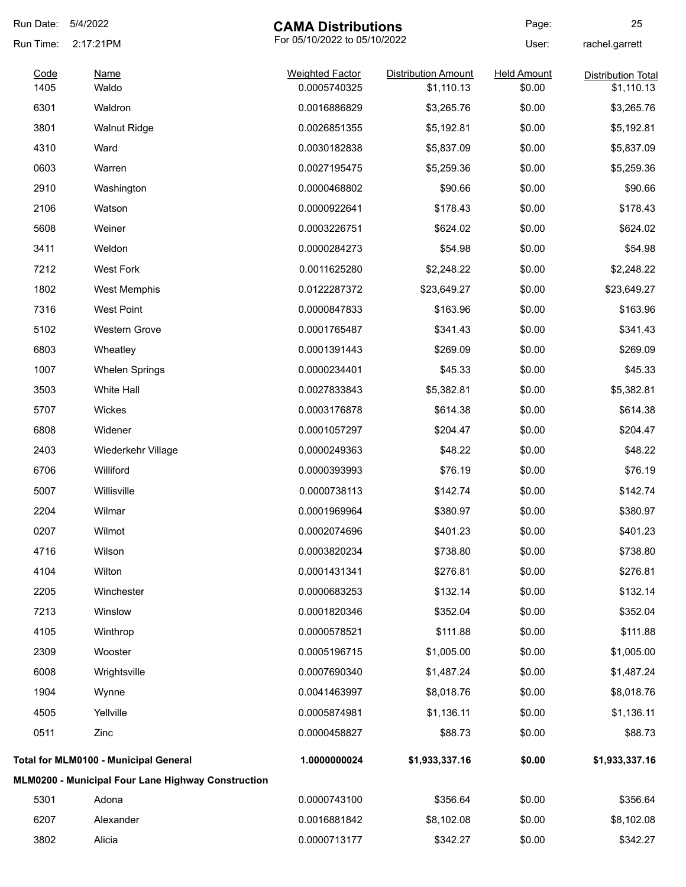**CAMA Distributions**

For 05/10/2022 to 05/10/2022

Run Date: 5/4/2022
Run Time: 2:17:21PM
User: rachel.garrett

| Code | Name | Weighted Factor | Distribution Amount | Held Amount | Distribution Total |
|---|---|---|---|---|---|
| 1405 | Waldo | 0.0005740325 | $1,110.13 | $0.00 | $1,110.13 |
| 6301 | Waldron | 0.0016886829 | $3,265.76 | $0.00 | $3,265.76 |
| 3801 | Walnut Ridge | 0.0026851355 | $5,192.81 | $0.00 | $5,192.81 |
| 4310 | Ward | 0.0030182838 | $5,837.09 | $0.00 | $5,837.09 |
| 0603 | Warren | 0.0027195475 | $5,259.36 | $0.00 | $5,259.36 |
| 2910 | Washington | 0.0000468802 | $90.66 | $0.00 | $90.66 |
| 2106 | Watson | 0.0000922641 | $178.43 | $0.00 | $178.43 |
| 5608 | Weiner | 0.0003226751 | $624.02 | $0.00 | $624.02 |
| 3411 | Weldon | 0.0000284273 | $54.98 | $0.00 | $54.98 |
| 7212 | West Fork | 0.0011625280 | $2,248.22 | $0.00 | $2,248.22 |
| 1802 | West Memphis | 0.0122287372 | $23,649.27 | $0.00 | $23,649.27 |
| 7316 | West Point | 0.0000847833 | $163.96 | $0.00 | $163.96 |
| 5102 | Western Grove | 0.0001765487 | $341.43 | $0.00 | $341.43 |
| 6803 | Wheatley | 0.0001391443 | $269.09 | $0.00 | $269.09 |
| 1007 | Whelen Springs | 0.0000234401 | $45.33 | $0.00 | $45.33 |
| 3503 | White Hall | 0.0027833843 | $5,382.81 | $0.00 | $5,382.81 |
| 5707 | Wickes | 0.0003176878 | $614.38 | $0.00 | $614.38 |
| 6808 | Widener | 0.0001057297 | $204.47 | $0.00 | $204.47 |
| 2403 | Wiederkehr Village | 0.0000249363 | $48.22 | $0.00 | $48.22 |
| 6706 | Williford | 0.0000393993 | $76.19 | $0.00 | $76.19 |
| 5007 | Willisville | 0.0000738113 | $142.74 | $0.00 | $142.74 |
| 2204 | Wilmar | 0.0001969964 | $380.97 | $0.00 | $380.97 |
| 0207 | Wilmot | 0.0002074696 | $401.23 | $0.00 | $401.23 |
| 4716 | Wilson | 0.0003820234 | $738.80 | $0.00 | $738.80 |
| 4104 | Wilton | 0.0001431341 | $276.81 | $0.00 | $276.81 |
| 2205 | Winchester | 0.0000683253 | $132.14 | $0.00 | $132.14 |
| 7213 | Winslow | 0.0001820346 | $352.04 | $0.00 | $352.04 |
| 4105 | Winthrop | 0.0000578521 | $111.88 | $0.00 | $111.88 |
| 2309 | Wooster | 0.0005196715 | $1,005.00 | $0.00 | $1,005.00 |
| 6008 | Wrightsville | 0.0007690340 | $1,487.24 | $0.00 | $1,487.24 |
| 1904 | Wynne | 0.0041463997 | $8,018.76 | $0.00 | $8,018.76 |
| 4505 | Yellville | 0.0005874981 | $1,136.11 | $0.00 | $1,136.11 |
| 0511 | Zinc | 0.0000458827 | $88.73 | $0.00 | $88.73 |
| **Total for MLM0100 - Municipal General** | | **1.0000000024** | **$1,933,337.16** | **$0.00** | **$1,933,337.16** |
| **MLM0200 - Municipal Four Lane Highway Construction** | | | | | |
| 5301 | Adona | 0.0000743100 | $356.64 | $0.00 | $356.64 |
| 6207 | Alexander | 0.0016881842 | $8,102.08 | $0.00 | $8,102.08 |
| 3802 | Alicia | 0.0000713177 | $342.27 | $0.00 | $342.27 |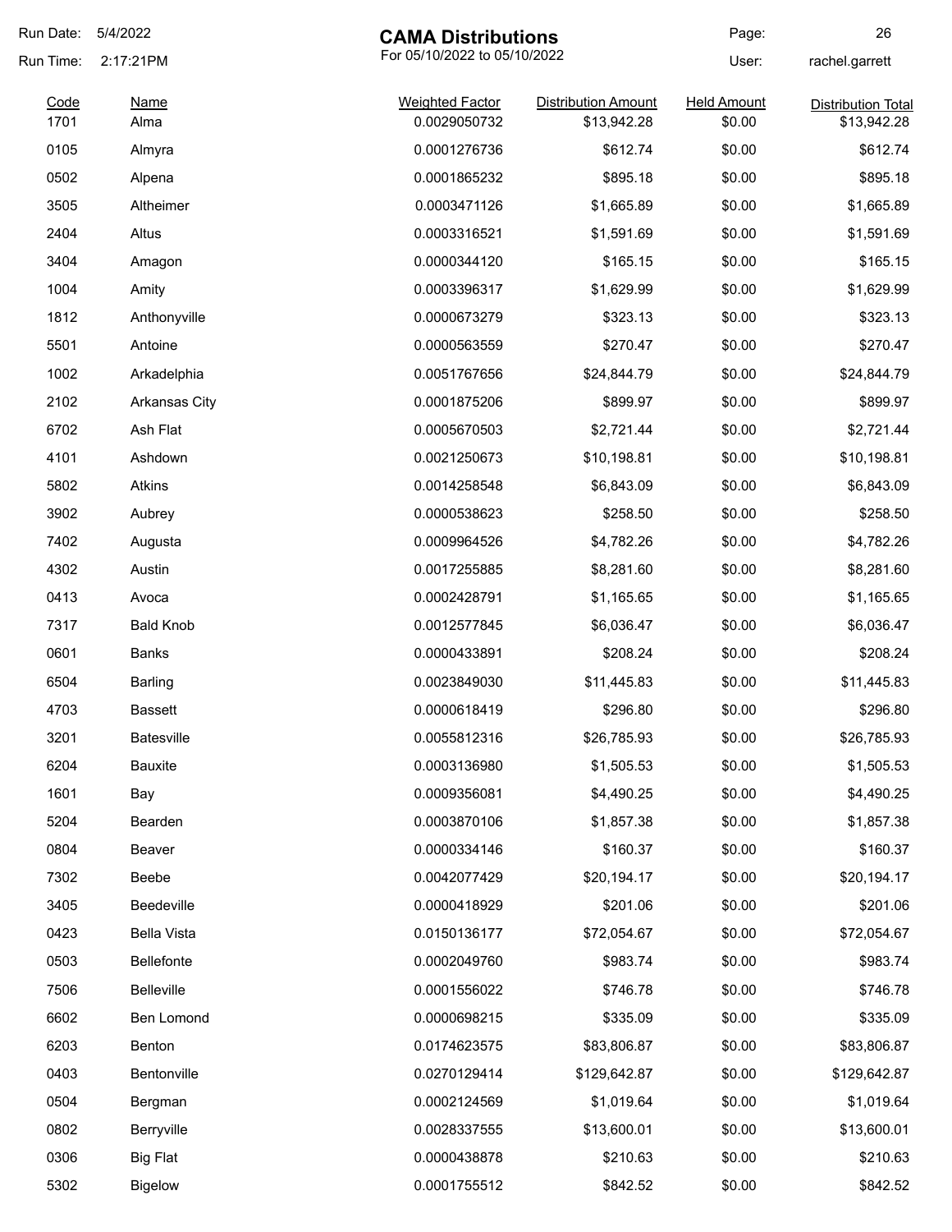Run Date: 5/4/2022

Run Time: 2:17:21PM

# CAMA Distributions

For 05/10/2022 to 05/10/2022

User: rachel.garrett

| Code | Name | Weighted Factor | Distribution Amount | Held Amount | Distribution Total |
|---|---|---|---|---|---|
| 1701 | Alma | 0.0029050732 | $13,942.28 | $0.00 | $13,942.28 |
| 0105 | Almyra | 0.0001276736 | $612.74 | $0.00 | $612.74 |
| 0502 | Alpena | 0.0001865232 | $895.18 | $0.00 | $895.18 |
| 3505 | Altheimer | 0.0003471126 | $1,665.89 | $0.00 | $1,665.89 |
| 2404 | Altus | 0.0003316521 | $1,591.69 | $0.00 | $1,591.69 |
| 3404 | Amagon | 0.0000344120 | $165.15 | $0.00 | $165.15 |
| 1004 | Amity | 0.0003396317 | $1,629.99 | $0.00 | $1,629.99 |
| 1812 | Anthonyville | 0.0000673279 | $323.13 | $0.00 | $323.13 |
| 5501 | Antoine | 0.0000563559 | $270.47 | $0.00 | $270.47 |
| 1002 | Arkadelphia | 0.0051767656 | $24,844.79 | $0.00 | $24,844.79 |
| 2102 | Arkansas City | 0.0001875206 | $899.97 | $0.00 | $899.97 |
| 6702 | Ash Flat | 0.0005670503 | $2,721.44 | $0.00 | $2,721.44 |
| 4101 | Ashdown | 0.0021250673 | $10,198.81 | $0.00 | $10,198.81 |
| 5802 | Atkins | 0.0014258548 | $6,843.09 | $0.00 | $6,843.09 |
| 3902 | Aubrey | 0.0000538623 | $258.50 | $0.00 | $258.50 |
| 7402 | Augusta | 0.0009964526 | $4,782.26 | $0.00 | $4,782.26 |
| 4302 | Austin | 0.0017255885 | $8,281.60 | $0.00 | $8,281.60 |
| 0413 | Avoca | 0.0002428791 | $1,165.65 | $0.00 | $1,165.65 |
| 7317 | Bald Knob | 0.0012577845 | $6,036.47 | $0.00 | $6,036.47 |
| 0601 | Banks | 0.0000433891 | $208.24 | $0.00 | $208.24 |
| 6504 | Barling | 0.0023849030 | $11,445.83 | $0.00 | $11,445.83 |
| 4703 | Bassett | 0.0000618419 | $296.80 | $0.00 | $296.80 |
| 3201 | Batesville | 0.0055812316 | $26,785.93 | $0.00 | $26,785.93 |
| 6204 | Bauxite | 0.0003136980 | $1,505.53 | $0.00 | $1,505.53 |
| 1601 | Bay | 0.0009356081 | $4,490.25 | $0.00 | $4,490.25 |
| 5204 | Bearden | 0.0003870106 | $1,857.38 | $0.00 | $1,857.38 |
| 0804 | Beaver | 0.0000334146 | $160.37 | $0.00 | $160.37 |
| 7302 | Beebe | 0.0042077429 | $20,194.17 | $0.00 | $20,194.17 |
| 3405 | Beedeville | 0.0000418929 | $201.06 | $0.00 | $201.06 |
| 0423 | Bella Vista | 0.0150136177 | $72,054.67 | $0.00 | $72,054.67 |
| 0503 | Bellefonte | 0.0002049760 | $983.74 | $0.00 | $983.74 |
| 7506 | Belleville | 0.0001556022 | $746.78 | $0.00 | $746.78 |
| 6602 | Ben Lomond | 0.0000698215 | $335.09 | $0.00 | $335.09 |
| 6203 | Benton | 0.0174623575 | $83,806.87 | $0.00 | $83,806.87 |
| 0403 | Bentonville | 0.0270129414 | $129,642.87 | $0.00 | $129,642.87 |
| 0504 | Bergman | 0.0002124569 | $1,019.64 | $0.00 | $1,019.64 |
| 0802 | Berryville | 0.0028337555 | $13,600.01 | $0.00 | $13,600.01 |
| 0306 | Big Flat | 0.0000438878 | $210.63 | $0.00 | $210.63 |
| 5302 | Bigelow | 0.0001755512 | $842.52 | $0.00 | $842.52 |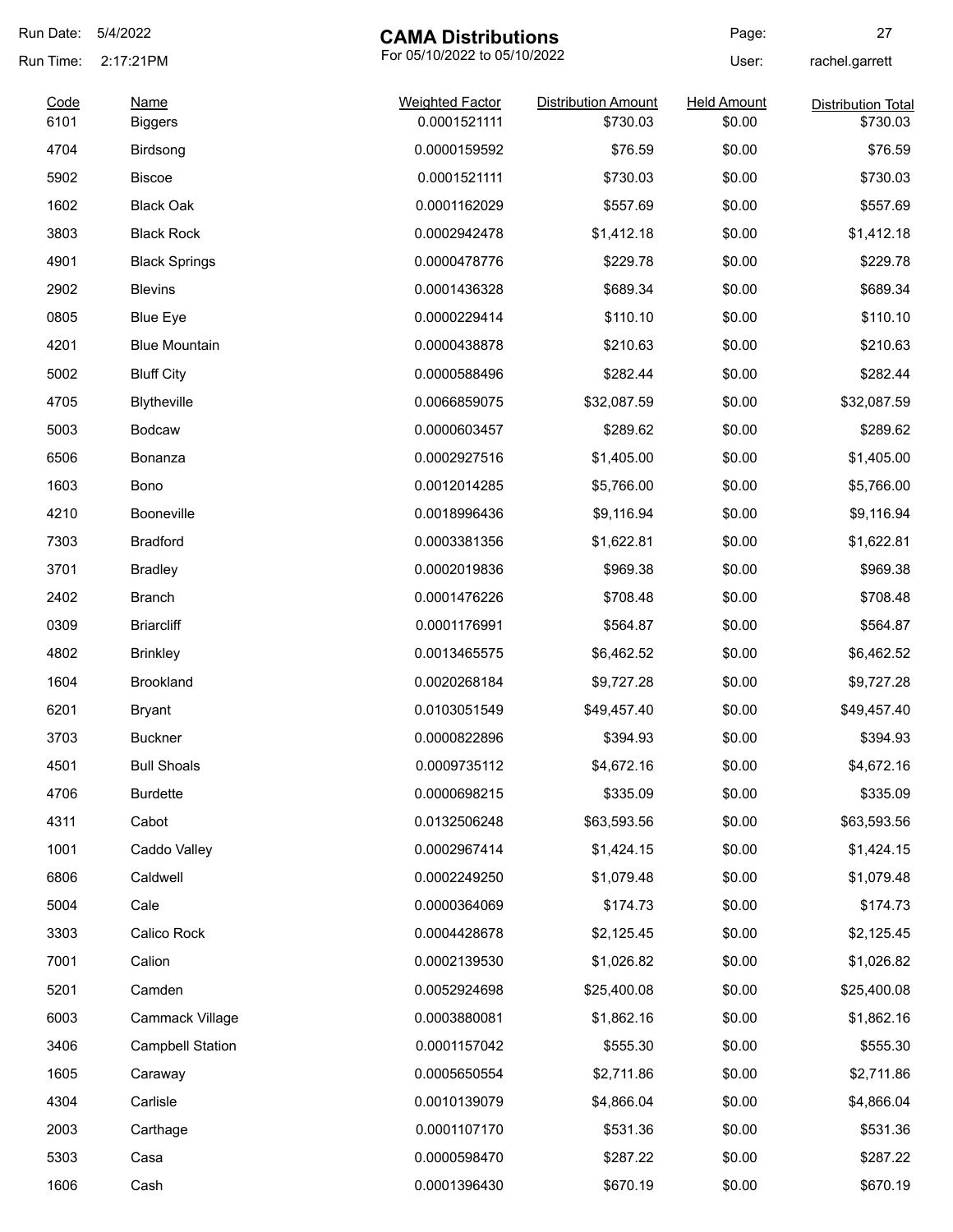# CAMA Distributions

For 05/10/2022 to 05/10/2022

Run Date: 5/4/2022
Run Time: 2:17:21PM
User: rachel.garrett

| Code | Name | Weighted Factor | Distribution Amount | Held Amount | Distribution Total |
|---|---|---|---|---|---|
| 6101 | Biggers | 0.0001521111 | $730.03 | $0.00 | $730.03 |
| 4704 | Birdsong | 0.0000159592 | $76.59 | $0.00 | $76.59 |
| 5902 | Biscoe | 0.0001521111 | $730.03 | $0.00 | $730.03 |
| 1602 | Black Oak | 0.0001162029 | $557.69 | $0.00 | $557.69 |
| 3803 | Black Rock | 0.0002942478 | $1,412.18 | $0.00 | $1,412.18 |
| 4901 | Black Springs | 0.0000478776 | $229.78 | $0.00 | $229.78 |
| 2902 | Blevins | 0.0001436328 | $689.34 | $0.00 | $689.34 |
| 0805 | Blue Eye | 0.0000229414 | $110.10 | $0.00 | $110.10 |
| 4201 | Blue Mountain | 0.0000438878 | $210.63 | $0.00 | $210.63 |
| 5002 | Bluff City | 0.0000588496 | $282.44 | $0.00 | $282.44 |
| 4705 | Blytheville | 0.0066859075 | $32,087.59 | $0.00 | $32,087.59 |
| 5003 | Bodcaw | 0.0000603457 | $289.62 | $0.00 | $289.62 |
| 6506 | Bonanza | 0.0002927516 | $1,405.00 | $0.00 | $1,405.00 |
| 1603 | Bono | 0.0012014285 | $5,766.00 | $0.00 | $5,766.00 |
| 4210 | Booneville | 0.0018996436 | $9,116.94 | $0.00 | $9,116.94 |
| 7303 | Bradford | 0.0003381356 | $1,622.81 | $0.00 | $1,622.81 |
| 3701 | Bradley | 0.0002019836 | $969.38 | $0.00 | $969.38 |
| 2402 | Branch | 0.0001476226 | $708.48 | $0.00 | $708.48 |
| 0309 | Briarcliff | 0.0001176991 | $564.87 | $0.00 | $564.87 |
| 4802 | Brinkley | 0.0013465575 | $6,462.52 | $0.00 | $6,462.52 |
| 1604 | Brookland | 0.0020268184 | $9,727.28 | $0.00 | $9,727.28 |
| 6201 | Bryant | 0.0103051549 | $49,457.40 | $0.00 | $49,457.40 |
| 3703 | Buckner | 0.0000822896 | $394.93 | $0.00 | $394.93 |
| 4501 | Bull Shoals | 0.0009735112 | $4,672.16 | $0.00 | $4,672.16 |
| 4706 | Burdette | 0.0000698215 | $335.09 | $0.00 | $335.09 |
| 4311 | Cabot | 0.0132506248 | $63,593.56 | $0.00 | $63,593.56 |
| 1001 | Caddo Valley | 0.0002967414 | $1,424.15 | $0.00 | $1,424.15 |
| 6806 | Caldwell | 0.0002249250 | $1,079.48 | $0.00 | $1,079.48 |
| 5004 | Cale | 0.0000364069 | $174.73 | $0.00 | $174.73 |
| 3303 | Calico Rock | 0.0004428678 | $2,125.45 | $0.00 | $2,125.45 |
| 7001 | Calion | 0.0002139530 | $1,026.82 | $0.00 | $1,026.82 |
| 5201 | Camden | 0.0052924698 | $25,400.08 | $0.00 | $25,400.08 |
| 6003 | Cammack Village | 0.0003880081 | $1,862.16 | $0.00 | $1,862.16 |
| 3406 | Campbell Station | 0.0001157042 | $555.30 | $0.00 | $555.30 |
| 1605 | Caraway | 0.0005650554 | $2,711.86 | $0.00 | $2,711.86 |
| 4304 | Carlisle | 0.0010139079 | $4,866.04 | $0.00 | $4,866.04 |
| 2003 | Carthage | 0.0001107170 | $531.36 | $0.00 | $531.36 |
| 5303 | Casa | 0.0000598470 | $287.22 | $0.00 | $287.22 |
| 1606 | Cash | 0.0001396430 | $670.19 | $0.00 | $670.19 |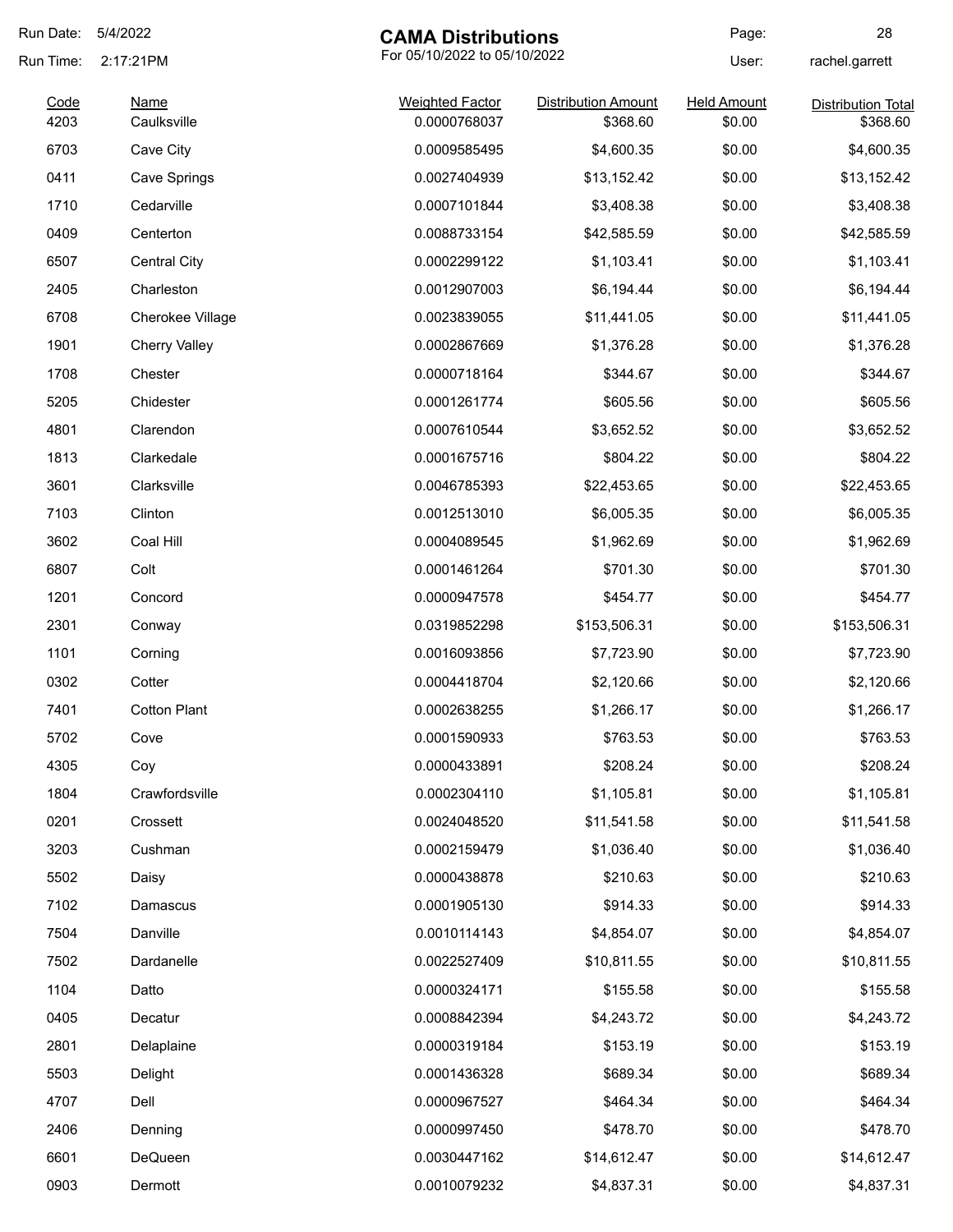Run Date: 5/4/2022

Run Time: 2:17:21PM

# CAMA Distributions

For 05/10/2022 to 05/10/2022

User: rachel.garrett

| Code | Name | Weighted Factor | Distribution Amount | Held Amount | Distribution Total |
|---|---|---|---|---|---|
| 4203 | Caulksville | 0.0000768037 | $368.60 | $0.00 | $368.60 |
| 6703 | Cave City | 0.0009585495 | $4,600.35 | $0.00 | $4,600.35 |
| 0411 | Cave Springs | 0.0027404939 | $13,152.42 | $0.00 | $13,152.42 |
| 1710 | Cedarville | 0.0007101844 | $3,408.38 | $0.00 | $3,408.38 |
| 0409 | Centerton | 0.0088733154 | $42,585.59 | $0.00 | $42,585.59 |
| 6507 | Central City | 0.0002299122 | $1,103.41 | $0.00 | $1,103.41 |
| 2405 | Charleston | 0.0012907003 | $6,194.44 | $0.00 | $6,194.44 |
| 6708 | Cherokee Village | 0.0023839055 | $11,441.05 | $0.00 | $11,441.05 |
| 1901 | Cherry Valley | 0.0002867669 | $1,376.28 | $0.00 | $1,376.28 |
| 1708 | Chester | 0.0000718164 | $344.67 | $0.00 | $344.67 |
| 5205 | Chidester | 0.0001261774 | $605.56 | $0.00 | $605.56 |
| 4801 | Clarendon | 0.0007610544 | $3,652.52 | $0.00 | $3,652.52 |
| 1813 | Clarkedale | 0.0001675716 | $804.22 | $0.00 | $804.22 |
| 3601 | Clarksville | 0.0046785393 | $22,453.65 | $0.00 | $22,453.65 |
| 7103 | Clinton | 0.0012513010 | $6,005.35 | $0.00 | $6,005.35 |
| 3602 | Coal Hill | 0.0004089545 | $1,962.69 | $0.00 | $1,962.69 |
| 6807 | Colt | 0.0001461264 | $701.30 | $0.00 | $701.30 |
| 1201 | Concord | 0.0000947578 | $454.77 | $0.00 | $454.77 |
| 2301 | Conway | 0.0319852298 | $153,506.31 | $0.00 | $153,506.31 |
| 1101 | Corning | 0.0016093856 | $7,723.90 | $0.00 | $7,723.90 |
| 0302 | Cotter | 0.0004418704 | $2,120.66 | $0.00 | $2,120.66 |
| 7401 | Cotton Plant | 0.0002638255 | $1,266.17 | $0.00 | $1,266.17 |
| 5702 | Cove | 0.0001590933 | $763.53 | $0.00 | $763.53 |
| 4305 | Coy | 0.0000433891 | $208.24 | $0.00 | $208.24 |
| 1804 | Crawfordsville | 0.0002304110 | $1,105.81 | $0.00 | $1,105.81 |
| 0201 | Crossett | 0.0024048520 | $11,541.58 | $0.00 | $11,541.58 |
| 3203 | Cushman | 0.0002159479 | $1,036.40 | $0.00 | $1,036.40 |
| 5502 | Daisy | 0.0000438878 | $210.63 | $0.00 | $210.63 |
| 7102 | Damascus | 0.0001905130 | $914.33 | $0.00 | $914.33 |
| 7504 | Danville | 0.0010114143 | $4,854.07 | $0.00 | $4,854.07 |
| 7502 | Dardanelle | 0.0022527409 | $10,811.55 | $0.00 | $10,811.55 |
| 1104 | Datto | 0.0000324171 | $155.58 | $0.00 | $155.58 |
| 0405 | Decatur | 0.0008842394 | $4,243.72 | $0.00 | $4,243.72 |
| 2801 | Delaplaine | 0.0000319184 | $153.19 | $0.00 | $153.19 |
| 5503 | Delight | 0.0001436328 | $689.34 | $0.00 | $689.34 |
| 4707 | Dell | 0.0000967527 | $464.34 | $0.00 | $464.34 |
| 2406 | Denning | 0.0000997450 | $478.70 | $0.00 | $478.70 |
| 6601 | DeQueen | 0.0030447162 | $14,612.47 | $0.00 | $14,612.47 |
| 0903 | Dermott | 0.0010079232 | $4,837.31 | $0.00 | $4,837.31 |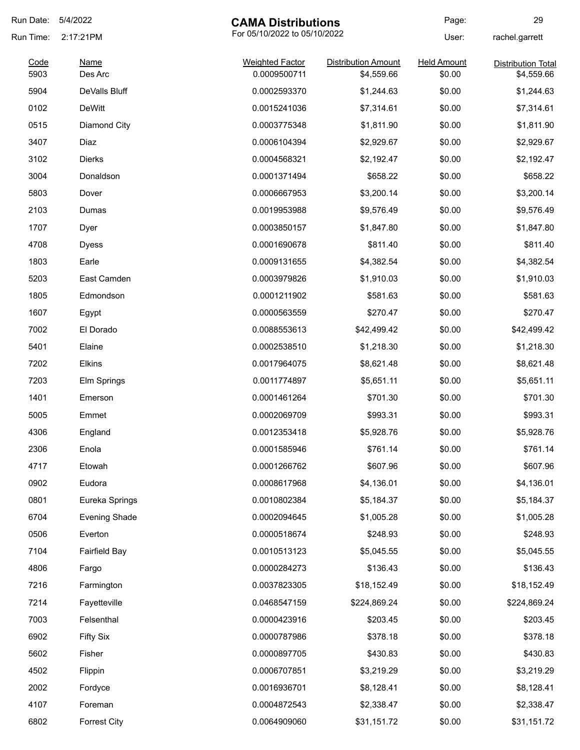# CAMA Distributions

For 05/10/2022 to 05/10/2022

Run Date: 5/4/2022
Run Time: 2:17:21PM
User: rachel.garrett

| Code | Name | Weighted Factor | Distribution Amount | Held Amount | Distribution Total |
|---|---|---|---|---|---|
| 5903 | Des Arc | 0.0009500711 | $4,559.66 | $0.00 | $4,559.66 |
| 5904 | DeValls Bluff | 0.0002593370 | $1,244.63 | $0.00 | $1,244.63 |
| 0102 | DeWitt | 0.0015241036 | $7,314.61 | $0.00 | $7,314.61 |
| 0515 | Diamond City | 0.0003775348 | $1,811.90 | $0.00 | $1,811.90 |
| 3407 | Diaz | 0.0006104394 | $2,929.67 | $0.00 | $2,929.67 |
| 3102 | Dierks | 0.0004568321 | $2,192.47 | $0.00 | $2,192.47 |
| 3004 | Donaldson | 0.0001371494 | $658.22 | $0.00 | $658.22 |
| 5803 | Dover | 0.0006667953 | $3,200.14 | $0.00 | $3,200.14 |
| 2103 | Dumas | 0.0019953988 | $9,576.49 | $0.00 | $9,576.49 |
| 1707 | Dyer | 0.0003850157 | $1,847.80 | $0.00 | $1,847.80 |
| 4708 | Dyess | 0.0001690678 | $811.40 | $0.00 | $811.40 |
| 1803 | Earle | 0.0009131655 | $4,382.54 | $0.00 | $4,382.54 |
| 5203 | East Camden | 0.0003979826 | $1,910.03 | $0.00 | $1,910.03 |
| 1805 | Edmondson | 0.0001211902 | $581.63 | $0.00 | $581.63 |
| 1607 | Egypt | 0.0000563559 | $270.47 | $0.00 | $270.47 |
| 7002 | El Dorado | 0.0088553613 | $42,499.42 | $0.00 | $42,499.42 |
| 5401 | Elaine | 0.0002538510 | $1,218.30 | $0.00 | $1,218.30 |
| 7202 | Elkins | 0.0017964075 | $8,621.48 | $0.00 | $8,621.48 |
| 7203 | Elm Springs | 0.0011774897 | $5,651.11 | $0.00 | $5,651.11 |
| 1401 | Emerson | 0.0001461264 | $701.30 | $0.00 | $701.30 |
| 5005 | Emmet | 0.0002069709 | $993.31 | $0.00 | $993.31 |
| 4306 | England | 0.0012353418 | $5,928.76 | $0.00 | $5,928.76 |
| 2306 | Enola | 0.0001585946 | $761.14 | $0.00 | $761.14 |
| 4717 | Etowah | 0.0001266762 | $607.96 | $0.00 | $607.96 |
| 0902 | Eudora | 0.0008617968 | $4,136.01 | $0.00 | $4,136.01 |
| 0801 | Eureka Springs | 0.0010802384 | $5,184.37 | $0.00 | $5,184.37 |
| 6704 | Evening Shade | 0.0002094645 | $1,005.28 | $0.00 | $1,005.28 |
| 0506 | Everton | 0.0000518674 | $248.93 | $0.00 | $248.93 |
| 7104 | Fairfield Bay | 0.0010513123 | $5,045.55 | $0.00 | $5,045.55 |
| 4806 | Fargo | 0.0000284273 | $136.43 | $0.00 | $136.43 |
| 7216 | Farmington | 0.0037823305 | $18,152.49 | $0.00 | $18,152.49 |
| 7214 | Fayetteville | 0.0468547159 | $224,869.24 | $0.00 | $224,869.24 |
| 7003 | Felsenthal | 0.0000423916 | $203.45 | $0.00 | $203.45 |
| 6902 | Fifty Six | 0.0000787986 | $378.18 | $0.00 | $378.18 |
| 5602 | Fisher | 0.0000897705 | $430.83 | $0.00 | $430.83 |
| 4502 | Flippin | 0.0006707851 | $3,219.29 | $0.00 | $3,219.29 |
| 2002 | Fordyce | 0.0016936701 | $8,128.41 | $0.00 | $8,128.41 |
| 4107 | Foreman | 0.0004872543 | $2,338.47 | $0.00 | $2,338.47 |
| 6802 | Forrest City | 0.0064909060 | $31,151.72 | $0.00 | $31,151.72 |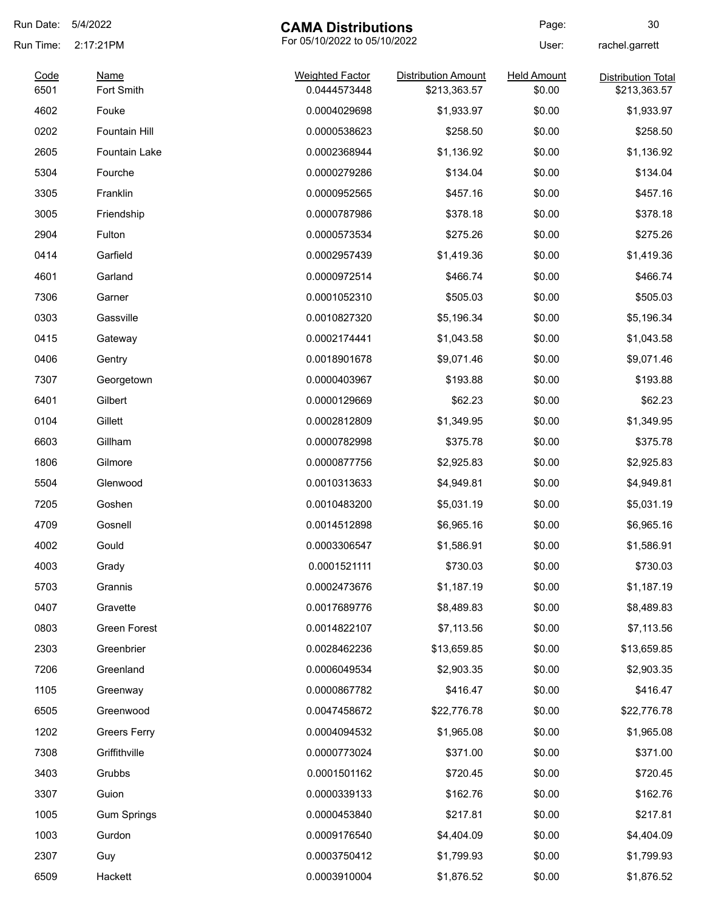# CAMA Distributions

For 05/10/2022 to 05/10/2022

Run Date: 5/4/2022
Run Time: 2:17:21PM
User: rachel.garrett

| Code | Name | Weighted Factor | Distribution Amount | Held Amount | Distribution Total |
|---|---|---|---|---|---|
| 6501 | Fort Smith | 0.0444573448 | $213,363.57 | $0.00 | $213,363.57 |
| 4602 | Fouke | 0.0004029698 | $1,933.97 | $0.00 | $1,933.97 |
| 0202 | Fountain Hill | 0.0000538623 | $258.50 | $0.00 | $258.50 |
| 2605 | Fountain Lake | 0.0002368944 | $1,136.92 | $0.00 | $1,136.92 |
| 5304 | Fourche | 0.0000279286 | $134.04 | $0.00 | $134.04 |
| 3305 | Franklin | 0.0000952565 | $457.16 | $0.00 | $457.16 |
| 3005 | Friendship | 0.0000787986 | $378.18 | $0.00 | $378.18 |
| 2904 | Fulton | 0.0000573534 | $275.26 | $0.00 | $275.26 |
| 0414 | Garfield | 0.0002957439 | $1,419.36 | $0.00 | $1,419.36 |
| 4601 | Garland | 0.0000972514 | $466.74 | $0.00 | $466.74 |
| 7306 | Garner | 0.0001052310 | $505.03 | $0.00 | $505.03 |
| 0303 | Gassville | 0.0010827320 | $5,196.34 | $0.00 | $5,196.34 |
| 0415 | Gateway | 0.0002174441 | $1,043.58 | $0.00 | $1,043.58 |
| 0406 | Gentry | 0.0018901678 | $9,071.46 | $0.00 | $9,071.46 |
| 7307 | Georgetown | 0.0000403967 | $193.88 | $0.00 | $193.88 |
| 6401 | Gilbert | 0.0000129669 | $62.23 | $0.00 | $62.23 |
| 0104 | Gillett | 0.0002812809 | $1,349.95 | $0.00 | $1,349.95 |
| 6603 | Gillham | 0.0000782998 | $375.78 | $0.00 | $375.78 |
| 1806 | Gilmore | 0.0000877756 | $2,925.83 | $0.00 | $2,925.83 |
| 5504 | Glenwood | 0.0010313633 | $4,949.81 | $0.00 | $4,949.81 |
| 7205 | Goshen | 0.0010483200 | $5,031.19 | $0.00 | $5,031.19 |
| 4709 | Gosnell | 0.0014512898 | $6,965.16 | $0.00 | $6,965.16 |
| 4002 | Gould | 0.0003306547 | $1,586.91 | $0.00 | $1,586.91 |
| 4003 | Grady | 0.0001521111 | $730.03 | $0.00 | $730.03 |
| 5703 | Grannis | 0.0002473676 | $1,187.19 | $0.00 | $1,187.19 |
| 0407 | Gravette | 0.0017689776 | $8,489.83 | $0.00 | $8,489.83 |
| 0803 | Green Forest | 0.0014822107 | $7,113.56 | $0.00 | $7,113.56 |
| 2303 | Greenbrier | 0.0028462236 | $13,659.85 | $0.00 | $13,659.85 |
| 7206 | Greenland | 0.0006049534 | $2,903.35 | $0.00 | $2,903.35 |
| 1105 | Greenway | 0.0000867782 | $416.47 | $0.00 | $416.47 |
| 6505 | Greenwood | 0.0047458672 | $22,776.78 | $0.00 | $22,776.78 |
| 1202 | Greers Ferry | 0.0004094532 | $1,965.08 | $0.00 | $1,965.08 |
| 7308 | Griffithville | 0.0000773024 | $371.00 | $0.00 | $371.00 |
| 3403 | Grubbs | 0.0001501162 | $720.45 | $0.00 | $720.45 |
| 3307 | Guion | 0.0000339133 | $162.76 | $0.00 | $162.76 |
| 1005 | Gum Springs | 0.0000453840 | $217.81 | $0.00 | $217.81 |
| 1003 | Gurdon | 0.0009176540 | $4,404.09 | $0.00 | $4,404.09 |
| 2307 | Guy | 0.0003750412 | $1,799.93 | $0.00 | $1,799.93 |
| 6509 | Hackett | 0.0003910004 | $1,876.52 | $0.00 | $1,876.52 |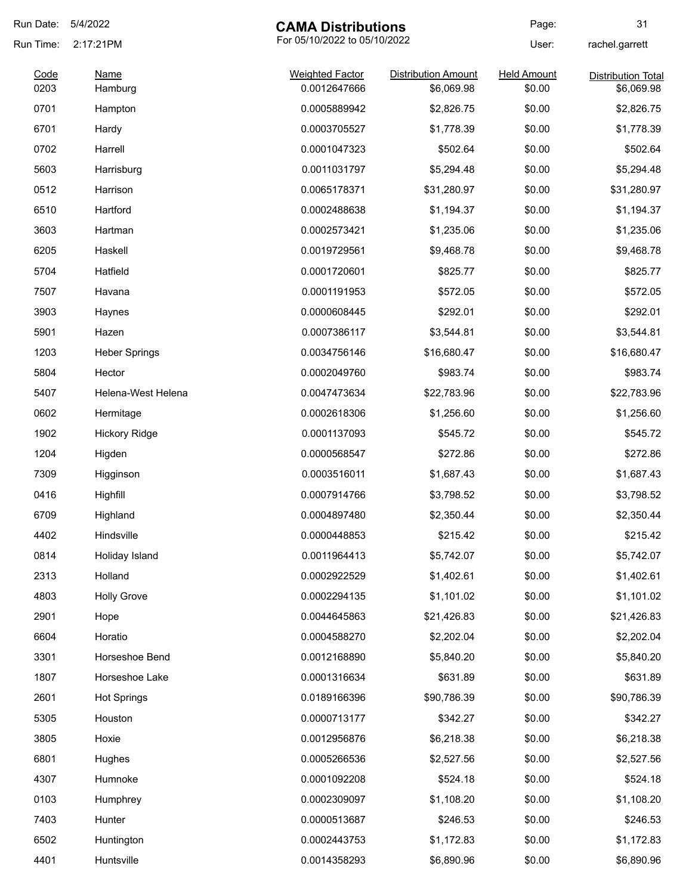# CAMA Distributions

For 05/10/2022 to 05/10/2022

Run Date: 5/4/2022
Run Time: 2:17:21PM
User: rachel.garrett

| Code | Name | Weighted Factor | Distribution Amount | Held Amount | Distribution Total |
|---|---|---|---|---|---|
| 0203 | Hamburg | 0.0012647666 | $6,069.98 | $0.00 | $6,069.98 |
| 0701 | Hampton | 0.0005889942 | $2,826.75 | $0.00 | $2,826.75 |
| 6701 | Hardy | 0.0003705527 | $1,778.39 | $0.00 | $1,778.39 |
| 0702 | Harrell | 0.0001047323 | $502.64 | $0.00 | $502.64 |
| 5603 | Harrisburg | 0.0011031797 | $5,294.48 | $0.00 | $5,294.48 |
| 0512 | Harrison | 0.0065178371 | $31,280.97 | $0.00 | $31,280.97 |
| 6510 | Hartford | 0.0002488638 | $1,194.37 | $0.00 | $1,194.37 |
| 3603 | Hartman | 0.0002573421 | $1,235.06 | $0.00 | $1,235.06 |
| 6205 | Haskell | 0.0019729561 | $9,468.78 | $0.00 | $9,468.78 |
| 5704 | Hatfield | 0.0001720601 | $825.77 | $0.00 | $825.77 |
| 7507 | Havana | 0.0001191953 | $572.05 | $0.00 | $572.05 |
| 3903 | Haynes | 0.0000608445 | $292.01 | $0.00 | $292.01 |
| 5901 | Hazen | 0.0007386117 | $3,544.81 | $0.00 | $3,544.81 |
| 1203 | Heber Springs | 0.0034756146 | $16,680.47 | $0.00 | $16,680.47 |
| 5804 | Hector | 0.0002049760 | $983.74 | $0.00 | $983.74 |
| 5407 | Helena-West Helena | 0.0047473634 | $22,783.96 | $0.00 | $22,783.96 |
| 0602 | Hermitage | 0.0002618306 | $1,256.60 | $0.00 | $1,256.60 |
| 1902 | Hickory Ridge | 0.0001137093 | $545.72 | $0.00 | $545.72 |
| 1204 | Higden | 0.0000568547 | $272.86 | $0.00 | $272.86 |
| 7309 | Higginson | 0.0003516011 | $1,687.43 | $0.00 | $1,687.43 |
| 0416 | Highfill | 0.0007914766 | $3,798.52 | $0.00 | $3,798.52 |
| 6709 | Highland | 0.0004897480 | $2,350.44 | $0.00 | $2,350.44 |
| 4402 | Hindsville | 0.0000448853 | $215.42 | $0.00 | $215.42 |
| 0814 | Holiday Island | 0.0011964413 | $5,742.07 | $0.00 | $5,742.07 |
| 2313 | Holland | 0.0002922529 | $1,402.61 | $0.00 | $1,402.61 |
| 4803 | Holly Grove | 0.0002294135 | $1,101.02 | $0.00 | $1,101.02 |
| 2901 | Hope | 0.0044645863 | $21,426.83 | $0.00 | $21,426.83 |
| 6604 | Horatio | 0.0004588270 | $2,202.04 | $0.00 | $2,202.04 |
| 3301 | Horseshoe Bend | 0.0012168890 | $5,840.20 | $0.00 | $5,840.20 |
| 1807 | Horseshoe Lake | 0.0001316634 | $631.89 | $0.00 | $631.89 |
| 2601 | Hot Springs | 0.0189166396 | $90,786.39 | $0.00 | $90,786.39 |
| 5305 | Houston | 0.0000713177 | $342.27 | $0.00 | $342.27 |
| 3805 | Hoxie | 0.0012956876 | $6,218.38 | $0.00 | $6,218.38 |
| 6801 | Hughes | 0.0005266536 | $2,527.56 | $0.00 | $2,527.56 |
| 4307 | Humnoke | 0.0001092208 | $524.18 | $0.00 | $524.18 |
| 0103 | Humphrey | 0.0002309097 | $1,108.20 | $0.00 | $1,108.20 |
| 7403 | Hunter | 0.0000513687 | $246.53 | $0.00 | $246.53 |
| 6502 | Huntington | 0.0002443753 | $1,172.83 | $0.00 | $1,172.83 |
| 4401 | Huntsville | 0.0014358293 | $6,890.96 | $0.00 | $6,890.96 |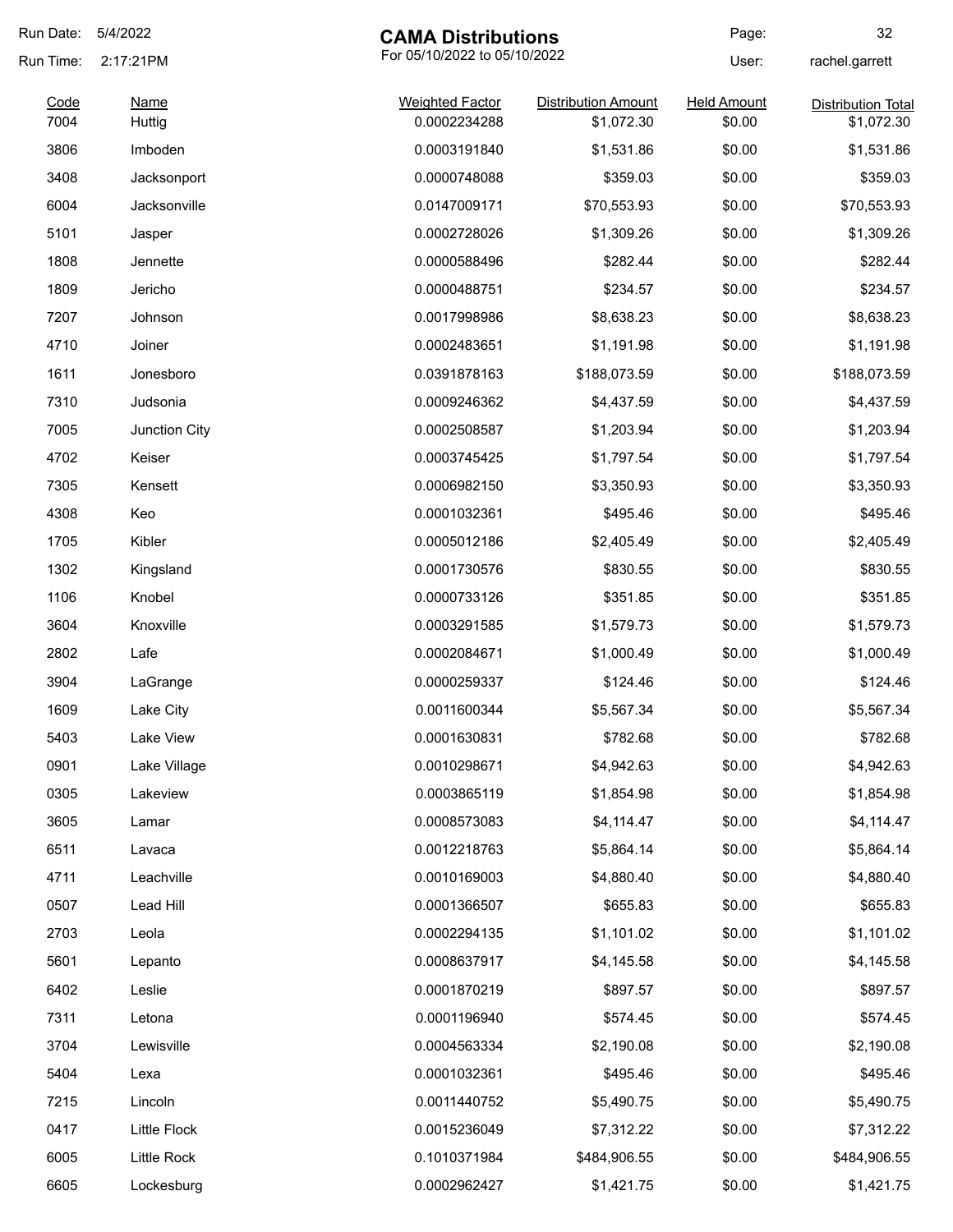# CAMA Distributions

For 05/10/2022 to 05/10/2022

Run Date: 5/4/2022
Run Time: 2:17:21PM
User: rachel.garrett

| Code | Name | Weighted Factor | Distribution Amount | Held Amount | Distribution Total |
|---|---|---|---|---|---|
| 7004 | Huttig | 0.0002234288 | $1,072.30 | $0.00 | $1,072.30 |
| 3806 | Imboden | 0.0003191840 | $1,531.86 | $0.00 | $1,531.86 |
| 3408 | Jacksonport | 0.0000748088 | $359.03 | $0.00 | $359.03 |
| 6004 | Jacksonville | 0.0147009171 | $70,553.93 | $0.00 | $70,553.93 |
| 5101 | Jasper | 0.0002728026 | $1,309.26 | $0.00 | $1,309.26 |
| 1808 | Jennette | 0.0000588496 | $282.44 | $0.00 | $282.44 |
| 1809 | Jericho | 0.0000488751 | $234.57 | $0.00 | $234.57 |
| 7207 | Johnson | 0.0017998986 | $8,638.23 | $0.00 | $8,638.23 |
| 4710 | Joiner | 0.0002483651 | $1,191.98 | $0.00 | $1,191.98 |
| 1611 | Jonesboro | 0.0391878163 | $188,073.59 | $0.00 | $188,073.59 |
| 7310 | Judsonia | 0.0009246362 | $4,437.59 | $0.00 | $4,437.59 |
| 7005 | Junction City | 0.0002508587 | $1,203.94 | $0.00 | $1,203.94 |
| 4702 | Keiser | 0.0003745425 | $1,797.54 | $0.00 | $1,797.54 |
| 7305 | Kensett | 0.0006982150 | $3,350.93 | $0.00 | $3,350.93 |
| 4308 | Keo | 0.0001032361 | $495.46 | $0.00 | $495.46 |
| 1705 | Kibler | 0.0005012186 | $2,405.49 | $0.00 | $2,405.49 |
| 1302 | Kingsland | 0.0001730576 | $830.55 | $0.00 | $830.55 |
| 1106 | Knobel | 0.0000733126 | $351.85 | $0.00 | $351.85 |
| 3604 | Knoxville | 0.0003291585 | $1,579.73 | $0.00 | $1,579.73 |
| 2802 | Lafe | 0.0002084671 | $1,000.49 | $0.00 | $1,000.49 |
| 3904 | LaGrange | 0.0000259337 | $124.46 | $0.00 | $124.46 |
| 1609 | Lake City | 0.0011600344 | $5,567.34 | $0.00 | $5,567.34 |
| 5403 | Lake View | 0.0001630831 | $782.68 | $0.00 | $782.68 |
| 0901 | Lake Village | 0.0010298671 | $4,942.63 | $0.00 | $4,942.63 |
| 0305 | Lakeview | 0.0003865119 | $1,854.98 | $0.00 | $1,854.98 |
| 3605 | Lamar | 0.0008573083 | $4,114.47 | $0.00 | $4,114.47 |
| 6511 | Lavaca | 0.0012218763 | $5,864.14 | $0.00 | $5,864.14 |
| 4711 | Leachville | 0.0010169003 | $4,880.40 | $0.00 | $4,880.40 |
| 0507 | Lead Hill | 0.0001366507 | $655.83 | $0.00 | $655.83 |
| 2703 | Leola | 0.0002294135 | $1,101.02 | $0.00 | $1,101.02 |
| 5601 | Lepanto | 0.0008637917 | $4,145.58 | $0.00 | $4,145.58 |
| 6402 | Leslie | 0.0001870219 | $897.57 | $0.00 | $897.57 |
| 7311 | Letona | 0.0001196940 | $574.45 | $0.00 | $574.45 |
| 3704 | Lewisville | 0.0004563334 | $2,190.08 | $0.00 | $2,190.08 |
| 5404 | Lexa | 0.0001032361 | $495.46 | $0.00 | $495.46 |
| 7215 | Lincoln | 0.0011440752 | $5,490.75 | $0.00 | $5,490.75 |
| 0417 | Little Flock | 0.0015236049 | $7,312.22 | $0.00 | $7,312.22 |
| 6005 | Little Rock | 0.1010371984 | $484,906.55 | $0.00 | $484,906.55 |
| 6605 | Lockesburg | 0.0002962427 | $1,421.75 | $0.00 | $1,421.75 |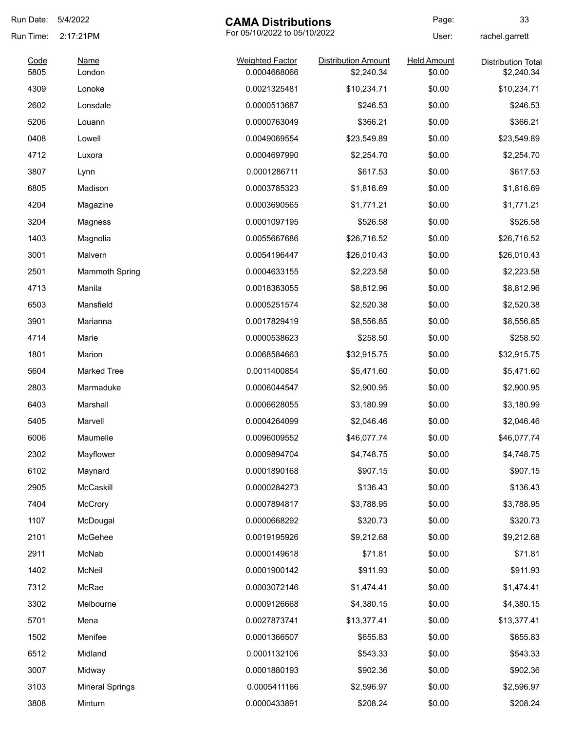# CAMA Distributions

For 05/10/2022 to 05/10/2022

Run Date: 5/4/2022
Run Time: 2:17:21PM

Page: 33
User: rachel.garrett

| Code | Name | Weighted Factor | Distribution Amount | Held Amount | Distribution Total |
|---|---|---|---|---|---|
| 5805 | London | 0.0004668066 | $2,240.34 | $0.00 | $2,240.34 |
| 4309 | Lonoke | 0.0021325481 | $10,234.71 | $0.00 | $10,234.71 |
| 2602 | Lonsdale | 0.0000513687 | $246.53 | $0.00 | $246.53 |
| 5206 | Louann | 0.0000763049 | $366.21 | $0.00 | $366.21 |
| 0408 | Lowell | 0.0049069554 | $23,549.89 | $0.00 | $23,549.89 |
| 4712 | Luxora | 0.0004697990 | $2,254.70 | $0.00 | $2,254.70 |
| 3807 | Lynn | 0.0001286711 | $617.53 | $0.00 | $617.53 |
| 6805 | Madison | 0.0003785323 | $1,816.69 | $0.00 | $1,816.69 |
| 4204 | Magazine | 0.0003690565 | $1,771.21 | $0.00 | $1,771.21 |
| 3204 | Magness | 0.0001097195 | $526.58 | $0.00 | $526.58 |
| 1403 | Magnolia | 0.0055667686 | $26,716.52 | $0.00 | $26,716.52 |
| 3001 | Malvern | 0.0054196447 | $26,010.43 | $0.00 | $26,010.43 |
| 2501 | Mammoth Spring | 0.0004633155 | $2,223.58 | $0.00 | $2,223.58 |
| 4713 | Manila | 0.0018363055 | $8,812.96 | $0.00 | $8,812.96 |
| 6503 | Mansfield | 0.0005251574 | $2,520.38 | $0.00 | $2,520.38 |
| 3901 | Marianna | 0.0017829419 | $8,556.85 | $0.00 | $8,556.85 |
| 4714 | Marie | 0.0000538623 | $258.50 | $0.00 | $258.50 |
| 1801 | Marion | 0.0068584663 | $32,915.75 | $0.00 | $32,915.75 |
| 5604 | Marked Tree | 0.0011400854 | $5,471.60 | $0.00 | $5,471.60 |
| 2803 | Marmaduke | 0.0006044547 | $2,900.95 | $0.00 | $2,900.95 |
| 6403 | Marshall | 0.0006628055 | $3,180.99 | $0.00 | $3,180.99 |
| 5405 | Marvell | 0.0004264099 | $2,046.46 | $0.00 | $2,046.46 |
| 6006 | Maumelle | 0.0096009552 | $46,077.74 | $0.00 | $46,077.74 |
| 2302 | Mayflower | 0.0009894704 | $4,748.75 | $0.00 | $4,748.75 |
| 6102 | Maynard | 0.0001890168 | $907.15 | $0.00 | $907.15 |
| 2905 | McCaskill | 0.0000284273 | $136.43 | $0.00 | $136.43 |
| 7404 | McCrory | 0.0007894817 | $3,788.95 | $0.00 | $3,788.95 |
| 1107 | McDougal | 0.0000668292 | $320.73 | $0.00 | $320.73 |
| 2101 | McGehee | 0.0019195926 | $9,212.68 | $0.00 | $9,212.68 |
| 2911 | McNab | 0.0000149618 | $71.81 | $0.00 | $71.81 |
| 1402 | McNeil | 0.0001900142 | $911.93 | $0.00 | $911.93 |
| 7312 | McRae | 0.0003072146 | $1,474.41 | $0.00 | $1,474.41 |
| 3302 | Melbourne | 0.0009126668 | $4,380.15 | $0.00 | $4,380.15 |
| 5701 | Mena | 0.0027873741 | $13,377.41 | $0.00 | $13,377.41 |
| 1502 | Menifee | 0.0001366507 | $655.83 | $0.00 | $655.83 |
| 6512 | Midland | 0.0001132106 | $543.33 | $0.00 | $543.33 |
| 3007 | Midway | 0.0001880193 | $902.36 | $0.00 | $902.36 |
| 3103 | Mineral Springs | 0.0005411166 | $2,596.97 | $0.00 | $2,596.97 |
| 3808 | Minturn | 0.0000433891 | $208.24 | $0.00 | $208.24 |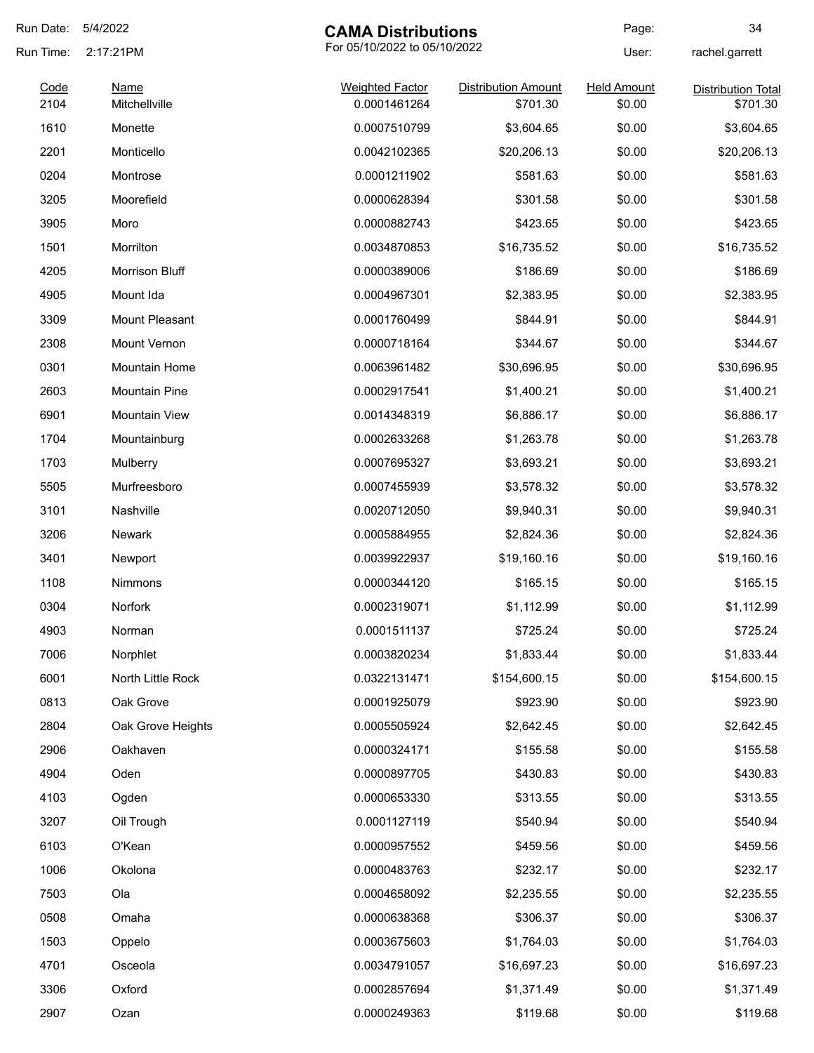Run Date: 5/4/2022

Run Time: 2:17:21PM

# CAMA Distributions

For 05/10/2022 to 05/10/2022

User: rachel.garrett

| Code | Name | Weighted Factor | Distribution Amount | Held Amount | Distribution Total |
|---|---|---|---|---|---|
| 2104 | Mitchellville | 0.0001461264 | $701.30 | $0.00 | $701.30 |
| 1610 | Monette | 0.0007510799 | $3,604.65 | $0.00 | $3,604.65 |
| 2201 | Monticello | 0.0042102365 | $20,206.13 | $0.00 | $20,206.13 |
| 0204 | Montrose | 0.0001211902 | $581.63 | $0.00 | $581.63 |
| 3205 | Moorefield | 0.0000628394 | $301.58 | $0.00 | $301.58 |
| 3905 | Moro | 0.0000882743 | $423.65 | $0.00 | $423.65 |
| 1501 | Morrilton | 0.0034870853 | $16,735.52 | $0.00 | $16,735.52 |
| 4205 | Morrison Bluff | 0.0000389006 | $186.69 | $0.00 | $186.69 |
| 4905 | Mount Ida | 0.0004967301 | $2,383.95 | $0.00 | $2,383.95 |
| 3309 | Mount Pleasant | 0.0001760499 | $844.91 | $0.00 | $844.91 |
| 2308 | Mount Vernon | 0.0000718164 | $344.67 | $0.00 | $344.67 |
| 0301 | Mountain Home | 0.0063961482 | $30,696.95 | $0.00 | $30,696.95 |
| 2603 | Mountain Pine | 0.0002917541 | $1,400.21 | $0.00 | $1,400.21 |
| 6901 | Mountain View | 0.0014348319 | $6,886.17 | $0.00 | $6,886.17 |
| 1704 | Mountainburg | 0.0002633268 | $1,263.78 | $0.00 | $1,263.78 |
| 1703 | Mulberry | 0.0007695327 | $3,693.21 | $0.00 | $3,693.21 |
| 5505 | Murfreesboro | 0.0007455939 | $3,578.32 | $0.00 | $3,578.32 |
| 3101 | Nashville | 0.0020712050 | $9,940.31 | $0.00 | $9,940.31 |
| 3206 | Newark | 0.0005884955 | $2,824.36 | $0.00 | $2,824.36 |
| 3401 | Newport | 0.0039922937 | $19,160.16 | $0.00 | $19,160.16 |
| 1108 | Nimmons | 0.0000344120 | $165.15 | $0.00 | $165.15 |
| 0304 | Norfork | 0.0002319071 | $1,112.99 | $0.00 | $1,112.99 |
| 4903 | Norman | 0.0001511137 | $725.24 | $0.00 | $725.24 |
| 7006 | Norphlet | 0.0003820234 | $1,833.44 | $0.00 | $1,833.44 |
| 6001 | North Little Rock | 0.0322131471 | $154,600.15 | $0.00 | $154,600.15 |
| 0813 | Oak Grove | 0.0001925079 | $923.90 | $0.00 | $923.90 |
| 2804 | Oak Grove Heights | 0.0005505924 | $2,642.45 | $0.00 | $2,642.45 |
| 2906 | Oakhaven | 0.0000324171 | $155.58 | $0.00 | $155.58 |
| 4904 | Oden | 0.0000897705 | $430.83 | $0.00 | $430.83 |
| 4103 | Ogden | 0.0000653330 | $313.55 | $0.00 | $313.55 |
| 3207 | Oil Trough | 0.0001127119 | $540.94 | $0.00 | $540.94 |
| 6103 | O'Kean | 0.0000957552 | $459.56 | $0.00 | $459.56 |
| 1006 | Okolona | 0.0000483763 | $232.17 | $0.00 | $232.17 |
| 7503 | Ola | 0.0004658092 | $2,235.55 | $0.00 | $2,235.55 |
| 0508 | Omaha | 0.0000638368 | $306.37 | $0.00 | $306.37 |
| 1503 | Oppelo | 0.0003675603 | $1,764.03 | $0.00 | $1,764.03 |
| 4701 | Osceola | 0.0034791057 | $16,697.23 | $0.00 | $16,697.23 |
| 3306 | Oxford | 0.0002857694 | $1,371.49 | $0.00 | $1,371.49 |
| 2907 | Ozan | 0.0000249363 | $119.68 | $0.00 | $119.68 |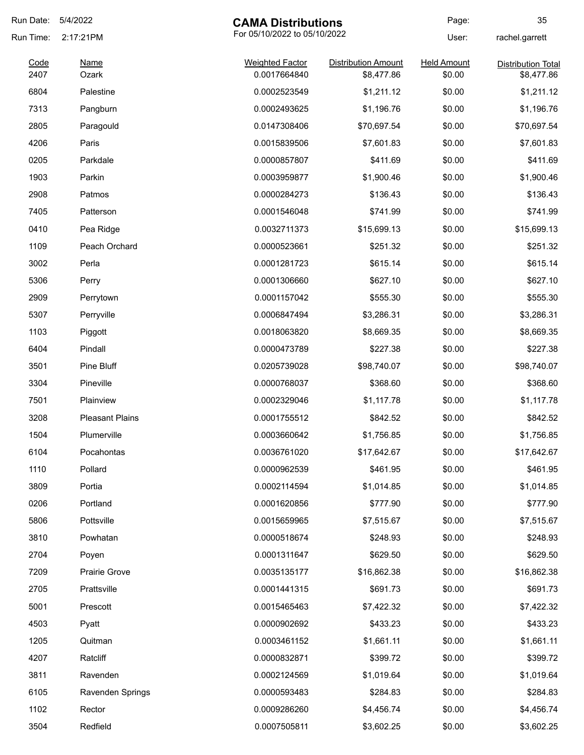# CAMA Distributions

For 05/10/2022 to 05/10/2022

Run Date: 5/4/2022
Run Time: 2:17:21PM
User: rachel.garrett

| Code | Name | Weighted Factor | Distribution Amount | Held Amount | Distribution Total |
|---|---|---|---|---|---|
| 2407 | Ozark | 0.0017664840 | $8,477.86 | $0.00 | $8,477.86 |
| 6804 | Palestine | 0.0002523549 | $1,211.12 | $0.00 | $1,211.12 |
| 7313 | Pangburn | 0.0002493625 | $1,196.76 | $0.00 | $1,196.76 |
| 2805 | Paragould | 0.0147308406 | $70,697.54 | $0.00 | $70,697.54 |
| 4206 | Paris | 0.0015839506 | $7,601.83 | $0.00 | $7,601.83 |
| 0205 | Parkdale | 0.0000857807 | $411.69 | $0.00 | $411.69 |
| 1903 | Parkin | 0.0003959877 | $1,900.46 | $0.00 | $1,900.46 |
| 2908 | Patmos | 0.0000284273 | $136.43 | $0.00 | $136.43 |
| 7405 | Patterson | 0.0001546048 | $741.99 | $0.00 | $741.99 |
| 0410 | Pea Ridge | 0.0032711373 | $15,699.13 | $0.00 | $15,699.13 |
| 1109 | Peach Orchard | 0.0000523661 | $251.32 | $0.00 | $251.32 |
| 3002 | Perla | 0.0001281723 | $615.14 | $0.00 | $615.14 |
| 5306 | Perry | 0.0001306660 | $627.10 | $0.00 | $627.10 |
| 2909 | Perrytown | 0.0001157042 | $555.30 | $0.00 | $555.30 |
| 5307 | Perryville | 0.0006847494 | $3,286.31 | $0.00 | $3,286.31 |
| 1103 | Piggott | 0.0018063820 | $8,669.35 | $0.00 | $8,669.35 |
| 6404 | Pindall | 0.0000473789 | $227.38 | $0.00 | $227.38 |
| 3501 | Pine Bluff | 0.0205739028 | $98,740.07 | $0.00 | $98,740.07 |
| 3304 | Pineville | 0.0000768037 | $368.60 | $0.00 | $368.60 |
| 7501 | Plainview | 0.0002329046 | $1,117.78 | $0.00 | $1,117.78 |
| 3208 | Pleasant Plains | 0.0001755512 | $842.52 | $0.00 | $842.52 |
| 1504 | Plumerville | 0.0003660642 | $1,756.85 | $0.00 | $1,756.85 |
| 6104 | Pocahontas | 0.0036761020 | $17,642.67 | $0.00 | $17,642.67 |
| 1110 | Pollard | 0.0000962539 | $461.95 | $0.00 | $461.95 |
| 3809 | Portia | 0.0002114594 | $1,014.85 | $0.00 | $1,014.85 |
| 0206 | Portland | 0.0001620856 | $777.90 | $0.00 | $777.90 |
| 5806 | Pottsville | 0.0015659965 | $7,515.67 | $0.00 | $7,515.67 |
| 3810 | Powhatan | 0.0000518674 | $248.93 | $0.00 | $248.93 |
| 2704 | Poyen | 0.0001311647 | $629.50 | $0.00 | $629.50 |
| 7209 | Prairie Grove | 0.0035135177 | $16,862.38 | $0.00 | $16,862.38 |
| 2705 | Prattsville | 0.0001441315 | $691.73 | $0.00 | $691.73 |
| 5001 | Prescott | 0.0015465463 | $7,422.32 | $0.00 | $7,422.32 |
| 4503 | Pyatt | 0.0000902692 | $433.23 | $0.00 | $433.23 |
| 1205 | Quitman | 0.0003461152 | $1,661.11 | $0.00 | $1,661.11 |
| 4207 | Ratcliff | 0.0000832871 | $399.72 | $0.00 | $399.72 |
| 3811 | Ravenden | 0.0002124569 | $1,019.64 | $0.00 | $1,019.64 |
| 6105 | Ravenden Springs | 0.0000593483 | $284.83 | $0.00 | $284.83 |
| 1102 | Rector | 0.0009286260 | $4,456.74 | $0.00 | $4,456.74 |
| 3504 | Redfield | 0.0007505811 | $3,602.25 | $0.00 | $3,602.25 |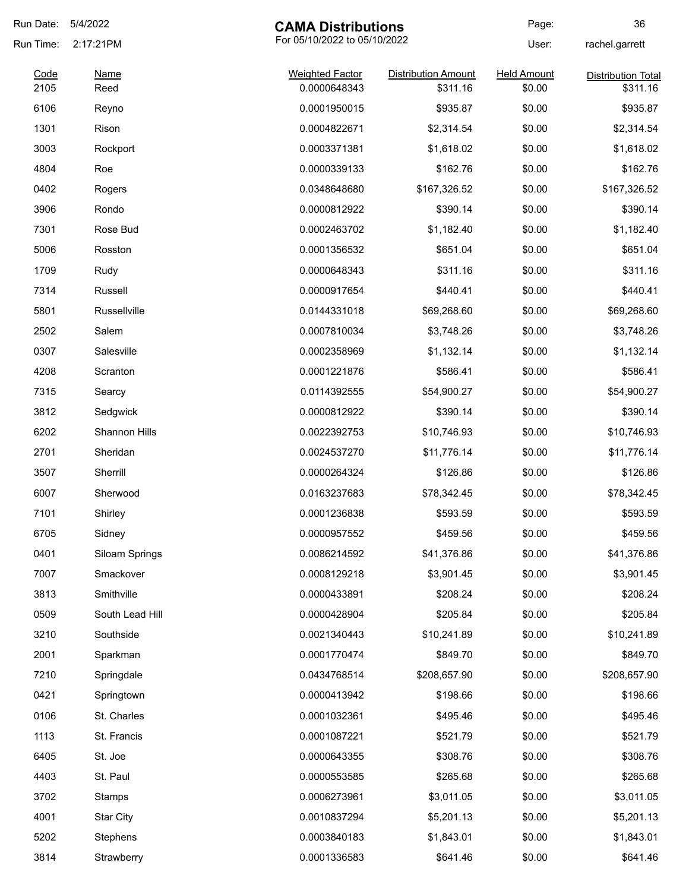Run Date: 5/4/2022

Run Time: 2:17:21PM

# CAMA Distributions

For 05/10/2022 to 05/10/2022

User: rachel.garrett

| Code | Name | Weighted Factor | Distribution Amount | Held Amount | Distribution Total |
|---|---|---|---|---|---|
| 2105 | Reed | 0.0000648343 | $311.16 | $0.00 | $311.16 |
| 6106 | Reyno | 0.0001950015 | $935.87 | $0.00 | $935.87 |
| 1301 | Rison | 0.0004822671 | $2,314.54 | $0.00 | $2,314.54 |
| 3003 | Rockport | 0.0003371381 | $1,618.02 | $0.00 | $1,618.02 |
| 4804 | Roe | 0.0000339133 | $162.76 | $0.00 | $162.76 |
| 0402 | Rogers | 0.0348648680 | $167,326.52 | $0.00 | $167,326.52 |
| 3906 | Rondo | 0.0000812922 | $390.14 | $0.00 | $390.14 |
| 7301 | Rose Bud | 0.0002463702 | $1,182.40 | $0.00 | $1,182.40 |
| 5006 | Rosston | 0.0001356532 | $651.04 | $0.00 | $651.04 |
| 1709 | Rudy | 0.0000648343 | $311.16 | $0.00 | $311.16 |
| 7314 | Russell | 0.0000917654 | $440.41 | $0.00 | $440.41 |
| 5801 | Russellville | 0.0144331018 | $69,268.60 | $0.00 | $69,268.60 |
| 2502 | Salem | 0.0007810034 | $3,748.26 | $0.00 | $3,748.26 |
| 0307 | Salesville | 0.0002358969 | $1,132.14 | $0.00 | $1,132.14 |
| 4208 | Scranton | 0.0001221876 | $586.41 | $0.00 | $586.41 |
| 7315 | Searcy | 0.0114392555 | $54,900.27 | $0.00 | $54,900.27 |
| 3812 | Sedgwick | 0.0000812922 | $390.14 | $0.00 | $390.14 |
| 6202 | Shannon Hills | 0.0022392753 | $10,746.93 | $0.00 | $10,746.93 |
| 2701 | Sheridan | 0.0024537270 | $11,776.14 | $0.00 | $11,776.14 |
| 3507 | Sherrill | 0.0000264324 | $126.86 | $0.00 | $126.86 |
| 6007 | Sherwood | 0.0163237683 | $78,342.45 | $0.00 | $78,342.45 |
| 7101 | Shirley | 0.0001236838 | $593.59 | $0.00 | $593.59 |
| 6705 | Sidney | 0.0000957552 | $459.56 | $0.00 | $459.56 |
| 0401 | Siloam Springs | 0.0086214592 | $41,376.86 | $0.00 | $41,376.86 |
| 7007 | Smackover | 0.0008129218 | $3,901.45 | $0.00 | $3,901.45 |
| 3813 | Smithville | 0.0000433891 | $208.24 | $0.00 | $208.24 |
| 0509 | South Lead Hill | 0.0000428904 | $205.84 | $0.00 | $205.84 |
| 3210 | Southside | 0.0021340443 | $10,241.89 | $0.00 | $10,241.89 |
| 2001 | Sparkman | 0.0001770474 | $849.70 | $0.00 | $849.70 |
| 7210 | Springdale | 0.0434768514 | $208,657.90 | $0.00 | $208,657.90 |
| 0421 | Springtown | 0.0000413942 | $198.66 | $0.00 | $198.66 |
| 0106 | St. Charles | 0.0001032361 | $495.46 | $0.00 | $495.46 |
| 1113 | St. Francis | 0.0001087221 | $521.79 | $0.00 | $521.79 |
| 6405 | St. Joe | 0.0000643355 | $308.76 | $0.00 | $308.76 |
| 4403 | St. Paul | 0.0000553585 | $265.68 | $0.00 | $265.68 |
| 3702 | Stamps | 0.0006273961 | $3,011.05 | $0.00 | $3,011.05 |
| 4001 | Star City | 0.0010837294 | $5,201.13 | $0.00 | $5,201.13 |
| 5202 | Stephens | 0.0003840183 | $1,843.01 | $0.00 | $1,843.01 |
| 3814 | Strawberry | 0.0001336583 | $641.46 | $0.00 | $641.46 |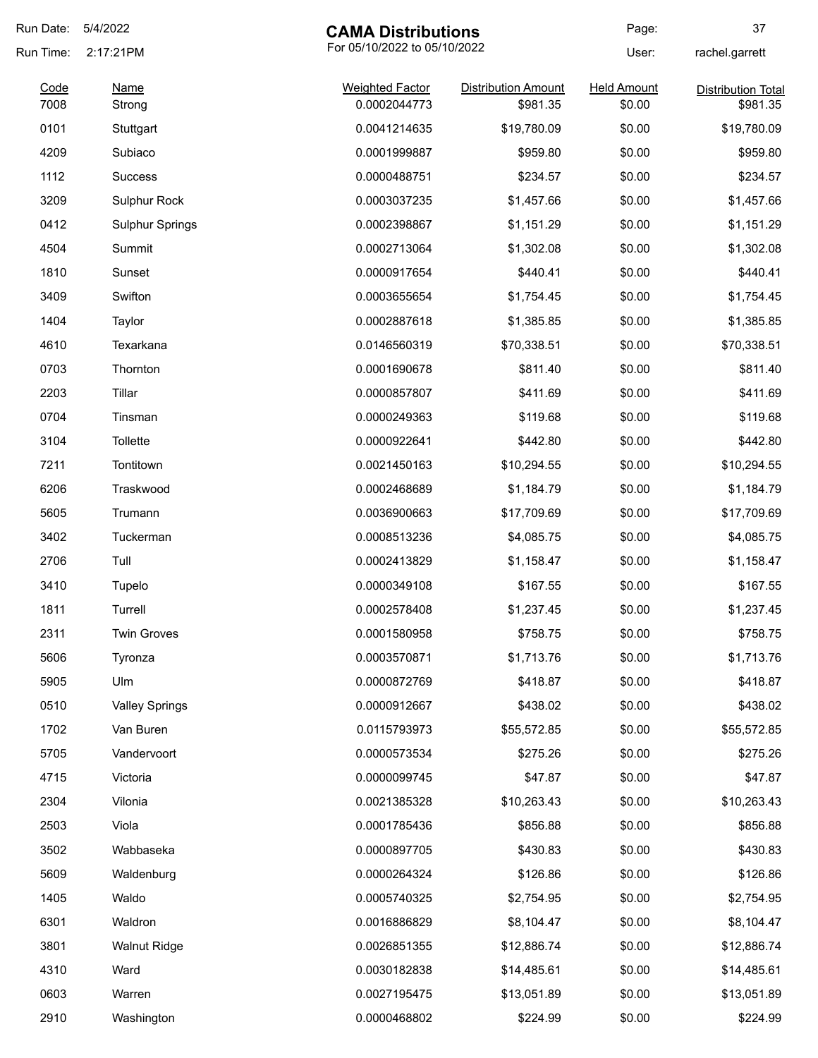Run Date: 5/4/2022
Run Time: 2:17:21PM

# CAMA Distributions

For 05/10/2022 to 05/10/2022

User: rachel.garrett

| Code | Name | Weighted Factor | Distribution Amount | Held Amount | Distribution Total |
|---|---|---|---|---|---|
| 7008 | Strong | 0.0002044773 | $981.35 | $0.00 | $981.35 |
| 0101 | Stuttgart | 0.0041214635 | $19,780.09 | $0.00 | $19,780.09 |
| 4209 | Subiaco | 0.0001999887 | $959.80 | $0.00 | $959.80 |
| 1112 | Success | 0.0000488751 | $234.57 | $0.00 | $234.57 |
| 3209 | Sulphur Rock | 0.0003037235 | $1,457.66 | $0.00 | $1,457.66 |
| 0412 | Sulphur Springs | 0.0002398867 | $1,151.29 | $0.00 | $1,151.29 |
| 4504 | Summit | 0.0002713064 | $1,302.08 | $0.00 | $1,302.08 |
| 1810 | Sunset | 0.0000917654 | $440.41 | $0.00 | $440.41 |
| 3409 | Swifton | 0.0003655654 | $1,754.45 | $0.00 | $1,754.45 |
| 1404 | Taylor | 0.0002887618 | $1,385.85 | $0.00 | $1,385.85 |
| 4610 | Texarkana | 0.0146560319 | $70,338.51 | $0.00 | $70,338.51 |
| 0703 | Thornton | 0.0001690678 | $811.40 | $0.00 | $811.40 |
| 2203 | Tillar | 0.0000857807 | $411.69 | $0.00 | $411.69 |
| 0704 | Tinsman | 0.0000249363 | $119.68 | $0.00 | $119.68 |
| 3104 | Tollette | 0.0000922641 | $442.80 | $0.00 | $442.80 |
| 7211 | Tontitown | 0.0021450163 | $10,294.55 | $0.00 | $10,294.55 |
| 6206 | Traskwood | 0.0002468689 | $1,184.79 | $0.00 | $1,184.79 |
| 5605 | Trumann | 0.0036900663 | $17,709.69 | $0.00 | $17,709.69 |
| 3402 | Tuckerman | 0.0008513236 | $4,085.75 | $0.00 | $4,085.75 |
| 2706 | Tull | 0.0002413829 | $1,158.47 | $0.00 | $1,158.47 |
| 3410 | Tupelo | 0.0000349108 | $167.55 | $0.00 | $167.55 |
| 1811 | Turrell | 0.0002578408 | $1,237.45 | $0.00 | $1,237.45 |
| 2311 | Twin Groves | 0.0001580958 | $758.75 | $0.00 | $758.75 |
| 5606 | Tyronza | 0.0003570871 | $1,713.76 | $0.00 | $1,713.76 |
| 5905 | Ulm | 0.0000872769 | $418.87 | $0.00 | $418.87 |
| 0510 | Valley Springs | 0.0000912667 | $438.02 | $0.00 | $438.02 |
| 1702 | Van Buren | 0.0115793973 | $55,572.85 | $0.00 | $55,572.85 |
| 5705 | Vandervoort | 0.0000573534 | $275.26 | $0.00 | $275.26 |
| 4715 | Victoria | 0.0000099745 | $47.87 | $0.00 | $47.87 |
| 2304 | Vilonia | 0.0021385328 | $10,263.43 | $0.00 | $10,263.43 |
| 2503 | Viola | 0.0001785436 | $856.88 | $0.00 | $856.88 |
| 3502 | Wabbaseka | 0.0000897705 | $430.83 | $0.00 | $430.83 |
| 5609 | Waldenburg | 0.0000264324 | $126.86 | $0.00 | $126.86 |
| 1405 | Waldo | 0.0005740325 | $2,754.95 | $0.00 | $2,754.95 |
| 6301 | Waldron | 0.0016886829 | $8,104.47 | $0.00 | $8,104.47 |
| 3801 | Walnut Ridge | 0.0026851355 | $12,886.74 | $0.00 | $12,886.74 |
| 4310 | Ward | 0.0030182838 | $14,485.61 | $0.00 | $14,485.61 |
| 0603 | Warren | 0.0027195475 | $13,051.89 | $0.00 | $13,051.89 |
| 2910 | Washington | 0.0000468802 | $224.99 | $0.00 | $224.99 |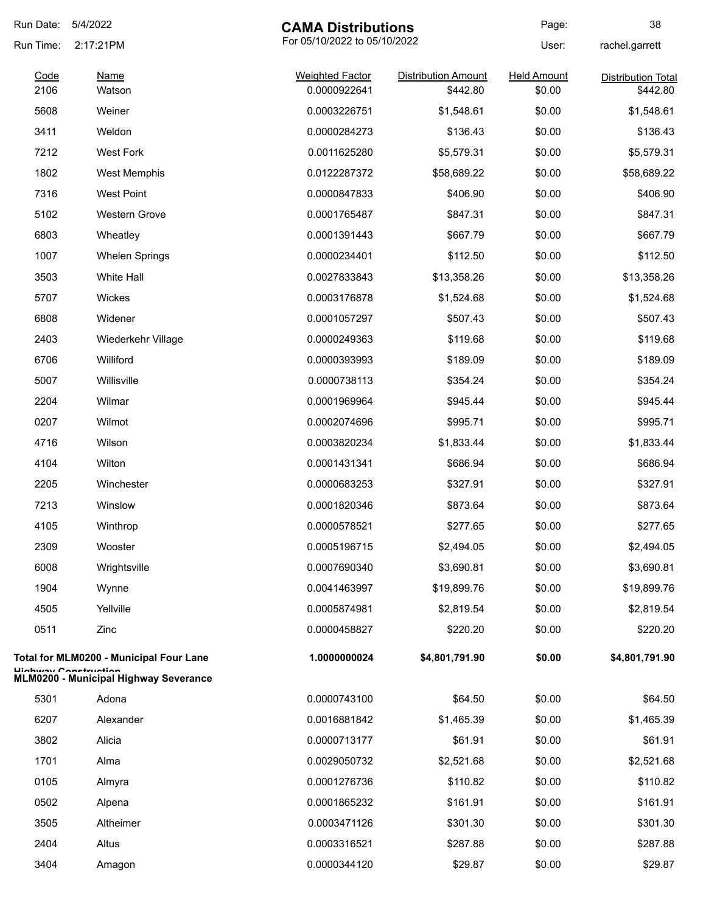# CAMA Distributions

For 05/10/2022 to 05/10/2022

Run Date: 5/4/2022
Run Time: 2:17:21PM
User: rachel.garrett

| Code | Name | Weighted Factor | Distribution Amount | Held Amount | Distribution Total |
|---|---|---|---|---|---|
| 2106 | Watson | 0.0000922641 | $442.80 | $0.00 | $442.80 |
| 5608 | Weiner | 0.0003226751 | $1,548.61 | $0.00 | $1,548.61 |
| 3411 | Weldon | 0.0000284273 | $136.43 | $0.00 | $136.43 |
| 7212 | West Fork | 0.0011625280 | $5,579.31 | $0.00 | $5,579.31 |
| 1802 | West Memphis | 0.0122287372 | $58,689.22 | $0.00 | $58,689.22 |
| 7316 | West Point | 0.0000847833 | $406.90 | $0.00 | $406.90 |
| 5102 | Western Grove | 0.0001765487 | $847.31 | $0.00 | $847.31 |
| 6803 | Wheatley | 0.0001391443 | $667.79 | $0.00 | $667.79 |
| 1007 | Whelen Springs | 0.0000234401 | $112.50 | $0.00 | $112.50 |
| 3503 | White Hall | 0.0027833843 | $13,358.26 | $0.00 | $13,358.26 |
| 5707 | Wickes | 0.0003176878 | $1,524.68 | $0.00 | $1,524.68 |
| 6808 | Widener | 0.0001057297 | $507.43 | $0.00 | $507.43 |
| 2403 | Wiederkehr Village | 0.0000249363 | $119.68 | $0.00 | $119.68 |
| 6706 | Williford | 0.0000393993 | $189.09 | $0.00 | $189.09 |
| 5007 | Willisville | 0.0000738113 | $354.24 | $0.00 | $354.24 |
| 2204 | Wilmar | 0.0001969964 | $945.44 | $0.00 | $945.44 |
| 0207 | Wilmot | 0.0002074696 | $995.71 | $0.00 | $995.71 |
| 4716 | Wilson | 0.0003820234 | $1,833.44 | $0.00 | $1,833.44 |
| 4104 | Wilton | 0.0001431341 | $686.94 | $0.00 | $686.94 |
| 2205 | Winchester | 0.0000683253 | $327.91 | $0.00 | $327.91 |
| 7213 | Winslow | 0.0001820346 | $873.64 | $0.00 | $873.64 |
| 4105 | Winthrop | 0.0000578521 | $277.65 | $0.00 | $277.65 |
| 2309 | Wooster | 0.0005196715 | $2,494.05 | $0.00 | $2,494.05 |
| 6008 | Wrightsville | 0.0007690340 | $3,690.81 | $0.00 | $3,690.81 |
| 1904 | Wynne | 0.0041463997 | $19,899.76 | $0.00 | $19,899.76 |
| 4505 | Yellville | 0.0005874981 | $2,819.54 | $0.00 | $2,819.54 |
| 0511 | Zinc | 0.0000458827 | $220.20 | $0.00 | $220.20 |
| **Total for MLM0200 - Municipal Four Lane Highway Construction** | | **1.0000000024** | **$4,801,791.90** | **$0.00** | **$4,801,791.90** |

**MLM0200 - Municipal Highway Severance**

| Code | Name | Weighted Factor | Distribution Amount | Held Amount | Distribution Total |
|---|---|---|---|---|---|
| 5301 | Adona | 0.0000743100 | $64.50 | $0.00 | $64.50 |
| 6207 | Alexander | 0.0016881842 | $1,465.39 | $0.00 | $1,465.39 |
| 3802 | Alicia | 0.0000713177 | $61.91 | $0.00 | $61.91 |
| 1701 | Alma | 0.0029050732 | $2,521.68 | $0.00 | $2,521.68 |
| 0105 | Almyra | 0.0001276736 | $110.82 | $0.00 | $110.82 |
| 0502 | Alpena | 0.0001865232 | $161.91 | $0.00 | $161.91 |
| 3505 | Altheimer | 0.0003471126 | $301.30 | $0.00 | $301.30 |
| 2404 | Altus | 0.0003316521 | $287.88 | $0.00 | $287.88 |
| 3404 | Amagon | 0.0000344120 | $29.87 | $0.00 | $29.87 |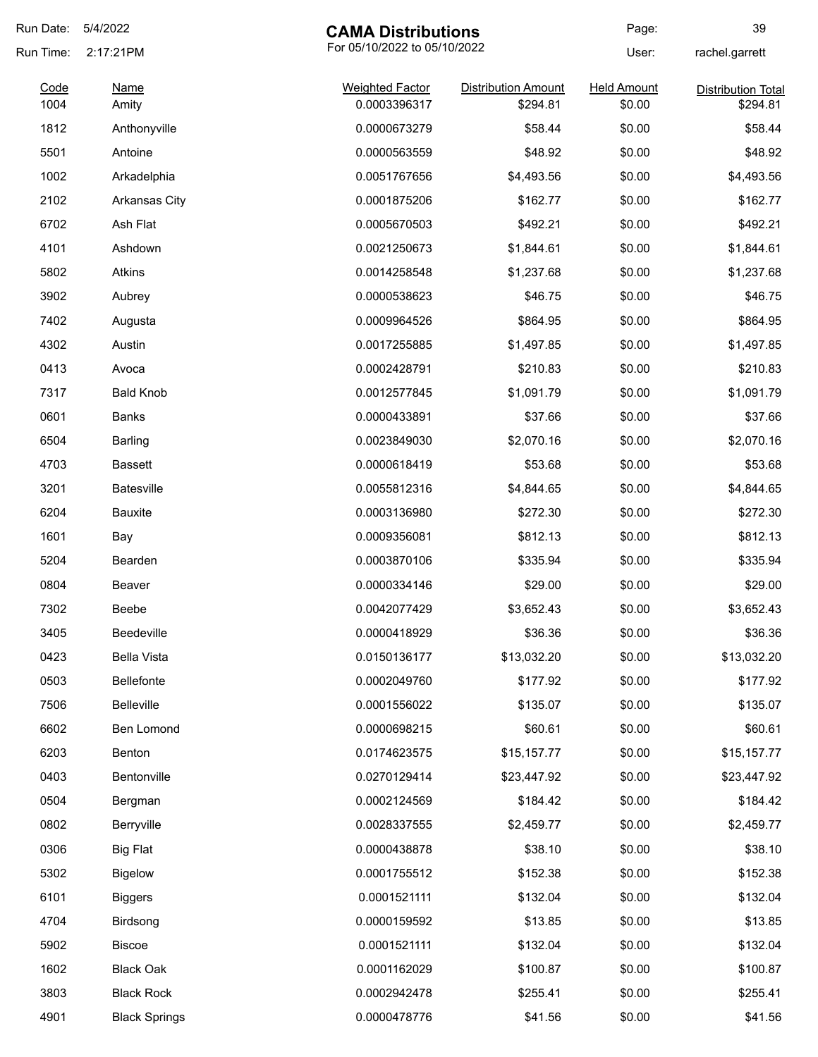Run Date: 5/4/2022

Run Time: 2:17:21PM

# CAMA Distributions

For 05/10/2022 to 05/10/2022

User: rachel.garrett

| Code | Name | Weighted Factor | Distribution Amount | Held Amount | Distribution Total |
|---|---|---|---|---|---|
| 1004 | Amity | 0.0003396317 | $294.81 | $0.00 | $294.81 |
| 1812 | Anthonyville | 0.0000673279 | $58.44 | $0.00 | $58.44 |
| 5501 | Antoine | 0.0000563559 | $48.92 | $0.00 | $48.92 |
| 1002 | Arkadelphia | 0.0051767656 | $4,493.56 | $0.00 | $4,493.56 |
| 2102 | Arkansas City | 0.0001875206 | $162.77 | $0.00 | $162.77 |
| 6702 | Ash Flat | 0.0005670503 | $492.21 | $0.00 | $492.21 |
| 4101 | Ashdown | 0.0021250673 | $1,844.61 | $0.00 | $1,844.61 |
| 5802 | Atkins | 0.0014258548 | $1,237.68 | $0.00 | $1,237.68 |
| 3902 | Aubrey | 0.0000538623 | $46.75 | $0.00 | $46.75 |
| 7402 | Augusta | 0.0009964526 | $864.95 | $0.00 | $864.95 |
| 4302 | Austin | 0.0017255885 | $1,497.85 | $0.00 | $1,497.85 |
| 0413 | Avoca | 0.0002428791 | $210.83 | $0.00 | $210.83 |
| 7317 | Bald Knob | 0.0012577845 | $1,091.79 | $0.00 | $1,091.79 |
| 0601 | Banks | 0.0000433891 | $37.66 | $0.00 | $37.66 |
| 6504 | Barling | 0.0023849030 | $2,070.16 | $0.00 | $2,070.16 |
| 4703 | Bassett | 0.0000618419 | $53.68 | $0.00 | $53.68 |
| 3201 | Batesville | 0.0055812316 | $4,844.65 | $0.00 | $4,844.65 |
| 6204 | Bauxite | 0.0003136980 | $272.30 | $0.00 | $272.30 |
| 1601 | Bay | 0.0009356081 | $812.13 | $0.00 | $812.13 |
| 5204 | Bearden | 0.0003870106 | $335.94 | $0.00 | $335.94 |
| 0804 | Beaver | 0.0000334146 | $29.00 | $0.00 | $29.00 |
| 7302 | Beebe | 0.0042077429 | $3,652.43 | $0.00 | $3,652.43 |
| 3405 | Beedeville | 0.0000418929 | $36.36 | $0.00 | $36.36 |
| 0423 | Bella Vista | 0.0150136177 | $13,032.20 | $0.00 | $13,032.20 |
| 0503 | Bellefonte | 0.0002049760 | $177.92 | $0.00 | $177.92 |
| 7506 | Belleville | 0.0001556022 | $135.07 | $0.00 | $135.07 |
| 6602 | Ben Lomond | 0.0000698215 | $60.61 | $0.00 | $60.61 |
| 6203 | Benton | 0.0174623575 | $15,157.77 | $0.00 | $15,157.77 |
| 0403 | Bentonville | 0.0270129414 | $23,447.92 | $0.00 | $23,447.92 |
| 0504 | Bergman | 0.0002124569 | $184.42 | $0.00 | $184.42 |
| 0802 | Berryville | 0.0028337555 | $2,459.77 | $0.00 | $2,459.77 |
| 0306 | Big Flat | 0.0000438878 | $38.10 | $0.00 | $38.10 |
| 5302 | Bigelow | 0.0001755512 | $152.38 | $0.00 | $152.38 |
| 6101 | Biggers | 0.0001521111 | $132.04 | $0.00 | $132.04 |
| 4704 | Birdsong | 0.0000159592 | $13.85 | $0.00 | $13.85 |
| 5902 | Biscoe | 0.0001521111 | $132.04 | $0.00 | $132.04 |
| 1602 | Black Oak | 0.0001162029 | $100.87 | $0.00 | $100.87 |
| 3803 | Black Rock | 0.0002942478 | $255.41 | $0.00 | $255.41 |
| 4901 | Black Springs | 0.0000478776 | $41.56 | $0.00 | $41.56 |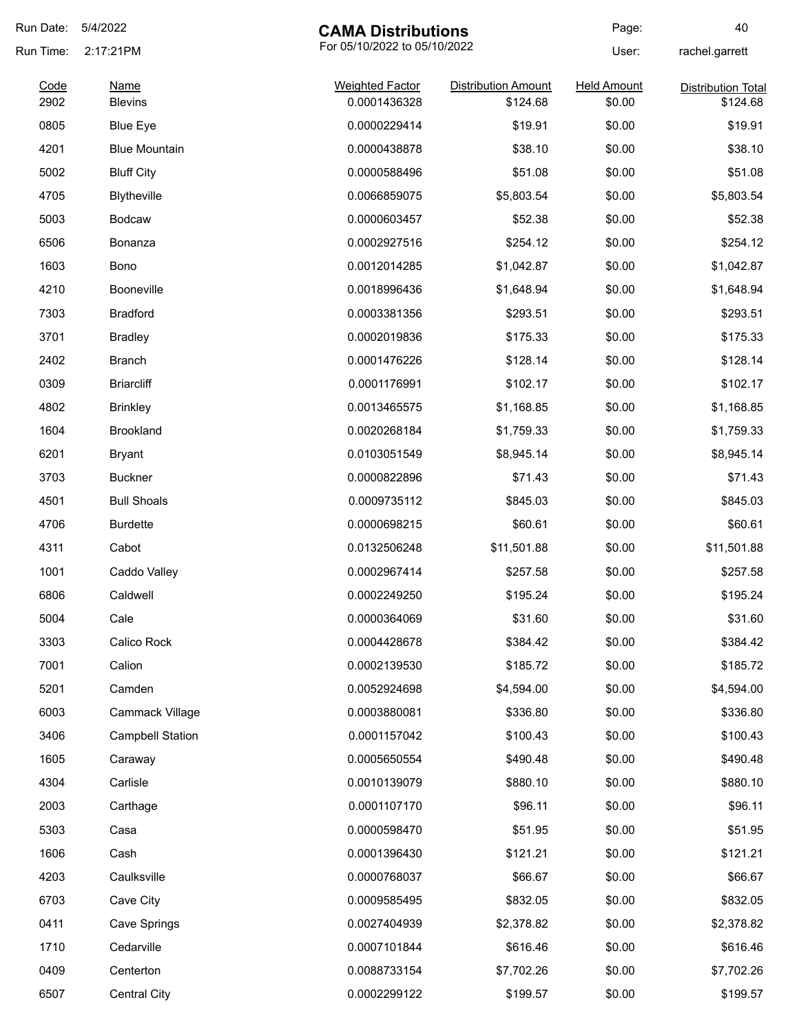| Code | Name | Weighted Factor | Distribution Amount | Held Amount | Distribution Total |
|---|---|---|---|---|---|
| 2902 | Blevins | 0.0001436328 | $124.68 | $0.00 | $124.68 |
| 0805 | Blue Eye | 0.0000229414 | $19.91 | $0.00 | $19.91 |
| 4201 | Blue Mountain | 0.0000438878 | $38.10 | $0.00 | $38.10 |
| 5002 | Bluff City | 0.0000588496 | $51.08 | $0.00 | $51.08 |
| 4705 | Blytheville | 0.0066859075 | $5,803.54 | $0.00 | $5,803.54 |
| 5003 | Bodcaw | 0.0000603457 | $52.38 | $0.00 | $52.38 |
| 6506 | Bonanza | 0.0002927516 | $254.12 | $0.00 | $254.12 |
| 1603 | Bono | 0.0012014285 | $1,042.87 | $0.00 | $1,042.87 |
| 4210 | Booneville | 0.0018996436 | $1,648.94 | $0.00 | $1,648.94 |
| 7303 | Bradford | 0.0003381356 | $293.51 | $0.00 | $293.51 |
| 3701 | Bradley | 0.0002019836 | $175.33 | $0.00 | $175.33 |
| 2402 | Branch | 0.0001476226 | $128.14 | $0.00 | $128.14 |
| 0309 | Briarcliff | 0.0001176991 | $102.17 | $0.00 | $102.17 |
| 4802 | Brinkley | 0.0013465575 | $1,168.85 | $0.00 | $1,168.85 |
| 1604 | Brookland | 0.0020268184 | $1,759.33 | $0.00 | $1,759.33 |
| 6201 | Bryant | 0.0103051549 | $8,945.14 | $0.00 | $8,945.14 |
| 3703 | Buckner | 0.0000822896 | $71.43 | $0.00 | $71.43 |
| 4501 | Bull Shoals | 0.0009735112 | $845.03 | $0.00 | $845.03 |
| 4706 | Burdette | 0.0000698215 | $60.61 | $0.00 | $60.61 |
| 4311 | Cabot | 0.0132506248 | $11,501.88 | $0.00 | $11,501.88 |
| 1001 | Caddo Valley | 0.0002967414 | $257.58 | $0.00 | $257.58 |
| 6806 | Caldwell | 0.0002249250 | $195.24 | $0.00 | $195.24 |
| 5004 | Cale | 0.0000364069 | $31.60 | $0.00 | $31.60 |
| 3303 | Calico Rock | 0.0004428678 | $384.42 | $0.00 | $384.42 |
| 7001 | Calion | 0.0002139530 | $185.72 | $0.00 | $185.72 |
| 5201 | Camden | 0.0052924698 | $4,594.00 | $0.00 | $4,594.00 |
| 6003 | Cammack Village | 0.0003880081 | $336.80 | $0.00 | $336.80 |
| 3406 | Campbell Station | 0.0001157042 | $100.43 | $0.00 | $100.43 |
| 1605 | Caraway | 0.0005650554 | $490.48 | $0.00 | $490.48 |
| 4304 | Carlisle | 0.0010139079 | $880.10 | $0.00 | $880.10 |
| 2003 | Carthage | 0.0001107170 | $96.11 | $0.00 | $96.11 |
| 5303 | Casa | 0.0000598470 | $51.95 | $0.00 | $51.95 |
| 1606 | Cash | 0.0001396430 | $121.21 | $0.00 | $121.21 |
| 4203 | Caulksville | 0.0000768037 | $66.67 | $0.00 | $66.67 |
| 6703 | Cave City | 0.0009585495 | $832.05 | $0.00 | $832.05 |
| 0411 | Cave Springs | 0.0027404939 | $2,378.82 | $0.00 | $2,378.82 |
| 1710 | Cedarville | 0.0007101844 | $616.46 | $0.00 | $616.46 |
| 0409 | Centerton | 0.0088733154 | $7,702.26 | $0.00 | $7,702.26 |
| 6507 | Central City | 0.0002299122 | $199.57 | $0.00 | $199.57 |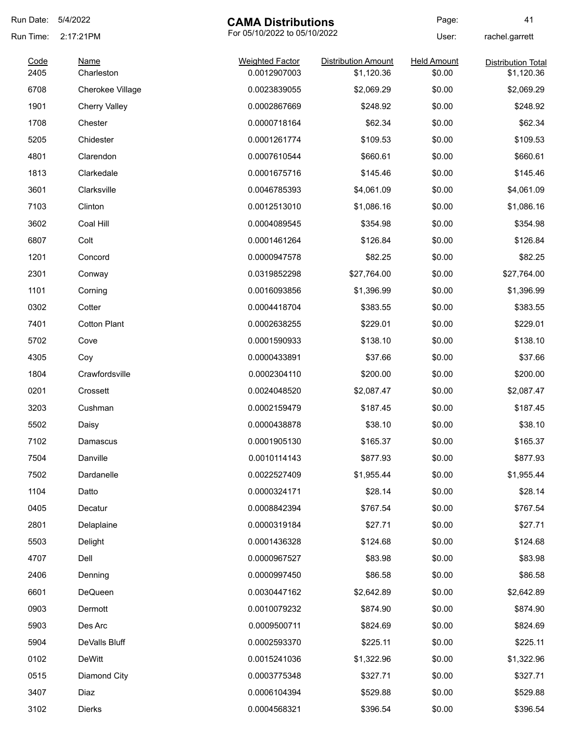Run Date: 5/4/2022

Run Time: 2:17:21PM

# CAMA Distributions

For 05/10/2022 to 05/10/2022

User: rachel.garrett

| Code | Name | Weighted Factor | Distribution Amount | Held Amount | Distribution Total |
|---|---|---|---|---|---|
| 2405 | Charleston | 0.0012907003 | $1,120.36 | $0.00 | $1,120.36 |
| 6708 | Cherokee Village | 0.0023839055 | $2,069.29 | $0.00 | $2,069.29 |
| 1901 | Cherry Valley | 0.0002867669 | $248.92 | $0.00 | $248.92 |
| 1708 | Chester | 0.0000718164 | $62.34 | $0.00 | $62.34 |
| 5205 | Chidester | 0.0001261774 | $109.53 | $0.00 | $109.53 |
| 4801 | Clarendon | 0.0007610544 | $660.61 | $0.00 | $660.61 |
| 1813 | Clarkedale | 0.0001675716 | $145.46 | $0.00 | $145.46 |
| 3601 | Clarksville | 0.0046785393 | $4,061.09 | $0.00 | $4,061.09 |
| 7103 | Clinton | 0.0012513010 | $1,086.16 | $0.00 | $1,086.16 |
| 3602 | Coal Hill | 0.0004089545 | $354.98 | $0.00 | $354.98 |
| 6807 | Colt | 0.0001461264 | $126.84 | $0.00 | $126.84 |
| 1201 | Concord | 0.0000947578 | $82.25 | $0.00 | $82.25 |
| 2301 | Conway | 0.0319852298 | $27,764.00 | $0.00 | $27,764.00 |
| 1101 | Corning | 0.0016093856 | $1,396.99 | $0.00 | $1,396.99 |
| 0302 | Cotter | 0.0004418704 | $383.55 | $0.00 | $383.55 |
| 7401 | Cotton Plant | 0.0002638255 | $229.01 | $0.00 | $229.01 |
| 5702 | Cove | 0.0001590933 | $138.10 | $0.00 | $138.10 |
| 4305 | Coy | 0.0000433891 | $37.66 | $0.00 | $37.66 |
| 1804 | Crawfordsville | 0.0002304110 | $200.00 | $0.00 | $200.00 |
| 0201 | Crossett | 0.0024048520 | $2,087.47 | $0.00 | $2,087.47 |
| 3203 | Cushman | 0.0002159479 | $187.45 | $0.00 | $187.45 |
| 5502 | Daisy | 0.0000438878 | $38.10 | $0.00 | $38.10 |
| 7102 | Damascus | 0.0001905130 | $165.37 | $0.00 | $165.37 |
| 7504 | Danville | 0.0010114143 | $877.93 | $0.00 | $877.93 |
| 7502 | Dardanelle | 0.0022527409 | $1,955.44 | $0.00 | $1,955.44 |
| 1104 | Datto | 0.0000324171 | $28.14 | $0.00 | $28.14 |
| 0405 | Decatur | 0.0008842394 | $767.54 | $0.00 | $767.54 |
| 2801 | Delaplaine | 0.0000319184 | $27.71 | $0.00 | $27.71 |
| 5503 | Delight | 0.0001436328 | $124.68 | $0.00 | $124.68 |
| 4707 | Dell | 0.0000967527 | $83.98 | $0.00 | $83.98 |
| 2406 | Denning | 0.0000997450 | $86.58 | $0.00 | $86.58 |
| 6601 | DeQueen | 0.0030447162 | $2,642.89 | $0.00 | $2,642.89 |
| 0903 | Dermott | 0.0010079232 | $874.90 | $0.00 | $874.90 |
| 5903 | Des Arc | 0.0009500711 | $824.69 | $0.00 | $824.69 |
| 5904 | DeValls Bluff | 0.0002593370 | $225.11 | $0.00 | $225.11 |
| 0102 | DeWitt | 0.0015241036 | $1,322.96 | $0.00 | $1,322.96 |
| 0515 | Diamond City | 0.0003775348 | $327.71 | $0.00 | $327.71 |
| 3407 | Diaz | 0.0006104394 | $529.88 | $0.00 | $529.88 |
| 3102 | Dierks | 0.0004568321 | $396.54 | $0.00 | $396.54 |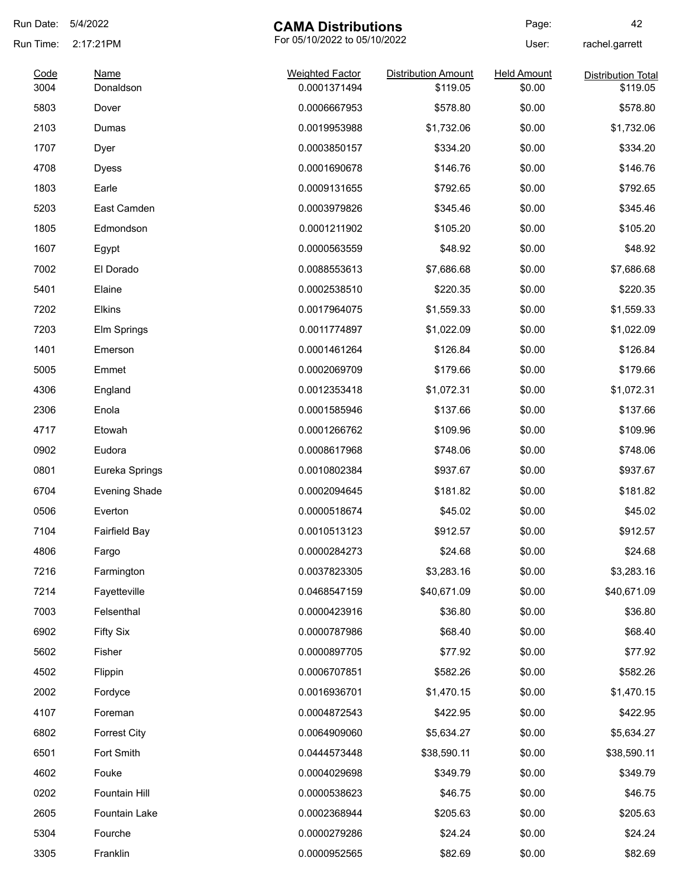Run Date: 5/4/2022

Run Time: 2:17:21PM

# CAMA Distributions

For 05/10/2022 to 05/10/2022

User: rachel.garrett

| Code | Name | Weighted Factor | Distribution Amount | Held Amount | Distribution Total |
|---|---|---|---|---|---|
| 3004 | Donaldson | 0.0001371494 | $119.05 | $0.00 | $119.05 |
| 5803 | Dover | 0.0006667953 | $578.80 | $0.00 | $578.80 |
| 2103 | Dumas | 0.0019953988 | $1,732.06 | $0.00 | $1,732.06 |
| 1707 | Dyer | 0.0003850157 | $334.20 | $0.00 | $334.20 |
| 4708 | Dyess | 0.0001690678 | $146.76 | $0.00 | $146.76 |
| 1803 | Earle | 0.0009131655 | $792.65 | $0.00 | $792.65 |
| 5203 | East Camden | 0.0003979826 | $345.46 | $0.00 | $345.46 |
| 1805 | Edmondson | 0.0001211902 | $105.20 | $0.00 | $105.20 |
| 1607 | Egypt | 0.0000563559 | $48.92 | $0.00 | $48.92 |
| 7002 | El Dorado | 0.0088553613 | $7,686.68 | $0.00 | $7,686.68 |
| 5401 | Elaine | 0.0002538510 | $220.35 | $0.00 | $220.35 |
| 7202 | Elkins | 0.0017964075 | $1,559.33 | $0.00 | $1,559.33 |
| 7203 | Elm Springs | 0.0011774897 | $1,022.09 | $0.00 | $1,022.09 |
| 1401 | Emerson | 0.0001461264 | $126.84 | $0.00 | $126.84 |
| 5005 | Emmet | 0.0002069709 | $179.66 | $0.00 | $179.66 |
| 4306 | England | 0.0012353418 | $1,072.31 | $0.00 | $1,072.31 |
| 2306 | Enola | 0.0001585946 | $137.66 | $0.00 | $137.66 |
| 4717 | Etowah | 0.0001266762 | $109.96 | $0.00 | $109.96 |
| 0902 | Eudora | 0.0008617968 | $748.06 | $0.00 | $748.06 |
| 0801 | Eureka Springs | 0.0010802384 | $937.67 | $0.00 | $937.67 |
| 6704 | Evening Shade | 0.0002094645 | $181.82 | $0.00 | $181.82 |
| 0506 | Everton | 0.0000518674 | $45.02 | $0.00 | $45.02 |
| 7104 | Fairfield Bay | 0.0010513123 | $912.57 | $0.00 | $912.57 |
| 4806 | Fargo | 0.0000284273 | $24.68 | $0.00 | $24.68 |
| 7216 | Farmington | 0.0037823305 | $3,283.16 | $0.00 | $3,283.16 |
| 7214 | Fayetteville | 0.0468547159 | $40,671.09 | $0.00 | $40,671.09 |
| 7003 | Felsenthal | 0.0000423916 | $36.80 | $0.00 | $36.80 |
| 6902 | Fifty Six | 0.0000787986 | $68.40 | $0.00 | $68.40 |
| 5602 | Fisher | 0.0000897705 | $77.92 | $0.00 | $77.92 |
| 4502 | Flippin | 0.0006707851 | $582.26 | $0.00 | $582.26 |
| 2002 | Fordyce | 0.0016936701 | $1,470.15 | $0.00 | $1,470.15 |
| 4107 | Foreman | 0.0004872543 | $422.95 | $0.00 | $422.95 |
| 6802 | Forrest City | 0.0064909060 | $5,634.27 | $0.00 | $5,634.27 |
| 6501 | Fort Smith | 0.0444573448 | $38,590.11 | $0.00 | $38,590.11 |
| 4602 | Fouke | 0.0004029698 | $349.79 | $0.00 | $349.79 |
| 0202 | Fountain Hill | 0.0000538623 | $46.75 | $0.00 | $46.75 |
| 2605 | Fountain Lake | 0.0002368944 | $205.63 | $0.00 | $205.63 |
| 5304 | Fourche | 0.0000279286 | $24.24 | $0.00 | $24.24 |
| 3305 | Franklin | 0.0000952565 | $82.69 | $0.00 | $82.69 |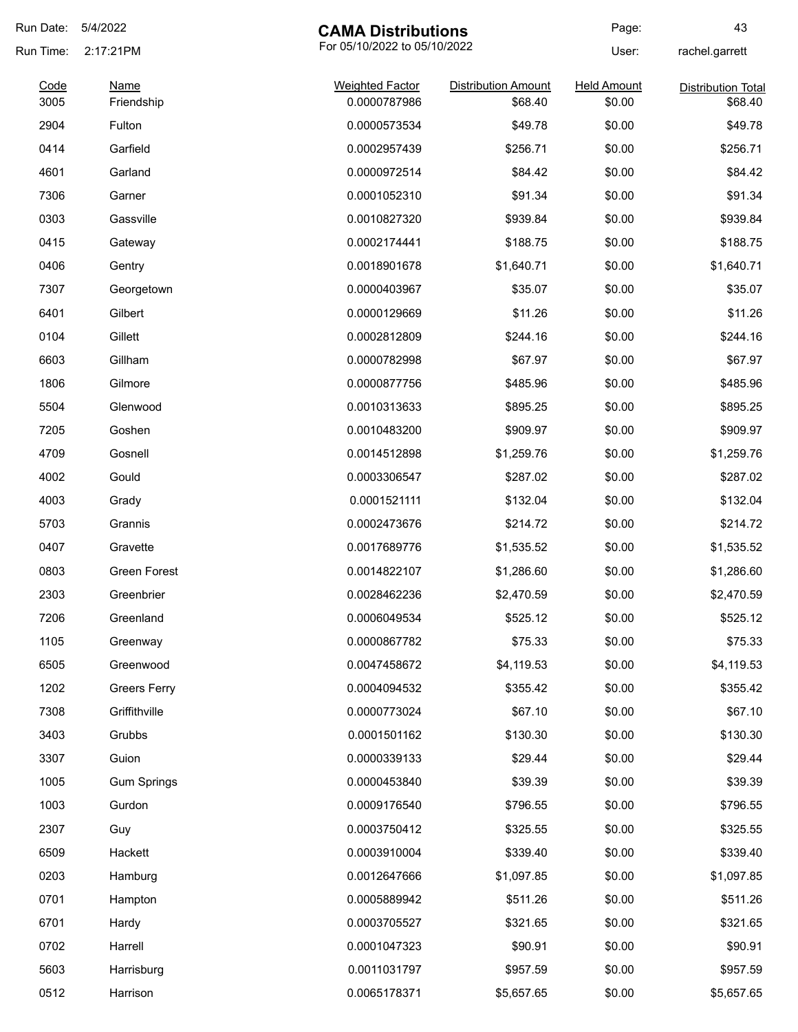# CAMA Distributions

For 05/10/2022 to 05/10/2022

Run Date: 5/4/2022
Run Time: 2:17:21PM
User: rachel.garrett

| Code | Name | Weighted Factor | Distribution Amount | Held Amount | Distribution Total |
|---|---|---|---|---|---|
| 3005 | Friendship | 0.0000787986 | $68.40 | $0.00 | $68.40 |
| 2904 | Fulton | 0.0000573534 | $49.78 | $0.00 | $49.78 |
| 0414 | Garfield | 0.0002957439 | $256.71 | $0.00 | $256.71 |
| 4601 | Garland | 0.0000972514 | $84.42 | $0.00 | $84.42 |
| 7306 | Garner | 0.0001052310 | $91.34 | $0.00 | $91.34 |
| 0303 | Gassville | 0.0010827320 | $939.84 | $0.00 | $939.84 |
| 0415 | Gateway | 0.0002174441 | $188.75 | $0.00 | $188.75 |
| 0406 | Gentry | 0.0018901678 | $1,640.71 | $0.00 | $1,640.71 |
| 7307 | Georgetown | 0.0000403967 | $35.07 | $0.00 | $35.07 |
| 6401 | Gilbert | 0.0000129669 | $11.26 | $0.00 | $11.26 |
| 0104 | Gillett | 0.0002812809 | $244.16 | $0.00 | $244.16 |
| 6603 | Gillham | 0.0000782998 | $67.97 | $0.00 | $67.97 |
| 1806 | Gilmore | 0.0000877756 | $485.96 | $0.00 | $485.96 |
| 5504 | Glenwood | 0.0010313633 | $895.25 | $0.00 | $895.25 |
| 7205 | Goshen | 0.0010483200 | $909.97 | $0.00 | $909.97 |
| 4709 | Gosnell | 0.0014512898 | $1,259.76 | $0.00 | $1,259.76 |
| 4002 | Gould | 0.0003306547 | $287.02 | $0.00 | $287.02 |
| 4003 | Grady | 0.0001521111 | $132.04 | $0.00 | $132.04 |
| 5703 | Grannis | 0.0002473676 | $214.72 | $0.00 | $214.72 |
| 0407 | Gravette | 0.0017689776 | $1,535.52 | $0.00 | $1,535.52 |
| 0803 | Green Forest | 0.0014822107 | $1,286.60 | $0.00 | $1,286.60 |
| 2303 | Greenbrier | 0.0028462236 | $2,470.59 | $0.00 | $2,470.59 |
| 7206 | Greenland | 0.0006049534 | $525.12 | $0.00 | $525.12 |
| 1105 | Greenway | 0.0000867782 | $75.33 | $0.00 | $75.33 |
| 6505 | Greenwood | 0.0047458672 | $4,119.53 | $0.00 | $4,119.53 |
| 1202 | Greers Ferry | 0.0004094532 | $355.42 | $0.00 | $355.42 |
| 7308 | Griffithville | 0.0000773024 | $67.10 | $0.00 | $67.10 |
| 3403 | Grubbs | 0.0001501162 | $130.30 | $0.00 | $130.30 |
| 3307 | Guion | 0.0000339133 | $29.44 | $0.00 | $29.44 |
| 1005 | Gum Springs | 0.0000453840 | $39.39 | $0.00 | $39.39 |
| 1003 | Gurdon | 0.0009176540 | $796.55 | $0.00 | $796.55 |
| 2307 | Guy | 0.0003750412 | $325.55 | $0.00 | $325.55 |
| 6509 | Hackett | 0.0003910004 | $339.40 | $0.00 | $339.40 |
| 0203 | Hamburg | 0.0012647666 | $1,097.85 | $0.00 | $1,097.85 |
| 0701 | Hampton | 0.0005889942 | $511.26 | $0.00 | $511.26 |
| 6701 | Hardy | 0.0003705527 | $321.65 | $0.00 | $321.65 |
| 0702 | Harrell | 0.0001047323 | $90.91 | $0.00 | $90.91 |
| 5603 | Harrisburg | 0.0011031797 | $957.59 | $0.00 | $957.59 |
| 0512 | Harrison | 0.0065178371 | $5,657.65 | $0.00 | $5,657.65 |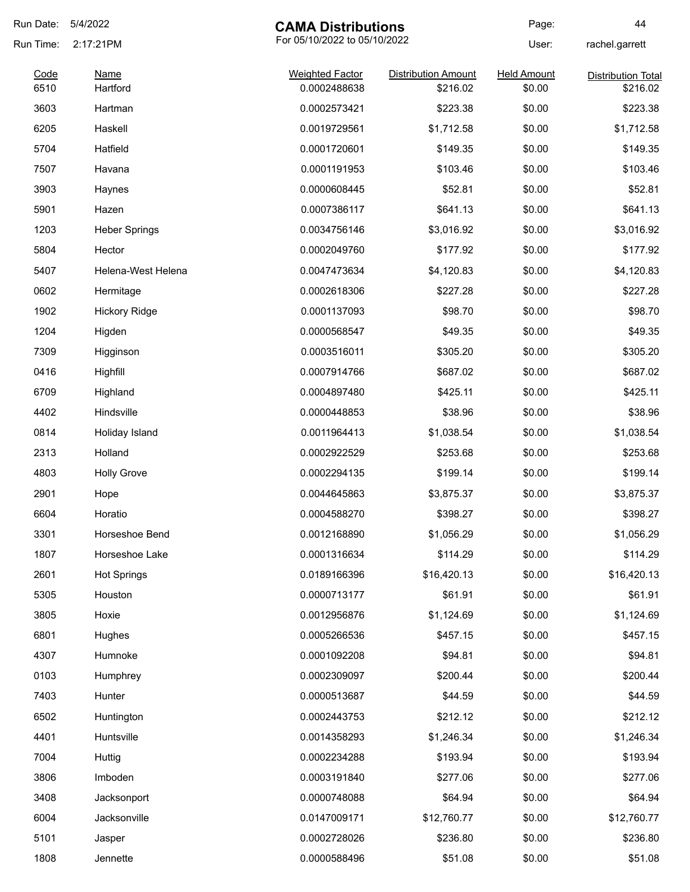# CAMA Distributions

For 05/10/2022 to 05/10/2022

Run Date: 5/4/2022
Run Time: 2:17:21PM
User: rachel.garrett

| Code | Name | Weighted Factor | Distribution Amount | Held Amount | Distribution Total |
|---|---|---|---|---|---|
| 6510 | Hartford | 0.0002488638 | $216.02 | $0.00 | $216.02 |
| 3603 | Hartman | 0.0002573421 | $223.38 | $0.00 | $223.38 |
| 6205 | Haskell | 0.0019729561 | $1,712.58 | $0.00 | $1,712.58 |
| 5704 | Hatfield | 0.0001720601 | $149.35 | $0.00 | $149.35 |
| 7507 | Havana | 0.0001191953 | $103.46 | $0.00 | $103.46 |
| 3903 | Haynes | 0.0000608445 | $52.81 | $0.00 | $52.81 |
| 5901 | Hazen | 0.0007386117 | $641.13 | $0.00 | $641.13 |
| 1203 | Heber Springs | 0.0034756146 | $3,016.92 | $0.00 | $3,016.92 |
| 5804 | Hector | 0.0002049760 | $177.92 | $0.00 | $177.92 |
| 5407 | Helena-West Helena | 0.0047473634 | $4,120.83 | $0.00 | $4,120.83 |
| 0602 | Hermitage | 0.0002618306 | $227.28 | $0.00 | $227.28 |
| 1902 | Hickory Ridge | 0.0001137093 | $98.70 | $0.00 | $98.70 |
| 1204 | Higden | 0.0000568547 | $49.35 | $0.00 | $49.35 |
| 7309 | Higginson | 0.0003516011 | $305.20 | $0.00 | $305.20 |
| 0416 | Highfill | 0.0007914766 | $687.02 | $0.00 | $687.02 |
| 6709 | Highland | 0.0004897480 | $425.11 | $0.00 | $425.11 |
| 4402 | Hindsville | 0.0000448853 | $38.96 | $0.00 | $38.96 |
| 0814 | Holiday Island | 0.0011964413 | $1,038.54 | $0.00 | $1,038.54 |
| 2313 | Holland | 0.0002922529 | $253.68 | $0.00 | $253.68 |
| 4803 | Holly Grove | 0.0002294135 | $199.14 | $0.00 | $199.14 |
| 2901 | Hope | 0.0044645863 | $3,875.37 | $0.00 | $3,875.37 |
| 6604 | Horatio | 0.0004588270 | $398.27 | $0.00 | $398.27 |
| 3301 | Horseshoe Bend | 0.0012168890 | $1,056.29 | $0.00 | $1,056.29 |
| 1807 | Horseshoe Lake | 0.0001316634 | $114.29 | $0.00 | $114.29 |
| 2601 | Hot Springs | 0.0189166396 | $16,420.13 | $0.00 | $16,420.13 |
| 5305 | Houston | 0.0000713177 | $61.91 | $0.00 | $61.91 |
| 3805 | Hoxie | 0.0012956876 | $1,124.69 | $0.00 | $1,124.69 |
| 6801 | Hughes | 0.0005266536 | $457.15 | $0.00 | $457.15 |
| 4307 | Humnoke | 0.0001092208 | $94.81 | $0.00 | $94.81 |
| 0103 | Humphrey | 0.0002309097 | $200.44 | $0.00 | $200.44 |
| 7403 | Hunter | 0.0000513687 | $44.59 | $0.00 | $44.59 |
| 6502 | Huntington | 0.0002443753 | $212.12 | $0.00 | $212.12 |
| 4401 | Huntsville | 0.0014358293 | $1,246.34 | $0.00 | $1,246.34 |
| 7004 | Huttig | 0.0002234288 | $193.94 | $0.00 | $193.94 |
| 3806 | Imboden | 0.0003191840 | $277.06 | $0.00 | $277.06 |
| 3408 | Jacksonport | 0.0000748088 | $64.94 | $0.00 | $64.94 |
| 6004 | Jacksonville | 0.0147009171 | $12,760.77 | $0.00 | $12,760.77 |
| 5101 | Jasper | 0.0002728026 | $236.80 | $0.00 | $236.80 |
| 1808 | Jennette | 0.0000588496 | $51.08 | $0.00 | $51.08 |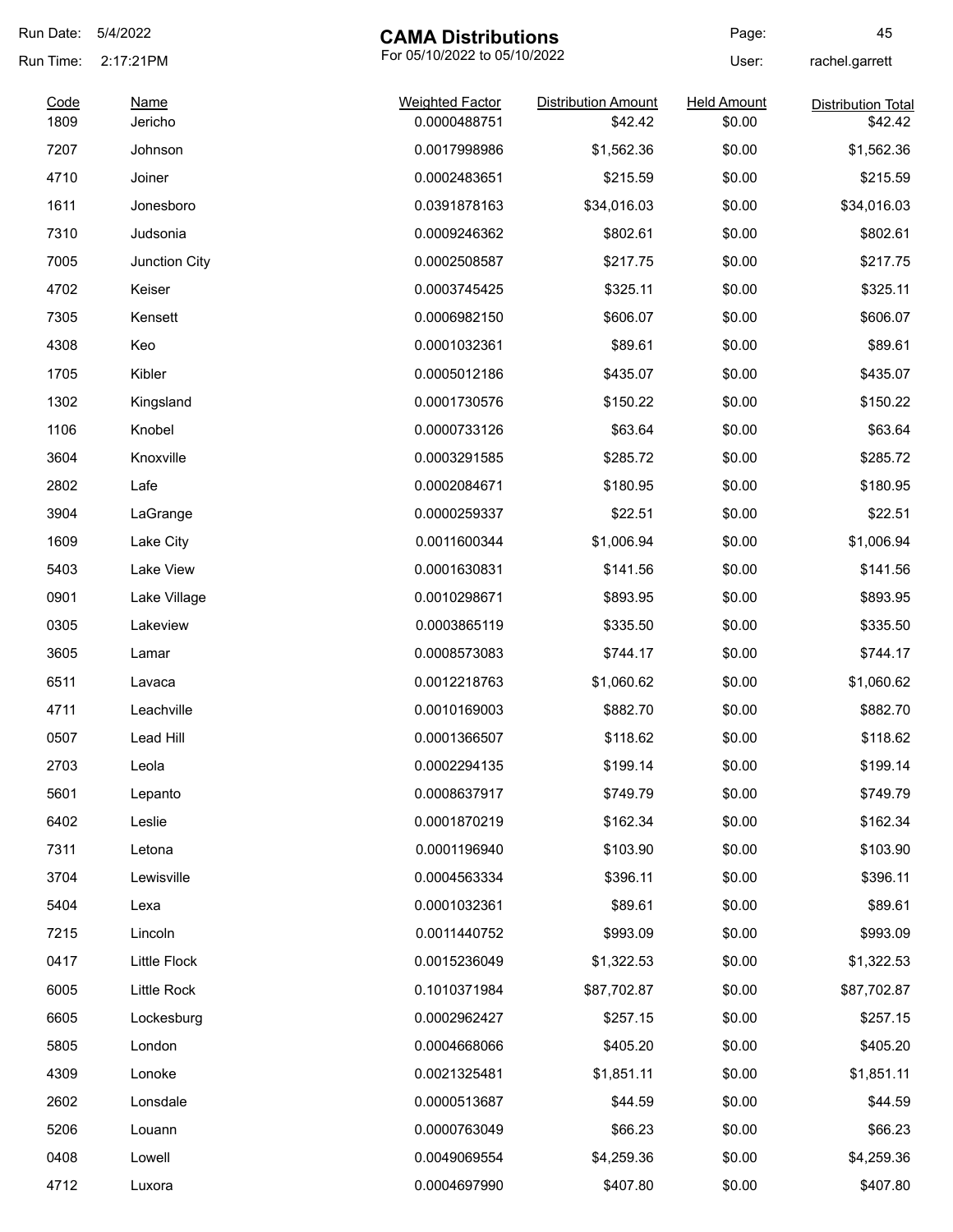# CAMA Distributions

For 05/10/2022 to 05/10/2022

Run Date: 5/4/2022
Run Time: 2:17:21PM
User: rachel.garrett

| Code | Name | Weighted Factor | Distribution Amount | Held Amount | Distribution Total |
|---|---|---|---|---|---|
| 1809 | Jericho | 0.0000488751 | $42.42 | $0.00 | $42.42 |
| 7207 | Johnson | 0.0017998986 | $1,562.36 | $0.00 | $1,562.36 |
| 4710 | Joiner | 0.0002483651 | $215.59 | $0.00 | $215.59 |
| 1611 | Jonesboro | 0.0391878163 | $34,016.03 | $0.00 | $34,016.03 |
| 7310 | Judsonia | 0.0009246362 | $802.61 | $0.00 | $802.61 |
| 7005 | Junction City | 0.0002508587 | $217.75 | $0.00 | $217.75 |
| 4702 | Keiser | 0.0003745425 | $325.11 | $0.00 | $325.11 |
| 7305 | Kensett | 0.0006982150 | $606.07 | $0.00 | $606.07 |
| 4308 | Keo | 0.0001032361 | $89.61 | $0.00 | $89.61 |
| 1705 | Kibler | 0.0005012186 | $435.07 | $0.00 | $435.07 |
| 1302 | Kingsland | 0.0001730576 | $150.22 | $0.00 | $150.22 |
| 1106 | Knobel | 0.0000733126 | $63.64 | $0.00 | $63.64 |
| 3604 | Knoxville | 0.0003291585 | $285.72 | $0.00 | $285.72 |
| 2802 | Lafe | 0.0002084671 | $180.95 | $0.00 | $180.95 |
| 3904 | LaGrange | 0.0000259337 | $22.51 | $0.00 | $22.51 |
| 1609 | Lake City | 0.0011600344 | $1,006.94 | $0.00 | $1,006.94 |
| 5403 | Lake View | 0.0001630831 | $141.56 | $0.00 | $141.56 |
| 0901 | Lake Village | 0.0010298671 | $893.95 | $0.00 | $893.95 |
| 0305 | Lakeview | 0.0003865119 | $335.50 | $0.00 | $335.50 |
| 3605 | Lamar | 0.0008573083 | $744.17 | $0.00 | $744.17 |
| 6511 | Lavaca | 0.0012218763 | $1,060.62 | $0.00 | $1,060.62 |
| 4711 | Leachville | 0.0010169003 | $882.70 | $0.00 | $882.70 |
| 0507 | Lead Hill | 0.0001366507 | $118.62 | $0.00 | $118.62 |
| 2703 | Leola | 0.0002294135 | $199.14 | $0.00 | $199.14 |
| 5601 | Lepanto | 0.0008637917 | $749.79 | $0.00 | $749.79 |
| 6402 | Leslie | 0.0001870219 | $162.34 | $0.00 | $162.34 |
| 7311 | Letona | 0.0001196940 | $103.90 | $0.00 | $103.90 |
| 3704 | Lewisville | 0.0004563334 | $396.11 | $0.00 | $396.11 |
| 5404 | Lexa | 0.0001032361 | $89.61 | $0.00 | $89.61 |
| 7215 | Lincoln | 0.0011440752 | $993.09 | $0.00 | $993.09 |
| 0417 | Little Flock | 0.0015236049 | $1,322.53 | $0.00 | $1,322.53 |
| 6005 | Little Rock | 0.1010371984 | $87,702.87 | $0.00 | $87,702.87 |
| 6605 | Lockesburg | 0.0002962427 | $257.15 | $0.00 | $257.15 |
| 5805 | London | 0.0004668066 | $405.20 | $0.00 | $405.20 |
| 4309 | Lonoke | 0.0021325481 | $1,851.11 | $0.00 | $1,851.11 |
| 2602 | Lonsdale | 0.0000513687 | $44.59 | $0.00 | $44.59 |
| 5206 | Louann | 0.0000763049 | $66.23 | $0.00 | $66.23 |
| 0408 | Lowell | 0.0049069554 | $4,259.36 | $0.00 | $4,259.36 |
| 4712 | Luxora | 0.0004697990 | $407.80 | $0.00 | $407.80 |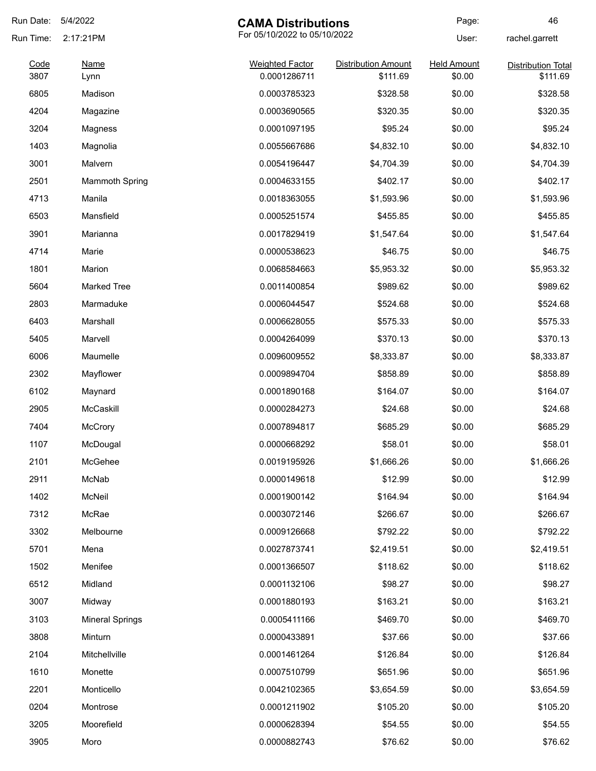| Code | Name | Weighted Factor | Distribution Amount | Held Amount | Distribution Total |
|---|---|---|---|---|---|
| 3807 | Lynn | 0.0001286711 | $111.69 | $0.00 | $111.69 |
| 6805 | Madison | 0.0003785323 | $328.58 | $0.00 | $328.58 |
| 4204 | Magazine | 0.0003690565 | $320.35 | $0.00 | $320.35 |
| 3204 | Magness | 0.0001097195 | $95.24 | $0.00 | $95.24 |
| 1403 | Magnolia | 0.0055667686 | $4,832.10 | $0.00 | $4,832.10 |
| 3001 | Malvern | 0.0054196447 | $4,704.39 | $0.00 | $4,704.39 |
| 2501 | Mammoth Spring | 0.0004633155 | $402.17 | $0.00 | $402.17 |
| 4713 | Manila | 0.0018363055 | $1,593.96 | $0.00 | $1,593.96 |
| 6503 | Mansfield | 0.0005251574 | $455.85 | $0.00 | $455.85 |
| 3901 | Marianna | 0.0017829419 | $1,547.64 | $0.00 | $1,547.64 |
| 4714 | Marie | 0.0000538623 | $46.75 | $0.00 | $46.75 |
| 1801 | Marion | 0.0068584663 | $5,953.32 | $0.00 | $5,953.32 |
| 5604 | Marked Tree | 0.0011400854 | $989.62 | $0.00 | $989.62 |
| 2803 | Marmaduke | 0.0006044547 | $524.68 | $0.00 | $524.68 |
| 6403 | Marshall | 0.0006628055 | $575.33 | $0.00 | $575.33 |
| 5405 | Marvell | 0.0004264099 | $370.13 | $0.00 | $370.13 |
| 6006 | Maumelle | 0.0096009552 | $8,333.87 | $0.00 | $8,333.87 |
| 2302 | Mayflower | 0.0009894704 | $858.89 | $0.00 | $858.89 |
| 6102 | Maynard | 0.0001890168 | $164.07 | $0.00 | $164.07 |
| 2905 | McCaskill | 0.0000284273 | $24.68 | $0.00 | $24.68 |
| 7404 | McCrory | 0.0007894817 | $685.29 | $0.00 | $685.29 |
| 1107 | McDougal | 0.0000668292 | $58.01 | $0.00 | $58.01 |
| 2101 | McGehee | 0.0019195926 | $1,666.26 | $0.00 | $1,666.26 |
| 2911 | McNab | 0.0000149618 | $12.99 | $0.00 | $12.99 |
| 1402 | McNeil | 0.0001900142 | $164.94 | $0.00 | $164.94 |
| 7312 | McRae | 0.0003072146 | $266.67 | $0.00 | $266.67 |
| 3302 | Melbourne | 0.0009126668 | $792.22 | $0.00 | $792.22 |
| 5701 | Mena | 0.0027873741 | $2,419.51 | $0.00 | $2,419.51 |
| 1502 | Menifee | 0.0001366507 | $118.62 | $0.00 | $118.62 |
| 6512 | Midland | 0.0001132106 | $98.27 | $0.00 | $98.27 |
| 3007 | Midway | 0.0001880193 | $163.21 | $0.00 | $163.21 |
| 3103 | Mineral Springs | 0.0005411166 | $469.70 | $0.00 | $469.70 |
| 3808 | Minturn | 0.0000433891 | $37.66 | $0.00 | $37.66 |
| 2104 | Mitchellville | 0.0001461264 | $126.84 | $0.00 | $126.84 |
| 1610 | Monette | 0.0007510799 | $651.96 | $0.00 | $651.96 |
| 2201 | Monticello | 0.0042102365 | $3,654.59 | $0.00 | $3,654.59 |
| 0204 | Montrose | 0.0001211902 | $105.20 | $0.00 | $105.20 |
| 3205 | Moorefield | 0.0000628394 | $54.55 | $0.00 | $54.55 |
| 3905 | Moro | 0.0000882743 | $76.62 | $0.00 | $76.62 |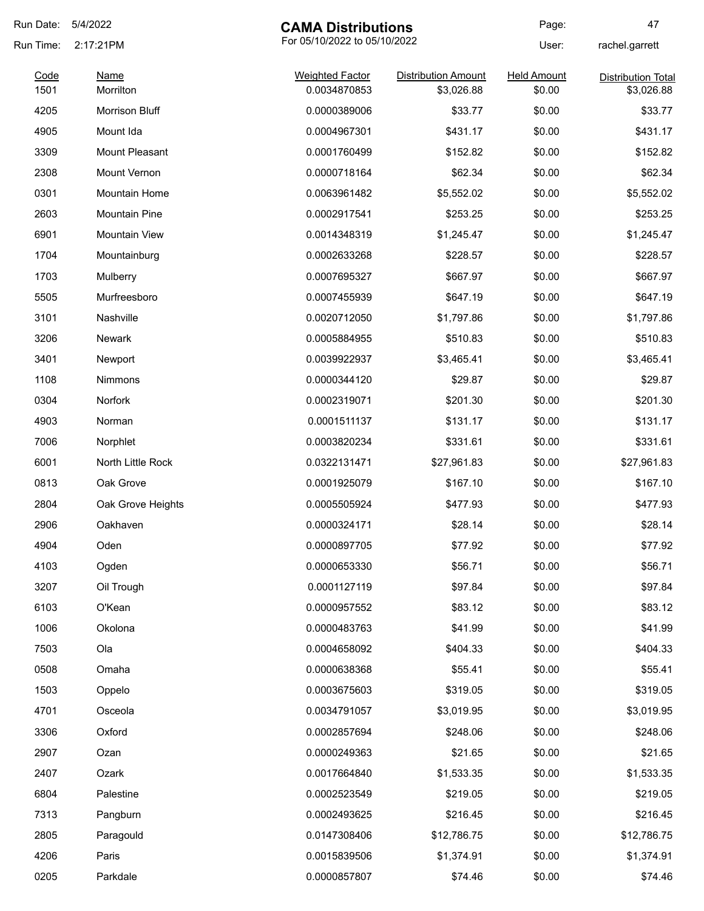Run Date: 5/4/2022

Run Time: 2:17:21PM

# CAMA Distributions

For 05/10/2022 to 05/10/2022

User: rachel.garrett

| Code | Name | Weighted Factor | Distribution Amount | Held Amount | Distribution Total |
|---|---|---|---|---|---|
| 1501 | Morrilton | 0.0034870853 | $3,026.88 | $0.00 | $3,026.88 |
| 4205 | Morrison Bluff | 0.0000389006 | $33.77 | $0.00 | $33.77 |
| 4905 | Mount Ida | 0.0004967301 | $431.17 | $0.00 | $431.17 |
| 3309 | Mount Pleasant | 0.0001760499 | $152.82 | $0.00 | $152.82 |
| 2308 | Mount Vernon | 0.0000718164 | $62.34 | $0.00 | $62.34 |
| 0301 | Mountain Home | 0.0063961482 | $5,552.02 | $0.00 | $5,552.02 |
| 2603 | Mountain Pine | 0.0002917541 | $253.25 | $0.00 | $253.25 |
| 6901 | Mountain View | 0.0014348319 | $1,245.47 | $0.00 | $1,245.47 |
| 1704 | Mountainburg | 0.0002633268 | $228.57 | $0.00 | $228.57 |
| 1703 | Mulberry | 0.0007695327 | $667.97 | $0.00 | $667.97 |
| 5505 | Murfreesboro | 0.0007455939 | $647.19 | $0.00 | $647.19 |
| 3101 | Nashville | 0.0020712050 | $1,797.86 | $0.00 | $1,797.86 |
| 3206 | Newark | 0.0005884955 | $510.83 | $0.00 | $510.83 |
| 3401 | Newport | 0.0039922937 | $3,465.41 | $0.00 | $3,465.41 |
| 1108 | Nimmons | 0.0000344120 | $29.87 | $0.00 | $29.87 |
| 0304 | Norfork | 0.0002319071 | $201.30 | $0.00 | $201.30 |
| 4903 | Norman | 0.0001511137 | $131.17 | $0.00 | $131.17 |
| 7006 | Norphlet | 0.0003820234 | $331.61 | $0.00 | $331.61 |
| 6001 | North Little Rock | 0.0322131471 | $27,961.83 | $0.00 | $27,961.83 |
| 0813 | Oak Grove | 0.0001925079 | $167.10 | $0.00 | $167.10 |
| 2804 | Oak Grove Heights | 0.0005505924 | $477.93 | $0.00 | $477.93 |
| 2906 | Oakhaven | 0.0000324171 | $28.14 | $0.00 | $28.14 |
| 4904 | Oden | 0.0000897705 | $77.92 | $0.00 | $77.92 |
| 4103 | Ogden | 0.0000653330 | $56.71 | $0.00 | $56.71 |
| 3207 | Oil Trough | 0.0001127119 | $97.84 | $0.00 | $97.84 |
| 6103 | O'Kean | 0.0000957552 | $83.12 | $0.00 | $83.12 |
| 1006 | Okolona | 0.0000483763 | $41.99 | $0.00 | $41.99 |
| 7503 | Ola | 0.0004658092 | $404.33 | $0.00 | $404.33 |
| 0508 | Omaha | 0.0000638368 | $55.41 | $0.00 | $55.41 |
| 1503 | Oppelo | 0.0003675603 | $319.05 | $0.00 | $319.05 |
| 4701 | Osceola | 0.0034791057 | $3,019.95 | $0.00 | $3,019.95 |
| 3306 | Oxford | 0.0002857694 | $248.06 | $0.00 | $248.06 |
| 2907 | Ozan | 0.0000249363 | $21.65 | $0.00 | $21.65 |
| 2407 | Ozark | 0.0017664840 | $1,533.35 | $0.00 | $1,533.35 |
| 6804 | Palestine | 0.0002523549 | $219.05 | $0.00 | $219.05 |
| 7313 | Pangburn | 0.0002493625 | $216.45 | $0.00 | $216.45 |
| 2805 | Paragould | 0.0147308406 | $12,786.75 | $0.00 | $12,786.75 |
| 4206 | Paris | 0.0015839506 | $1,374.91 | $0.00 | $1,374.91 |
| 0205 | Parkdale | 0.0000857807 | $74.46 | $0.00 | $74.46 |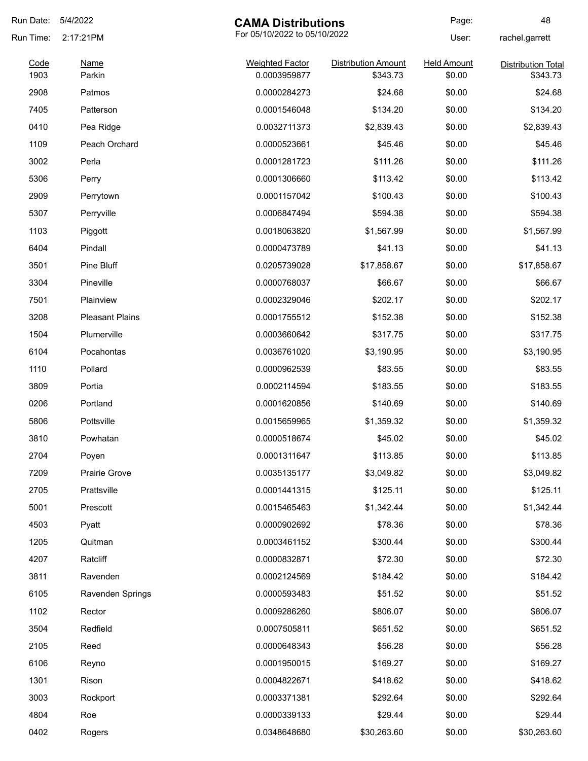# CAMA Distributions

For 05/10/2022 to 05/10/2022

Run Date: 5/4/2022
Run Time: 2:17:21PM
User: rachel.garrett

| Code | Name | Weighted Factor | Distribution Amount | Held Amount | Distribution Total |
|---|---|---|---|---|---|
| 1903 | Parkin | 0.0003959877 | $343.73 | $0.00 | $343.73 |
| 2908 | Patmos | 0.0000284273 | $24.68 | $0.00 | $24.68 |
| 7405 | Patterson | 0.0001546048 | $134.20 | $0.00 | $134.20 |
| 0410 | Pea Ridge | 0.0032711373 | $2,839.43 | $0.00 | $2,839.43 |
| 1109 | Peach Orchard | 0.0000523661 | $45.46 | $0.00 | $45.46 |
| 3002 | Perla | 0.0001281723 | $111.26 | $0.00 | $111.26 |
| 5306 | Perry | 0.0001306660 | $113.42 | $0.00 | $113.42 |
| 2909 | Perrytown | 0.0001157042 | $100.43 | $0.00 | $100.43 |
| 5307 | Perryville | 0.0006847494 | $594.38 | $0.00 | $594.38 |
| 1103 | Piggott | 0.0018063820 | $1,567.99 | $0.00 | $1,567.99 |
| 6404 | Pindall | 0.0000473789 | $41.13 | $0.00 | $41.13 |
| 3501 | Pine Bluff | 0.0205739028 | $17,858.67 | $0.00 | $17,858.67 |
| 3304 | Pineville | 0.0000768037 | $66.67 | $0.00 | $66.67 |
| 7501 | Plainview | 0.0002329046 | $202.17 | $0.00 | $202.17 |
| 3208 | Pleasant Plains | 0.0001755512 | $152.38 | $0.00 | $152.38 |
| 1504 | Plumerville | 0.0003660642 | $317.75 | $0.00 | $317.75 |
| 6104 | Pocahontas | 0.0036761020 | $3,190.95 | $0.00 | $3,190.95 |
| 1110 | Pollard | 0.0000962539 | $83.55 | $0.00 | $83.55 |
| 3809 | Portia | 0.0002114594 | $183.55 | $0.00 | $183.55 |
| 0206 | Portland | 0.0001620856 | $140.69 | $0.00 | $140.69 |
| 5806 | Pottsville | 0.0015659965 | $1,359.32 | $0.00 | $1,359.32 |
| 3810 | Powhatan | 0.0000518674 | $45.02 | $0.00 | $45.02 |
| 2704 | Poyen | 0.0001311647 | $113.85 | $0.00 | $113.85 |
| 7209 | Prairie Grove | 0.0035135177 | $3,049.82 | $0.00 | $3,049.82 |
| 2705 | Prattsville | 0.0001441315 | $125.11 | $0.00 | $125.11 |
| 5001 | Prescott | 0.0015465463 | $1,342.44 | $0.00 | $1,342.44 |
| 4503 | Pyatt | 0.0000902692 | $78.36 | $0.00 | $78.36 |
| 1205 | Quitman | 0.0003461152 | $300.44 | $0.00 | $300.44 |
| 4207 | Ratcliff | 0.0000832871 | $72.30 | $0.00 | $72.30 |
| 3811 | Ravenden | 0.0002124569 | $184.42 | $0.00 | $184.42 |
| 6105 | Ravenden Springs | 0.0000593483 | $51.52 | $0.00 | $51.52 |
| 1102 | Rector | 0.0009286260 | $806.07 | $0.00 | $806.07 |
| 3504 | Redfield | 0.0007505811 | $651.52 | $0.00 | $651.52 |
| 2105 | Reed | 0.0000648343 | $56.28 | $0.00 | $56.28 |
| 6106 | Reyno | 0.0001950015 | $169.27 | $0.00 | $169.27 |
| 1301 | Rison | 0.0004822671 | $418.62 | $0.00 | $418.62 |
| 3003 | Rockport | 0.0003371381 | $292.64 | $0.00 | $292.64 |
| 4804 | Roe | 0.0000339133 | $29.44 | $0.00 | $29.44 |
| 0402 | Rogers | 0.0348648680 | $30,263.60 | $0.00 | $30,263.60 |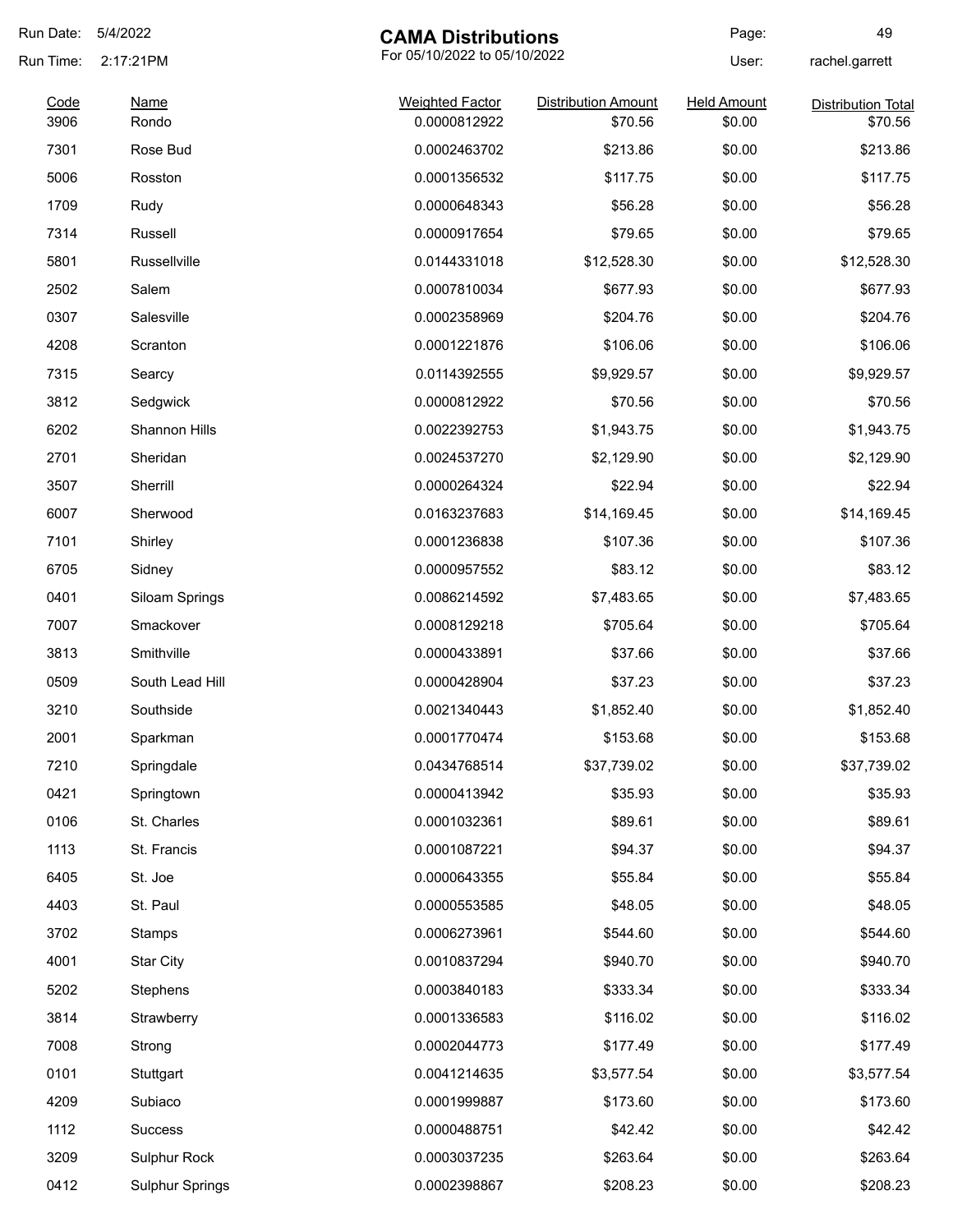# CAMA Distributions

For 05/10/2022 to 05/10/2022

Run Date: 5/4/2022
Run Time: 2:17:21PM
User: rachel.garrett

| Code | Name | Weighted Factor | Distribution Amount | Held Amount | Distribution Total |
|---|---|---|---|---|---|
| 3906 | Rondo | 0.0000812922 | $70.56 | $0.00 | $70.56 |
| 7301 | Rose Bud | 0.0002463702 | $213.86 | $0.00 | $213.86 |
| 5006 | Rosston | 0.0001356532 | $117.75 | $0.00 | $117.75 |
| 1709 | Rudy | 0.0000648343 | $56.28 | $0.00 | $56.28 |
| 7314 | Russell | 0.0000917654 | $79.65 | $0.00 | $79.65 |
| 5801 | Russellville | 0.0144331018 | $12,528.30 | $0.00 | $12,528.30 |
| 2502 | Salem | 0.0007810034 | $677.93 | $0.00 | $677.93 |
| 0307 | Salesville | 0.0002358969 | $204.76 | $0.00 | $204.76 |
| 4208 | Scranton | 0.0001221876 | $106.06 | $0.00 | $106.06 |
| 7315 | Searcy | 0.0114392555 | $9,929.57 | $0.00 | $9,929.57 |
| 3812 | Sedgwick | 0.0000812922 | $70.56 | $0.00 | $70.56 |
| 6202 | Shannon Hills | 0.0022392753 | $1,943.75 | $0.00 | $1,943.75 |
| 2701 | Sheridan | 0.0024537270 | $2,129.90 | $0.00 | $2,129.90 |
| 3507 | Sherrill | 0.0000264324 | $22.94 | $0.00 | $22.94 |
| 6007 | Sherwood | 0.0163237683 | $14,169.45 | $0.00 | $14,169.45 |
| 7101 | Shirley | 0.0001236838 | $107.36 | $0.00 | $107.36 |
| 6705 | Sidney | 0.0000957552 | $83.12 | $0.00 | $83.12 |
| 0401 | Siloam Springs | 0.0086214592 | $7,483.65 | $0.00 | $7,483.65 |
| 7007 | Smackover | 0.0008129218 | $705.64 | $0.00 | $705.64 |
| 3813 | Smithville | 0.0000433891 | $37.66 | $0.00 | $37.66 |
| 0509 | South Lead Hill | 0.0000428904 | $37.23 | $0.00 | $37.23 |
| 3210 | Southside | 0.0021340443 | $1,852.40 | $0.00 | $1,852.40 |
| 2001 | Sparkman | 0.0001770474 | $153.68 | $0.00 | $153.68 |
| 7210 | Springdale | 0.0434768514 | $37,739.02 | $0.00 | $37,739.02 |
| 0421 | Springtown | 0.0000413942 | $35.93 | $0.00 | $35.93 |
| 0106 | St. Charles | 0.0001032361 | $89.61 | $0.00 | $89.61 |
| 1113 | St. Francis | 0.0001087221 | $94.37 | $0.00 | $94.37 |
| 6405 | St. Joe | 0.0000643355 | $55.84 | $0.00 | $55.84 |
| 4403 | St. Paul | 0.0000553585 | $48.05 | $0.00 | $48.05 |
| 3702 | Stamps | 0.0006273961 | $544.60 | $0.00 | $544.60 |
| 4001 | Star City | 0.0010837294 | $940.70 | $0.00 | $940.70 |
| 5202 | Stephens | 0.0003840183 | $333.34 | $0.00 | $333.34 |
| 3814 | Strawberry | 0.0001336583 | $116.02 | $0.00 | $116.02 |
| 7008 | Strong | 0.0002044773 | $177.49 | $0.00 | $177.49 |
| 0101 | Stuttgart | 0.0041214635 | $3,577.54 | $0.00 | $3,577.54 |
| 4209 | Subiaco | 0.0001999887 | $173.60 | $0.00 | $173.60 |
| 1112 | Success | 0.0000488751 | $42.42 | $0.00 | $42.42 |
| 3209 | Sulphur Rock | 0.0003037235 | $263.64 | $0.00 | $263.64 |
| 0412 | Sulphur Springs | 0.0002398867 | $208.23 | $0.00 | $208.23 |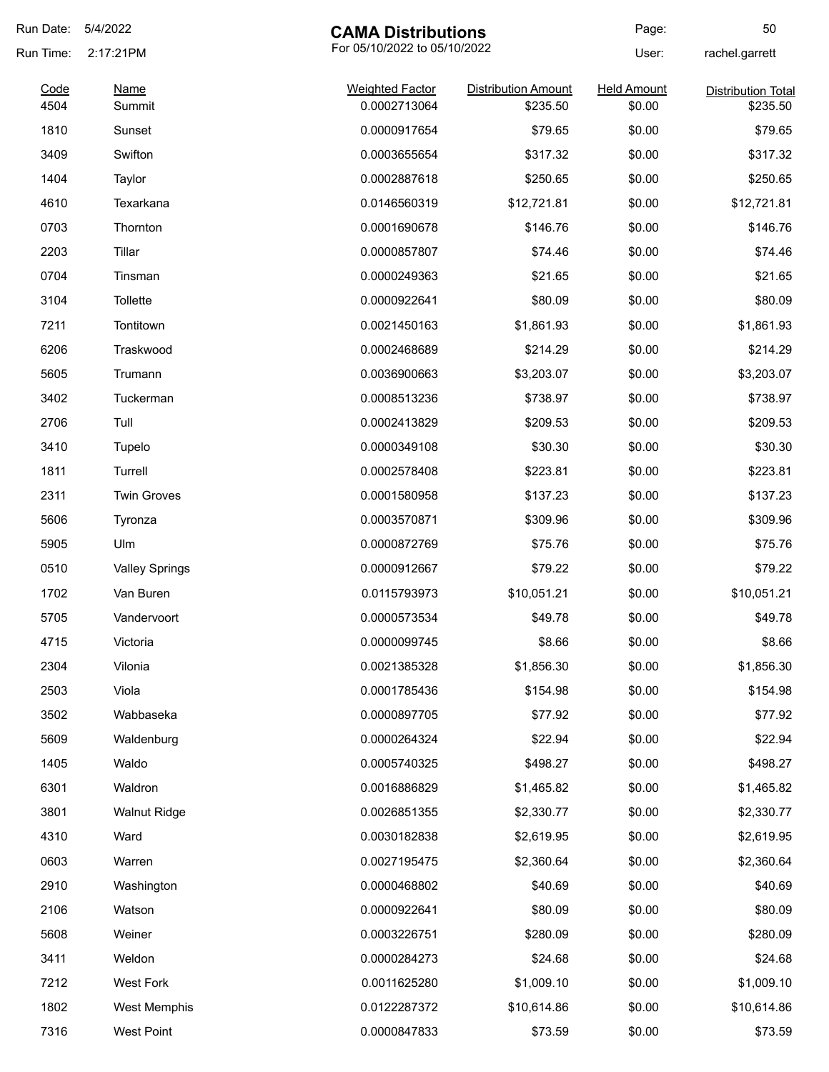# CAMA Distributions

For 05/10/2022 to 05/10/2022

Run Date: 5/4/2022
Run Time: 2:17:21PM
User: rachel.garrett

| Code | Name | Weighted Factor | Distribution Amount | Held Amount | Distribution Total |
|---|---|---|---|---|---|
| 4504 | Summit | 0.0002713064 | $235.50 | $0.00 | $235.50 |
| 1810 | Sunset | 0.0000917654 | $79.65 | $0.00 | $79.65 |
| 3409 | Swifton | 0.0003655654 | $317.32 | $0.00 | $317.32 |
| 1404 | Taylor | 0.0002887618 | $250.65 | $0.00 | $250.65 |
| 4610 | Texarkana | 0.0146560319 | $12,721.81 | $0.00 | $12,721.81 |
| 0703 | Thornton | 0.0001690678 | $146.76 | $0.00 | $146.76 |
| 2203 | Tillar | 0.0000857807 | $74.46 | $0.00 | $74.46 |
| 0704 | Tinsman | 0.0000249363 | $21.65 | $0.00 | $21.65 |
| 3104 | Tollette | 0.0000922641 | $80.09 | $0.00 | $80.09 |
| 7211 | Tontitown | 0.0021450163 | $1,861.93 | $0.00 | $1,861.93 |
| 6206 | Traskwood | 0.0002468689 | $214.29 | $0.00 | $214.29 |
| 5605 | Trumann | 0.0036900663 | $3,203.07 | $0.00 | $3,203.07 |
| 3402 | Tuckerman | 0.0008513236 | $738.97 | $0.00 | $738.97 |
| 2706 | Tull | 0.0002413829 | $209.53 | $0.00 | $209.53 |
| 3410 | Tupelo | 0.0000349108 | $30.30 | $0.00 | $30.30 |
| 1811 | Turrell | 0.0002578408 | $223.81 | $0.00 | $223.81 |
| 2311 | Twin Groves | 0.0001580958 | $137.23 | $0.00 | $137.23 |
| 5606 | Tyronza | 0.0003570871 | $309.96 | $0.00 | $309.96 |
| 5905 | Ulm | 0.0000872769 | $75.76 | $0.00 | $75.76 |
| 0510 | Valley Springs | 0.0000912667 | $79.22 | $0.00 | $79.22 |
| 1702 | Van Buren | 0.0115793973 | $10,051.21 | $0.00 | $10,051.21 |
| 5705 | Vandervoort | 0.0000573534 | $49.78 | $0.00 | $49.78 |
| 4715 | Victoria | 0.0000099745 | $8.66 | $0.00 | $8.66 |
| 2304 | Vilonia | 0.0021385328 | $1,856.30 | $0.00 | $1,856.30 |
| 2503 | Viola | 0.0001785436 | $154.98 | $0.00 | $154.98 |
| 3502 | Wabbaseka | 0.0000897705 | $77.92 | $0.00 | $77.92 |
| 5609 | Waldenburg | 0.0000264324 | $22.94 | $0.00 | $22.94 |
| 1405 | Waldo | 0.0005740325 | $498.27 | $0.00 | $498.27 |
| 6301 | Waldron | 0.0016886829 | $1,465.82 | $0.00 | $1,465.82 |
| 3801 | Walnut Ridge | 0.0026851355 | $2,330.77 | $0.00 | $2,330.77 |
| 4310 | Ward | 0.0030182838 | $2,619.95 | $0.00 | $2,619.95 |
| 0603 | Warren | 0.0027195475 | $2,360.64 | $0.00 | $2,360.64 |
| 2910 | Washington | 0.0000468802 | $40.69 | $0.00 | $40.69 |
| 2106 | Watson | 0.0000922641 | $80.09 | $0.00 | $80.09 |
| 5608 | Weiner | 0.0003226751 | $280.09 | $0.00 | $280.09 |
| 3411 | Weldon | 0.0000284273 | $24.68 | $0.00 | $24.68 |
| 7212 | West Fork | 0.0011625280 | $1,009.10 | $0.00 | $1,009.10 |
| 1802 | West Memphis | 0.0122287372 | $10,614.86 | $0.00 | $10,614.86 |
| 7316 | West Point | 0.0000847833 | $73.59 | $0.00 | $73.59 |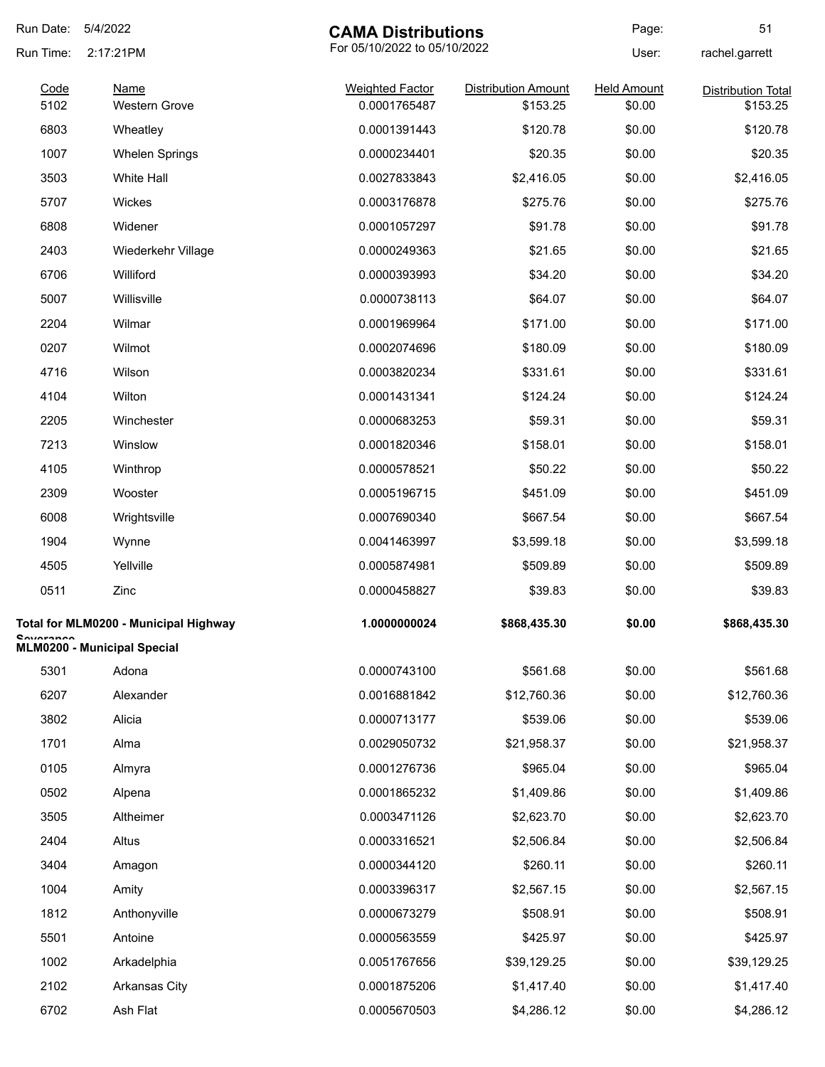# CAMA Distributions

For 05/10/2022 to 05/10/2022

Run Date: 5/4/2022
Run Time: 2:17:21PM
User: rachel.garrett

| Code | Name | Weighted Factor | Distribution Amount | Held Amount | Distribution Total |
|---|---|---|---|---|---|
| 5102 | Western Grove | 0.0001765487 | $153.25 | $0.00 | $153.25 |
| 6803 | Wheatley | 0.0001391443 | $120.78 | $0.00 | $120.78 |
| 1007 | Whelen Springs | 0.0000234401 | $20.35 | $0.00 | $20.35 |
| 3503 | White Hall | 0.0027833843 | $2,416.05 | $0.00 | $2,416.05 |
| 5707 | Wickes | 0.0003176878 | $275.76 | $0.00 | $275.76 |
| 6808 | Widener | 0.0001057297 | $91.78 | $0.00 | $91.78 |
| 2403 | Wiederkehr Village | 0.0000249363 | $21.65 | $0.00 | $21.65 |
| 6706 | Williford | 0.0000393993 | $34.20 | $0.00 | $34.20 |
| 5007 | Willisville | 0.0000738113 | $64.07 | $0.00 | $64.07 |
| 2204 | Wilmar | 0.0001969964 | $171.00 | $0.00 | $171.00 |
| 0207 | Wilmot | 0.0002074696 | $180.09 | $0.00 | $180.09 |
| 4716 | Wilson | 0.0003820234 | $331.61 | $0.00 | $331.61 |
| 4104 | Wilton | 0.0001431341 | $124.24 | $0.00 | $124.24 |
| 2205 | Winchester | 0.0000683253 | $59.31 | $0.00 | $59.31 |
| 7213 | Winslow | 0.0001820346 | $158.01 | $0.00 | $158.01 |
| 4105 | Winthrop | 0.0000578521 | $50.22 | $0.00 | $50.22 |
| 2309 | Wooster | 0.0005196715 | $451.09 | $0.00 | $451.09 |
| 6008 | Wrightsville | 0.0007690340 | $667.54 | $0.00 | $667.54 |
| 1904 | Wynne | 0.0041463997 | $3,599.18 | $0.00 | $3,599.18 |
| 4505 | Yellville | 0.0005874981 | $509.89 | $0.00 | $509.89 |
| 0511 | Zinc | 0.0000458827 | $39.83 | $0.00 | $39.83 |
| **Total for MLM0200 - Municipal Highway Severance** | | **1.0000000024** | **$868,435.30** | **$0.00** | **$868,435.30** |

**MLM0200 - Municipal Special**

| Code | Name | Weighted Factor | Distribution Amount | Held Amount | Distribution Total |
|---|---|---|---|---|---|
| 5301 | Adona | 0.0000743100 | $561.68 | $0.00 | $561.68 |
| 6207 | Alexander | 0.0016881842 | $12,760.36 | $0.00 | $12,760.36 |
| 3802 | Alicia | 0.0000713177 | $539.06 | $0.00 | $539.06 |
| 1701 | Alma | 0.0029050732 | $21,958.37 | $0.00 | $21,958.37 |
| 0105 | Almyra | 0.0001276736 | $965.04 | $0.00 | $965.04 |
| 0502 | Alpena | 0.0001865232 | $1,409.86 | $0.00 | $1,409.86 |
| 3505 | Altheimer | 0.0003471126 | $2,623.70 | $0.00 | $2,623.70 |
| 2404 | Altus | 0.0003316521 | $2,506.84 | $0.00 | $2,506.84 |
| 3404 | Amagon | 0.0000344120 | $260.11 | $0.00 | $260.11 |
| 1004 | Amity | 0.0003396317 | $2,567.15 | $0.00 | $2,567.15 |
| 1812 | Anthonyville | 0.0000673279 | $508.91 | $0.00 | $508.91 |
| 5501 | Antoine | 0.0000563559 | $425.97 | $0.00 | $425.97 |
| 1002 | Arkadelphia | 0.0051767656 | $39,129.25 | $0.00 | $39,129.25 |
| 2102 | Arkansas City | 0.0001875206 | $1,417.40 | $0.00 | $1,417.40 |
| 6702 | Ash Flat | 0.0005670503 | $4,286.12 | $0.00 | $4,286.12 |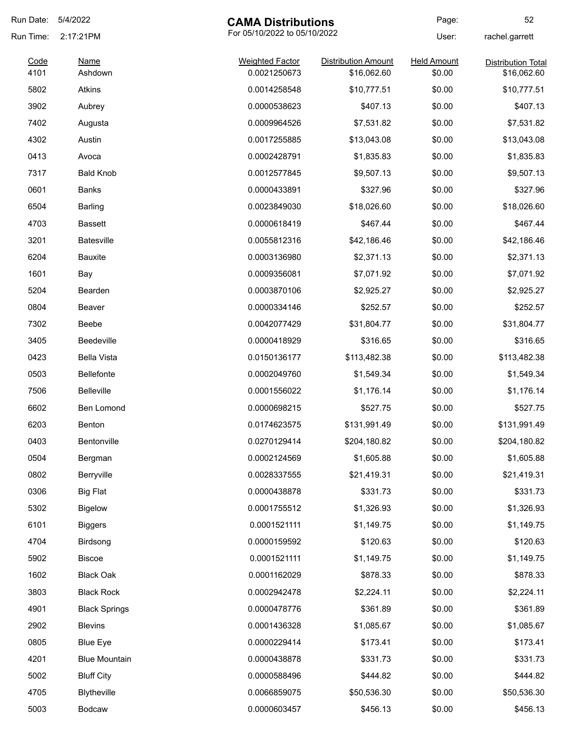Run Date: 5/4/2022

Run Time: 2:17:21PM

# CAMA Distributions

For 05/10/2022 to 05/10/2022

User: rachel.garrett

| Code | Name | Weighted Factor | Distribution Amount | Held Amount | Distribution Total |
|---|---|---|---|---|---|
| 4101 | Ashdown | 0.0021250673 | $16,062.60 | $0.00 | $16,062.60 |
| 5802 | Atkins | 0.0014258548 | $10,777.51 | $0.00 | $10,777.51 |
| 3902 | Aubrey | 0.0000538623 | $407.13 | $0.00 | $407.13 |
| 7402 | Augusta | 0.0009964526 | $7,531.82 | $0.00 | $7,531.82 |
| 4302 | Austin | 0.0017255885 | $13,043.08 | $0.00 | $13,043.08 |
| 0413 | Avoca | 0.0002428791 | $1,835.83 | $0.00 | $1,835.83 |
| 7317 | Bald Knob | 0.0012577845 | $9,507.13 | $0.00 | $9,507.13 |
| 0601 | Banks | 0.0000433891 | $327.96 | $0.00 | $327.96 |
| 6504 | Barling | 0.0023849030 | $18,026.60 | $0.00 | $18,026.60 |
| 4703 | Bassett | 0.0000618419 | $467.44 | $0.00 | $467.44 |
| 3201 | Batesville | 0.0055812316 | $42,186.46 | $0.00 | $42,186.46 |
| 6204 | Bauxite | 0.0003136980 | $2,371.13 | $0.00 | $2,371.13 |
| 1601 | Bay | 0.0009356081 | $7,071.92 | $0.00 | $7,071.92 |
| 5204 | Bearden | 0.0003870106 | $2,925.27 | $0.00 | $2,925.27 |
| 0804 | Beaver | 0.0000334146 | $252.57 | $0.00 | $252.57 |
| 7302 | Beebe | 0.0042077429 | $31,804.77 | $0.00 | $31,804.77 |
| 3405 | Beedeville | 0.0000418929 | $316.65 | $0.00 | $316.65 |
| 0423 | Bella Vista | 0.0150136177 | $113,482.38 | $0.00 | $113,482.38 |
| 0503 | Bellefonte | 0.0002049760 | $1,549.34 | $0.00 | $1,549.34 |
| 7506 | Belleville | 0.0001556022 | $1,176.14 | $0.00 | $1,176.14 |
| 6602 | Ben Lomond | 0.0000698215 | $527.75 | $0.00 | $527.75 |
| 6203 | Benton | 0.0174623575 | $131,991.49 | $0.00 | $131,991.49 |
| 0403 | Bentonville | 0.0270129414 | $204,180.82 | $0.00 | $204,180.82 |
| 0504 | Bergman | 0.0002124569 | $1,605.88 | $0.00 | $1,605.88 |
| 0802 | Berryville | 0.0028337555 | $21,419.31 | $0.00 | $21,419.31 |
| 0306 | Big Flat | 0.0000438878 | $331.73 | $0.00 | $331.73 |
| 5302 | Bigelow | 0.0001755512 | $1,326.93 | $0.00 | $1,326.93 |
| 6101 | Biggers | 0.0001521111 | $1,149.75 | $0.00 | $1,149.75 |
| 4704 | Birdsong | 0.0000159592 | $120.63 | $0.00 | $120.63 |
| 5902 | Biscoe | 0.0001521111 | $1,149.75 | $0.00 | $1,149.75 |
| 1602 | Black Oak | 0.0001162029 | $878.33 | $0.00 | $878.33 |
| 3803 | Black Rock | 0.0002942478 | $2,224.11 | $0.00 | $2,224.11 |
| 4901 | Black Springs | 0.0000478776 | $361.89 | $0.00 | $361.89 |
| 2902 | Blevins | 0.0001436328 | $1,085.67 | $0.00 | $1,085.67 |
| 0805 | Blue Eye | 0.0000229414 | $173.41 | $0.00 | $173.41 |
| 4201 | Blue Mountain | 0.0000438878 | $331.73 | $0.00 | $331.73 |
| 5002 | Bluff City | 0.0000588496 | $444.82 | $0.00 | $444.82 |
| 4705 | Blytheville | 0.0066859075 | $50,536.30 | $0.00 | $50,536.30 |
| 5003 | Bodcaw | 0.0000603457 | $456.13 | $0.00 | $456.13 |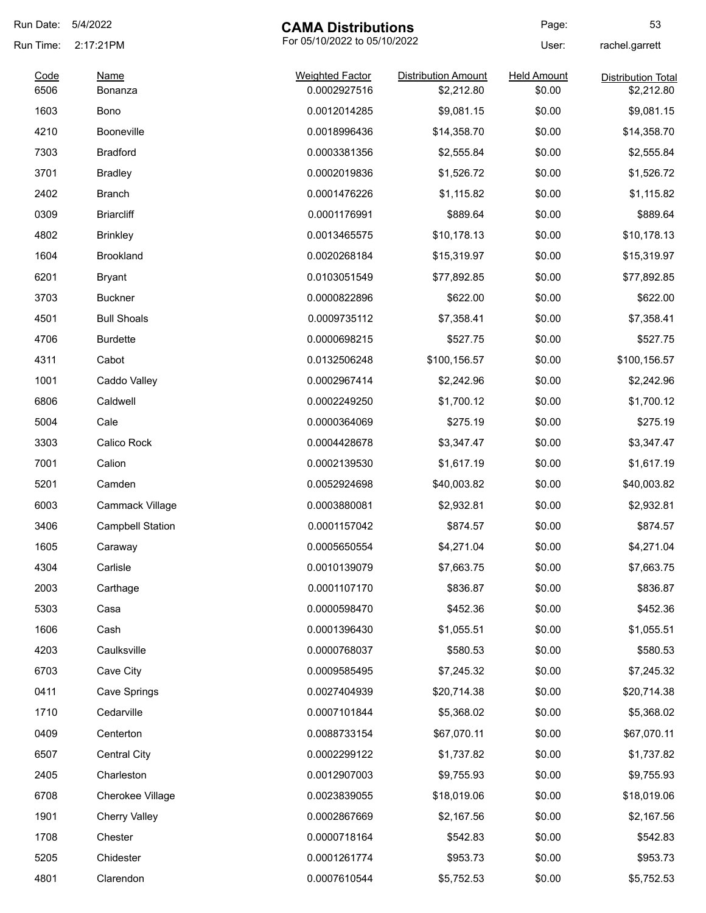# CAMA Distributions

For 05/10/2022 to 05/10/2022

Run Date: 5/4/2022
Run Time: 2:17:21PM
User: rachel.garrett

| Code | Name | Weighted Factor | Distribution Amount | Held Amount | Distribution Total |
|---|---|---|---|---|---|
| 6506 | Bonanza | 0.0002927516 | $2,212.80 | $0.00 | $2,212.80 |
| 1603 | Bono | 0.0012014285 | $9,081.15 | $0.00 | $9,081.15 |
| 4210 | Booneville | 0.0018996436 | $14,358.70 | $0.00 | $14,358.70 |
| 7303 | Bradford | 0.0003381356 | $2,555.84 | $0.00 | $2,555.84 |
| 3701 | Bradley | 0.0002019836 | $1,526.72 | $0.00 | $1,526.72 |
| 2402 | Branch | 0.0001476226 | $1,115.82 | $0.00 | $1,115.82 |
| 0309 | Briarcliff | 0.0001176991 | $889.64 | $0.00 | $889.64 |
| 4802 | Brinkley | 0.0013465575 | $10,178.13 | $0.00 | $10,178.13 |
| 1604 | Brookland | 0.0020268184 | $15,319.97 | $0.00 | $15,319.97 |
| 6201 | Bryant | 0.0103051549 | $77,892.85 | $0.00 | $77,892.85 |
| 3703 | Buckner | 0.0000822896 | $622.00 | $0.00 | $622.00 |
| 4501 | Bull Shoals | 0.0009735112 | $7,358.41 | $0.00 | $7,358.41 |
| 4706 | Burdette | 0.0000698215 | $527.75 | $0.00 | $527.75 |
| 4311 | Cabot | 0.0132506248 | $100,156.57 | $0.00 | $100,156.57 |
| 1001 | Caddo Valley | 0.0002967414 | $2,242.96 | $0.00 | $2,242.96 |
| 6806 | Caldwell | 0.0002249250 | $1,700.12 | $0.00 | $1,700.12 |
| 5004 | Cale | 0.0000364069 | $275.19 | $0.00 | $275.19 |
| 3303 | Calico Rock | 0.0004428678 | $3,347.47 | $0.00 | $3,347.47 |
| 7001 | Calion | 0.0002139530 | $1,617.19 | $0.00 | $1,617.19 |
| 5201 | Camden | 0.0052924698 | $40,003.82 | $0.00 | $40,003.82 |
| 6003 | Cammack Village | 0.0003880081 | $2,932.81 | $0.00 | $2,932.81 |
| 3406 | Campbell Station | 0.0001157042 | $874.57 | $0.00 | $874.57 |
| 1605 | Caraway | 0.0005650554 | $4,271.04 | $0.00 | $4,271.04 |
| 4304 | Carlisle | 0.0010139079 | $7,663.75 | $0.00 | $7,663.75 |
| 2003 | Carthage | 0.0001107170 | $836.87 | $0.00 | $836.87 |
| 5303 | Casa | 0.0000598470 | $452.36 | $0.00 | $452.36 |
| 1606 | Cash | 0.0001396430 | $1,055.51 | $0.00 | $1,055.51 |
| 4203 | Caulksville | 0.0000768037 | $580.53 | $0.00 | $580.53 |
| 6703 | Cave City | 0.0009585495 | $7,245.32 | $0.00 | $7,245.32 |
| 0411 | Cave Springs | 0.0027404939 | $20,714.38 | $0.00 | $20,714.38 |
| 1710 | Cedarville | 0.0007101844 | $5,368.02 | $0.00 | $5,368.02 |
| 0409 | Centerton | 0.0088733154 | $67,070.11 | $0.00 | $67,070.11 |
| 6507 | Central City | 0.0002299122 | $1,737.82 | $0.00 | $1,737.82 |
| 2405 | Charleston | 0.0012907003 | $9,755.93 | $0.00 | $9,755.93 |
| 6708 | Cherokee Village | 0.0023839055 | $18,019.06 | $0.00 | $18,019.06 |
| 1901 | Cherry Valley | 0.0002867669 | $2,167.56 | $0.00 | $2,167.56 |
| 1708 | Chester | 0.0000718164 | $542.83 | $0.00 | $542.83 |
| 5205 | Chidester | 0.0001261774 | $953.73 | $0.00 | $953.73 |
| 4801 | Clarendon | 0.0007610544 | $5,752.53 | $0.00 | $5,752.53 |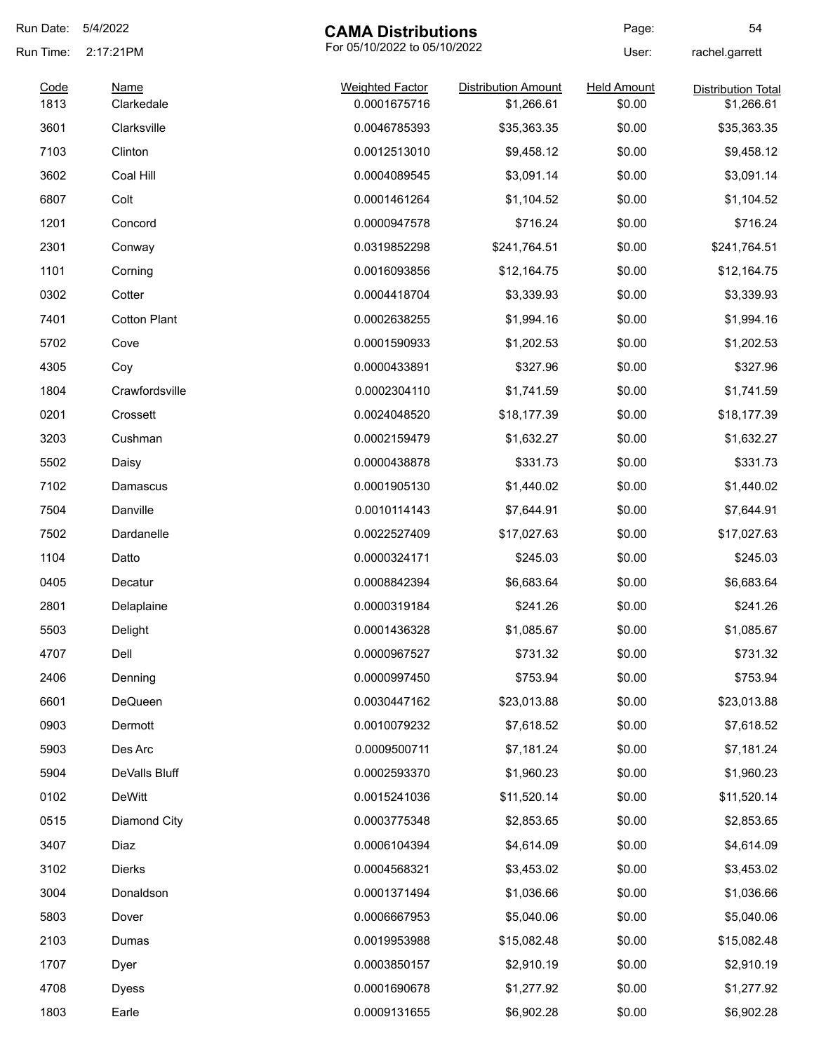# CAMA Distributions

For 05/10/2022 to 05/10/2022

Run Date: 5/4/2022
Run Time: 2:17:21PM
User: rachel.garrett

| Code | Name | Weighted Factor | Distribution Amount | Held Amount | Distribution Total |
|---|---|---|---|---|---|
| 1813 | Clarkedale | 0.0001675716 | $1,266.61 | $0.00 | $1,266.61 |
| 3601 | Clarksville | 0.0046785393 | $35,363.35 | $0.00 | $35,363.35 |
| 7103 | Clinton | 0.0012513010 | $9,458.12 | $0.00 | $9,458.12 |
| 3602 | Coal Hill | 0.0004089545 | $3,091.14 | $0.00 | $3,091.14 |
| 6807 | Colt | 0.0001461264 | $1,104.52 | $0.00 | $1,104.52 |
| 1201 | Concord | 0.0000947578 | $716.24 | $0.00 | $716.24 |
| 2301 | Conway | 0.0319852298 | $241,764.51 | $0.00 | $241,764.51 |
| 1101 | Corning | 0.0016093856 | $12,164.75 | $0.00 | $12,164.75 |
| 0302 | Cotter | 0.0004418704 | $3,339.93 | $0.00 | $3,339.93 |
| 7401 | Cotton Plant | 0.0002638255 | $1,994.16 | $0.00 | $1,994.16 |
| 5702 | Cove | 0.0001590933 | $1,202.53 | $0.00 | $1,202.53 |
| 4305 | Coy | 0.0000433891 | $327.96 | $0.00 | $327.96 |
| 1804 | Crawfordsville | 0.0002304110 | $1,741.59 | $0.00 | $1,741.59 |
| 0201 | Crossett | 0.0024048520 | $18,177.39 | $0.00 | $18,177.39 |
| 3203 | Cushman | 0.0002159479 | $1,632.27 | $0.00 | $1,632.27 |
| 5502 | Daisy | 0.0000438878 | $331.73 | $0.00 | $331.73 |
| 7102 | Damascus | 0.0001905130 | $1,440.02 | $0.00 | $1,440.02 |
| 7504 | Danville | 0.0010114143 | $7,644.91 | $0.00 | $7,644.91 |
| 7502 | Dardanelle | 0.0022527409 | $17,027.63 | $0.00 | $17,027.63 |
| 1104 | Datto | 0.0000324171 | $245.03 | $0.00 | $245.03 |
| 0405 | Decatur | 0.0008842394 | $6,683.64 | $0.00 | $6,683.64 |
| 2801 | Delaplaine | 0.0000319184 | $241.26 | $0.00 | $241.26 |
| 5503 | Delight | 0.0001436328 | $1,085.67 | $0.00 | $1,085.67 |
| 4707 | Dell | 0.0000967527 | $731.32 | $0.00 | $731.32 |
| 2406 | Denning | 0.0000997450 | $753.94 | $0.00 | $753.94 |
| 6601 | DeQueen | 0.0030447162 | $23,013.88 | $0.00 | $23,013.88 |
| 0903 | Dermott | 0.0010079232 | $7,618.52 | $0.00 | $7,618.52 |
| 5903 | Des Arc | 0.0009500711 | $7,181.24 | $0.00 | $7,181.24 |
| 5904 | DeValls Bluff | 0.0002593370 | $1,960.23 | $0.00 | $1,960.23 |
| 0102 | DeWitt | 0.0015241036 | $11,520.14 | $0.00 | $11,520.14 |
| 0515 | Diamond City | 0.0003775348 | $2,853.65 | $0.00 | $2,853.65 |
| 3407 | Diaz | 0.0006104394 | $4,614.09 | $0.00 | $4,614.09 |
| 3102 | Dierks | 0.0004568321 | $3,453.02 | $0.00 | $3,453.02 |
| 3004 | Donaldson | 0.0001371494 | $1,036.66 | $0.00 | $1,036.66 |
| 5803 | Dover | 0.0006667953 | $5,040.06 | $0.00 | $5,040.06 |
| 2103 | Dumas | 0.0019953988 | $15,082.48 | $0.00 | $15,082.48 |
| 1707 | Dyer | 0.0003850157 | $2,910.19 | $0.00 | $2,910.19 |
| 4708 | Dyess | 0.0001690678 | $1,277.92 | $0.00 | $1,277.92 |
| 1803 | Earle | 0.0009131655 | $6,902.28 | $0.00 | $6,902.28 |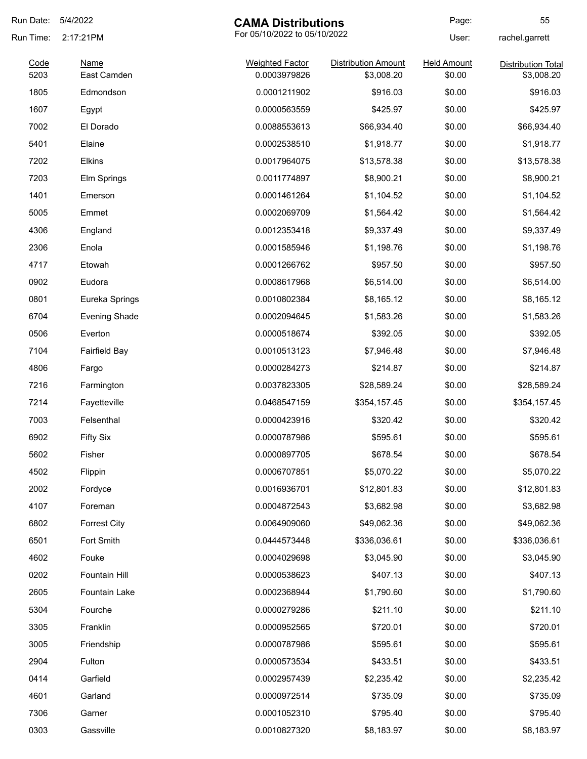Run Date: 5/4/2022

Run Time: 2:17:21PM

# CAMA Distributions

For 05/10/2022 to 05/10/2022

User: rachel.garrett

| Code | Name | Weighted Factor | Distribution Amount | Held Amount | Distribution Total |
|---|---|---|---|---|---|
| 5203 | East Camden | 0.0003979826 | $3,008.20 | $0.00 | $3,008.20 |
| 1805 | Edmondson | 0.0001211902 | $916.03 | $0.00 | $916.03 |
| 1607 | Egypt | 0.0000563559 | $425.97 | $0.00 | $425.97 |
| 7002 | El Dorado | 0.0088553613 | $66,934.40 | $0.00 | $66,934.40 |
| 5401 | Elaine | 0.0002538510 | $1,918.77 | $0.00 | $1,918.77 |
| 7202 | Elkins | 0.0017964075 | $13,578.38 | $0.00 | $13,578.38 |
| 7203 | Elm Springs | 0.0011774897 | $8,900.21 | $0.00 | $8,900.21 |
| 1401 | Emerson | 0.0001461264 | $1,104.52 | $0.00 | $1,104.52 |
| 5005 | Emmet | 0.0002069709 | $1,564.42 | $0.00 | $1,564.42 |
| 4306 | England | 0.0012353418 | $9,337.49 | $0.00 | $9,337.49 |
| 2306 | Enola | 0.0001585946 | $1,198.76 | $0.00 | $1,198.76 |
| 4717 | Etowah | 0.0001266762 | $957.50 | $0.00 | $957.50 |
| 0902 | Eudora | 0.0008617968 | $6,514.00 | $0.00 | $6,514.00 |
| 0801 | Eureka Springs | 0.0010802384 | $8,165.12 | $0.00 | $8,165.12 |
| 6704 | Evening Shade | 0.0002094645 | $1,583.26 | $0.00 | $1,583.26 |
| 0506 | Everton | 0.0000518674 | $392.05 | $0.00 | $392.05 |
| 7104 | Fairfield Bay | 0.0010513123 | $7,946.48 | $0.00 | $7,946.48 |
| 4806 | Fargo | 0.0000284273 | $214.87 | $0.00 | $214.87 |
| 7216 | Farmington | 0.0037823305 | $28,589.24 | $0.00 | $28,589.24 |
| 7214 | Fayetteville | 0.0468547159 | $354,157.45 | $0.00 | $354,157.45 |
| 7003 | Felsenthal | 0.0000423916 | $320.42 | $0.00 | $320.42 |
| 6902 | Fifty Six | 0.0000787986 | $595.61 | $0.00 | $595.61 |
| 5602 | Fisher | 0.0000897705 | $678.54 | $0.00 | $678.54 |
| 4502 | Flippin | 0.0006707851 | $5,070.22 | $0.00 | $5,070.22 |
| 2002 | Fordyce | 0.0016936701 | $12,801.83 | $0.00 | $12,801.83 |
| 4107 | Foreman | 0.0004872543 | $3,682.98 | $0.00 | $3,682.98 |
| 6802 | Forrest City | 0.0064909060 | $49,062.36 | $0.00 | $49,062.36 |
| 6501 | Fort Smith | 0.0444573448 | $336,036.61 | $0.00 | $336,036.61 |
| 4602 | Fouke | 0.0004029698 | $3,045.90 | $0.00 | $3,045.90 |
| 0202 | Fountain Hill | 0.0000538623 | $407.13 | $0.00 | $407.13 |
| 2605 | Fountain Lake | 0.0002368944 | $1,790.60 | $0.00 | $1,790.60 |
| 5304 | Fourche | 0.0000279286 | $211.10 | $0.00 | $211.10 |
| 3305 | Franklin | 0.0000952565 | $720.01 | $0.00 | $720.01 |
| 3005 | Friendship | 0.0000787986 | $595.61 | $0.00 | $595.61 |
| 2904 | Fulton | 0.0000573534 | $433.51 | $0.00 | $433.51 |
| 0414 | Garfield | 0.0002957439 | $2,235.42 | $0.00 | $2,235.42 |
| 4601 | Garland | 0.0000972514 | $735.09 | $0.00 | $735.09 |
| 7306 | Garner | 0.0001052310 | $795.40 | $0.00 | $795.40 |
| 0303 | Gassville | 0.0010827320 | $8,183.97 | $0.00 | $8,183.97 |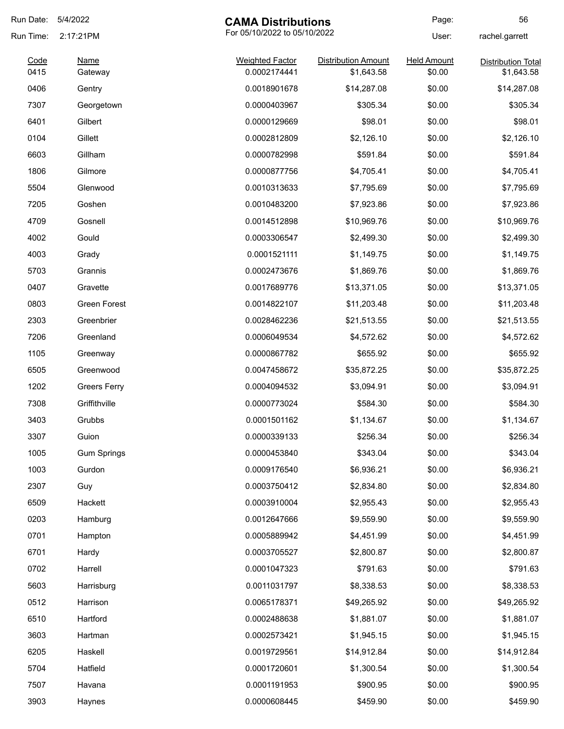# CAMA Distributions

For 05/10/2022 to 05/10/2022

Run Date: 5/4/2022
Run Time: 2:17:21PM
User: rachel.garrett

| Code | Name | Weighted Factor | Distribution Amount | Held Amount | Distribution Total |
|---|---|---|---|---|---|
| 0415 | Gateway | 0.0002174441 | $1,643.58 | $0.00 | $1,643.58 |
| 0406 | Gentry | 0.0018901678 | $14,287.08 | $0.00 | $14,287.08 |
| 7307 | Georgetown | 0.0000403967 | $305.34 | $0.00 | $305.34 |
| 6401 | Gilbert | 0.0000129669 | $98.01 | $0.00 | $98.01 |
| 0104 | Gillett | 0.0002812809 | $2,126.10 | $0.00 | $2,126.10 |
| 6603 | Gillham | 0.0000782998 | $591.84 | $0.00 | $591.84 |
| 1806 | Gilmore | 0.0000877756 | $4,705.41 | $0.00 | $4,705.41 |
| 5504 | Glenwood | 0.0010313633 | $7,795.69 | $0.00 | $7,795.69 |
| 7205 | Goshen | 0.0010483200 | $7,923.86 | $0.00 | $7,923.86 |
| 4709 | Gosnell | 0.0014512898 | $10,969.76 | $0.00 | $10,969.76 |
| 4002 | Gould | 0.0003306547 | $2,499.30 | $0.00 | $2,499.30 |
| 4003 | Grady | 0.0001521111 | $1,149.75 | $0.00 | $1,149.75 |
| 5703 | Grannis | 0.0002473676 | $1,869.76 | $0.00 | $1,869.76 |
| 0407 | Gravette | 0.0017689776 | $13,371.05 | $0.00 | $13,371.05 |
| 0803 | Green Forest | 0.0014822107 | $11,203.48 | $0.00 | $11,203.48 |
| 2303 | Greenbrier | 0.0028462236 | $21,513.55 | $0.00 | $21,513.55 |
| 7206 | Greenland | 0.0006049534 | $4,572.62 | $0.00 | $4,572.62 |
| 1105 | Greenway | 0.0000867782 | $655.92 | $0.00 | $655.92 |
| 6505 | Greenwood | 0.0047458672 | $35,872.25 | $0.00 | $35,872.25 |
| 1202 | Greers Ferry | 0.0004094532 | $3,094.91 | $0.00 | $3,094.91 |
| 7308 | Griffithville | 0.0000773024 | $584.30 | $0.00 | $584.30 |
| 3403 | Grubbs | 0.0001501162 | $1,134.67 | $0.00 | $1,134.67 |
| 3307 | Guion | 0.0000339133 | $256.34 | $0.00 | $256.34 |
| 1005 | Gum Springs | 0.0000453840 | $343.04 | $0.00 | $343.04 |
| 1003 | Gurdon | 0.0009176540 | $6,936.21 | $0.00 | $6,936.21 |
| 2307 | Guy | 0.0003750412 | $2,834.80 | $0.00 | $2,834.80 |
| 6509 | Hackett | 0.0003910004 | $2,955.43 | $0.00 | $2,955.43 |
| 0203 | Hamburg | 0.0012647666 | $9,559.90 | $0.00 | $9,559.90 |
| 0701 | Hampton | 0.0005889942 | $4,451.99 | $0.00 | $4,451.99 |
| 6701 | Hardy | 0.0003705527 | $2,800.87 | $0.00 | $2,800.87 |
| 0702 | Harrell | 0.0001047323 | $791.63 | $0.00 | $791.63 |
| 5603 | Harrisburg | 0.0011031797 | $8,338.53 | $0.00 | $8,338.53 |
| 0512 | Harrison | 0.0065178371 | $49,265.92 | $0.00 | $49,265.92 |
| 6510 | Hartford | 0.0002488638 | $1,881.07 | $0.00 | $1,881.07 |
| 3603 | Hartman | 0.0002573421 | $1,945.15 | $0.00 | $1,945.15 |
| 6205 | Haskell | 0.0019729561 | $14,912.84 | $0.00 | $14,912.84 |
| 5704 | Hatfield | 0.0001720601 | $1,300.54 | $0.00 | $1,300.54 |
| 7507 | Havana | 0.0001191953 | $900.95 | $0.00 | $900.95 |
| 3903 | Haynes | 0.0000608445 | $459.90 | $0.00 | $459.90 |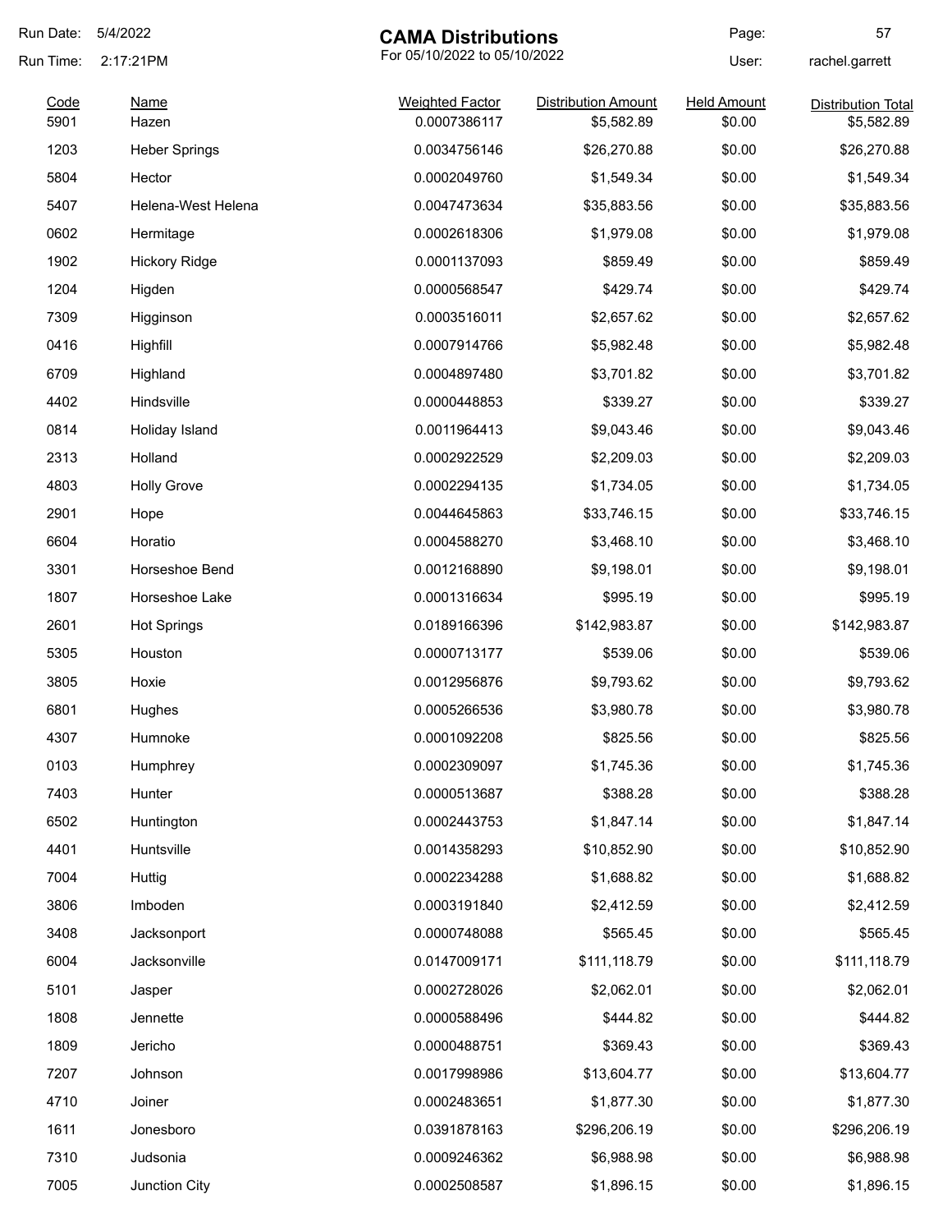# CAMA Distributions

For 05/10/2022 to 05/10/2022

Run Date: 5/4/2022
Run Time: 2:17:21PM

User: rachel.garrett

| Code | Name | Weighted Factor | Distribution Amount | Held Amount | Distribution Total |
|---|---|---|---|---|---|
| 5901 | Hazen | 0.0007386117 | $5,582.89 | $0.00 | $5,582.89 |
| 1203 | Heber Springs | 0.0034756146 | $26,270.88 | $0.00 | $26,270.88 |
| 5804 | Hector | 0.0002049760 | $1,549.34 | $0.00 | $1,549.34 |
| 5407 | Helena-West Helena | 0.0047473634 | $35,883.56 | $0.00 | $35,883.56 |
| 0602 | Hermitage | 0.0002618306 | $1,979.08 | $0.00 | $1,979.08 |
| 1902 | Hickory Ridge | 0.0001137093 | $859.49 | $0.00 | $859.49 |
| 1204 | Higden | 0.0000568547 | $429.74 | $0.00 | $429.74 |
| 7309 | Higginson | 0.0003516011 | $2,657.62 | $0.00 | $2,657.62 |
| 0416 | Highfill | 0.0007914766 | $5,982.48 | $0.00 | $5,982.48 |
| 6709 | Highland | 0.0004897480 | $3,701.82 | $0.00 | $3,701.82 |
| 4402 | Hindsville | 0.0000448853 | $339.27 | $0.00 | $339.27 |
| 0814 | Holiday Island | 0.0011964413 | $9,043.46 | $0.00 | $9,043.46 |
| 2313 | Holland | 0.0002922529 | $2,209.03 | $0.00 | $2,209.03 |
| 4803 | Holly Grove | 0.0002294135 | $1,734.05 | $0.00 | $1,734.05 |
| 2901 | Hope | 0.0044645863 | $33,746.15 | $0.00 | $33,746.15 |
| 6604 | Horatio | 0.0004588270 | $3,468.10 | $0.00 | $3,468.10 |
| 3301 | Horseshoe Bend | 0.0012168890 | $9,198.01 | $0.00 | $9,198.01 |
| 1807 | Horseshoe Lake | 0.0001316634 | $995.19 | $0.00 | $995.19 |
| 2601 | Hot Springs | 0.0189166396 | $142,983.87 | $0.00 | $142,983.87 |
| 5305 | Houston | 0.0000713177 | $539.06 | $0.00 | $539.06 |
| 3805 | Hoxie | 0.0012956876 | $9,793.62 | $0.00 | $9,793.62 |
| 6801 | Hughes | 0.0005266536 | $3,980.78 | $0.00 | $3,980.78 |
| 4307 | Humnoke | 0.0001092208 | $825.56 | $0.00 | $825.56 |
| 0103 | Humphrey | 0.0002309097 | $1,745.36 | $0.00 | $1,745.36 |
| 7403 | Hunter | 0.0000513687 | $388.28 | $0.00 | $388.28 |
| 6502 | Huntington | 0.0002443753 | $1,847.14 | $0.00 | $1,847.14 |
| 4401 | Huntsville | 0.0014358293 | $10,852.90 | $0.00 | $10,852.90 |
| 7004 | Huttig | 0.0002234288 | $1,688.82 | $0.00 | $1,688.82 |
| 3806 | Imboden | 0.0003191840 | $2,412.59 | $0.00 | $2,412.59 |
| 3408 | Jacksonport | 0.0000748088 | $565.45 | $0.00 | $565.45 |
| 6004 | Jacksonville | 0.0147009171 | $111,118.79 | $0.00 | $111,118.79 |
| 5101 | Jasper | 0.0002728026 | $2,062.01 | $0.00 | $2,062.01 |
| 1808 | Jennette | 0.0000588496 | $444.82 | $0.00 | $444.82 |
| 1809 | Jericho | 0.0000488751 | $369.43 | $0.00 | $369.43 |
| 7207 | Johnson | 0.0017998986 | $13,604.77 | $0.00 | $13,604.77 |
| 4710 | Joiner | 0.0002483651 | $1,877.30 | $0.00 | $1,877.30 |
| 1611 | Jonesboro | 0.0391878163 | $296,206.19 | $0.00 | $296,206.19 |
| 7310 | Judsonia | 0.0009246362 | $6,988.98 | $0.00 | $6,988.98 |
| 7005 | Junction City | 0.0002508587 | $1,896.15 | $0.00 | $1,896.15 |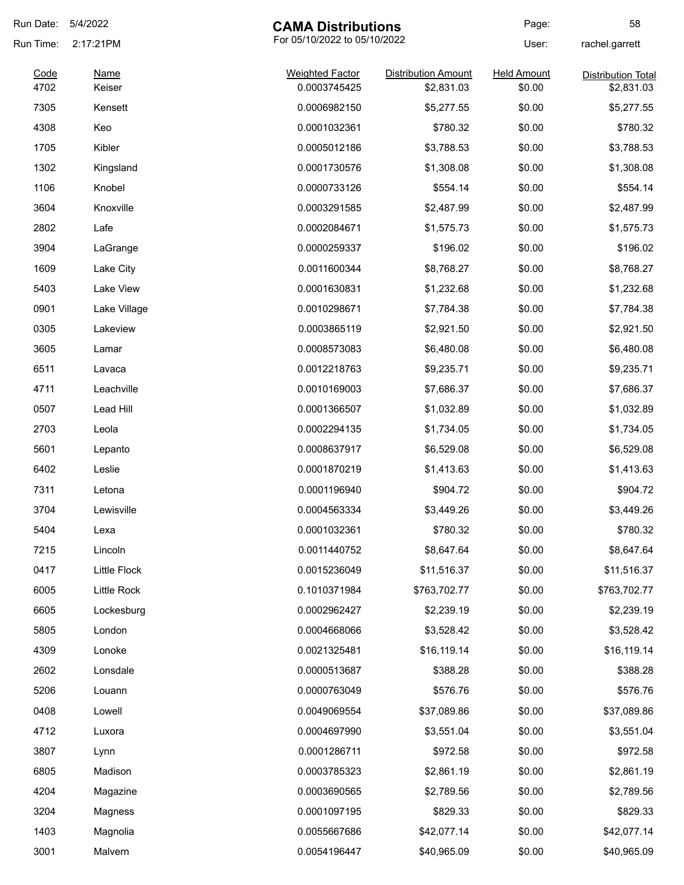# CAMA Distributions

For 05/10/2022 to 05/10/2022

Run Date: 5/4/2022
Run Time: 2:17:21PM
User: rachel.garrett

| Code | Name | Weighted Factor | Distribution Amount | Held Amount | Distribution Total |
|---|---|---|---|---|---|
| 4702 | Keiser | 0.0003745425 | $2,831.03 | $0.00 | $2,831.03 |
| 7305 | Kensett | 0.0006982150 | $5,277.55 | $0.00 | $5,277.55 |
| 4308 | Keo | 0.0001032361 | $780.32 | $0.00 | $780.32 |
| 1705 | Kibler | 0.0005012186 | $3,788.53 | $0.00 | $3,788.53 |
| 1302 | Kingsland | 0.0001730576 | $1,308.08 | $0.00 | $1,308.08 |
| 1106 | Knobel | 0.0000733126 | $554.14 | $0.00 | $554.14 |
| 3604 | Knoxville | 0.0003291585 | $2,487.99 | $0.00 | $2,487.99 |
| 2802 | Lafe | 0.0002084671 | $1,575.73 | $0.00 | $1,575.73 |
| 3904 | LaGrange | 0.0000259337 | $196.02 | $0.00 | $196.02 |
| 1609 | Lake City | 0.0011600344 | $8,768.27 | $0.00 | $8,768.27 |
| 5403 | Lake View | 0.0001630831 | $1,232.68 | $0.00 | $1,232.68 |
| 0901 | Lake Village | 0.0010298671 | $7,784.38 | $0.00 | $7,784.38 |
| 0305 | Lakeview | 0.0003865119 | $2,921.50 | $0.00 | $2,921.50 |
| 3605 | Lamar | 0.0008573083 | $6,480.08 | $0.00 | $6,480.08 |
| 6511 | Lavaca | 0.0012218763 | $9,235.71 | $0.00 | $9,235.71 |
| 4711 | Leachville | 0.0010169003 | $7,686.37 | $0.00 | $7,686.37 |
| 0507 | Lead Hill | 0.0001366507 | $1,032.89 | $0.00 | $1,032.89 |
| 2703 | Leola | 0.0002294135 | $1,734.05 | $0.00 | $1,734.05 |
| 5601 | Lepanto | 0.0008637917 | $6,529.08 | $0.00 | $6,529.08 |
| 6402 | Leslie | 0.0001870219 | $1,413.63 | $0.00 | $1,413.63 |
| 7311 | Letona | 0.0001196940 | $904.72 | $0.00 | $904.72 |
| 3704 | Lewisville | 0.0004563334 | $3,449.26 | $0.00 | $3,449.26 |
| 5404 | Lexa | 0.0001032361 | $780.32 | $0.00 | $780.32 |
| 7215 | Lincoln | 0.0011440752 | $8,647.64 | $0.00 | $8,647.64 |
| 0417 | Little Flock | 0.0015236049 | $11,516.37 | $0.00 | $11,516.37 |
| 6005 | Little Rock | 0.1010371984 | $763,702.77 | $0.00 | $763,702.77 |
| 6605 | Lockesburg | 0.0002962427 | $2,239.19 | $0.00 | $2,239.19 |
| 5805 | London | 0.0004668066 | $3,528.42 | $0.00 | $3,528.42 |
| 4309 | Lonoke | 0.0021325481 | $16,119.14 | $0.00 | $16,119.14 |
| 2602 | Lonsdale | 0.0000513687 | $388.28 | $0.00 | $388.28 |
| 5206 | Louann | 0.0000763049 | $576.76 | $0.00 | $576.76 |
| 0408 | Lowell | 0.0049069554 | $37,089.86 | $0.00 | $37,089.86 |
| 4712 | Luxora | 0.0004697990 | $3,551.04 | $0.00 | $3,551.04 |
| 3807 | Lynn | 0.0001286711 | $972.58 | $0.00 | $972.58 |
| 6805 | Madison | 0.0003785323 | $2,861.19 | $0.00 | $2,861.19 |
| 4204 | Magazine | 0.0003690565 | $2,789.56 | $0.00 | $2,789.56 |
| 3204 | Magness | 0.0001097195 | $829.33 | $0.00 | $829.33 |
| 1403 | Magnolia | 0.0055667686 | $42,077.14 | $0.00 | $42,077.14 |
| 3001 | Malvern | 0.0054196447 | $40,965.09 | $0.00 | $40,965.09 |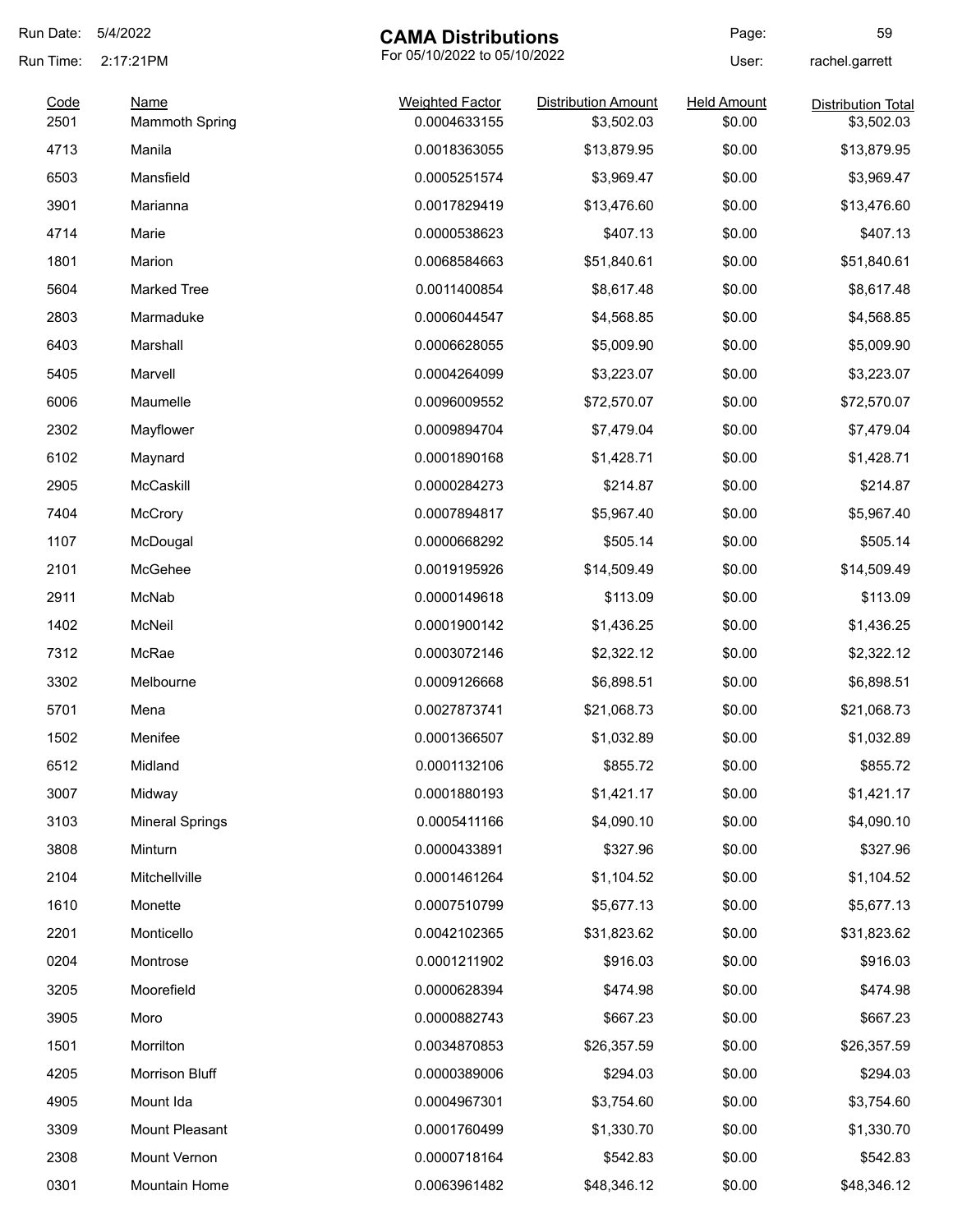Run Date: 5/4/2022

Run Time: 2:17:21PM

# CAMA Distributions

For 05/10/2022 to 05/10/2022

User: rachel.garrett

| Code | Name | Weighted Factor | Distribution Amount | Held Amount | Distribution Total |
|---|---|---|---|---|---|
| 2501 | Mammoth Spring | 0.0004633155 | $3,502.03 | $0.00 | $3,502.03 |
| 4713 | Manila | 0.0018363055 | $13,879.95 | $0.00 | $13,879.95 |
| 6503 | Mansfield | 0.0005251574 | $3,969.47 | $0.00 | $3,969.47 |
| 3901 | Marianna | 0.0017829419 | $13,476.60 | $0.00 | $13,476.60 |
| 4714 | Marie | 0.0000538623 | $407.13 | $0.00 | $407.13 |
| 1801 | Marion | 0.0068584663 | $51,840.61 | $0.00 | $51,840.61 |
| 5604 | Marked Tree | 0.0011400854 | $8,617.48 | $0.00 | $8,617.48 |
| 2803 | Marmaduke | 0.0006044547 | $4,568.85 | $0.00 | $4,568.85 |
| 6403 | Marshall | 0.0006628055 | $5,009.90 | $0.00 | $5,009.90 |
| 5405 | Marvell | 0.0004264099 | $3,223.07 | $0.00 | $3,223.07 |
| 6006 | Maumelle | 0.0096009552 | $72,570.07 | $0.00 | $72,570.07 |
| 2302 | Mayflower | 0.0009894704 | $7,479.04 | $0.00 | $7,479.04 |
| 6102 | Maynard | 0.0001890168 | $1,428.71 | $0.00 | $1,428.71 |
| 2905 | McCaskill | 0.0000284273 | $214.87 | $0.00 | $214.87 |
| 7404 | McCrory | 0.0007894817 | $5,967.40 | $0.00 | $5,967.40 |
| 1107 | McDougal | 0.0000668292 | $505.14 | $0.00 | $505.14 |
| 2101 | McGehee | 0.0019195926 | $14,509.49 | $0.00 | $14,509.49 |
| 2911 | McNab | 0.0000149618 | $113.09 | $0.00 | $113.09 |
| 1402 | McNeil | 0.0001900142 | $1,436.25 | $0.00 | $1,436.25 |
| 7312 | McRae | 0.0003072146 | $2,322.12 | $0.00 | $2,322.12 |
| 3302 | Melbourne | 0.0009126668 | $6,898.51 | $0.00 | $6,898.51 |
| 5701 | Mena | 0.0027873741 | $21,068.73 | $0.00 | $21,068.73 |
| 1502 | Menifee | 0.0001366507 | $1,032.89 | $0.00 | $1,032.89 |
| 6512 | Midland | 0.0001132106 | $855.72 | $0.00 | $855.72 |
| 3007 | Midway | 0.0001880193 | $1,421.17 | $0.00 | $1,421.17 |
| 3103 | Mineral Springs | 0.0005411166 | $4,090.10 | $0.00 | $4,090.10 |
| 3808 | Minturn | 0.0000433891 | $327.96 | $0.00 | $327.96 |
| 2104 | Mitchellville | 0.0001461264 | $1,104.52 | $0.00 | $1,104.52 |
| 1610 | Monette | 0.0007510799 | $5,677.13 | $0.00 | $5,677.13 |
| 2201 | Monticello | 0.0042102365 | $31,823.62 | $0.00 | $31,823.62 |
| 0204 | Montrose | 0.0001211902 | $916.03 | $0.00 | $916.03 |
| 3205 | Moorefield | 0.0000628394 | $474.98 | $0.00 | $474.98 |
| 3905 | Moro | 0.0000882743 | $667.23 | $0.00 | $667.23 |
| 1501 | Morrilton | 0.0034870853 | $26,357.59 | $0.00 | $26,357.59 |
| 4205 | Morrison Bluff | 0.0000389006 | $294.03 | $0.00 | $294.03 |
| 4905 | Mount Ida | 0.0004967301 | $3,754.60 | $0.00 | $3,754.60 |
| 3309 | Mount Pleasant | 0.0001760499 | $1,330.70 | $0.00 | $1,330.70 |
| 2308 | Mount Vernon | 0.0000718164 | $542.83 | $0.00 | $542.83 |
| 0301 | Mountain Home | 0.0063961482 | $48,346.12 | $0.00 | $48,346.12 |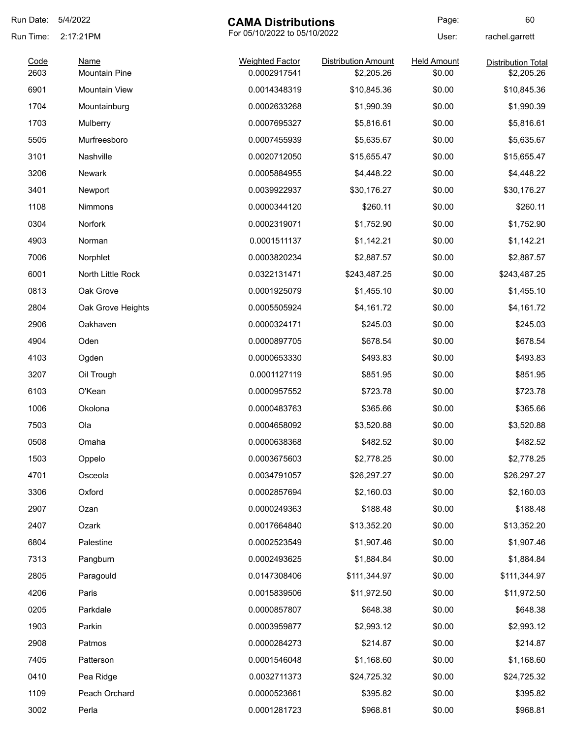# CAMA Distributions

For 05/10/2022 to 05/10/2022

Run Date: 5/4/2022
Run Time: 2:17:21PM
User: rachel.garrett

| Code | Name | Weighted Factor | Distribution Amount | Held Amount | Distribution Total |
|---|---|---|---|---|---|
| 2603 | Mountain Pine | 0.0002917541 | $2,205.26 | $0.00 | $2,205.26 |
| 6901 | Mountain View | 0.0014348319 | $10,845.36 | $0.00 | $10,845.36 |
| 1704 | Mountainburg | 0.0002633268 | $1,990.39 | $0.00 | $1,990.39 |
| 1703 | Mulberry | 0.0007695327 | $5,816.61 | $0.00 | $5,816.61 |
| 5505 | Murfreesboro | 0.0007455939 | $5,635.67 | $0.00 | $5,635.67 |
| 3101 | Nashville | 0.0020712050 | $15,655.47 | $0.00 | $15,655.47 |
| 3206 | Newark | 0.0005884955 | $4,448.22 | $0.00 | $4,448.22 |
| 3401 | Newport | 0.0039922937 | $30,176.27 | $0.00 | $30,176.27 |
| 1108 | Nimmons | 0.0000344120 | $260.11 | $0.00 | $260.11 |
| 0304 | Norfork | 0.0002319071 | $1,752.90 | $0.00 | $1,752.90 |
| 4903 | Norman | 0.0001511137 | $1,142.21 | $0.00 | $1,142.21 |
| 7006 | Norphlet | 0.0003820234 | $2,887.57 | $0.00 | $2,887.57 |
| 6001 | North Little Rock | 0.0322131471 | $243,487.25 | $0.00 | $243,487.25 |
| 0813 | Oak Grove | 0.0001925079 | $1,455.10 | $0.00 | $1,455.10 |
| 2804 | Oak Grove Heights | 0.0005505924 | $4,161.72 | $0.00 | $4,161.72 |
| 2906 | Oakhaven | 0.0000324171 | $245.03 | $0.00 | $245.03 |
| 4904 | Oden | 0.0000897705 | $678.54 | $0.00 | $678.54 |
| 4103 | Ogden | 0.0000653330 | $493.83 | $0.00 | $493.83 |
| 3207 | Oil Trough | 0.0001127119 | $851.95 | $0.00 | $851.95 |
| 6103 | O'Kean | 0.0000957552 | $723.78 | $0.00 | $723.78 |
| 1006 | Okolona | 0.0000483763 | $365.66 | $0.00 | $365.66 |
| 7503 | Ola | 0.0004658092 | $3,520.88 | $0.00 | $3,520.88 |
| 0508 | Omaha | 0.0000638368 | $482.52 | $0.00 | $482.52 |
| 1503 | Oppelo | 0.0003675603 | $2,778.25 | $0.00 | $2,778.25 |
| 4701 | Osceola | 0.0034791057 | $26,297.27 | $0.00 | $26,297.27 |
| 3306 | Oxford | 0.0002857694 | $2,160.03 | $0.00 | $2,160.03 |
| 2907 | Ozan | 0.0000249363 | $188.48 | $0.00 | $188.48 |
| 2407 | Ozark | 0.0017664840 | $13,352.20 | $0.00 | $13,352.20 |
| 6804 | Palestine | 0.0002523549 | $1,907.46 | $0.00 | $1,907.46 |
| 7313 | Pangburn | 0.0002493625 | $1,884.84 | $0.00 | $1,884.84 |
| 2805 | Paragould | 0.0147308406 | $111,344.97 | $0.00 | $111,344.97 |
| 4206 | Paris | 0.0015839506 | $11,972.50 | $0.00 | $11,972.50 |
| 0205 | Parkdale | 0.0000857807 | $648.38 | $0.00 | $648.38 |
| 1903 | Parkin | 0.0003959877 | $2,993.12 | $0.00 | $2,993.12 |
| 2908 | Patmos | 0.0000284273 | $214.87 | $0.00 | $214.87 |
| 7405 | Patterson | 0.0001546048 | $1,168.60 | $0.00 | $1,168.60 |
| 0410 | Pea Ridge | 0.0032711373 | $24,725.32 | $0.00 | $24,725.32 |
| 1109 | Peach Orchard | 0.0000523661 | $395.82 | $0.00 | $395.82 |
| 3002 | Perla | 0.0001281723 | $968.81 | $0.00 | $968.81 |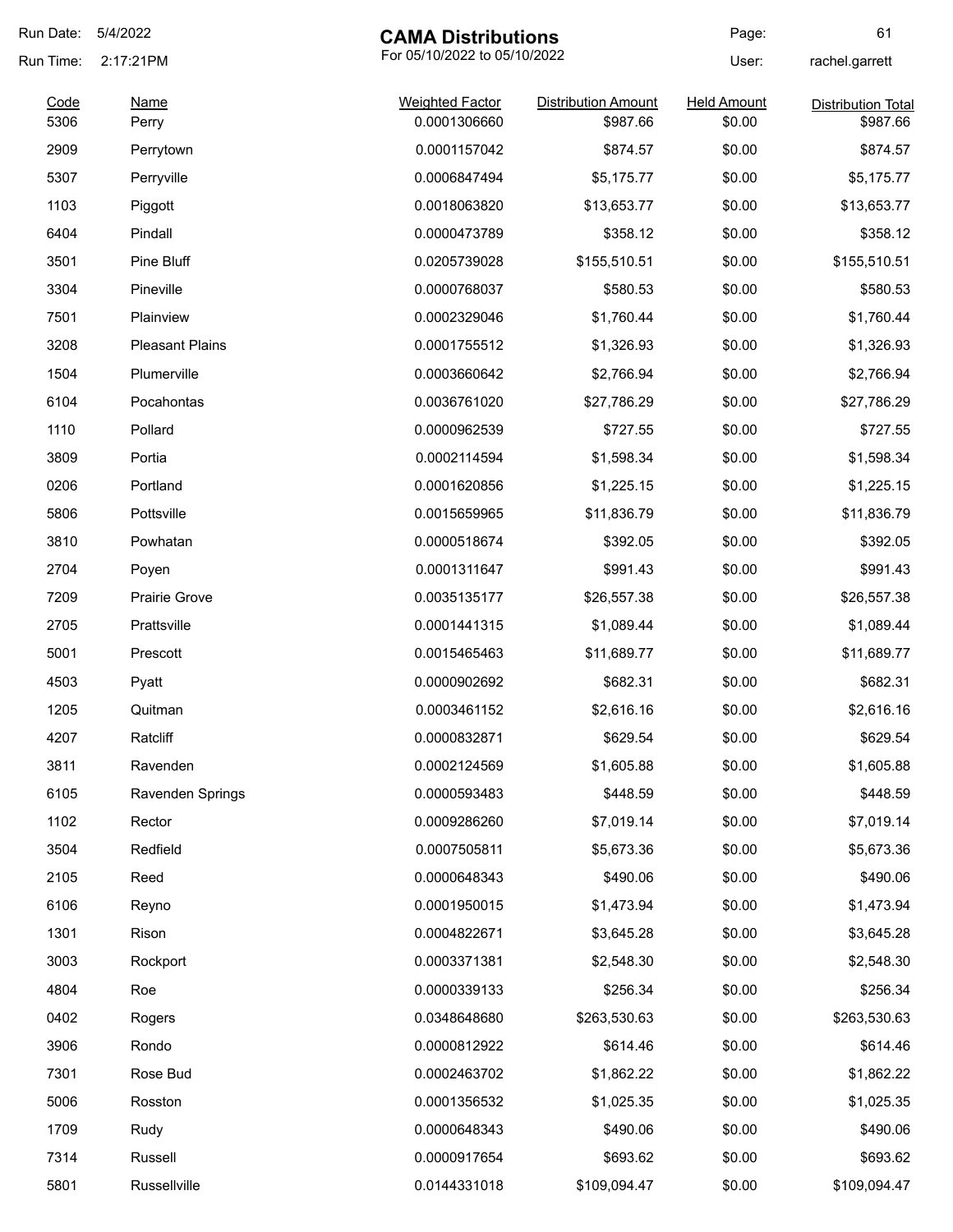# CAMA Distributions

For 05/10/2022 to 05/10/2022

Run Date: 5/4/2022
Run Time: 2:17:21PM
User: rachel.garrett

| Code | Name | Weighted Factor | Distribution Amount | Held Amount | Distribution Total |
|---|---|---|---|---|---|
| 5306 | Perry | 0.0001306660 | $987.66 | $0.00 | $987.66 |
| 2909 | Perrytown | 0.0001157042 | $874.57 | $0.00 | $874.57 |
| 5307 | Perryville | 0.0006847494 | $5,175.77 | $0.00 | $5,175.77 |
| 1103 | Piggott | 0.0018063820 | $13,653.77 | $0.00 | $13,653.77 |
| 6404 | Pindall | 0.0000473789 | $358.12 | $0.00 | $358.12 |
| 3501 | Pine Bluff | 0.0205739028 | $155,510.51 | $0.00 | $155,510.51 |
| 3304 | Pineville | 0.0000768037 | $580.53 | $0.00 | $580.53 |
| 7501 | Plainview | 0.0002329046 | $1,760.44 | $0.00 | $1,760.44 |
| 3208 | Pleasant Plains | 0.0001755512 | $1,326.93 | $0.00 | $1,326.93 |
| 1504 | Plumerville | 0.0003660642 | $2,766.94 | $0.00 | $2,766.94 |
| 6104 | Pocahontas | 0.0036761020 | $27,786.29 | $0.00 | $27,786.29 |
| 1110 | Pollard | 0.0000962539 | $727.55 | $0.00 | $727.55 |
| 3809 | Portia | 0.0002114594 | $1,598.34 | $0.00 | $1,598.34 |
| 0206 | Portland | 0.0001620856 | $1,225.15 | $0.00 | $1,225.15 |
| 5806 | Pottsville | 0.0015659965 | $11,836.79 | $0.00 | $11,836.79 |
| 3810 | Powhatan | 0.0000518674 | $392.05 | $0.00 | $392.05 |
| 2704 | Poyen | 0.0001311647 | $991.43 | $0.00 | $991.43 |
| 7209 | Prairie Grove | 0.0035135177 | $26,557.38 | $0.00 | $26,557.38 |
| 2705 | Prattsville | 0.0001441315 | $1,089.44 | $0.00 | $1,089.44 |
| 5001 | Prescott | 0.0015465463 | $11,689.77 | $0.00 | $11,689.77 |
| 4503 | Pyatt | 0.0000902692 | $682.31 | $0.00 | $682.31 |
| 1205 | Quitman | 0.0003461152 | $2,616.16 | $0.00 | $2,616.16 |
| 4207 | Ratcliff | 0.0000832871 | $629.54 | $0.00 | $629.54 |
| 3811 | Ravenden | 0.0002124569 | $1,605.88 | $0.00 | $1,605.88 |
| 6105 | Ravenden Springs | 0.0000593483 | $448.59 | $0.00 | $448.59 |
| 1102 | Rector | 0.0009286260 | $7,019.14 | $0.00 | $7,019.14 |
| 3504 | Redfield | 0.0007505811 | $5,673.36 | $0.00 | $5,673.36 |
| 2105 | Reed | 0.0000648343 | $490.06 | $0.00 | $490.06 |
| 6106 | Reyno | 0.0001950015 | $1,473.94 | $0.00 | $1,473.94 |
| 1301 | Rison | 0.0004822671 | $3,645.28 | $0.00 | $3,645.28 |
| 3003 | Rockport | 0.0003371381 | $2,548.30 | $0.00 | $2,548.30 |
| 4804 | Roe | 0.0000339133 | $256.34 | $0.00 | $256.34 |
| 0402 | Rogers | 0.0348648680 | $263,530.63 | $0.00 | $263,530.63 |
| 3906 | Rondo | 0.0000812922 | $614.46 | $0.00 | $614.46 |
| 7301 | Rose Bud | 0.0002463702 | $1,862.22 | $0.00 | $1,862.22 |
| 5006 | Rosston | 0.0001356532 | $1,025.35 | $0.00 | $1,025.35 |
| 1709 | Rudy | 0.0000648343 | $490.06 | $0.00 | $490.06 |
| 7314 | Russell | 0.0000917654 | $693.62 | $0.00 | $693.62 |
| 5801 | Russellville | 0.0144331018 | $109,094.47 | $0.00 | $109,094.47 |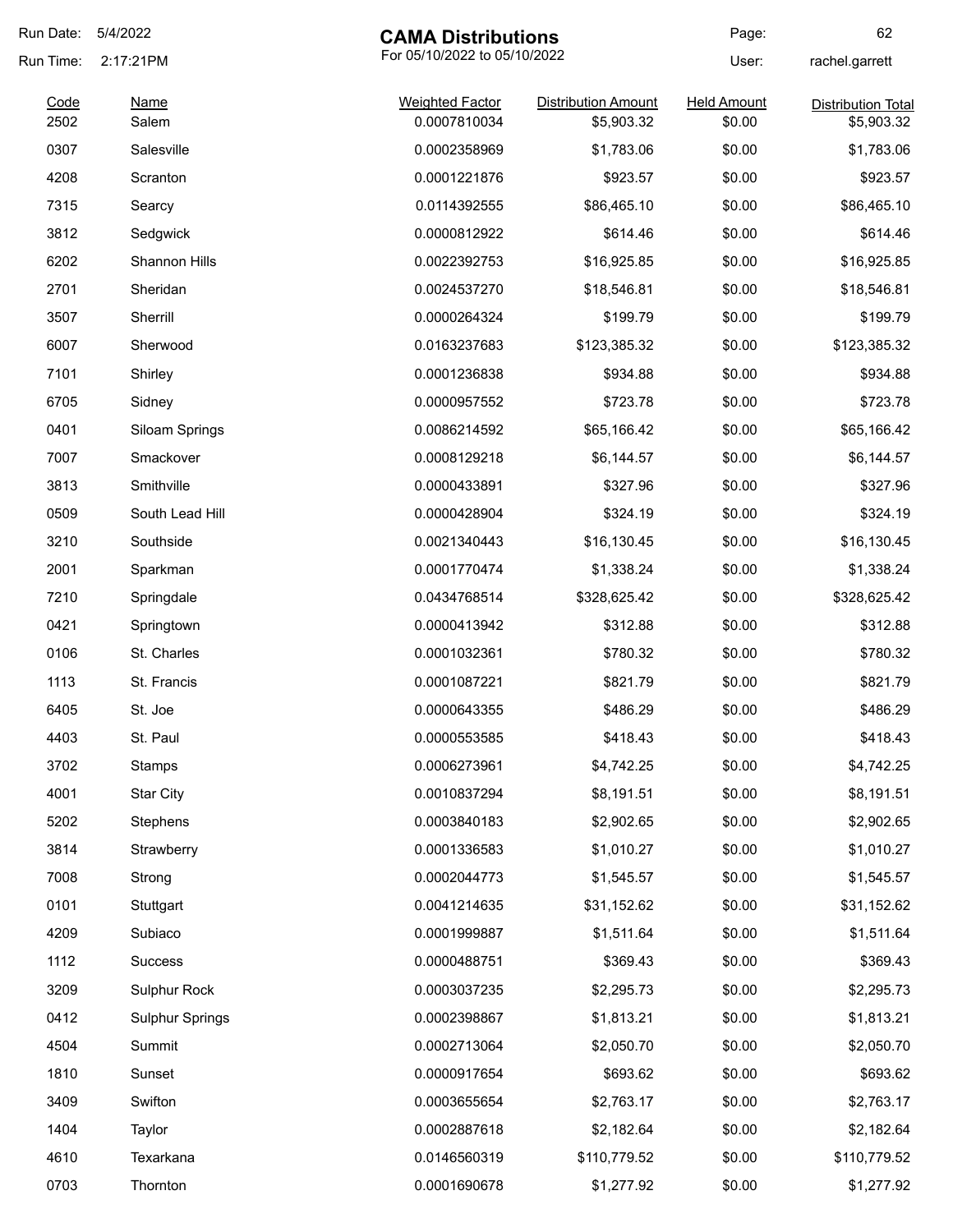Run Date: 5/4/2022
Run Time: 2:17:21PM

# CAMA Distributions

For 05/10/2022 to 05/10/2022

User: rachel.garrett

| Code | Name | Weighted Factor | Distribution Amount | Held Amount | Distribution Total |
|---|---|---|---|---|---|
| 2502 | Salem | 0.0007810034 | $5,903.32 | $0.00 | $5,903.32 |
| 0307 | Salesville | 0.0002358969 | $1,783.06 | $0.00 | $1,783.06 |
| 4208 | Scranton | 0.0001221876 | $923.57 | $0.00 | $923.57 |
| 7315 | Searcy | 0.0114392555 | $86,465.10 | $0.00 | $86,465.10 |
| 3812 | Sedgwick | 0.0000812922 | $614.46 | $0.00 | $614.46 |
| 6202 | Shannon Hills | 0.0022392753 | $16,925.85 | $0.00 | $16,925.85 |
| 2701 | Sheridan | 0.0024537270 | $18,546.81 | $0.00 | $18,546.81 |
| 3507 | Sherrill | 0.0000264324 | $199.79 | $0.00 | $199.79 |
| 6007 | Sherwood | 0.0163237683 | $123,385.32 | $0.00 | $123,385.32 |
| 7101 | Shirley | 0.0001236838 | $934.88 | $0.00 | $934.88 |
| 6705 | Sidney | 0.0000957552 | $723.78 | $0.00 | $723.78 |
| 0401 | Siloam Springs | 0.0086214592 | $65,166.42 | $0.00 | $65,166.42 |
| 7007 | Smackover | 0.0008129218 | $6,144.57 | $0.00 | $6,144.57 |
| 3813 | Smithville | 0.0000433891 | $327.96 | $0.00 | $327.96 |
| 0509 | South Lead Hill | 0.0000428904 | $324.19 | $0.00 | $324.19 |
| 3210 | Southside | 0.0021340443 | $16,130.45 | $0.00 | $16,130.45 |
| 2001 | Sparkman | 0.0001770474 | $1,338.24 | $0.00 | $1,338.24 |
| 7210 | Springdale | 0.0434768514 | $328,625.42 | $0.00 | $328,625.42 |
| 0421 | Springtown | 0.0000413942 | $312.88 | $0.00 | $312.88 |
| 0106 | St. Charles | 0.0001032361 | $780.32 | $0.00 | $780.32 |
| 1113 | St. Francis | 0.0001087221 | $821.79 | $0.00 | $821.79 |
| 6405 | St. Joe | 0.0000643355 | $486.29 | $0.00 | $486.29 |
| 4403 | St. Paul | 0.0000553585 | $418.43 | $0.00 | $418.43 |
| 3702 | Stamps | 0.0006273961 | $4,742.25 | $0.00 | $4,742.25 |
| 4001 | Star City | 0.0010837294 | $8,191.51 | $0.00 | $8,191.51 |
| 5202 | Stephens | 0.0003840183 | $2,902.65 | $0.00 | $2,902.65 |
| 3814 | Strawberry | 0.0001336583 | $1,010.27 | $0.00 | $1,010.27 |
| 7008 | Strong | 0.0002044773 | $1,545.57 | $0.00 | $1,545.57 |
| 0101 | Stuttgart | 0.0041214635 | $31,152.62 | $0.00 | $31,152.62 |
| 4209 | Subiaco | 0.0001999887 | $1,511.64 | $0.00 | $1,511.64 |
| 1112 | Success | 0.0000488751 | $369.43 | $0.00 | $369.43 |
| 3209 | Sulphur Rock | 0.0003037235 | $2,295.73 | $0.00 | $2,295.73 |
| 0412 | Sulphur Springs | 0.0002398867 | $1,813.21 | $0.00 | $1,813.21 |
| 4504 | Summit | 0.0002713064 | $2,050.70 | $0.00 | $2,050.70 |
| 1810 | Sunset | 0.0000917654 | $693.62 | $0.00 | $693.62 |
| 3409 | Swifton | 0.0003655654 | $2,763.17 | $0.00 | $2,763.17 |
| 1404 | Taylor | 0.0002887618 | $2,182.64 | $0.00 | $2,182.64 |
| 4610 | Texarkana | 0.0146560319 | $110,779.52 | $0.00 | $110,779.52 |
| 0703 | Thornton | 0.0001690678 | $1,277.92 | $0.00 | $1,277.92 |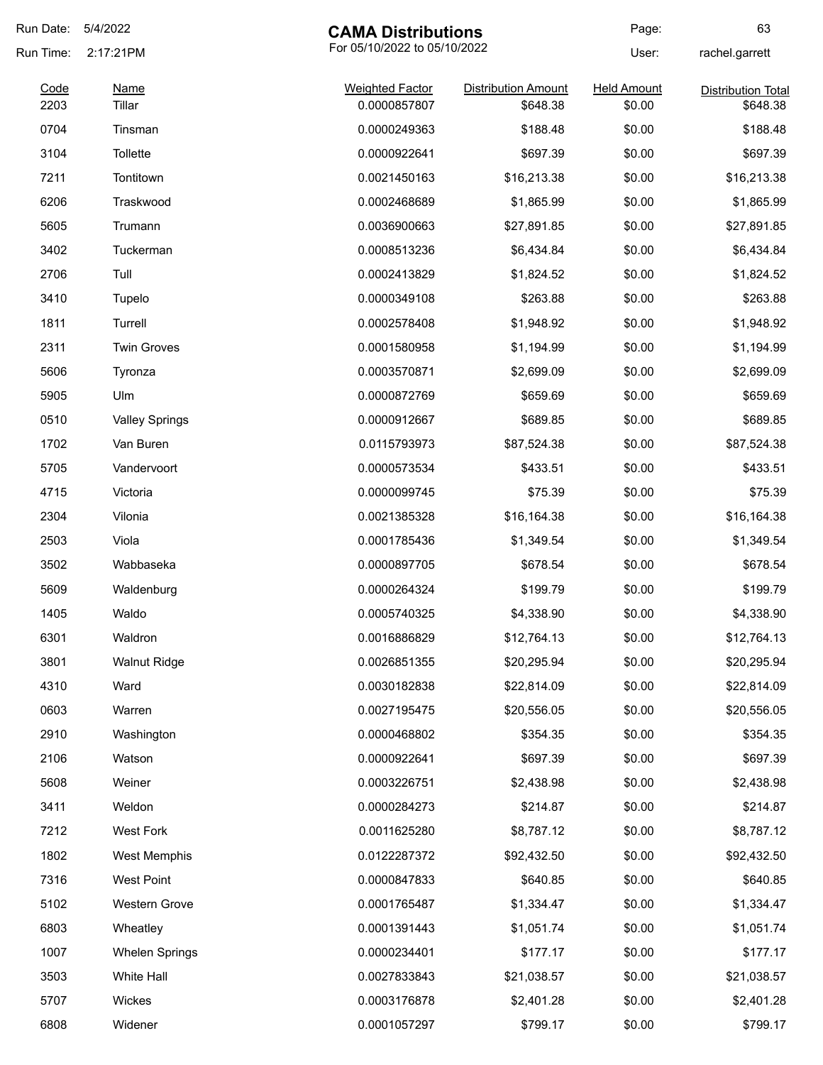Run Date: 5/4/2022
Run Time: 2:17:21PM

# CAMA Distributions

For 05/10/2022 to 05/10/2022

User: rachel.garrett

| Code | Name | Weighted Factor | Distribution Amount | Held Amount | Distribution Total |
|---|---|---|---|---|---|
| 2203 | Tillar | 0.0000857807 | $648.38 | $0.00 | $648.38 |
| 0704 | Tinsman | 0.0000249363 | $188.48 | $0.00 | $188.48 |
| 3104 | Tollette | 0.0000922641 | $697.39 | $0.00 | $697.39 |
| 7211 | Tontitown | 0.0021450163 | $16,213.38 | $0.00 | $16,213.38 |
| 6206 | Traskwood | 0.0002468689 | $1,865.99 | $0.00 | $1,865.99 |
| 5605 | Trumann | 0.0036900663 | $27,891.85 | $0.00 | $27,891.85 |
| 3402 | Tuckerman | 0.0008513236 | $6,434.84 | $0.00 | $6,434.84 |
| 2706 | Tull | 0.0002413829 | $1,824.52 | $0.00 | $1,824.52 |
| 3410 | Tupelo | 0.0000349108 | $263.88 | $0.00 | $263.88 |
| 1811 | Turrell | 0.0002578408 | $1,948.92 | $0.00 | $1,948.92 |
| 2311 | Twin Groves | 0.0001580958 | $1,194.99 | $0.00 | $1,194.99 |
| 5606 | Tyronza | 0.0003570871 | $2,699.09 | $0.00 | $2,699.09 |
| 5905 | Ulm | 0.0000872769 | $659.69 | $0.00 | $659.69 |
| 0510 | Valley Springs | 0.0000912667 | $689.85 | $0.00 | $689.85 |
| 1702 | Van Buren | 0.0115793973 | $87,524.38 | $0.00 | $87,524.38 |
| 5705 | Vandervoort | 0.0000573534 | $433.51 | $0.00 | $433.51 |
| 4715 | Victoria | 0.0000099745 | $75.39 | $0.00 | $75.39 |
| 2304 | Vilonia | 0.0021385328 | $16,164.38 | $0.00 | $16,164.38 |
| 2503 | Viola | 0.0001785436 | $1,349.54 | $0.00 | $1,349.54 |
| 3502 | Wabbaseka | 0.0000897705 | $678.54 | $0.00 | $678.54 |
| 5609 | Waldenburg | 0.0000264324 | $199.79 | $0.00 | $199.79 |
| 1405 | Waldo | 0.0005740325 | $4,338.90 | $0.00 | $4,338.90 |
| 6301 | Waldron | 0.0016886829 | $12,764.13 | $0.00 | $12,764.13 |
| 3801 | Walnut Ridge | 0.0026851355 | $20,295.94 | $0.00 | $20,295.94 |
| 4310 | Ward | 0.0030182838 | $22,814.09 | $0.00 | $22,814.09 |
| 0603 | Warren | 0.0027195475 | $20,556.05 | $0.00 | $20,556.05 |
| 2910 | Washington | 0.0000468802 | $354.35 | $0.00 | $354.35 |
| 2106 | Watson | 0.0000922641 | $697.39 | $0.00 | $697.39 |
| 5608 | Weiner | 0.0003226751 | $2,438.98 | $0.00 | $2,438.98 |
| 3411 | Weldon | 0.0000284273 | $214.87 | $0.00 | $214.87 |
| 7212 | West Fork | 0.0011625280 | $8,787.12 | $0.00 | $8,787.12 |
| 1802 | West Memphis | 0.0122287372 | $92,432.50 | $0.00 | $92,432.50 |
| 7316 | West Point | 0.0000847833 | $640.85 | $0.00 | $640.85 |
| 5102 | Western Grove | 0.0001765487 | $1,334.47 | $0.00 | $1,334.47 |
| 6803 | Wheatley | 0.0001391443 | $1,051.74 | $0.00 | $1,051.74 |
| 1007 | Whelen Springs | 0.0000234401 | $177.17 | $0.00 | $177.17 |
| 3503 | White Hall | 0.0027833843 | $21,038.57 | $0.00 | $21,038.57 |
| 5707 | Wickes | 0.0003176878 | $2,401.28 | $0.00 | $2,401.28 |
| 6808 | Widener | 0.0001057297 | $799.17 | $0.00 | $799.17 |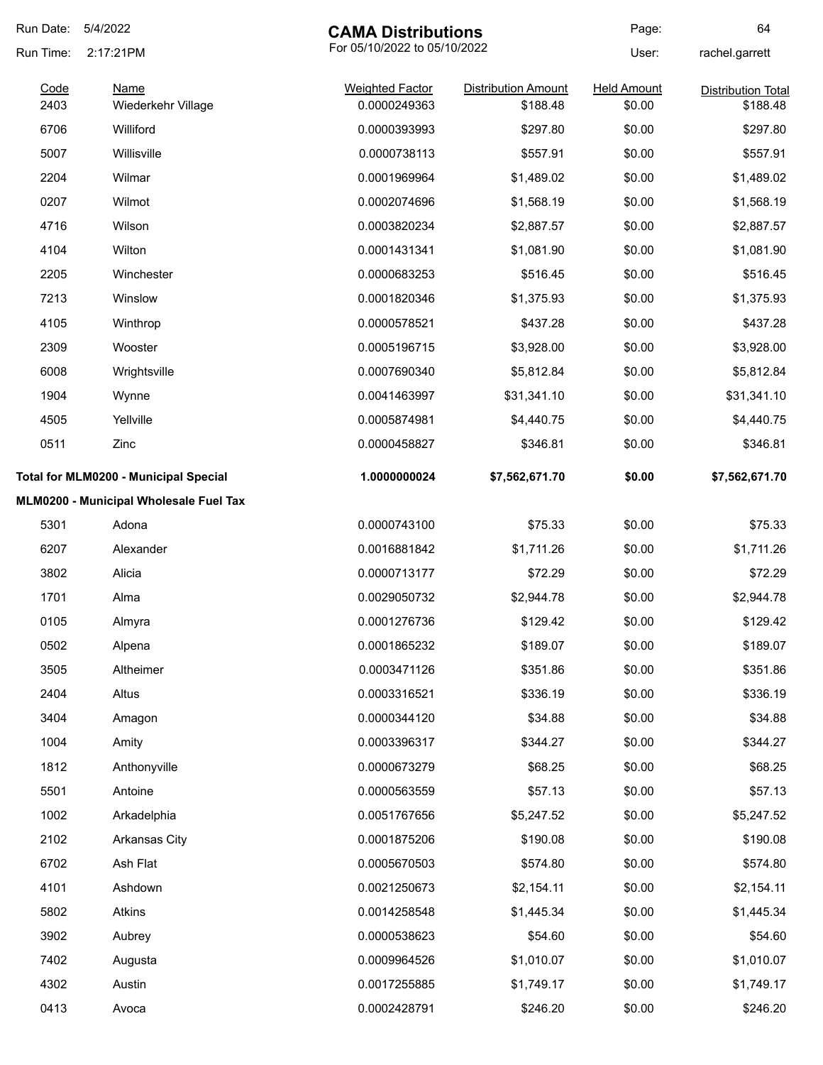**CAMA Distributions**

For 05/10/2022 to 05/10/2022

Run Date: 5/4/2022
Run Time: 2:17:21PM
User: rachel.garrett

| Code | Name | Weighted Factor | Distribution Amount | Held Amount | Distribution Total |
|---|---|---|---|---|---|
| 2403 | Wiederkehr Village | 0.0000249363 | $188.48 | $0.00 | $188.48 |
| 6706 | Williford | 0.0000393993 | $297.80 | $0.00 | $297.80 |
| 5007 | Willisville | 0.0000738113 | $557.91 | $0.00 | $557.91 |
| 2204 | Wilmar | 0.0001969964 | $1,489.02 | $0.00 | $1,489.02 |
| 0207 | Wilmot | 0.0002074696 | $1,568.19 | $0.00 | $1,568.19 |
| 4716 | Wilson | 0.0003820234 | $2,887.57 | $0.00 | $2,887.57 |
| 4104 | Wilton | 0.0001431341 | $1,081.90 | $0.00 | $1,081.90 |
| 2205 | Winchester | 0.0000683253 | $516.45 | $0.00 | $516.45 |
| 7213 | Winslow | 0.0001820346 | $1,375.93 | $0.00 | $1,375.93 |
| 4105 | Winthrop | 0.0000578521 | $437.28 | $0.00 | $437.28 |
| 2309 | Wooster | 0.0005196715 | $3,928.00 | $0.00 | $3,928.00 |
| 6008 | Wrightsville | 0.0007690340 | $5,812.84 | $0.00 | $5,812.84 |
| 1904 | Wynne | 0.0041463997 | $31,341.10 | $0.00 | $31,341.10 |
| 4505 | Yellville | 0.0005874981 | $4,440.75 | $0.00 | $4,440.75 |
| 0511 | Zinc | 0.0000458827 | $346.81 | $0.00 | $346.81 |
| **Total for MLM0200 - Municipal Special** | | **1.0000000024** | **$7,562,671.70** | **$0.00** | **$7,562,671.70** |
| **MLM0200 - Municipal Wholesale Fuel Tax** | | | | | |
| 5301 | Adona | 0.0000743100 | $75.33 | $0.00 | $75.33 |
| 6207 | Alexander | 0.0016881842 | $1,711.26 | $0.00 | $1,711.26 |
| 3802 | Alicia | 0.0000713177 | $72.29 | $0.00 | $72.29 |
| 1701 | Alma | 0.0029050732 | $2,944.78 | $0.00 | $2,944.78 |
| 0105 | Almyra | 0.0001276736 | $129.42 | $0.00 | $129.42 |
| 0502 | Alpena | 0.0001865232 | $189.07 | $0.00 | $189.07 |
| 3505 | Altheimer | 0.0003471126 | $351.86 | $0.00 | $351.86 |
| 2404 | Altus | 0.0003316521 | $336.19 | $0.00 | $336.19 |
| 3404 | Amagon | 0.0000344120 | $34.88 | $0.00 | $34.88 |
| 1004 | Amity | 0.0003396317 | $344.27 | $0.00 | $344.27 |
| 1812 | Anthonyville | 0.0000673279 | $68.25 | $0.00 | $68.25 |
| 5501 | Antoine | 0.0000563559 | $57.13 | $0.00 | $57.13 |
| 1002 | Arkadelphia | 0.0051767656 | $5,247.52 | $0.00 | $5,247.52 |
| 2102 | Arkansas City | 0.0001875206 | $190.08 | $0.00 | $190.08 |
| 6702 | Ash Flat | 0.0005670503 | $574.80 | $0.00 | $574.80 |
| 4101 | Ashdown | 0.0021250673 | $2,154.11 | $0.00 | $2,154.11 |
| 5802 | Atkins | 0.0014258548 | $1,445.34 | $0.00 | $1,445.34 |
| 3902 | Aubrey | 0.0000538623 | $54.60 | $0.00 | $54.60 |
| 7402 | Augusta | 0.0009964526 | $1,010.07 | $0.00 | $1,010.07 |
| 4302 | Austin | 0.0017255885 | $1,749.17 | $0.00 | $1,749.17 |
| 0413 | Avoca | 0.0002428791 | $246.20 | $0.00 | $246.20 |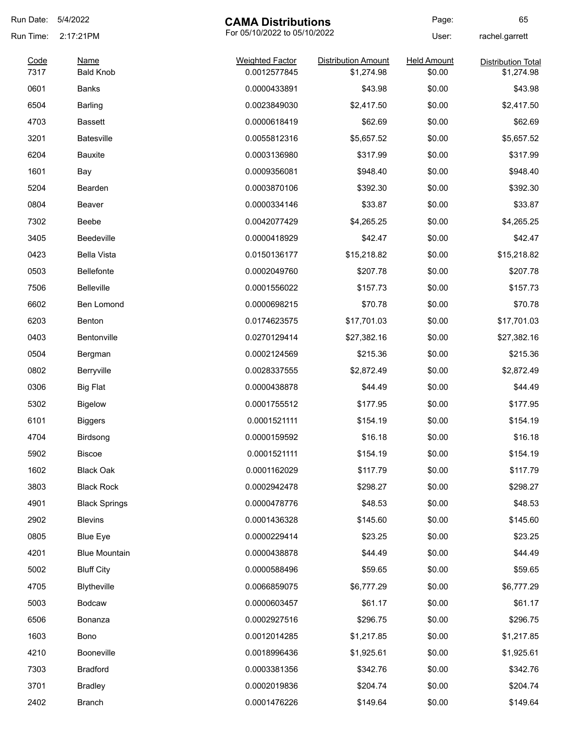Run Date: 5/4/2022

Run Time: 2:17:21PM

# CAMA Distributions

For 05/10/2022 to 05/10/2022

User: rachel.garrett

| Code | Name | Weighted Factor | Distribution Amount | Held Amount | Distribution Total |
|---|---|---|---|---|---|
| 7317 | Bald Knob | 0.0012577845 | $1,274.98 | $0.00 | $1,274.98 |
| 0601 | Banks | 0.0000433891 | $43.98 | $0.00 | $43.98 |
| 6504 | Barling | 0.0023849030 | $2,417.50 | $0.00 | $2,417.50 |
| 4703 | Bassett | 0.0000618419 | $62.69 | $0.00 | $62.69 |
| 3201 | Batesville | 0.0055812316 | $5,657.52 | $0.00 | $5,657.52 |
| 6204 | Bauxite | 0.0003136980 | $317.99 | $0.00 | $317.99 |
| 1601 | Bay | 0.0009356081 | $948.40 | $0.00 | $948.40 |
| 5204 | Bearden | 0.0003870106 | $392.30 | $0.00 | $392.30 |
| 0804 | Beaver | 0.0000334146 | $33.87 | $0.00 | $33.87 |
| 7302 | Beebe | 0.0042077429 | $4,265.25 | $0.00 | $4,265.25 |
| 3405 | Beedeville | 0.0000418929 | $42.47 | $0.00 | $42.47 |
| 0423 | Bella Vista | 0.0150136177 | $15,218.82 | $0.00 | $15,218.82 |
| 0503 | Bellefonte | 0.0002049760 | $207.78 | $0.00 | $207.78 |
| 7506 | Belleville | 0.0001556022 | $157.73 | $0.00 | $157.73 |
| 6602 | Ben Lomond | 0.0000698215 | $70.78 | $0.00 | $70.78 |
| 6203 | Benton | 0.0174623575 | $17,701.03 | $0.00 | $17,701.03 |
| 0403 | Bentonville | 0.0270129414 | $27,382.16 | $0.00 | $27,382.16 |
| 0504 | Bergman | 0.0002124569 | $215.36 | $0.00 | $215.36 |
| 0802 | Berryville | 0.0028337555 | $2,872.49 | $0.00 | $2,872.49 |
| 0306 | Big Flat | 0.0000438878 | $44.49 | $0.00 | $44.49 |
| 5302 | Bigelow | 0.0001755512 | $177.95 | $0.00 | $177.95 |
| 6101 | Biggers | 0.0001521111 | $154.19 | $0.00 | $154.19 |
| 4704 | Birdsong | 0.0000159592 | $16.18 | $0.00 | $16.18 |
| 5902 | Biscoe | 0.0001521111 | $154.19 | $0.00 | $154.19 |
| 1602 | Black Oak | 0.0001162029 | $117.79 | $0.00 | $117.79 |
| 3803 | Black Rock | 0.0002942478 | $298.27 | $0.00 | $298.27 |
| 4901 | Black Springs | 0.0000478776 | $48.53 | $0.00 | $48.53 |
| 2902 | Blevins | 0.0001436328 | $145.60 | $0.00 | $145.60 |
| 0805 | Blue Eye | 0.0000229414 | $23.25 | $0.00 | $23.25 |
| 4201 | Blue Mountain | 0.0000438878 | $44.49 | $0.00 | $44.49 |
| 5002 | Bluff City | 0.0000588496 | $59.65 | $0.00 | $59.65 |
| 4705 | Blytheville | 0.0066859075 | $6,777.29 | $0.00 | $6,777.29 |
| 5003 | Bodcaw | 0.0000603457 | $61.17 | $0.00 | $61.17 |
| 6506 | Bonanza | 0.0002927516 | $296.75 | $0.00 | $296.75 |
| 1603 | Bono | 0.0012014285 | $1,217.85 | $0.00 | $1,217.85 |
| 4210 | Booneville | 0.0018996436 | $1,925.61 | $0.00 | $1,925.61 |
| 7303 | Bradford | 0.0003381356 | $342.76 | $0.00 | $342.76 |
| 3701 | Bradley | 0.0002019836 | $204.74 | $0.00 | $204.74 |
| 2402 | Branch | 0.0001476226 | $149.64 | $0.00 | $149.64 |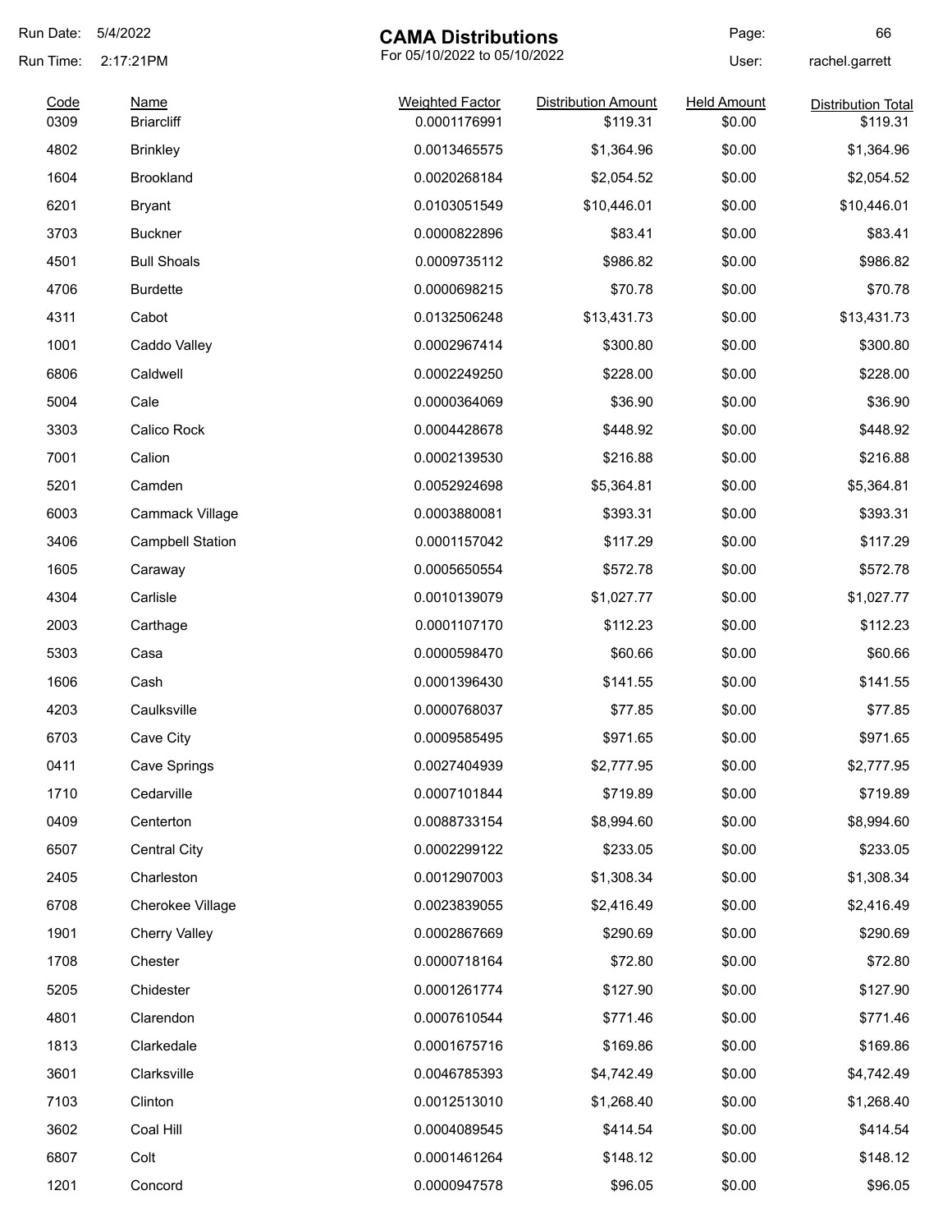Run Date: 5/4/2022

Run Time: 2:17:21PM

# CAMA Distributions

For 05/10/2022 to 05/10/2022

User: rachel.garrett

| Code | Name | Weighted Factor | Distribution Amount | Held Amount | Distribution Total |
|---|---|---|---|---|---|
| 0309 | Briarcliff | 0.0001176991 | $119.31 | $0.00 | $119.31 |
| 4802 | Brinkley | 0.0013465575 | $1,364.96 | $0.00 | $1,364.96 |
| 1604 | Brookland | 0.0020268184 | $2,054.52 | $0.00 | $2,054.52 |
| 6201 | Bryant | 0.0103051549 | $10,446.01 | $0.00 | $10,446.01 |
| 3703 | Buckner | 0.0000822896 | $83.41 | $0.00 | $83.41 |
| 4501 | Bull Shoals | 0.0009735112 | $986.82 | $0.00 | $986.82 |
| 4706 | Burdette | 0.0000698215 | $70.78 | $0.00 | $70.78 |
| 4311 | Cabot | 0.0132506248 | $13,431.73 | $0.00 | $13,431.73 |
| 1001 | Caddo Valley | 0.0002967414 | $300.80 | $0.00 | $300.80 |
| 6806 | Caldwell | 0.0002249250 | $228.00 | $0.00 | $228.00 |
| 5004 | Cale | 0.0000364069 | $36.90 | $0.00 | $36.90 |
| 3303 | Calico Rock | 0.0004428678 | $448.92 | $0.00 | $448.92 |
| 7001 | Calion | 0.0002139530 | $216.88 | $0.00 | $216.88 |
| 5201 | Camden | 0.0052924698 | $5,364.81 | $0.00 | $5,364.81 |
| 6003 | Cammack Village | 0.0003880081 | $393.31 | $0.00 | $393.31 |
| 3406 | Campbell Station | 0.0001157042 | $117.29 | $0.00 | $117.29 |
| 1605 | Caraway | 0.0005650554 | $572.78 | $0.00 | $572.78 |
| 4304 | Carlisle | 0.0010139079 | $1,027.77 | $0.00 | $1,027.77 |
| 2003 | Carthage | 0.0001107170 | $112.23 | $0.00 | $112.23 |
| 5303 | Casa | 0.0000598470 | $60.66 | $0.00 | $60.66 |
| 1606 | Cash | 0.0001396430 | $141.55 | $0.00 | $141.55 |
| 4203 | Caulksville | 0.0000768037 | $77.85 | $0.00 | $77.85 |
| 6703 | Cave City | 0.0009585495 | $971.65 | $0.00 | $971.65 |
| 0411 | Cave Springs | 0.0027404939 | $2,777.95 | $0.00 | $2,777.95 |
| 1710 | Cedarville | 0.0007101844 | $719.89 | $0.00 | $719.89 |
| 0409 | Centerton | 0.0088733154 | $8,994.60 | $0.00 | $8,994.60 |
| 6507 | Central City | 0.0002299122 | $233.05 | $0.00 | $233.05 |
| 2405 | Charleston | 0.0012907003 | $1,308.34 | $0.00 | $1,308.34 |
| 6708 | Cherokee Village | 0.0023839055 | $2,416.49 | $0.00 | $2,416.49 |
| 1901 | Cherry Valley | 0.0002867669 | $290.69 | $0.00 | $290.69 |
| 1708 | Chester | 0.0000718164 | $72.80 | $0.00 | $72.80 |
| 5205 | Chidester | 0.0001261774 | $127.90 | $0.00 | $127.90 |
| 4801 | Clarendon | 0.0007610544 | $771.46 | $0.00 | $771.46 |
| 1813 | Clarkedale | 0.0001675716 | $169.86 | $0.00 | $169.86 |
| 3601 | Clarksville | 0.0046785393 | $4,742.49 | $0.00 | $4,742.49 |
| 7103 | Clinton | 0.0012513010 | $1,268.40 | $0.00 | $1,268.40 |
| 3602 | Coal Hill | 0.0004089545 | $414.54 | $0.00 | $414.54 |
| 6807 | Colt | 0.0001461264 | $148.12 | $0.00 | $148.12 |
| 1201 | Concord | 0.0000947578 | $96.05 | $0.00 | $96.05 |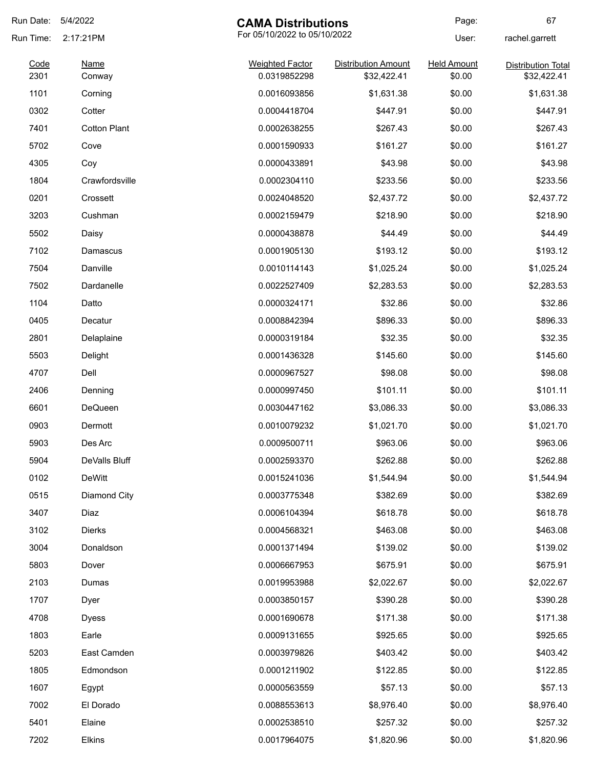Run Date: 5/4/2022
Run Time: 2:17:21PM

# CAMA Distributions

For 05/10/2022 to 05/10/2022

User: rachel.garrett

| Code | Name | Weighted Factor | Distribution Amount | Held Amount | Distribution Total |
|---|---|---|---|---|---|
| 2301 | Conway | 0.0319852298 | $32,422.41 | $0.00 | $32,422.41 |
| 1101 | Corning | 0.0016093856 | $1,631.38 | $0.00 | $1,631.38 |
| 0302 | Cotter | 0.0004418704 | $447.91 | $0.00 | $447.91 |
| 7401 | Cotton Plant | 0.0002638255 | $267.43 | $0.00 | $267.43 |
| 5702 | Cove | 0.0001590933 | $161.27 | $0.00 | $161.27 |
| 4305 | Coy | 0.0000433891 | $43.98 | $0.00 | $43.98 |
| 1804 | Crawfordsville | 0.0002304110 | $233.56 | $0.00 | $233.56 |
| 0201 | Crossett | 0.0024048520 | $2,437.72 | $0.00 | $2,437.72 |
| 3203 | Cushman | 0.0002159479 | $218.90 | $0.00 | $218.90 |
| 5502 | Daisy | 0.0000438878 | $44.49 | $0.00 | $44.49 |
| 7102 | Damascus | 0.0001905130 | $193.12 | $0.00 | $193.12 |
| 7504 | Danville | 0.0010114143 | $1,025.24 | $0.00 | $1,025.24 |
| 7502 | Dardanelle | 0.0022527409 | $2,283.53 | $0.00 | $2,283.53 |
| 1104 | Datto | 0.0000324171 | $32.86 | $0.00 | $32.86 |
| 0405 | Decatur | 0.0008842394 | $896.33 | $0.00 | $896.33 |
| 2801 | Delaplaine | 0.0000319184 | $32.35 | $0.00 | $32.35 |
| 5503 | Delight | 0.0001436328 | $145.60 | $0.00 | $145.60 |
| 4707 | Dell | 0.0000967527 | $98.08 | $0.00 | $98.08 |
| 2406 | Denning | 0.0000997450 | $101.11 | $0.00 | $101.11 |
| 6601 | DeQueen | 0.0030447162 | $3,086.33 | $0.00 | $3,086.33 |
| 0903 | Dermott | 0.0010079232 | $1,021.70 | $0.00 | $1,021.70 |
| 5903 | Des Arc | 0.0009500711 | $963.06 | $0.00 | $963.06 |
| 5904 | DeValls Bluff | 0.0002593370 | $262.88 | $0.00 | $262.88 |
| 0102 | DeWitt | 0.0015241036 | $1,544.94 | $0.00 | $1,544.94 |
| 0515 | Diamond City | 0.0003775348 | $382.69 | $0.00 | $382.69 |
| 3407 | Diaz | 0.0006104394 | $618.78 | $0.00 | $618.78 |
| 3102 | Dierks | 0.0004568321 | $463.08 | $0.00 | $463.08 |
| 3004 | Donaldson | 0.0001371494 | $139.02 | $0.00 | $139.02 |
| 5803 | Dover | 0.0006667953 | $675.91 | $0.00 | $675.91 |
| 2103 | Dumas | 0.0019953988 | $2,022.67 | $0.00 | $2,022.67 |
| 1707 | Dyer | 0.0003850157 | $390.28 | $0.00 | $390.28 |
| 4708 | Dyess | 0.0001690678 | $171.38 | $0.00 | $171.38 |
| 1803 | Earle | 0.0009131655 | $925.65 | $0.00 | $925.65 |
| 5203 | East Camden | 0.0003979826 | $403.42 | $0.00 | $403.42 |
| 1805 | Edmondson | 0.0001211902 | $122.85 | $0.00 | $122.85 |
| 1607 | Egypt | 0.0000563559 | $57.13 | $0.00 | $57.13 |
| 7002 | El Dorado | 0.0088553613 | $8,976.40 | $0.00 | $8,976.40 |
| 5401 | Elaine | 0.0002538510 | $257.32 | $0.00 | $257.32 |
| 7202 | Elkins | 0.0017964075 | $1,820.96 | $0.00 | $1,820.96 |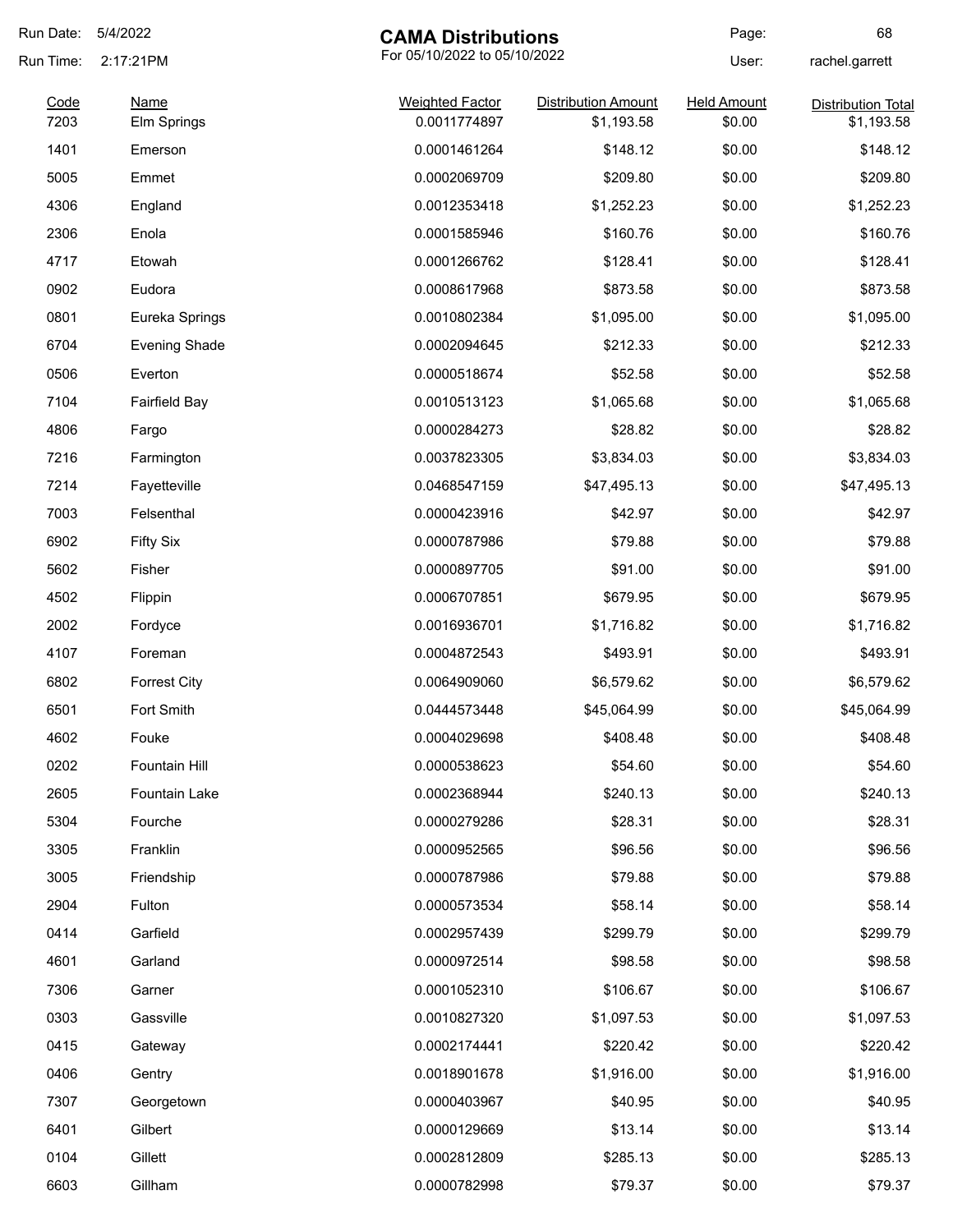Run Date: 5/4/2022

Run Time: 2:17:21PM

# CAMA Distributions

For 05/10/2022 to 05/10/2022

User: rachel.garrett

| Code | Name | Weighted Factor | Distribution Amount | Held Amount | Distribution Total |
|---|---|---|---|---|---|
| 7203 | Elm Springs | 0.0011774897 | $1,193.58 | $0.00 | $1,193.58 |
| 1401 | Emerson | 0.0001461264 | $148.12 | $0.00 | $148.12 |
| 5005 | Emmet | 0.0002069709 | $209.80 | $0.00 | $209.80 |
| 4306 | England | 0.0012353418 | $1,252.23 | $0.00 | $1,252.23 |
| 2306 | Enola | 0.0001585946 | $160.76 | $0.00 | $160.76 |
| 4717 | Etowah | 0.0001266762 | $128.41 | $0.00 | $128.41 |
| 0902 | Eudora | 0.0008617968 | $873.58 | $0.00 | $873.58 |
| 0801 | Eureka Springs | 0.0010802384 | $1,095.00 | $0.00 | $1,095.00 |
| 6704 | Evening Shade | 0.0002094645 | $212.33 | $0.00 | $212.33 |
| 0506 | Everton | 0.0000518674 | $52.58 | $0.00 | $52.58 |
| 7104 | Fairfield Bay | 0.0010513123 | $1,065.68 | $0.00 | $1,065.68 |
| 4806 | Fargo | 0.0000284273 | $28.82 | $0.00 | $28.82 |
| 7216 | Farmington | 0.0037823305 | $3,834.03 | $0.00 | $3,834.03 |
| 7214 | Fayetteville | 0.0468547159 | $47,495.13 | $0.00 | $47,495.13 |
| 7003 | Felsenthal | 0.0000423916 | $42.97 | $0.00 | $42.97 |
| 6902 | Fifty Six | 0.0000787986 | $79.88 | $0.00 | $79.88 |
| 5602 | Fisher | 0.0000897705 | $91.00 | $0.00 | $91.00 |
| 4502 | Flippin | 0.0006707851 | $679.95 | $0.00 | $679.95 |
| 2002 | Fordyce | 0.0016936701 | $1,716.82 | $0.00 | $1,716.82 |
| 4107 | Foreman | 0.0004872543 | $493.91 | $0.00 | $493.91 |
| 6802 | Forrest City | 0.0064909060 | $6,579.62 | $0.00 | $6,579.62 |
| 6501 | Fort Smith | 0.0444573448 | $45,064.99 | $0.00 | $45,064.99 |
| 4602 | Fouke | 0.0004029698 | $408.48 | $0.00 | $408.48 |
| 0202 | Fountain Hill | 0.0000538623 | $54.60 | $0.00 | $54.60 |
| 2605 | Fountain Lake | 0.0002368944 | $240.13 | $0.00 | $240.13 |
| 5304 | Fourche | 0.0000279286 | $28.31 | $0.00 | $28.31 |
| 3305 | Franklin | 0.0000952565 | $96.56 | $0.00 | $96.56 |
| 3005 | Friendship | 0.0000787986 | $79.88 | $0.00 | $79.88 |
| 2904 | Fulton | 0.0000573534 | $58.14 | $0.00 | $58.14 |
| 0414 | Garfield | 0.0002957439 | $299.79 | $0.00 | $299.79 |
| 4601 | Garland | 0.0000972514 | $98.58 | $0.00 | $98.58 |
| 7306 | Garner | 0.0001052310 | $106.67 | $0.00 | $106.67 |
| 0303 | Gassville | 0.0010827320 | $1,097.53 | $0.00 | $1,097.53 |
| 0415 | Gateway | 0.0002174441 | $220.42 | $0.00 | $220.42 |
| 0406 | Gentry | 0.0018901678 | $1,916.00 | $0.00 | $1,916.00 |
| 7307 | Georgetown | 0.0000403967 | $40.95 | $0.00 | $40.95 |
| 6401 | Gilbert | 0.0000129669 | $13.14 | $0.00 | $13.14 |
| 0104 | Gillett | 0.0002812809 | $285.13 | $0.00 | $285.13 |
| 6603 | Gillham | 0.0000782998 | $79.37 | $0.00 | $79.37 |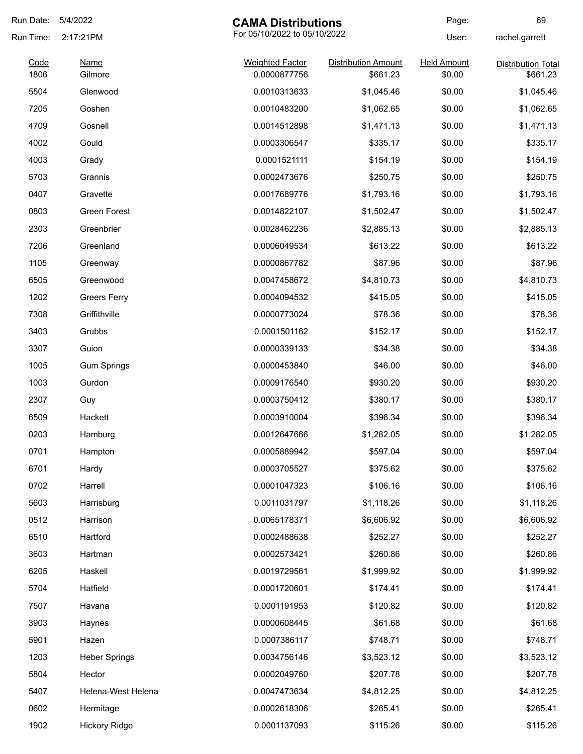# CAMA Distributions

For 05/10/2022 to 05/10/2022

Run Date: 5/4/2022
Run Time: 2:17:21PM
User: rachel.garrett

| Code | Name | Weighted Factor | Distribution Amount | Held Amount | Distribution Total |
|---|---|---|---|---|---|
| 1806 | Gilmore | 0.0000877756 | $661.23 | $0.00 | $661.23 |
| 5504 | Glenwood | 0.0010313633 | $1,045.46 | $0.00 | $1,045.46 |
| 7205 | Goshen | 0.0010483200 | $1,062.65 | $0.00 | $1,062.65 |
| 4709 | Gosnell | 0.0014512898 | $1,471.13 | $0.00 | $1,471.13 |
| 4002 | Gould | 0.0003306547 | $335.17 | $0.00 | $335.17 |
| 4003 | Grady | 0.0001521111 | $154.19 | $0.00 | $154.19 |
| 5703 | Grannis | 0.0002473676 | $250.75 | $0.00 | $250.75 |
| 0407 | Gravette | 0.0017689776 | $1,793.16 | $0.00 | $1,793.16 |
| 0803 | Green Forest | 0.0014822107 | $1,502.47 | $0.00 | $1,502.47 |
| 2303 | Greenbrier | 0.0028462236 | $2,885.13 | $0.00 | $2,885.13 |
| 7206 | Greenland | 0.0006049534 | $613.22 | $0.00 | $613.22 |
| 1105 | Greenway | 0.0000867782 | $87.96 | $0.00 | $87.96 |
| 6505 | Greenwood | 0.0047458672 | $4,810.73 | $0.00 | $4,810.73 |
| 1202 | Greers Ferry | 0.0004094532 | $415.05 | $0.00 | $415.05 |
| 7308 | Griffithville | 0.0000773024 | $78.36 | $0.00 | $78.36 |
| 3403 | Grubbs | 0.0001501162 | $152.17 | $0.00 | $152.17 |
| 3307 | Guion | 0.0000339133 | $34.38 | $0.00 | $34.38 |
| 1005 | Gum Springs | 0.0000453840 | $46.00 | $0.00 | $46.00 |
| 1003 | Gurdon | 0.0009176540 | $930.20 | $0.00 | $930.20 |
| 2307 | Guy | 0.0003750412 | $380.17 | $0.00 | $380.17 |
| 6509 | Hackett | 0.0003910004 | $396.34 | $0.00 | $396.34 |
| 0203 | Hamburg | 0.0012647666 | $1,282.05 | $0.00 | $1,282.05 |
| 0701 | Hampton | 0.0005889942 | $597.04 | $0.00 | $597.04 |
| 6701 | Hardy | 0.0003705527 | $375.62 | $0.00 | $375.62 |
| 0702 | Harrell | 0.0001047323 | $106.16 | $0.00 | $106.16 |
| 5603 | Harrisburg | 0.0011031797 | $1,118.26 | $0.00 | $1,118.26 |
| 0512 | Harrison | 0.0065178371 | $6,606.92 | $0.00 | $6,606.92 |
| 6510 | Hartford | 0.0002488638 | $252.27 | $0.00 | $252.27 |
| 3603 | Hartman | 0.0002573421 | $260.86 | $0.00 | $260.86 |
| 6205 | Haskell | 0.0019729561 | $1,999.92 | $0.00 | $1,999.92 |
| 5704 | Hatfield | 0.0001720601 | $174.41 | $0.00 | $174.41 |
| 7507 | Havana | 0.0001191953 | $120.82 | $0.00 | $120.82 |
| 3903 | Haynes | 0.0000608445 | $61.68 | $0.00 | $61.68 |
| 5901 | Hazen | 0.0007386117 | $748.71 | $0.00 | $748.71 |
| 1203 | Heber Springs | 0.0034756146 | $3,523.12 | $0.00 | $3,523.12 |
| 5804 | Hector | 0.0002049760 | $207.78 | $0.00 | $207.78 |
| 5407 | Helena-West Helena | 0.0047473634 | $4,812.25 | $0.00 | $4,812.25 |
| 0602 | Hermitage | 0.0002618306 | $265.41 | $0.00 | $265.41 |
| 1902 | Hickory Ridge | 0.0001137093 | $115.26 | $0.00 | $115.26 |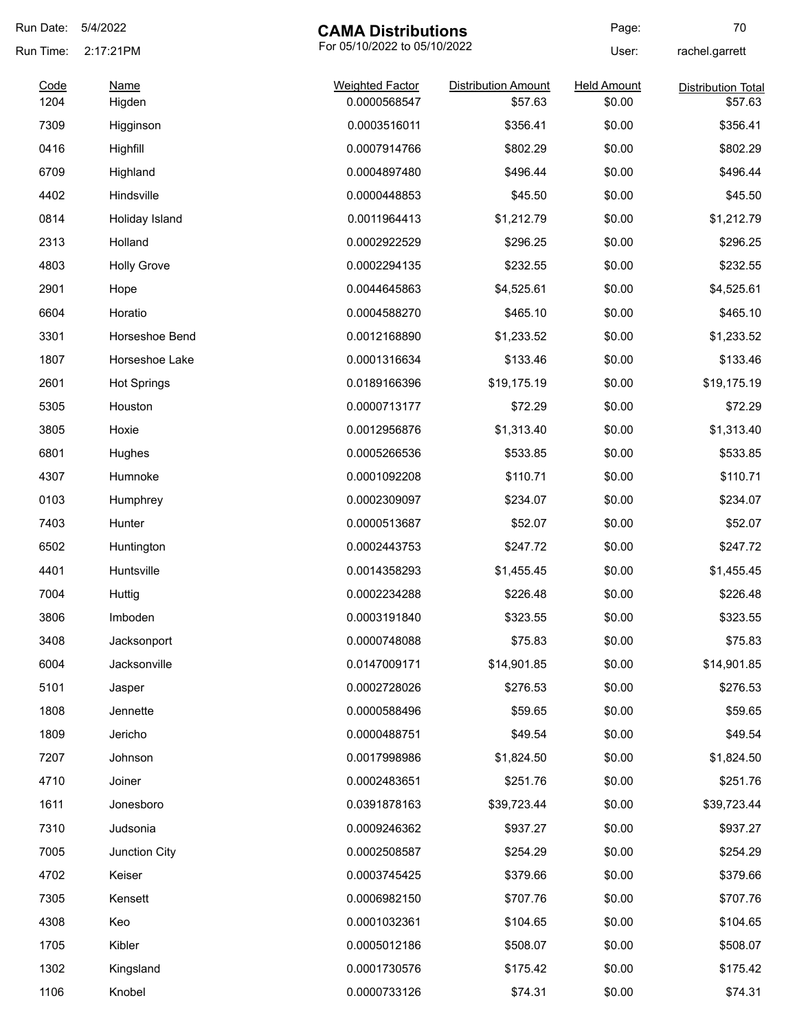# CAMA Distributions

For 05/10/2022 to 05/10/2022

Run Date: 5/4/2022
Run Time: 2:17:21PM
User: rachel.garrett

| Code | Name | Weighted Factor | Distribution Amount | Held Amount | Distribution Total |
|---|---|---|---|---|---|
| 1204 | Higden | 0.0000568547 | $57.63 | $0.00 | $57.63 |
| 7309 | Higginson | 0.0003516011 | $356.41 | $0.00 | $356.41 |
| 0416 | Highfill | 0.0007914766 | $802.29 | $0.00 | $802.29 |
| 6709 | Highland | 0.0004897480 | $496.44 | $0.00 | $496.44 |
| 4402 | Hindsville | 0.0000448853 | $45.50 | $0.00 | $45.50 |
| 0814 | Holiday Island | 0.0011964413 | $1,212.79 | $0.00 | $1,212.79 |
| 2313 | Holland | 0.0002922529 | $296.25 | $0.00 | $296.25 |
| 4803 | Holly Grove | 0.0002294135 | $232.55 | $0.00 | $232.55 |
| 2901 | Hope | 0.0044645863 | $4,525.61 | $0.00 | $4,525.61 |
| 6604 | Horatio | 0.0004588270 | $465.10 | $0.00 | $465.10 |
| 3301 | Horseshoe Bend | 0.0012168890 | $1,233.52 | $0.00 | $1,233.52 |
| 1807 | Horseshoe Lake | 0.0001316634 | $133.46 | $0.00 | $133.46 |
| 2601 | Hot Springs | 0.0189166396 | $19,175.19 | $0.00 | $19,175.19 |
| 5305 | Houston | 0.0000713177 | $72.29 | $0.00 | $72.29 |
| 3805 | Hoxie | 0.0012956876 | $1,313.40 | $0.00 | $1,313.40 |
| 6801 | Hughes | 0.0005266536 | $533.85 | $0.00 | $533.85 |
| 4307 | Humnoke | 0.0001092208 | $110.71 | $0.00 | $110.71 |
| 0103 | Humphrey | 0.0002309097 | $234.07 | $0.00 | $234.07 |
| 7403 | Hunter | 0.0000513687 | $52.07 | $0.00 | $52.07 |
| 6502 | Huntington | 0.0002443753 | $247.72 | $0.00 | $247.72 |
| 4401 | Huntsville | 0.0014358293 | $1,455.45 | $0.00 | $1,455.45 |
| 7004 | Huttig | 0.0002234288 | $226.48 | $0.00 | $226.48 |
| 3806 | Imboden | 0.0003191840 | $323.55 | $0.00 | $323.55 |
| 3408 | Jacksonport | 0.0000748088 | $75.83 | $0.00 | $75.83 |
| 6004 | Jacksonville | 0.0147009171 | $14,901.85 | $0.00 | $14,901.85 |
| 5101 | Jasper | 0.0002728026 | $276.53 | $0.00 | $276.53 |
| 1808 | Jennette | 0.0000588496 | $59.65 | $0.00 | $59.65 |
| 1809 | Jericho | 0.0000488751 | $49.54 | $0.00 | $49.54 |
| 7207 | Johnson | 0.0017998986 | $1,824.50 | $0.00 | $1,824.50 |
| 4710 | Joiner | 0.0002483651 | $251.76 | $0.00 | $251.76 |
| 1611 | Jonesboro | 0.0391878163 | $39,723.44 | $0.00 | $39,723.44 |
| 7310 | Judsonia | 0.0009246362 | $937.27 | $0.00 | $937.27 |
| 7005 | Junction City | 0.0002508587 | $254.29 | $0.00 | $254.29 |
| 4702 | Keiser | 0.0003745425 | $379.66 | $0.00 | $379.66 |
| 7305 | Kensett | 0.0006982150 | $707.76 | $0.00 | $707.76 |
| 4308 | Keo | 0.0001032361 | $104.65 | $0.00 | $104.65 |
| 1705 | Kibler | 0.0005012186 | $508.07 | $0.00 | $508.07 |
| 1302 | Kingsland | 0.0001730576 | $175.42 | $0.00 | $175.42 |
| 1106 | Knobel | 0.0000733126 | $74.31 | $0.00 | $74.31 |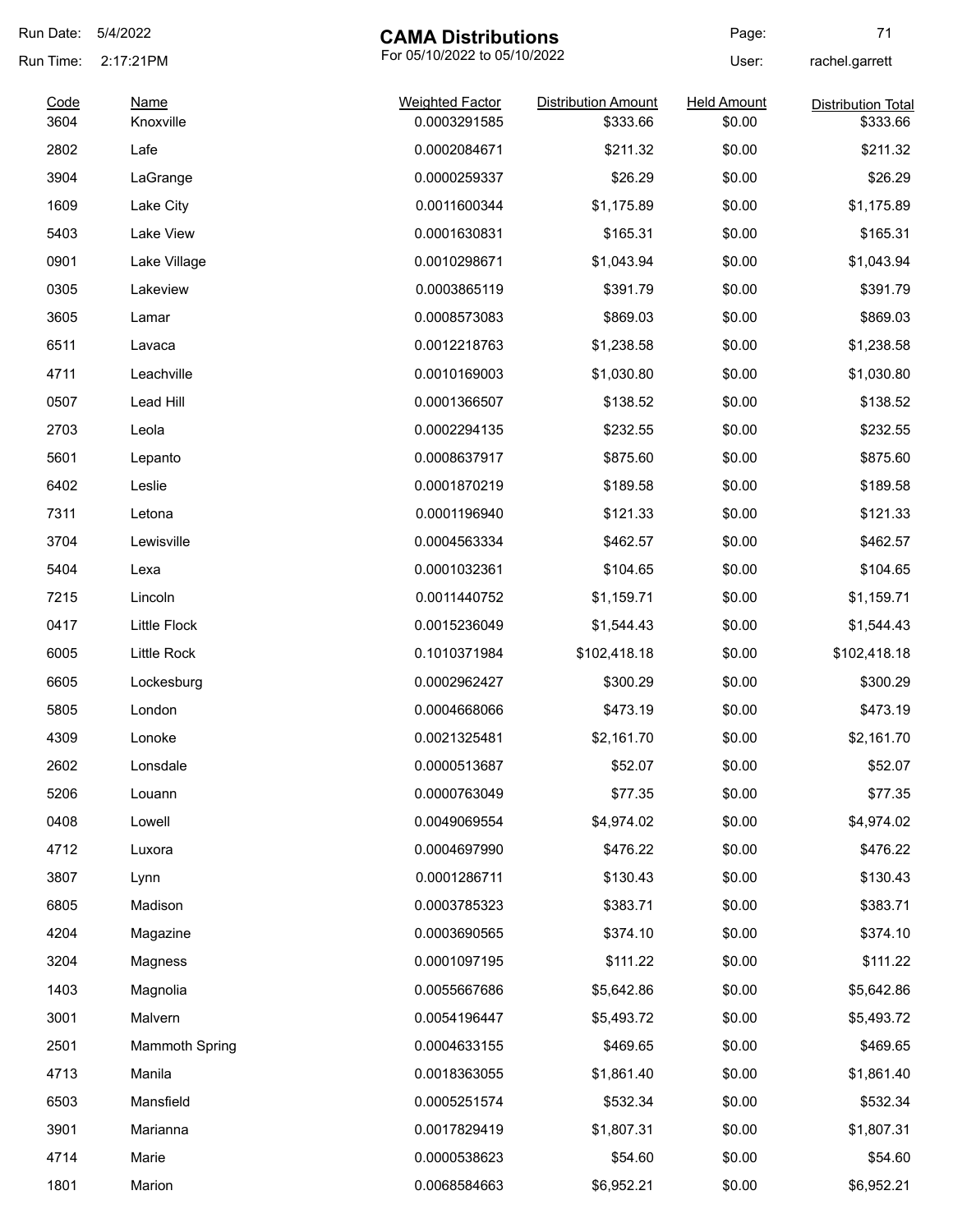Run Date: 5/4/2022
Run Time: 2:17:21PM

# CAMA Distributions

For 05/10/2022 to 05/10/2022

Page: 71
User: rachel.garrett

| Code | Name | Weighted Factor | Distribution Amount | Held Amount | Distribution Total |
|---|---|---|---|---|---|
| 3604 | Knoxville | 0.0003291585 | $333.66 | $0.00 | $333.66 |
| 2802 | Lafe | 0.0002084671 | $211.32 | $0.00 | $211.32 |
| 3904 | LaGrange | 0.0000259337 | $26.29 | $0.00 | $26.29 |
| 1609 | Lake City | 0.0011600344 | $1,175.89 | $0.00 | $1,175.89 |
| 5403 | Lake View | 0.0001630831 | $165.31 | $0.00 | $165.31 |
| 0901 | Lake Village | 0.0010298671 | $1,043.94 | $0.00 | $1,043.94 |
| 0305 | Lakeview | 0.0003865119 | $391.79 | $0.00 | $391.79 |
| 3605 | Lamar | 0.0008573083 | $869.03 | $0.00 | $869.03 |
| 6511 | Lavaca | 0.0012218763 | $1,238.58 | $0.00 | $1,238.58 |
| 4711 | Leachville | 0.0010169003 | $1,030.80 | $0.00 | $1,030.80 |
| 0507 | Lead Hill | 0.0001366507 | $138.52 | $0.00 | $138.52 |
| 2703 | Leola | 0.0002294135 | $232.55 | $0.00 | $232.55 |
| 5601 | Lepanto | 0.0008637917 | $875.60 | $0.00 | $875.60 |
| 6402 | Leslie | 0.0001870219 | $189.58 | $0.00 | $189.58 |
| 7311 | Letona | 0.0001196940 | $121.33 | $0.00 | $121.33 |
| 3704 | Lewisville | 0.0004563334 | $462.57 | $0.00 | $462.57 |
| 5404 | Lexa | 0.0001032361 | $104.65 | $0.00 | $104.65 |
| 7215 | Lincoln | 0.0011440752 | $1,159.71 | $0.00 | $1,159.71 |
| 0417 | Little Flock | 0.0015236049 | $1,544.43 | $0.00 | $1,544.43 |
| 6005 | Little Rock | 0.1010371984 | $102,418.18 | $0.00 | $102,418.18 |
| 6605 | Lockesburg | 0.0002962427 | $300.29 | $0.00 | $300.29 |
| 5805 | London | 0.0004668066 | $473.19 | $0.00 | $473.19 |
| 4309 | Lonoke | 0.0021325481 | $2,161.70 | $0.00 | $2,161.70 |
| 2602 | Lonsdale | 0.0000513687 | $52.07 | $0.00 | $52.07 |
| 5206 | Louann | 0.0000763049 | $77.35 | $0.00 | $77.35 |
| 0408 | Lowell | 0.0049069554 | $4,974.02 | $0.00 | $4,974.02 |
| 4712 | Luxora | 0.0004697990 | $476.22 | $0.00 | $476.22 |
| 3807 | Lynn | 0.0001286711 | $130.43 | $0.00 | $130.43 |
| 6805 | Madison | 0.0003785323 | $383.71 | $0.00 | $383.71 |
| 4204 | Magazine | 0.0003690565 | $374.10 | $0.00 | $374.10 |
| 3204 | Magness | 0.0001097195 | $111.22 | $0.00 | $111.22 |
| 1403 | Magnolia | 0.0055667686 | $5,642.86 | $0.00 | $5,642.86 |
| 3001 | Malvern | 0.0054196447 | $5,493.72 | $0.00 | $5,493.72 |
| 2501 | Mammoth Spring | 0.0004633155 | $469.65 | $0.00 | $469.65 |
| 4713 | Manila | 0.0018363055 | $1,861.40 | $0.00 | $1,861.40 |
| 6503 | Mansfield | 0.0005251574 | $532.34 | $0.00 | $532.34 |
| 3901 | Marianna | 0.0017829419 | $1,807.31 | $0.00 | $1,807.31 |
| 4714 | Marie | 0.0000538623 | $54.60 | $0.00 | $54.60 |
| 1801 | Marion | 0.0068584663 | $6,952.21 | $0.00 | $6,952.21 |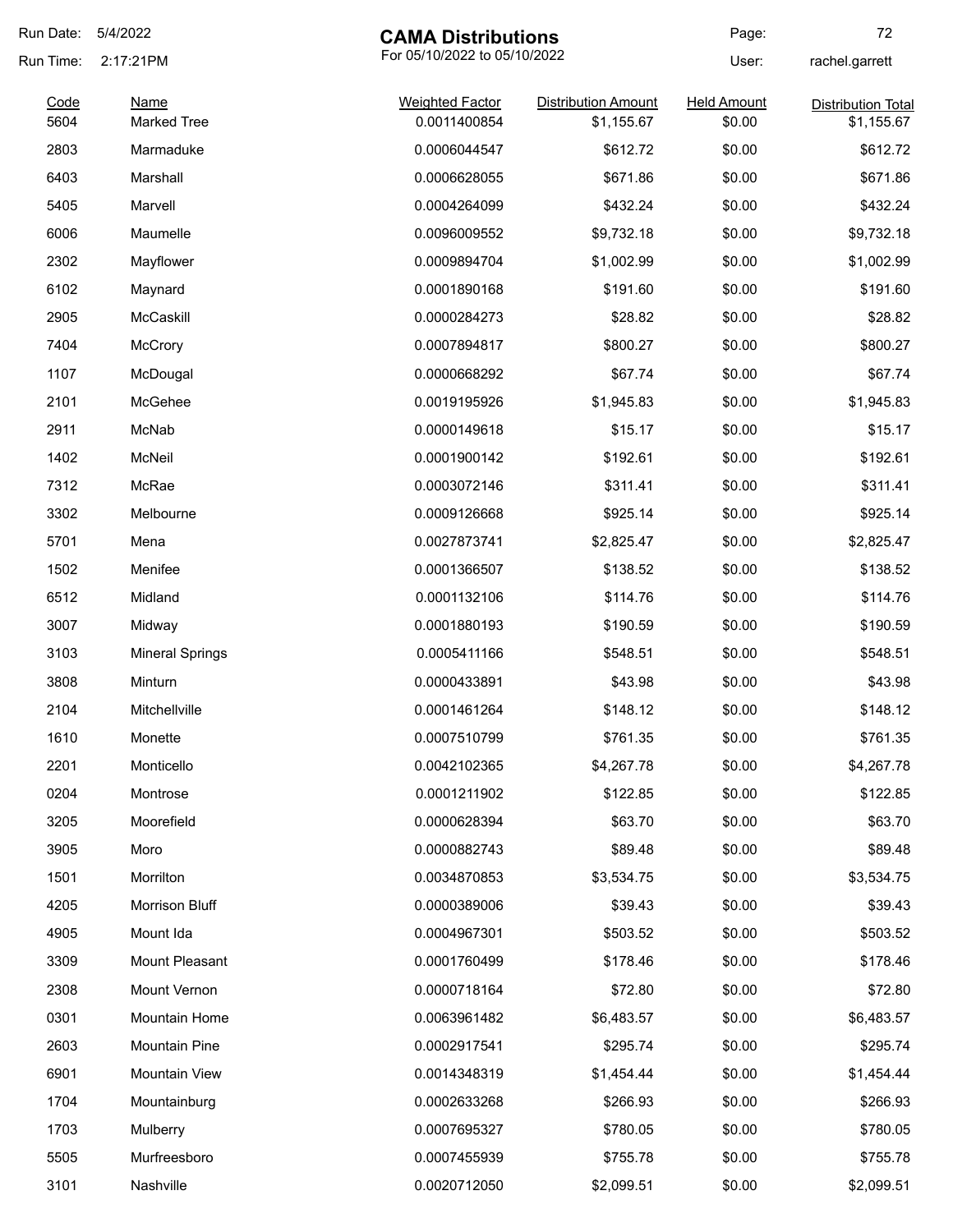# CAMA Distributions

For 05/10/2022 to 05/10/2022

Run Date: 5/4/2022
Run Time: 2:17:21PM
User: rachel.garrett

| Code | Name | Weighted Factor | Distribution Amount | Held Amount | Distribution Total |
|---|---|---|---|---|---|
| 5604 | Marked Tree | 0.0011400854 | $1,155.67 | $0.00 | $1,155.67 |
| 2803 | Marmaduke | 0.0006044547 | $612.72 | $0.00 | $612.72 |
| 6403 | Marshall | 0.0006628055 | $671.86 | $0.00 | $671.86 |
| 5405 | Marvell | 0.0004264099 | $432.24 | $0.00 | $432.24 |
| 6006 | Maumelle | 0.0096009552 | $9,732.18 | $0.00 | $9,732.18 |
| 2302 | Mayflower | 0.0009894704 | $1,002.99 | $0.00 | $1,002.99 |
| 6102 | Maynard | 0.0001890168 | $191.60 | $0.00 | $191.60 |
| 2905 | McCaskill | 0.0000284273 | $28.82 | $0.00 | $28.82 |
| 7404 | McCrory | 0.0007894817 | $800.27 | $0.00 | $800.27 |
| 1107 | McDougal | 0.0000668292 | $67.74 | $0.00 | $67.74 |
| 2101 | McGehee | 0.0019195926 | $1,945.83 | $0.00 | $1,945.83 |
| 2911 | McNab | 0.0000149618 | $15.17 | $0.00 | $15.17 |
| 1402 | McNeil | 0.0001900142 | $192.61 | $0.00 | $192.61 |
| 7312 | McRae | 0.0003072146 | $311.41 | $0.00 | $311.41 |
| 3302 | Melbourne | 0.0009126668 | $925.14 | $0.00 | $925.14 |
| 5701 | Mena | 0.0027873741 | $2,825.47 | $0.00 | $2,825.47 |
| 1502 | Menifee | 0.0001366507 | $138.52 | $0.00 | $138.52 |
| 6512 | Midland | 0.0001132106 | $114.76 | $0.00 | $114.76 |
| 3007 | Midway | 0.0001880193 | $190.59 | $0.00 | $190.59 |
| 3103 | Mineral Springs | 0.0005411166 | $548.51 | $0.00 | $548.51 |
| 3808 | Minturn | 0.0000433891 | $43.98 | $0.00 | $43.98 |
| 2104 | Mitchellville | 0.0001461264 | $148.12 | $0.00 | $148.12 |
| 1610 | Monette | 0.0007510799 | $761.35 | $0.00 | $761.35 |
| 2201 | Monticello | 0.0042102365 | $4,267.78 | $0.00 | $4,267.78 |
| 0204 | Montrose | 0.0001211902 | $122.85 | $0.00 | $122.85 |
| 3205 | Moorefield | 0.0000628394 | $63.70 | $0.00 | $63.70 |
| 3905 | Moro | 0.0000882743 | $89.48 | $0.00 | $89.48 |
| 1501 | Morrilton | 0.0034870853 | $3,534.75 | $0.00 | $3,534.75 |
| 4205 | Morrison Bluff | 0.0000389006 | $39.43 | $0.00 | $39.43 |
| 4905 | Mount Ida | 0.0004967301 | $503.52 | $0.00 | $503.52 |
| 3309 | Mount Pleasant | 0.0001760499 | $178.46 | $0.00 | $178.46 |
| 2308 | Mount Vernon | 0.0000718164 | $72.80 | $0.00 | $72.80 |
| 0301 | Mountain Home | 0.0063961482 | $6,483.57 | $0.00 | $6,483.57 |
| 2603 | Mountain Pine | 0.0002917541 | $295.74 | $0.00 | $295.74 |
| 6901 | Mountain View | 0.0014348319 | $1,454.44 | $0.00 | $1,454.44 |
| 1704 | Mountainburg | 0.0002633268 | $266.93 | $0.00 | $266.93 |
| 1703 | Mulberry | 0.0007695327 | $780.05 | $0.00 | $780.05 |
| 5505 | Murfreesboro | 0.0007455939 | $755.78 | $0.00 | $755.78 |
| 3101 | Nashville | 0.0020712050 | $2,099.51 | $0.00 | $2,099.51 |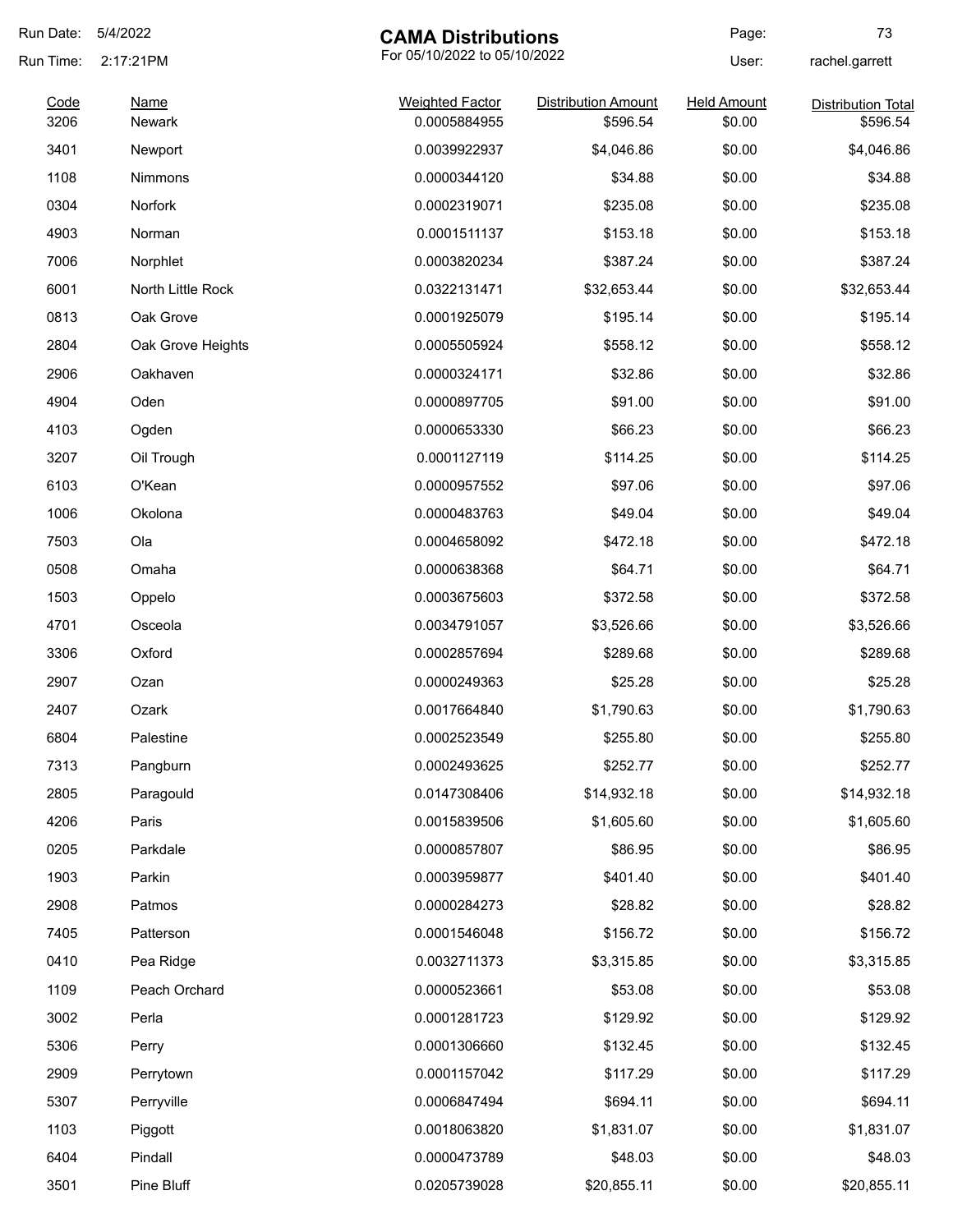# CAMA Distributions

For 05/10/2022 to 05/10/2022

Run Date: 5/4/2022
Run Time: 2:17:21PM
User: rachel.garrett

| Code | Name | Weighted Factor | Distribution Amount | Held Amount | Distribution Total |
|---|---|---|---|---|---|
| 3206 | Newark | 0.0005884955 | $596.54 | $0.00 | $596.54 |
| 3401 | Newport | 0.0039922937 | $4,046.86 | $0.00 | $4,046.86 |
| 1108 | Nimmons | 0.0000344120 | $34.88 | $0.00 | $34.88 |
| 0304 | Norfork | 0.0002319071 | $235.08 | $0.00 | $235.08 |
| 4903 | Norman | 0.0001511137 | $153.18 | $0.00 | $153.18 |
| 7006 | Norphlet | 0.0003820234 | $387.24 | $0.00 | $387.24 |
| 6001 | North Little Rock | 0.0322131471 | $32,653.44 | $0.00 | $32,653.44 |
| 0813 | Oak Grove | 0.0001925079 | $195.14 | $0.00 | $195.14 |
| 2804 | Oak Grove Heights | 0.0005505924 | $558.12 | $0.00 | $558.12 |
| 2906 | Oakhaven | 0.0000324171 | $32.86 | $0.00 | $32.86 |
| 4904 | Oden | 0.0000897705 | $91.00 | $0.00 | $91.00 |
| 4103 | Ogden | 0.0000653330 | $66.23 | $0.00 | $66.23 |
| 3207 | Oil Trough | 0.0001127119 | $114.25 | $0.00 | $114.25 |
| 6103 | O'Kean | 0.0000957552 | $97.06 | $0.00 | $97.06 |
| 1006 | Okolona | 0.0000483763 | $49.04 | $0.00 | $49.04 |
| 7503 | Ola | 0.0004658092 | $472.18 | $0.00 | $472.18 |
| 0508 | Omaha | 0.0000638368 | $64.71 | $0.00 | $64.71 |
| 1503 | Oppelo | 0.0003675603 | $372.58 | $0.00 | $372.58 |
| 4701 | Osceola | 0.0034791057 | $3,526.66 | $0.00 | $3,526.66 |
| 3306 | Oxford | 0.0002857694 | $289.68 | $0.00 | $289.68 |
| 2907 | Ozan | 0.0000249363 | $25.28 | $0.00 | $25.28 |
| 2407 | Ozark | 0.0017664840 | $1,790.63 | $0.00 | $1,790.63 |
| 6804 | Palestine | 0.0002523549 | $255.80 | $0.00 | $255.80 |
| 7313 | Pangburn | 0.0002493625 | $252.77 | $0.00 | $252.77 |
| 2805 | Paragould | 0.0147308406 | $14,932.18 | $0.00 | $14,932.18 |
| 4206 | Paris | 0.0015839506 | $1,605.60 | $0.00 | $1,605.60 |
| 0205 | Parkdale | 0.0000857807 | $86.95 | $0.00 | $86.95 |
| 1903 | Parkin | 0.0003959877 | $401.40 | $0.00 | $401.40 |
| 2908 | Patmos | 0.0000284273 | $28.82 | $0.00 | $28.82 |
| 7405 | Patterson | 0.0001546048 | $156.72 | $0.00 | $156.72 |
| 0410 | Pea Ridge | 0.0032711373 | $3,315.85 | $0.00 | $3,315.85 |
| 1109 | Peach Orchard | 0.0000523661 | $53.08 | $0.00 | $53.08 |
| 3002 | Perla | 0.0001281723 | $129.92 | $0.00 | $129.92 |
| 5306 | Perry | 0.0001306660 | $132.45 | $0.00 | $132.45 |
| 2909 | Perrytown | 0.0001157042 | $117.29 | $0.00 | $117.29 |
| 5307 | Perryville | 0.0006847494 | $694.11 | $0.00 | $694.11 |
| 1103 | Piggott | 0.0018063820 | $1,831.07 | $0.00 | $1,831.07 |
| 6404 | Pindall | 0.0000473789 | $48.03 | $0.00 | $48.03 |
| 3501 | Pine Bluff | 0.0205739028 | $20,855.11 | $0.00 | $20,855.11 |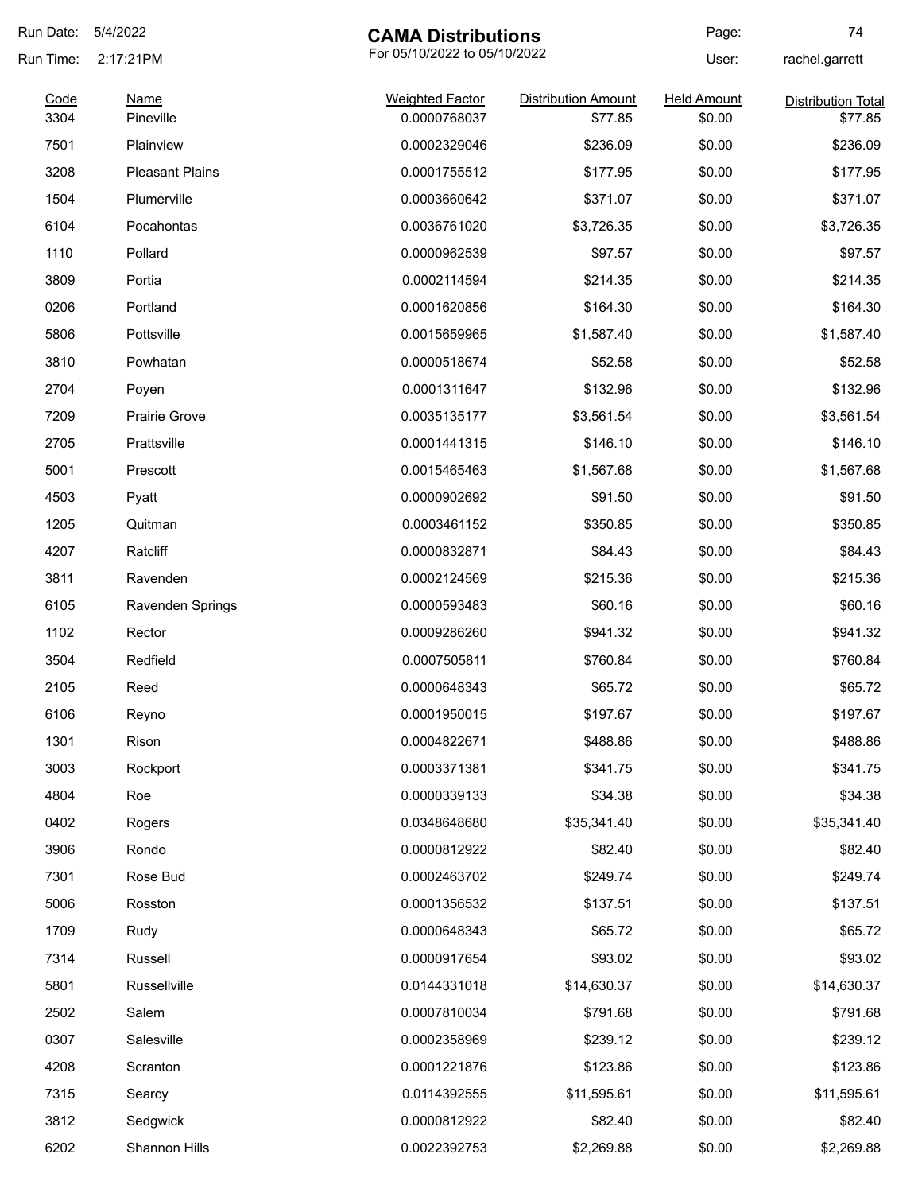# CAMA Distributions

For 05/10/2022 to 05/10/2022

Run Date: 5/4/2022
Run Time: 2:17:21PM
User: rachel.garrett

| Code | Name | Weighted Factor | Distribution Amount | Held Amount | Distribution Total |
|---|---|---|---|---|---|
| 3304 | Pineville | 0.0000768037 | $77.85 | $0.00 | $77.85 |
| 7501 | Plainview | 0.0002329046 | $236.09 | $0.00 | $236.09 |
| 3208 | Pleasant Plains | 0.0001755512 | $177.95 | $0.00 | $177.95 |
| 1504 | Plumerville | 0.0003660642 | $371.07 | $0.00 | $371.07 |
| 6104 | Pocahontas | 0.0036761020 | $3,726.35 | $0.00 | $3,726.35 |
| 1110 | Pollard | 0.0000962539 | $97.57 | $0.00 | $97.57 |
| 3809 | Portia | 0.0002114594 | $214.35 | $0.00 | $214.35 |
| 0206 | Portland | 0.0001620856 | $164.30 | $0.00 | $164.30 |
| 5806 | Pottsville | 0.0015659965 | $1,587.40 | $0.00 | $1,587.40 |
| 3810 | Powhatan | 0.0000518674 | $52.58 | $0.00 | $52.58 |
| 2704 | Poyen | 0.0001311647 | $132.96 | $0.00 | $132.96 |
| 7209 | Prairie Grove | 0.0035135177 | $3,561.54 | $0.00 | $3,561.54 |
| 2705 | Prattsville | 0.0001441315 | $146.10 | $0.00 | $146.10 |
| 5001 | Prescott | 0.0015465463 | $1,567.68 | $0.00 | $1,567.68 |
| 4503 | Pyatt | 0.0000902692 | $91.50 | $0.00 | $91.50 |
| 1205 | Quitman | 0.0003461152 | $350.85 | $0.00 | $350.85 |
| 4207 | Ratcliff | 0.0000832871 | $84.43 | $0.00 | $84.43 |
| 3811 | Ravenden | 0.0002124569 | $215.36 | $0.00 | $215.36 |
| 6105 | Ravenden Springs | 0.0000593483 | $60.16 | $0.00 | $60.16 |
| 1102 | Rector | 0.0009286260 | $941.32 | $0.00 | $941.32 |
| 3504 | Redfield | 0.0007505811 | $760.84 | $0.00 | $760.84 |
| 2105 | Reed | 0.0000648343 | $65.72 | $0.00 | $65.72 |
| 6106 | Reyno | 0.0001950015 | $197.67 | $0.00 | $197.67 |
| 1301 | Rison | 0.0004822671 | $488.86 | $0.00 | $488.86 |
| 3003 | Rockport | 0.0003371381 | $341.75 | $0.00 | $341.75 |
| 4804 | Roe | 0.0000339133 | $34.38 | $0.00 | $34.38 |
| 0402 | Rogers | 0.0348648680 | $35,341.40 | $0.00 | $35,341.40 |
| 3906 | Rondo | 0.0000812922 | $82.40 | $0.00 | $82.40 |
| 7301 | Rose Bud | 0.0002463702 | $249.74 | $0.00 | $249.74 |
| 5006 | Rosston | 0.0001356532 | $137.51 | $0.00 | $137.51 |
| 1709 | Rudy | 0.0000648343 | $65.72 | $0.00 | $65.72 |
| 7314 | Russell | 0.0000917654 | $93.02 | $0.00 | $93.02 |
| 5801 | Russellville | 0.0144331018 | $14,630.37 | $0.00 | $14,630.37 |
| 2502 | Salem | 0.0007810034 | $791.68 | $0.00 | $791.68 |
| 0307 | Salesville | 0.0002358969 | $239.12 | $0.00 | $239.12 |
| 4208 | Scranton | 0.0001221876 | $123.86 | $0.00 | $123.86 |
| 7315 | Searcy | 0.0114392555 | $11,595.61 | $0.00 | $11,595.61 |
| 3812 | Sedgwick | 0.0000812922 | $82.40 | $0.00 | $82.40 |
| 6202 | Shannon Hills | 0.0022392753 | $2,269.88 | $0.00 | $2,269.88 |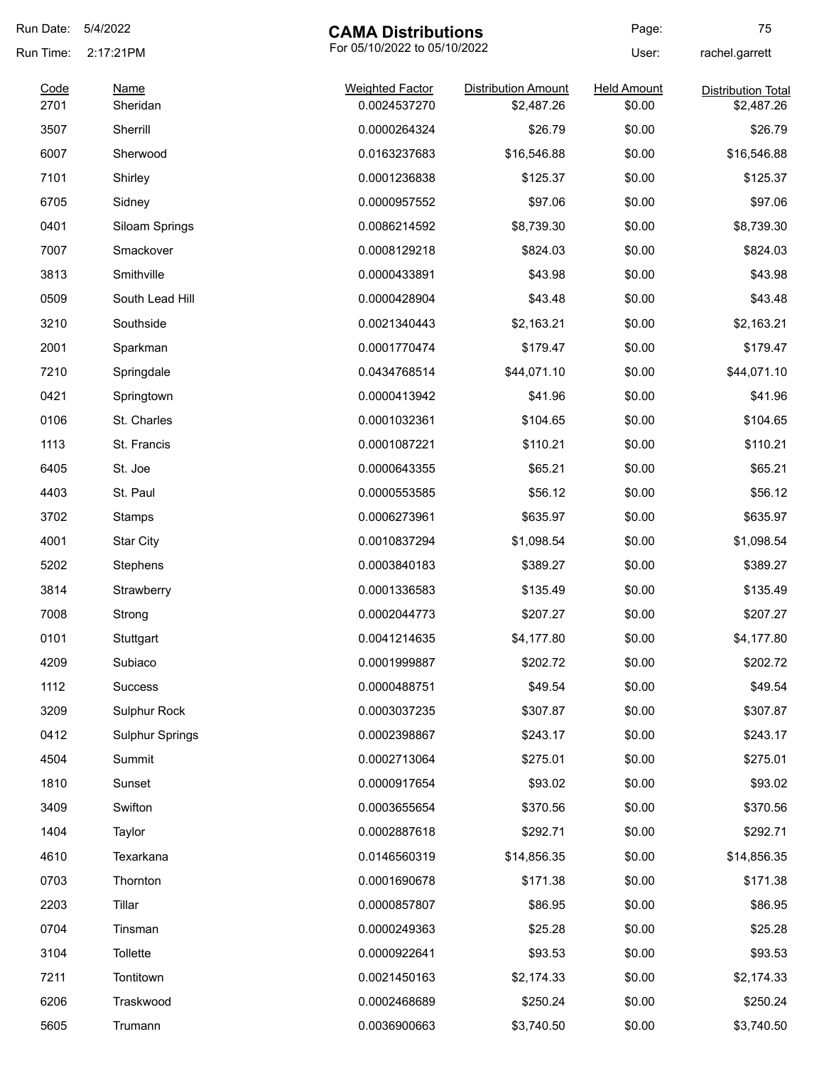Run Date: 5/4/2022
Run Time: 2:17:21PM

# CAMA Distributions

For 05/10/2022 to 05/10/2022

User: rachel.garrett

| Code | Name | Weighted Factor | Distribution Amount | Held Amount | Distribution Total |
|---|---|---|---|---|---|
| 2701 | Sheridan | 0.0024537270 | $2,487.26 | $0.00 | $2,487.26 |
| 3507 | Sherrill | 0.0000264324 | $26.79 | $0.00 | $26.79 |
| 6007 | Sherwood | 0.0163237683 | $16,546.88 | $0.00 | $16,546.88 |
| 7101 | Shirley | 0.0001236838 | $125.37 | $0.00 | $125.37 |
| 6705 | Sidney | 0.0000957552 | $97.06 | $0.00 | $97.06 |
| 0401 | Siloam Springs | 0.0086214592 | $8,739.30 | $0.00 | $8,739.30 |
| 7007 | Smackover | 0.0008129218 | $824.03 | $0.00 | $824.03 |
| 3813 | Smithville | 0.0000433891 | $43.98 | $0.00 | $43.98 |
| 0509 | South Lead Hill | 0.0000428904 | $43.48 | $0.00 | $43.48 |
| 3210 | Southside | 0.0021340443 | $2,163.21 | $0.00 | $2,163.21 |
| 2001 | Sparkman | 0.0001770474 | $179.47 | $0.00 | $179.47 |
| 7210 | Springdale | 0.0434768514 | $44,071.10 | $0.00 | $44,071.10 |
| 0421 | Springtown | 0.0000413942 | $41.96 | $0.00 | $41.96 |
| 0106 | St. Charles | 0.0001032361 | $104.65 | $0.00 | $104.65 |
| 1113 | St. Francis | 0.0001087221 | $110.21 | $0.00 | $110.21 |
| 6405 | St. Joe | 0.0000643355 | $65.21 | $0.00 | $65.21 |
| 4403 | St. Paul | 0.0000553585 | $56.12 | $0.00 | $56.12 |
| 3702 | Stamps | 0.0006273961 | $635.97 | $0.00 | $635.97 |
| 4001 | Star City | 0.0010837294 | $1,098.54 | $0.00 | $1,098.54 |
| 5202 | Stephens | 0.0003840183 | $389.27 | $0.00 | $389.27 |
| 3814 | Strawberry | 0.0001336583 | $135.49 | $0.00 | $135.49 |
| 7008 | Strong | 0.0002044773 | $207.27 | $0.00 | $207.27 |
| 0101 | Stuttgart | 0.0041214635 | $4,177.80 | $0.00 | $4,177.80 |
| 4209 | Subiaco | 0.0001999887 | $202.72 | $0.00 | $202.72 |
| 1112 | Success | 0.0000488751 | $49.54 | $0.00 | $49.54 |
| 3209 | Sulphur Rock | 0.0003037235 | $307.87 | $0.00 | $307.87 |
| 0412 | Sulphur Springs | 0.0002398867 | $243.17 | $0.00 | $243.17 |
| 4504 | Summit | 0.0002713064 | $275.01 | $0.00 | $275.01 |
| 1810 | Sunset | 0.0000917654 | $93.02 | $0.00 | $93.02 |
| 3409 | Swifton | 0.0003655654 | $370.56 | $0.00 | $370.56 |
| 1404 | Taylor | 0.0002887618 | $292.71 | $0.00 | $292.71 |
| 4610 | Texarkana | 0.0146560319 | $14,856.35 | $0.00 | $14,856.35 |
| 0703 | Thornton | 0.0001690678 | $171.38 | $0.00 | $171.38 |
| 2203 | Tillar | 0.0000857807 | $86.95 | $0.00 | $86.95 |
| 0704 | Tinsman | 0.0000249363 | $25.28 | $0.00 | $25.28 |
| 3104 | Tollette | 0.0000922641 | $93.53 | $0.00 | $93.53 |
| 7211 | Tontitown | 0.0021450163 | $2,174.33 | $0.00 | $2,174.33 |
| 6206 | Traskwood | 0.0002468689 | $250.24 | $0.00 | $250.24 |
| 5605 | Trumann | 0.0036900663 | $3,740.50 | $0.00 | $3,740.50 |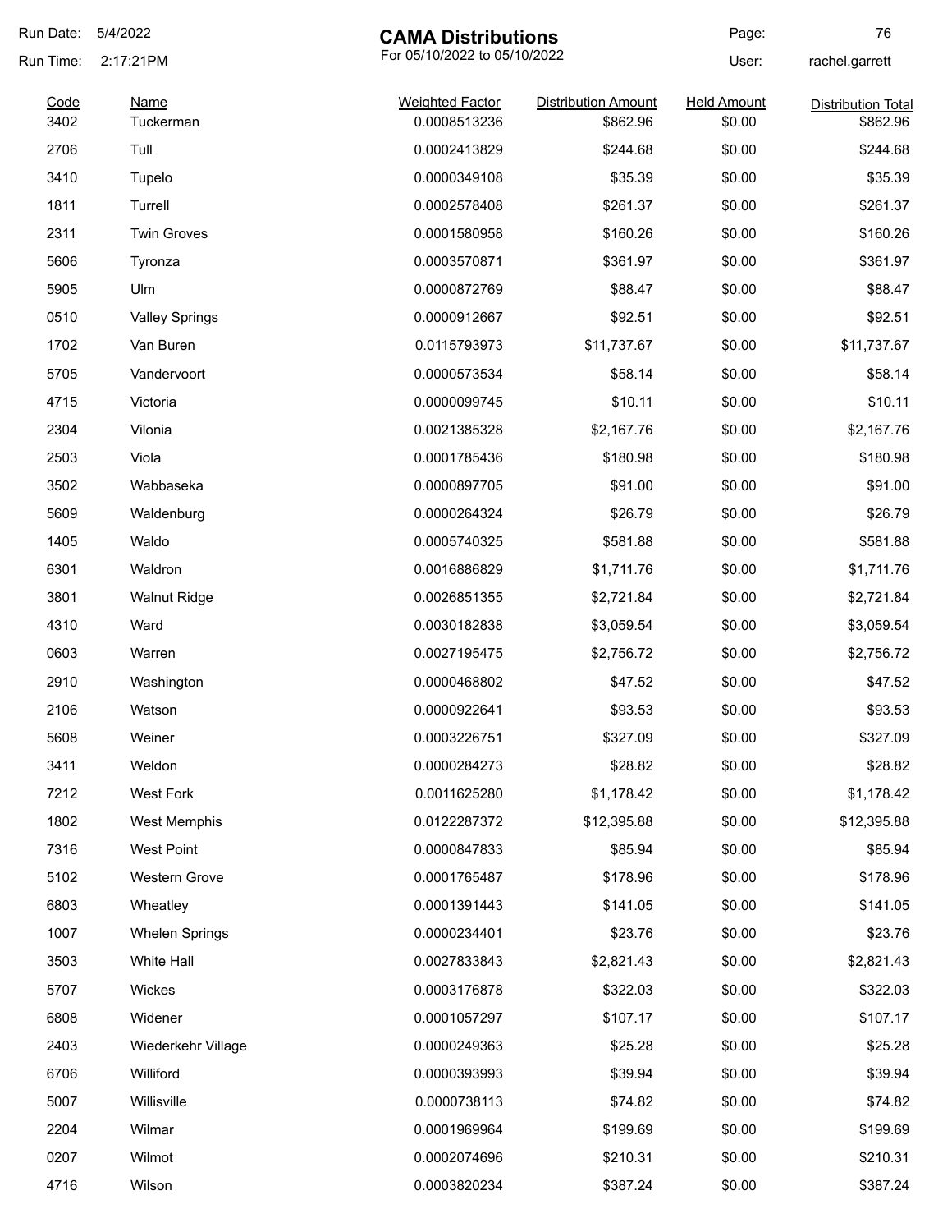# CAMA Distributions

For 05/10/2022 to 05/10/2022

Run Date: 5/4/2022
Run Time: 2:17:21PM
User: rachel.garrett

| Code | Name | Weighted Factor | Distribution Amount | Held Amount | Distribution Total |
|---|---|---|---|---|---|
| 3402 | Tuckerman | 0.0008513236 | $862.96 | $0.00 | $862.96 |
| 2706 | Tull | 0.0002413829 | $244.68 | $0.00 | $244.68 |
| 3410 | Tupelo | 0.0000349108 | $35.39 | $0.00 | $35.39 |
| 1811 | Turrell | 0.0002578408 | $261.37 | $0.00 | $261.37 |
| 2311 | Twin Groves | 0.0001580958 | $160.26 | $0.00 | $160.26 |
| 5606 | Tyronza | 0.0003570871 | $361.97 | $0.00 | $361.97 |
| 5905 | Ulm | 0.0000872769 | $88.47 | $0.00 | $88.47 |
| 0510 | Valley Springs | 0.0000912667 | $92.51 | $0.00 | $92.51 |
| 1702 | Van Buren | 0.0115793973 | $11,737.67 | $0.00 | $11,737.67 |
| 5705 | Vandervoort | 0.0000573534 | $58.14 | $0.00 | $58.14 |
| 4715 | Victoria | 0.0000099745 | $10.11 | $0.00 | $10.11 |
| 2304 | Vilonia | 0.0021385328 | $2,167.76 | $0.00 | $2,167.76 |
| 2503 | Viola | 0.0001785436 | $180.98 | $0.00 | $180.98 |
| 3502 | Wabbaseka | 0.0000897705 | $91.00 | $0.00 | $91.00 |
| 5609 | Waldenburg | 0.0000264324 | $26.79 | $0.00 | $26.79 |
| 1405 | Waldo | 0.0005740325 | $581.88 | $0.00 | $581.88 |
| 6301 | Waldron | 0.0016886829 | $1,711.76 | $0.00 | $1,711.76 |
| 3801 | Walnut Ridge | 0.0026851355 | $2,721.84 | $0.00 | $2,721.84 |
| 4310 | Ward | 0.0030182838 | $3,059.54 | $0.00 | $3,059.54 |
| 0603 | Warren | 0.0027195475 | $2,756.72 | $0.00 | $2,756.72 |
| 2910 | Washington | 0.0000468802 | $47.52 | $0.00 | $47.52 |
| 2106 | Watson | 0.0000922641 | $93.53 | $0.00 | $93.53 |
| 5608 | Weiner | 0.0003226751 | $327.09 | $0.00 | $327.09 |
| 3411 | Weldon | 0.0000284273 | $28.82 | $0.00 | $28.82 |
| 7212 | West Fork | 0.0011625280 | $1,178.42 | $0.00 | $1,178.42 |
| 1802 | West Memphis | 0.0122287372 | $12,395.88 | $0.00 | $12,395.88 |
| 7316 | West Point | 0.0000847833 | $85.94 | $0.00 | $85.94 |
| 5102 | Western Grove | 0.0001765487 | $178.96 | $0.00 | $178.96 |
| 6803 | Wheatley | 0.0001391443 | $141.05 | $0.00 | $141.05 |
| 1007 | Whelen Springs | 0.0000234401 | $23.76 | $0.00 | $23.76 |
| 3503 | White Hall | 0.0027833843 | $2,821.43 | $0.00 | $2,821.43 |
| 5707 | Wickes | 0.0003176878 | $322.03 | $0.00 | $322.03 |
| 6808 | Widener | 0.0001057297 | $107.17 | $0.00 | $107.17 |
| 2403 | Wiederkehr Village | 0.0000249363 | $25.28 | $0.00 | $25.28 |
| 6706 | Williford | 0.0000393993 | $39.94 | $0.00 | $39.94 |
| 5007 | Willisville | 0.0000738113 | $74.82 | $0.00 | $74.82 |
| 2204 | Wilmar | 0.0001969964 | $199.69 | $0.00 | $199.69 |
| 0207 | Wilmot | 0.0002074696 | $210.31 | $0.00 | $210.31 |
| 4716 | Wilson | 0.0003820234 | $387.24 | $0.00 | $387.24 |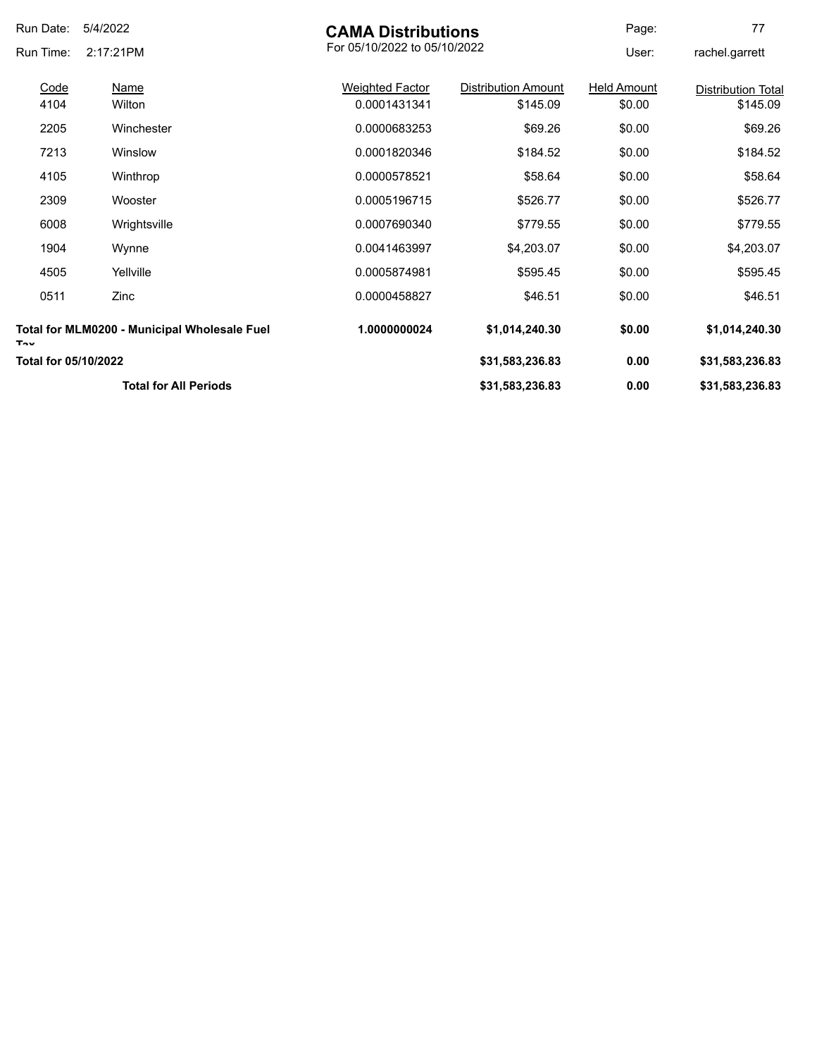# CAMA Distributions

For 05/10/2022 to 05/10/2022

Run Date: 5/4/2022
Run Time: 2:17:21PM
User: rachel.garrett

| Code | Name | Weighted Factor | Distribution Amount | Held Amount | Distribution Total |
|---|---|---|---|---|---|
| 4104 | Wilton | 0.0001431341 | $145.09 | $0.00 | $145.09 |
| 2205 | Winchester | 0.0000683253 | $69.26 | $0.00 | $69.26 |
| 7213 | Winslow | 0.0001820346 | $184.52 | $0.00 | $184.52 |
| 4105 | Winthrop | 0.0000578521 | $58.64 | $0.00 | $58.64 |
| 2309 | Wooster | 0.0005196715 | $526.77 | $0.00 | $526.77 |
| 6008 | Wrightsville | 0.0007690340 | $779.55 | $0.00 | $779.55 |
| 1904 | Wynne | 0.0041463997 | $4,203.07 | $0.00 | $4,203.07 |
| 4505 | Yellville | 0.0005874981 | $595.45 | $0.00 | $595.45 |
| 0511 | Zinc | 0.0000458827 | $46.51 | $0.00 | $46.51 |
| **Total for MLM0200 - Municipal Wholesale Fuel Tax** | | **1.0000000024** | **$1,014,240.30** | **$0.00** | **$1,014,240.30** |
| **Total for 05/10/2022** | | | **$31,583,236.83** | **0.00** | **$31,583,236.83** |
| **Total for All Periods** | | | **$31,583,236.83** | **0.00** | **$31,583,236.83** |